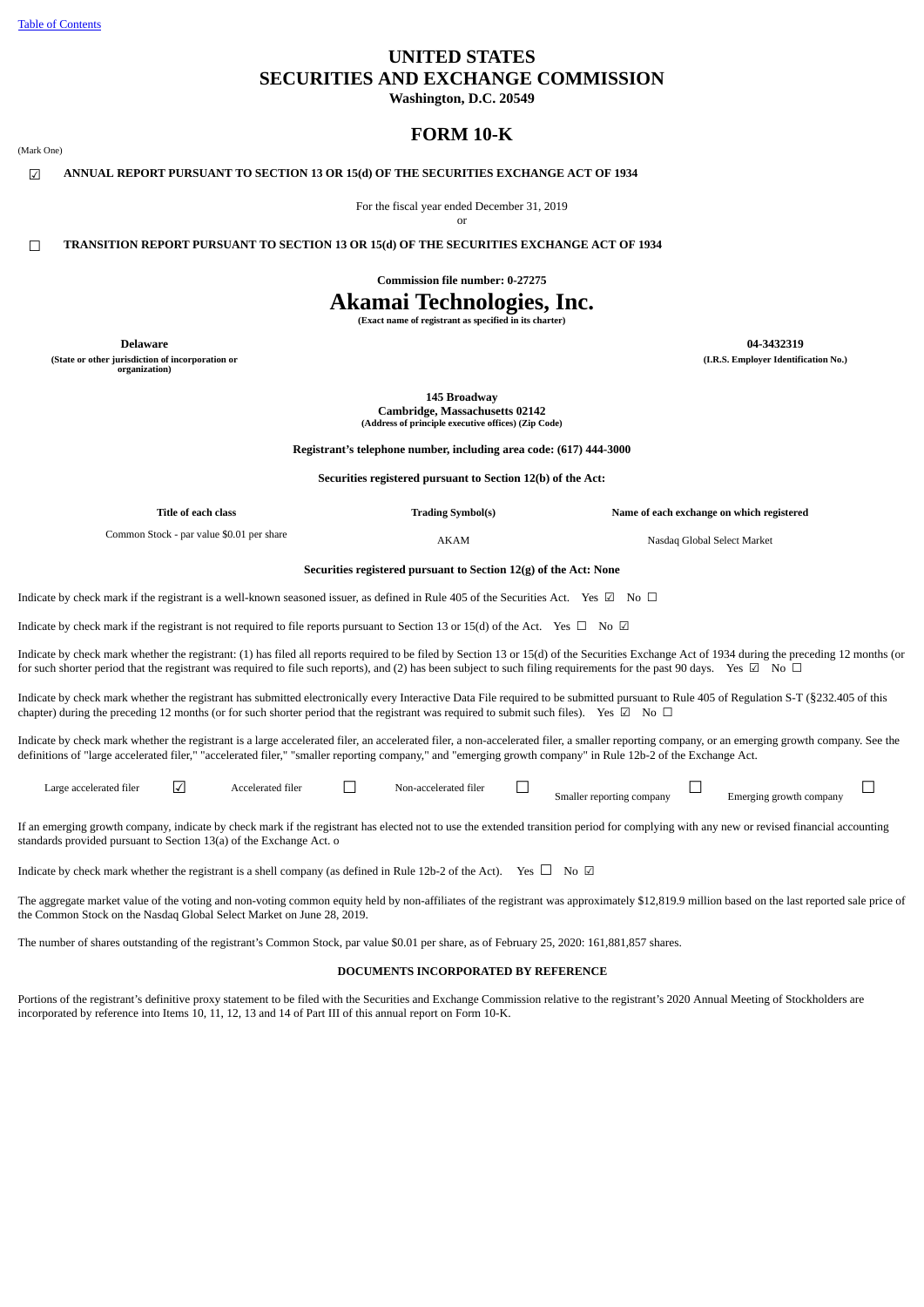[Table of Contents]

# UNITED STATES
# SECURITIES AND EXCHANGE COMMISSION
**Washington, D.C. 20549**

## FORM 10-K

(Mark One)

☑ **ANNUAL REPORT PURSUANT TO SECTION 13 OR 15(d) OF THE SECURITIES EXCHANGE ACT OF 1934**

For the fiscal year ended December 31, 2019

or

☐ **TRANSITION REPORT PURSUANT TO SECTION 13 OR 15(d) OF THE SECURITIES EXCHANGE ACT OF 1934**

**Commission file number: 0-27275**

# Akamai Technologies, Inc.
**(Exact name of registrant as specified in its charter)**

| **Delaware** | **04-3432319** |
|---|---|
| **(State or other jurisdiction of incorporation or organization)** | **(I.R.S. Employer Identification No.)** |

**145 Broadway**
**Cambridge, Massachusetts 02142**
**(Address of principle executive offices) (Zip Code)**

**Registrant's telephone number, including area code: (617) 444-3000**

**Securities registered pursuant to Section 12(b) of the Act:**

| **Title of each class** | **Trading Symbol(s)** | **Name of each exchange on which registered** |
|---|---|---|
| Common Stock - par value $0.01 per share | AKAM | Nasdaq Global Select Market |

**Securities registered pursuant to Section 12(g) of the Act: None**

Indicate by check mark if the registrant is a well-known seasoned issuer, as defined in Rule 405 of the Securities Act. Yes ☑ No ☐

Indicate by check mark if the registrant is not required to file reports pursuant to Section 13 or 15(d) of the Act. Yes ☐ No ☑

Indicate by check mark whether the registrant: (1) has filed all reports required to be filed by Section 13 or 15(d) of the Securities Exchange Act of 1934 during the preceding 12 months (or for such shorter period that the registrant was required to file such reports), and (2) has been subject to such filing requirements for the past 90 days. Yes ☑ No ☐

Indicate by check mark whether the registrant has submitted electronically every Interactive Data File required to be submitted pursuant to Rule 405 of Regulation S-T (§232.405 of this chapter) during the preceding 12 months (or for such shorter period that the registrant was required to submit such files). Yes ☑ No ☐

Indicate by check mark whether the registrant is a large accelerated filer, an accelerated filer, a non-accelerated filer, a smaller reporting company, or an emerging growth company. See the definitions of "large accelerated filer," "accelerated filer," "smaller reporting company," and "emerging growth company" in Rule 12b-2 of the Exchange Act.

| Large accelerated filer | ☑ | Accelerated filer | ☐ | Non-accelerated filer | ☐ | Smaller reporting company | ☐ | Emerging growth company | ☐ |
|---|---|---|---|---|---|---|---|---|---|

If an emerging growth company, indicate by check mark if the registrant has elected not to use the extended transition period for complying with any new or revised financial accounting standards provided pursuant to Section 13(a) of the Exchange Act. o

Indicate by check mark whether the registrant is a shell company (as defined in Rule 12b-2 of the Act). Yes ☐ No ☑

The aggregate market value of the voting and non-voting common equity held by non-affiliates of the registrant was approximately $12,819.9 million based on the last reported sale price of the Common Stock on the Nasdaq Global Select Market on June 28, 2019.

The number of shares outstanding of the registrant's Common Stock, par value $0.01 per share, as of February 25, 2020: 161,881,857 shares.

**DOCUMENTS INCORPORATED BY REFERENCE**

Portions of the registrant's definitive proxy statement to be filed with the Securities and Exchange Commission relative to the registrant's 2020 Annual Meeting of Stockholders are incorporated by reference into Items 10, 11, 12, 13 and 14 of Part III of this annual report on Form 10-K.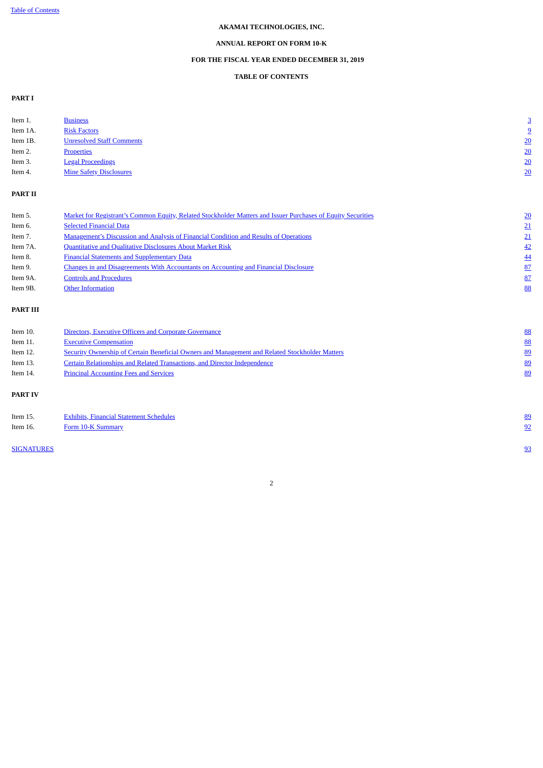**AKAMAI TECHNOLOGIES, INC.**

**ANNUAL REPORT ON FORM 10-K**

**FOR THE FISCAL YEAR ENDED DECEMBER 31, 2019**

**TABLE OF CONTENTS**

**PART I**

| | | |
|---|---|---|
| Item 1. | Business | 3 |
| Item 1A. | Risk Factors | 9 |
| Item 1B. | Unresolved Staff Comments | 20 |
| Item 2. | Properties | 20 |
| Item 3. | Legal Proceedings | 20 |
| Item 4. | Mine Safety Disclosures | 20 |

**PART II**

| | | |
|---|---|---|
| Item 5. | Market for Registrant's Common Equity, Related Stockholder Matters and Issuer Purchases of Equity Securities | 20 |
| Item 6. | Selected Financial Data | 21 |
| Item 7. | Management's Discussion and Analysis of Financial Condition and Results of Operations | 21 |
| Item 7A. | Quantitative and Qualitative Disclosures About Market Risk | 42 |
| Item 8. | Financial Statements and Supplementary Data | 44 |
| Item 9. | Changes in and Disagreements With Accountants on Accounting and Financial Disclosure | 87 |
| Item 9A. | Controls and Procedures | 87 |
| Item 9B. | Other Information | 88 |

**PART III**

| | | |
|---|---|---|
| Item 10. | Directors, Executive Officers and Corporate Governance | 88 |
| Item 11. | Executive Compensation | 88 |
| Item 12. | Security Ownership of Certain Beneficial Owners and Management and Related Stockholder Matters | 89 |
| Item 13. | Certain Relationships and Related Transactions, and Director Independence | 89 |
| Item 14. | Principal Accounting Fees and Services | 89 |

**PART IV**

| | | |
|---|---|---|
| Item 15. | Exhibits, Financial Statement Schedules | 89 |
| Item 16. | Form 10-K Summary | 92 |

SIGNATURES 93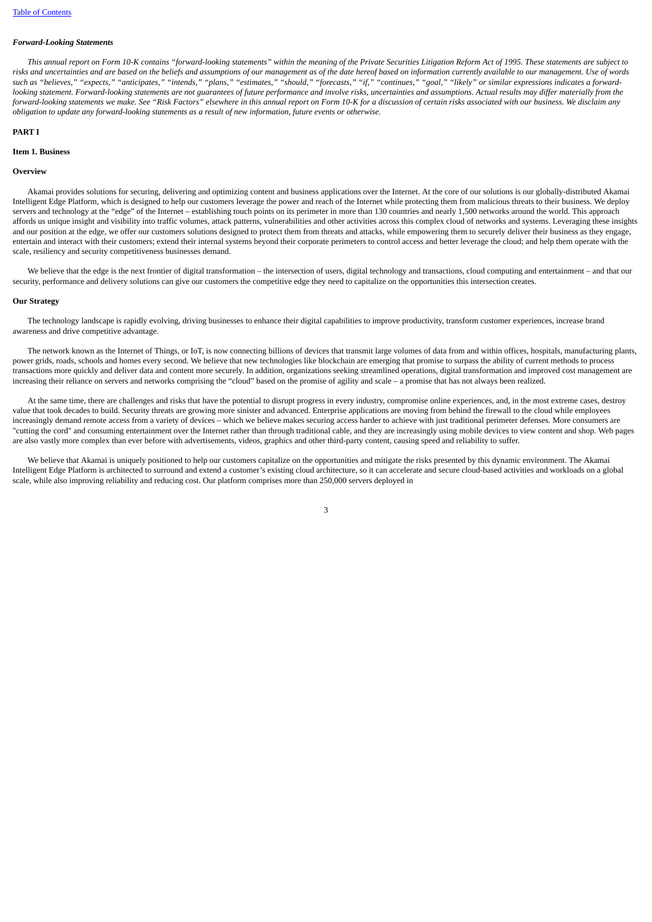*Forward-Looking Statements*

*This annual report on Form 10-K contains "forward-looking statements" within the meaning of the Private Securities Litigation Reform Act of 1995. These statements are subject to risks and uncertainties and are based on the beliefs and assumptions of our management as of the date hereof based on information currently available to our management. Use of words such as "believes," "expects," "anticipates," "intends," "plans," "estimates," "should," "forecasts," "if," "continues," "goal," "likely" or similar expressions indicates a forward-looking statement. Forward-looking statements are not guarantees of future performance and involve risks, uncertainties and assumptions. Actual results may differ materially from the forward-looking statements we make. See "Risk Factors" elsewhere in this annual report on Form 10-K for a discussion of certain risks associated with our business. We disclaim any obligation to update any forward-looking statements as a result of new information, future events or otherwise.*

**PART I**

**Item 1. Business**

**Overview**

Akamai provides solutions for securing, delivering and optimizing content and business applications over the Internet. At the core of our solutions is our globally-distributed Akamai Intelligent Edge Platform, which is designed to help our customers leverage the power and reach of the Internet while protecting them from malicious threats to their business. We deploy servers and technology at the "edge" of the Internet – establishing touch points on its perimeter in more than 130 countries and nearly 1,500 networks around the world. This approach affords us unique insight and visibility into traffic volumes, attack patterns, vulnerabilities and other activities across this complex cloud of networks and systems. Leveraging these insights and our position at the edge, we offer our customers solutions designed to protect them from threats and attacks, while empowering them to securely deliver their business as they engage, entertain and interact with their customers; extend their internal systems beyond their corporate perimeters to control access and better leverage the cloud; and help them operate with the scale, resiliency and security competitiveness businesses demand.

We believe that the edge is the next frontier of digital transformation – the intersection of users, digital technology and transactions, cloud computing and entertainment – and that our security, performance and delivery solutions can give our customers the competitive edge they need to capitalize on the opportunities this intersection creates.

**Our Strategy**

The technology landscape is rapidly evolving, driving businesses to enhance their digital capabilities to improve productivity, transform customer experiences, increase brand awareness and drive competitive advantage.

The network known as the Internet of Things, or IoT, is now connecting billions of devices that transmit large volumes of data from and within offices, hospitals, manufacturing plants, power grids, roads, schools and homes every second. We believe that new technologies like blockchain are emerging that promise to surpass the ability of current methods to process transactions more quickly and deliver data and content more securely. In addition, organizations seeking streamlined operations, digital transformation and improved cost management are increasing their reliance on servers and networks comprising the "cloud" based on the promise of agility and scale – a promise that has not always been realized.

At the same time, there are challenges and risks that have the potential to disrupt progress in every industry, compromise online experiences, and, in the most extreme cases, destroy value that took decades to build. Security threats are growing more sinister and advanced. Enterprise applications are moving from behind the firewall to the cloud while employees increasingly demand remote access from a variety of devices – which we believe makes securing access harder to achieve with just traditional perimeter defenses. More consumers are "cutting the cord" and consuming entertainment over the Internet rather than through traditional cable, and they are increasingly using mobile devices to view content and shop. Web pages are also vastly more complex than ever before with advertisements, videos, graphics and other third-party content, causing speed and reliability to suffer.

We believe that Akamai is uniquely positioned to help our customers capitalize on the opportunities and mitigate the risks presented by this dynamic environment. The Akamai Intelligent Edge Platform is architected to surround and extend a customer's existing cloud architecture, so it can accelerate and secure cloud-based activities and workloads on a global scale, while also improving reliability and reducing cost. Our platform comprises more than 250,000 servers deployed in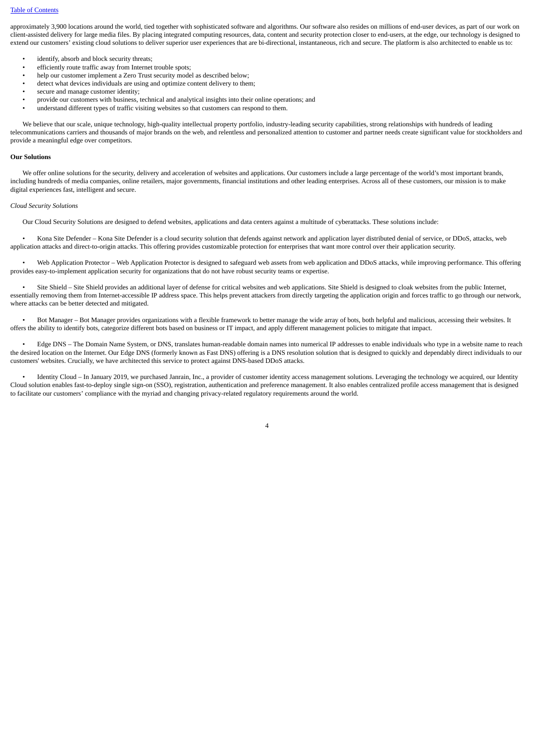approximately 3,900 locations around the world, tied together with sophisticated software and algorithms. Our software also resides on millions of end-user devices, as part of our work on client-assisted delivery for large media files. By placing integrated computing resources, data, content and security protection closer to end-users, at the edge, our technology is designed to extend our customers' existing cloud solutions to deliver superior user experiences that are bi-directional, instantaneous, rich and secure. The platform is also architected to enable us to:

- identify, absorb and block security threats;
- efficiently route traffic away from Internet trouble spots;
- help our customer implement a Zero Trust security model as described below;
- detect what devices individuals are using and optimize content delivery to them;
- secure and manage customer identity;
- provide our customers with business, technical and analytical insights into their online operations; and
- understand different types of traffic visiting websites so that customers can respond to them.

We believe that our scale, unique technology, high-quality intellectual property portfolio, industry-leading security capabilities, strong relationships with hundreds of leading telecommunications carriers and thousands of major brands on the web, and relentless and personalized attention to customer and partner needs create significant value for stockholders and provide a meaningful edge over competitors.

**Our Solutions**

We offer online solutions for the security, delivery and acceleration of websites and applications. Our customers include a large percentage of the world's most important brands, including hundreds of media companies, online retailers, major governments, financial institutions and other leading enterprises. Across all of these customers, our mission is to make digital experiences fast, intelligent and secure.

*Cloud Security Solutions*

Our Cloud Security Solutions are designed to defend websites, applications and data centers against a multitude of cyberattacks. These solutions include:

- Kona Site Defender – Kona Site Defender is a cloud security solution that defends against network and application layer distributed denial of service, or DDoS, attacks, web application attacks and direct-to-origin attacks. This offering provides customizable protection for enterprises that want more control over their application security.

- Web Application Protector – Web Application Protector is designed to safeguard web assets from web application and DDoS attacks, while improving performance. This offering provides easy-to-implement application security for organizations that do not have robust security teams or expertise.

- Site Shield – Site Shield provides an additional layer of defense for critical websites and web applications. Site Shield is designed to cloak websites from the public Internet, essentially removing them from Internet-accessible IP address space. This helps prevent attackers from directly targeting the application origin and forces traffic to go through our network, where attacks can be better detected and mitigated.

- Bot Manager – Bot Manager provides organizations with a flexible framework to better manage the wide array of bots, both helpful and malicious, accessing their websites. It offers the ability to identify bots, categorize different bots based on business or IT impact, and apply different management policies to mitigate that impact.

- Edge DNS – The Domain Name System, or DNS, translates human-readable domain names into numerical IP addresses to enable individuals who type in a website name to reach the desired location on the Internet. Our Edge DNS (formerly known as Fast DNS) offering is a DNS resolution solution that is designed to quickly and dependably direct individuals to our customers' websites. Crucially, we have architected this service to protect against DNS-based DDoS attacks.

- Identity Cloud – In January 2019, we purchased Janrain, Inc., a provider of customer identity access management solutions. Leveraging the technology we acquired, our Identity Cloud solution enables fast-to-deploy single sign-on (SSO), registration, authentication and preference management. It also enables centralized profile access management that is designed to facilitate our customers' compliance with the myriad and changing privacy-related regulatory requirements around the world.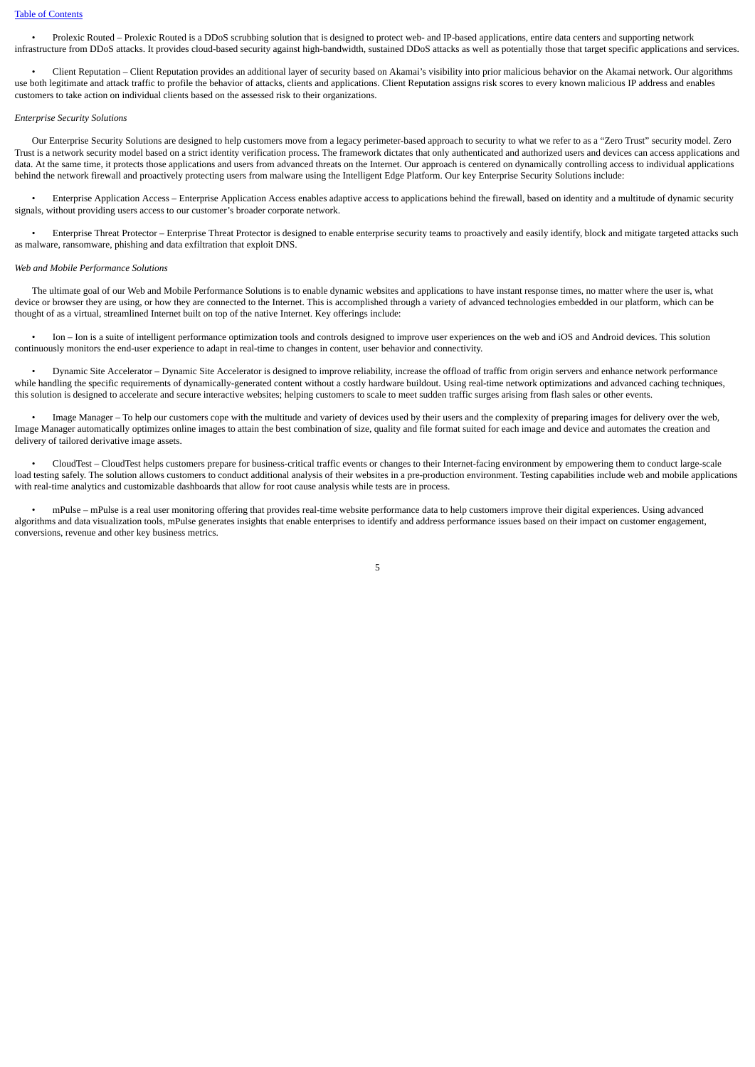- Prolexic Routed – Prolexic Routed is a DDoS scrubbing solution that is designed to protect web- and IP-based applications, entire data centers and supporting network infrastructure from DDoS attacks. It provides cloud-based security against high-bandwidth, sustained DDoS attacks as well as potentially those that target specific applications and services.

- Client Reputation – Client Reputation provides an additional layer of security based on Akamai's visibility into prior malicious behavior on the Akamai network. Our algorithms use both legitimate and attack traffic to profile the behavior of attacks, clients and applications. Client Reputation assigns risk scores to every known malicious IP address and enables customers to take action on individual clients based on the assessed risk to their organizations.

*Enterprise Security Solutions*

Our Enterprise Security Solutions are designed to help customers move from a legacy perimeter-based approach to security to what we refer to as a "Zero Trust" security model. Zero Trust is a network security model based on a strict identity verification process. The framework dictates that only authenticated and authorized users and devices can access applications and data. At the same time, it protects those applications and users from advanced threats on the Internet. Our approach is centered on dynamically controlling access to individual applications behind the network firewall and proactively protecting users from malware using the Intelligent Edge Platform. Our key Enterprise Security Solutions include:

- Enterprise Application Access – Enterprise Application Access enables adaptive access to applications behind the firewall, based on identity and a multitude of dynamic security signals, without providing users access to our customer's broader corporate network.

- Enterprise Threat Protector – Enterprise Threat Protector is designed to enable enterprise security teams to proactively and easily identify, block and mitigate targeted attacks such as malware, ransomware, phishing and data exfiltration that exploit DNS.

*Web and Mobile Performance Solutions*

The ultimate goal of our Web and Mobile Performance Solutions is to enable dynamic websites and applications to have instant response times, no matter where the user is, what device or browser they are using, or how they are connected to the Internet. This is accomplished through a variety of advanced technologies embedded in our platform, which can be thought of as a virtual, streamlined Internet built on top of the native Internet. Key offerings include:

- Ion – Ion is a suite of intelligent performance optimization tools and controls designed to improve user experiences on the web and iOS and Android devices. This solution continuously monitors the end-user experience to adapt in real-time to changes in content, user behavior and connectivity.

- Dynamic Site Accelerator – Dynamic Site Accelerator is designed to improve reliability, increase the offload of traffic from origin servers and enhance network performance while handling the specific requirements of dynamically-generated content without a costly hardware buildout. Using real-time network optimizations and advanced caching techniques, this solution is designed to accelerate and secure interactive websites; helping customers to scale to meet sudden traffic surges arising from flash sales or other events.

- Image Manager – To help our customers cope with the multitude and variety of devices used by their users and the complexity of preparing images for delivery over the web, Image Manager automatically optimizes online images to attain the best combination of size, quality and file format suited for each image and device and automates the creation and delivery of tailored derivative image assets.

- CloudTest – CloudTest helps customers prepare for business-critical traffic events or changes to their Internet-facing environment by empowering them to conduct large-scale load testing safely. The solution allows customers to conduct additional analysis of their websites in a pre-production environment. Testing capabilities include web and mobile applications with real-time analytics and customizable dashboards that allow for root cause analysis while tests are in process.

- mPulse – mPulse is a real user monitoring offering that provides real-time website performance data to help customers improve their digital experiences. Using advanced algorithms and data visualization tools, mPulse generates insights that enable enterprises to identify and address performance issues based on their impact on customer engagement, conversions, revenue and other key business metrics.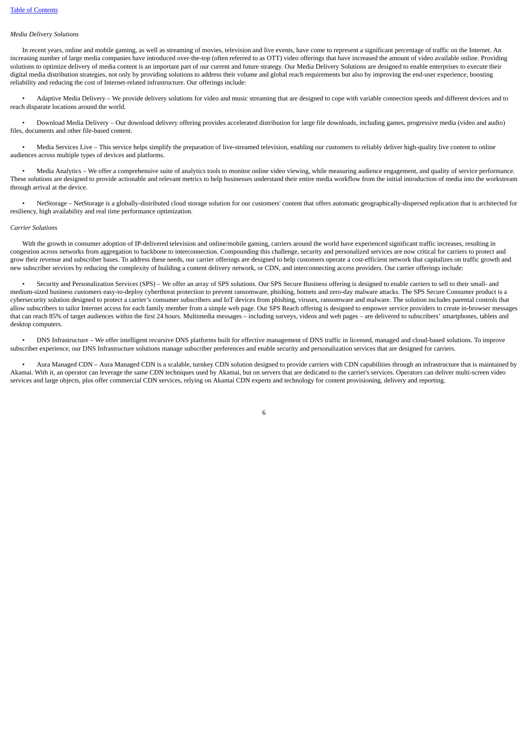*Media Delivery Solutions*

In recent years, online and mobile gaming, as well as streaming of movies, television and live events, have come to represent a significant percentage of traffic on the Internet. An increasing number of large media companies have introduced over-the-top (often referred to as OTT) video offerings that have increased the amount of video available online. Providing solutions to optimize delivery of media content is an important part of our current and future strategy. Our Media Delivery Solutions are designed to enable enterprises to execute their digital media distribution strategies, not only by providing solutions to address their volume and global reach requirements but also by improving the end-user experience, boosting reliability and reducing the cost of Internet-related infrastructure. Our offerings include:

- Adaptive Media Delivery – We provide delivery solutions for video and music streaming that are designed to cope with variable connection speeds and different devices and to reach disparate locations around the world.

- Download Media Delivery – Our download delivery offering provides accelerated distribution for large file downloads, including games, progressive media (video and audio) files, documents and other file-based content.

- Media Services Live – This service helps simplify the preparation of live-streamed television, enabling our customers to reliably deliver high-quality live content to online audiences across multiple types of devices and platforms.

- Media Analytics – We offer a comprehensive suite of analytics tools to monitor online video viewing, while measuring audience engagement, and quality of service performance. These solutions are designed to provide actionable and relevant metrics to help businesses understand their entire media workflow from the initial introduction of media into the workstream through arrival at the device.

- NetStorage – NetStorage is a globally-distributed cloud storage solution for our customers' content that offers automatic geographically-dispersed replication that is architected for resiliency, high availability and real time performance optimization.

*Carrier Solutions*

With the growth in consumer adoption of IP-delivered television and online/mobile gaming, carriers around the world have experienced significant traffic increases, resulting in congestion across networks from aggregation to backbone to interconnection. Compounding this challenge, security and personalized services are now critical for carriers to protect and grow their revenue and subscriber bases. To address these needs, our carrier offerings are designed to help customers operate a cost-efficient network that capitalizes on traffic growth and new subscriber services by reducing the complexity of building a content delivery network, or CDN, and interconnecting access providers. Our carrier offerings include:

- Security and Personalization Services (SPS) – We offer an array of SPS solutions. Our SPS Secure Business offering is designed to enable carriers to sell to their small- and medium-sized business customers easy-to-deploy cyberthreat protection to prevent ransomware, phishing, botnets and zero-day malware attacks. The SPS Secure Consumer product is a cybersecurity solution designed to protect a carrier's consumer subscribers and IoT devices from phishing, viruses, ransomware and malware. The solution includes parental controls that allow subscribers to tailor Internet access for each family member from a simple web page. Our SPS Reach offering is designed to empower service providers to create in-browser messages that can reach 85% of target audiences within the first 24 hours. Multimedia messages – including surveys, videos and web pages – are delivered to subscribers' smartphones, tablets and desktop computers.

- DNS Infrastructure – We offer intelligent recursive DNS platforms built for effective management of DNS traffic in licensed, managed and cloud-based solutions. To improve subscriber experience, our DNS Infrastructure solutions manage subscriber preferences and enable security and personalization services that are designed for carriers.

- Aura Managed CDN – Aura Managed CDN is a scalable, turnkey CDN solution designed to provide carriers with CDN capabilities through an infrastructure that is maintained by Akamai. With it, an operator can leverage the same CDN techniques used by Akamai, but on servers that are dedicated to the carrier's services. Operators can deliver multi-screen video services and large objects, plus offer commercial CDN services, relying on Akamai CDN experts and technology for content provisioning, delivery and reporting.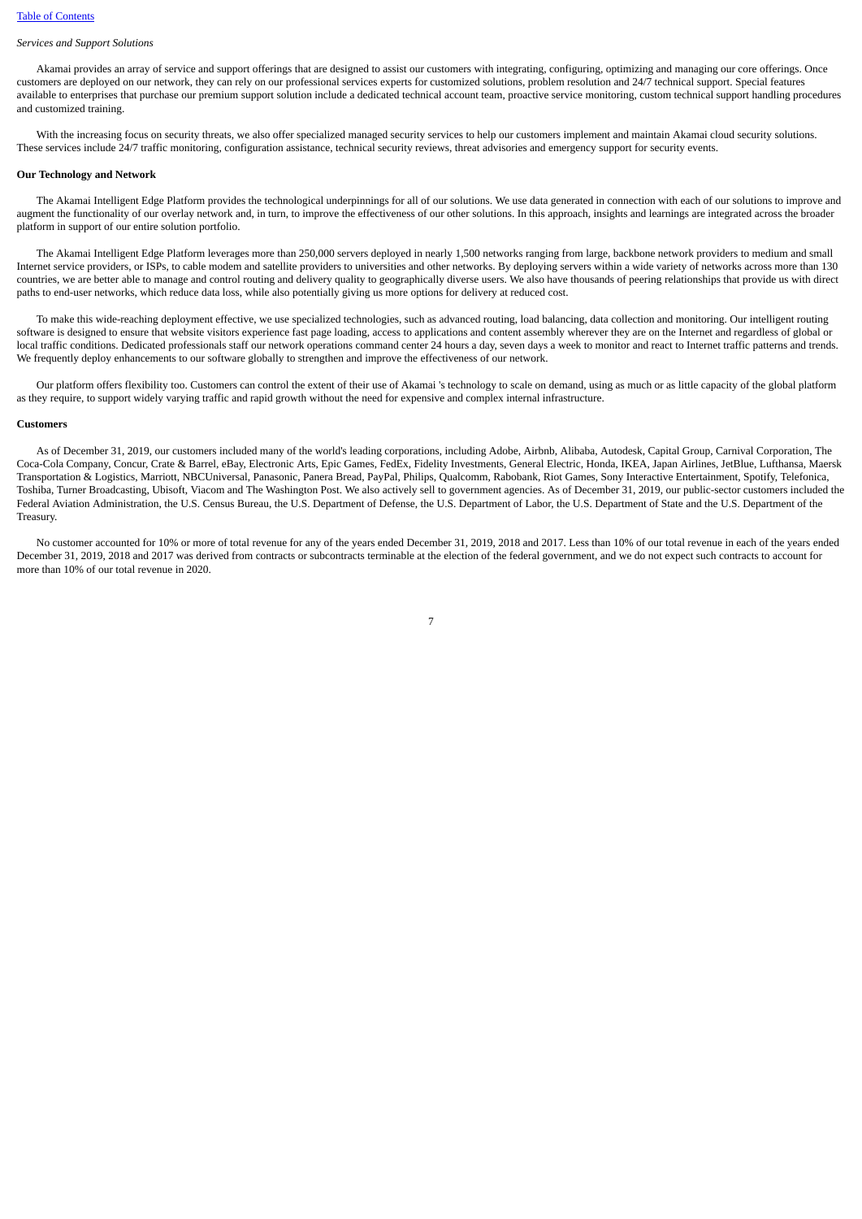*Services and Support Solutions*

Akamai provides an array of service and support offerings that are designed to assist our customers with integrating, configuring, optimizing and managing our core offerings. Once customers are deployed on our network, they can rely on our professional services experts for customized solutions, problem resolution and 24/7 technical support. Special features available to enterprises that purchase our premium support solution include a dedicated technical account team, proactive service monitoring, custom technical support handling procedures and customized training.

With the increasing focus on security threats, we also offer specialized managed security services to help our customers implement and maintain Akamai cloud security solutions. These services include 24/7 traffic monitoring, configuration assistance, technical security reviews, threat advisories and emergency support for security events.

**Our Technology and Network**

The Akamai Intelligent Edge Platform provides the technological underpinnings for all of our solutions. We use data generated in connection with each of our solutions to improve and augment the functionality of our overlay network and, in turn, to improve the effectiveness of our other solutions. In this approach, insights and learnings are integrated across the broader platform in support of our entire solution portfolio.

The Akamai Intelligent Edge Platform leverages more than 250,000 servers deployed in nearly 1,500 networks ranging from large, backbone network providers to medium and small Internet service providers, or ISPs, to cable modem and satellite providers to universities and other networks. By deploying servers within a wide variety of networks across more than 130 countries, we are better able to manage and control routing and delivery quality to geographically diverse users. We also have thousands of peering relationships that provide us with direct paths to end-user networks, which reduce data loss, while also potentially giving us more options for delivery at reduced cost.

To make this wide-reaching deployment effective, we use specialized technologies, such as advanced routing, load balancing, data collection and monitoring. Our intelligent routing software is designed to ensure that website visitors experience fast page loading, access to applications and content assembly wherever they are on the Internet and regardless of global or local traffic conditions. Dedicated professionals staff our network operations command center 24 hours a day, seven days a week to monitor and react to Internet traffic patterns and trends. We frequently deploy enhancements to our software globally to strengthen and improve the effectiveness of our network.

Our platform offers flexibility too. Customers can control the extent of their use of Akamai 's technology to scale on demand, using as much or as little capacity of the global platform as they require, to support widely varying traffic and rapid growth without the need for expensive and complex internal infrastructure.

**Customers**

As of December 31, 2019, our customers included many of the world's leading corporations, including Adobe, Airbnb, Alibaba, Autodesk, Capital Group, Carnival Corporation, The Coca-Cola Company, Concur, Crate & Barrel, eBay, Electronic Arts, Epic Games, FedEx, Fidelity Investments, General Electric, Honda, IKEA, Japan Airlines, JetBlue, Lufthansa, Maersk Transportation & Logistics, Marriott, NBCUniversal, Panasonic, Panera Bread, PayPal, Philips, Qualcomm, Rabobank, Riot Games, Sony Interactive Entertainment, Spotify, Telefonica, Toshiba, Turner Broadcasting, Ubisoft, Viacom and The Washington Post. We also actively sell to government agencies. As of December 31, 2019, our public-sector customers included the Federal Aviation Administration, the U.S. Census Bureau, the U.S. Department of Defense, the U.S. Department of Labor, the U.S. Department of State and the U.S. Department of the Treasury.

No customer accounted for 10% or more of total revenue for any of the years ended December 31, 2019, 2018 and 2017. Less than 10% of our total revenue in each of the years ended December 31, 2019, 2018 and 2017 was derived from contracts or subcontracts terminable at the election of the federal government, and we do not expect such contracts to account for more than 10% of our total revenue in 2020.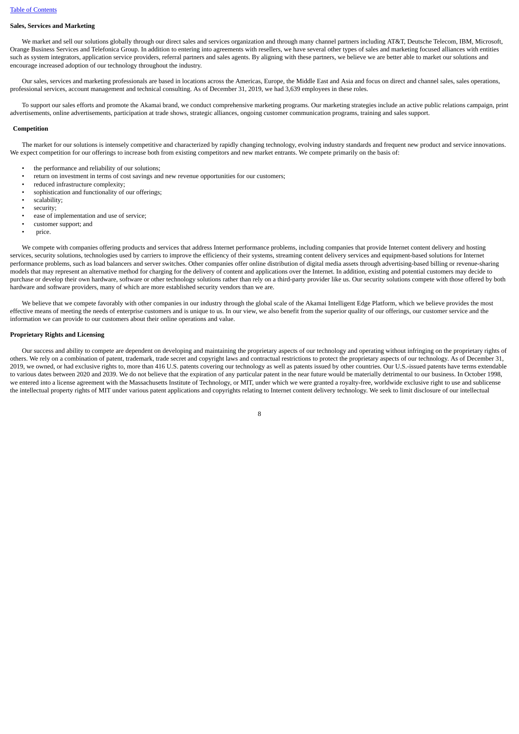**Sales, Services and Marketing**

We market and sell our solutions globally through our direct sales and services organization and through many channel partners including AT&T, Deutsche Telecom, IBM, Microsoft, Orange Business Services and Telefonica Group. In addition to entering into agreements with resellers, we have several other types of sales and marketing focused alliances with entities such as system integrators, application service providers, referral partners and sales agents. By aligning with these partners, we believe we are better able to market our solutions and encourage increased adoption of our technology throughout the industry.

Our sales, services and marketing professionals are based in locations across the Americas, Europe, the Middle East and Asia and focus on direct and channel sales, sales operations, professional services, account management and technical consulting. As of December 31, 2019, we had 3,639 employees in these roles.

To support our sales efforts and promote the Akamai brand, we conduct comprehensive marketing programs. Our marketing strategies include an active public relations campaign, print advertisements, online advertisements, participation at trade shows, strategic alliances, ongoing customer communication programs, training and sales support.

**Competition**

The market for our solutions is intensely competitive and characterized by rapidly changing technology, evolving industry standards and frequent new product and service innovations. We expect competition for our offerings to increase both from existing competitors and new market entrants. We compete primarily on the basis of:

- the performance and reliability of our solutions;
- return on investment in terms of cost savings and new revenue opportunities for our customers;
- reduced infrastructure complexity;
- sophistication and functionality of our offerings;
- scalability;
- security;
- ease of implementation and use of service;
- customer support; and
- price.

We compete with companies offering products and services that address Internet performance problems, including companies that provide Internet content delivery and hosting services, security solutions, technologies used by carriers to improve the efficiency of their systems, streaming content delivery services and equipment-based solutions for Internet performance problems, such as load balancers and server switches. Other companies offer online distribution of digital media assets through advertising-based billing or revenue-sharing models that may represent an alternative method for charging for the delivery of content and applications over the Internet. In addition, existing and potential customers may decide to purchase or develop their own hardware, software or other technology solutions rather than rely on a third-party provider like us. Our security solutions compete with those offered by both hardware and software providers, many of which are more established security vendors than we are.

We believe that we compete favorably with other companies in our industry through the global scale of the Akamai Intelligent Edge Platform, which we believe provides the most effective means of meeting the needs of enterprise customers and is unique to us. In our view, we also benefit from the superior quality of our offerings, our customer service and the information we can provide to our customers about their online operations and value.

**Proprietary Rights and Licensing**

Our success and ability to compete are dependent on developing and maintaining the proprietary aspects of our technology and operating without infringing on the proprietary rights of others. We rely on a combination of patent, trademark, trade secret and copyright laws and contractual restrictions to protect the proprietary aspects of our technology. As of December 31, 2019, we owned, or had exclusive rights to, more than 416 U.S. patents covering our technology as well as patents issued by other countries. Our U.S.-issued patents have terms extendable to various dates between 2020 and 2039. We do not believe that the expiration of any particular patent in the near future would be materially detrimental to our business. In October 1998, we entered into a license agreement with the Massachusetts Institute of Technology, or MIT, under which we were granted a royalty-free, worldwide exclusive right to use and sublicense the intellectual property rights of MIT under various patent applications and copyrights relating to Internet content delivery technology. We seek to limit disclosure of our intellectual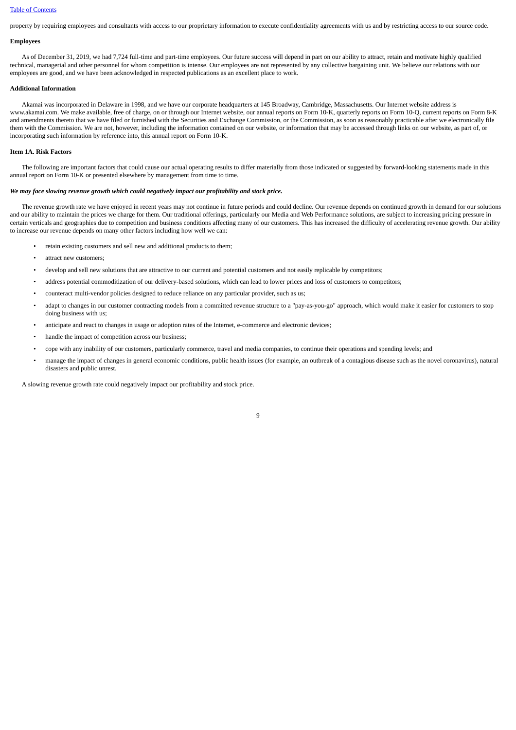property by requiring employees and consultants with access to our proprietary information to execute confidentiality agreements with us and by restricting access to our source code.

**Employees**

As of December 31, 2019, we had 7,724 full-time and part-time employees. Our future success will depend in part on our ability to attract, retain and motivate highly qualified technical, managerial and other personnel for whom competition is intense. Our employees are not represented by any collective bargaining unit. We believe our relations with our employees are good, and we have been acknowledged in respected publications as an excellent place to work.

**Additional Information**

Akamai was incorporated in Delaware in 1998, and we have our corporate headquarters at 145 Broadway, Cambridge, Massachusetts. Our Internet website address is www.akamai.com. We make available, free of charge, on or through our Internet website, our annual reports on Form 10-K, quarterly reports on Form 10-Q, current reports on Form 8-K and amendments thereto that we have filed or furnished with the Securities and Exchange Commission, or the Commission, as soon as reasonably practicable after we electronically file them with the Commission. We are not, however, including the information contained on our website, or information that may be accessed through links on our website, as part of, or incorporating such information by reference into, this annual report on Form 10-K.

## Item 1A. Risk Factors

The following are important factors that could cause our actual operating results to differ materially from those indicated or suggested by forward-looking statements made in this annual report on Form 10-K or presented elsewhere by management from time to time.

***We may face slowing revenue growth which could negatively impact our profitability and stock price.***

The revenue growth rate we have enjoyed in recent years may not continue in future periods and could decline. Our revenue depends on continued growth in demand for our solutions and our ability to maintain the prices we charge for them. Our traditional offerings, particularly our Media and Web Performance solutions, are subject to increasing pricing pressure in certain verticals and geographies due to competition and business conditions affecting many of our customers. This has increased the difficulty of accelerating revenue growth. Our ability to increase our revenue depends on many other factors including how well we can:

- retain existing customers and sell new and additional products to them;
- attract new customers;
- develop and sell new solutions that are attractive to our current and potential customers and not easily replicable by competitors;
- address potential commoditization of our delivery-based solutions, which can lead to lower prices and loss of customers to competitors;
- counteract multi-vendor policies designed to reduce reliance on any particular provider, such as us;
- adapt to changes in our customer contracting models from a committed revenue structure to a "pay-as-you-go" approach, which would make it easier for customers to stop doing business with us;
- anticipate and react to changes in usage or adoption rates of the Internet, e-commerce and electronic devices;
- handle the impact of competition across our business;
- cope with any inability of our customers, particularly commerce, travel and media companies, to continue their operations and spending levels; and
- manage the impact of changes in general economic conditions, public health issues (for example, an outbreak of a contagious disease such as the novel coronavirus), natural disasters and public unrest.

A slowing revenue growth rate could negatively impact our profitability and stock price.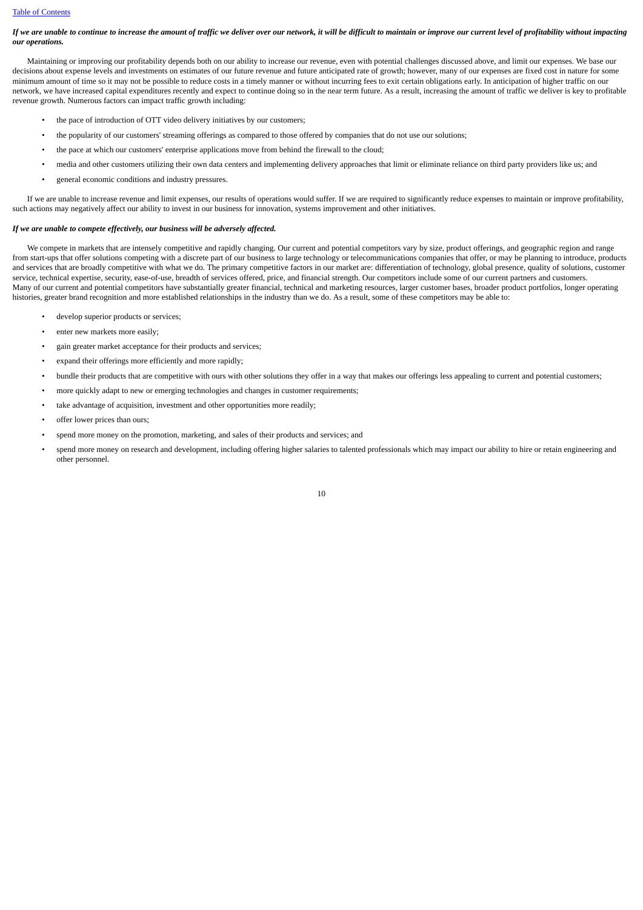***If we are unable to continue to increase the amount of traffic we deliver over our network, it will be difficult to maintain or improve our current level of profitability without impacting our operations.***

Maintaining or improving our profitability depends both on our ability to increase our revenue, even with potential challenges discussed above, and limit our expenses. We base our decisions about expense levels and investments on estimates of our future revenue and future anticipated rate of growth; however, many of our expenses are fixed cost in nature for some minimum amount of time so it may not be possible to reduce costs in a timely manner or without incurring fees to exit certain obligations early. In anticipation of higher traffic on our network, we have increased capital expenditures recently and expect to continue doing so in the near term future. As a result, increasing the amount of traffic we deliver is key to profitable revenue growth. Numerous factors can impact traffic growth including:

- the pace of introduction of OTT video delivery initiatives by our customers;
- the popularity of our customers' streaming offerings as compared to those offered by companies that do not use our solutions;
- the pace at which our customers' enterprise applications move from behind the firewall to the cloud;
- media and other customers utilizing their own data centers and implementing delivery approaches that limit or eliminate reliance on third party providers like us; and
- general economic conditions and industry pressures.

If we are unable to increase revenue and limit expenses, our results of operations would suffer. If we are required to significantly reduce expenses to maintain or improve profitability, such actions may negatively affect our ability to invest in our business for innovation, systems improvement and other initiatives.

***If we are unable to compete effectively, our business will be adversely affected.***

We compete in markets that are intensely competitive and rapidly changing. Our current and potential competitors vary by size, product offerings, and geographic region and range from start-ups that offer solutions competing with a discrete part of our business to large technology or telecommunications companies that offer, or may be planning to introduce, products and services that are broadly competitive with what we do. The primary competitive factors in our market are: differentiation of technology, global presence, quality of solutions, customer service, technical expertise, security, ease-of-use, breadth of services offered, price, and financial strength. Our competitors include some of our current partners and customers. Many of our current and potential competitors have substantially greater financial, technical and marketing resources, larger customer bases, broader product portfolios, longer operating histories, greater brand recognition and more established relationships in the industry than we do. As a result, some of these competitors may be able to:

- develop superior products or services;
- enter new markets more easily;
- gain greater market acceptance for their products and services;
- expand their offerings more efficiently and more rapidly;
- bundle their products that are competitive with ours with other solutions they offer in a way that makes our offerings less appealing to current and potential customers;
- more quickly adapt to new or emerging technologies and changes in customer requirements;
- take advantage of acquisition, investment and other opportunities more readily;
- offer lower prices than ours;
- spend more money on the promotion, marketing, and sales of their products and services; and
- spend more money on research and development, including offering higher salaries to talented professionals which may impact our ability to hire or retain engineering and other personnel.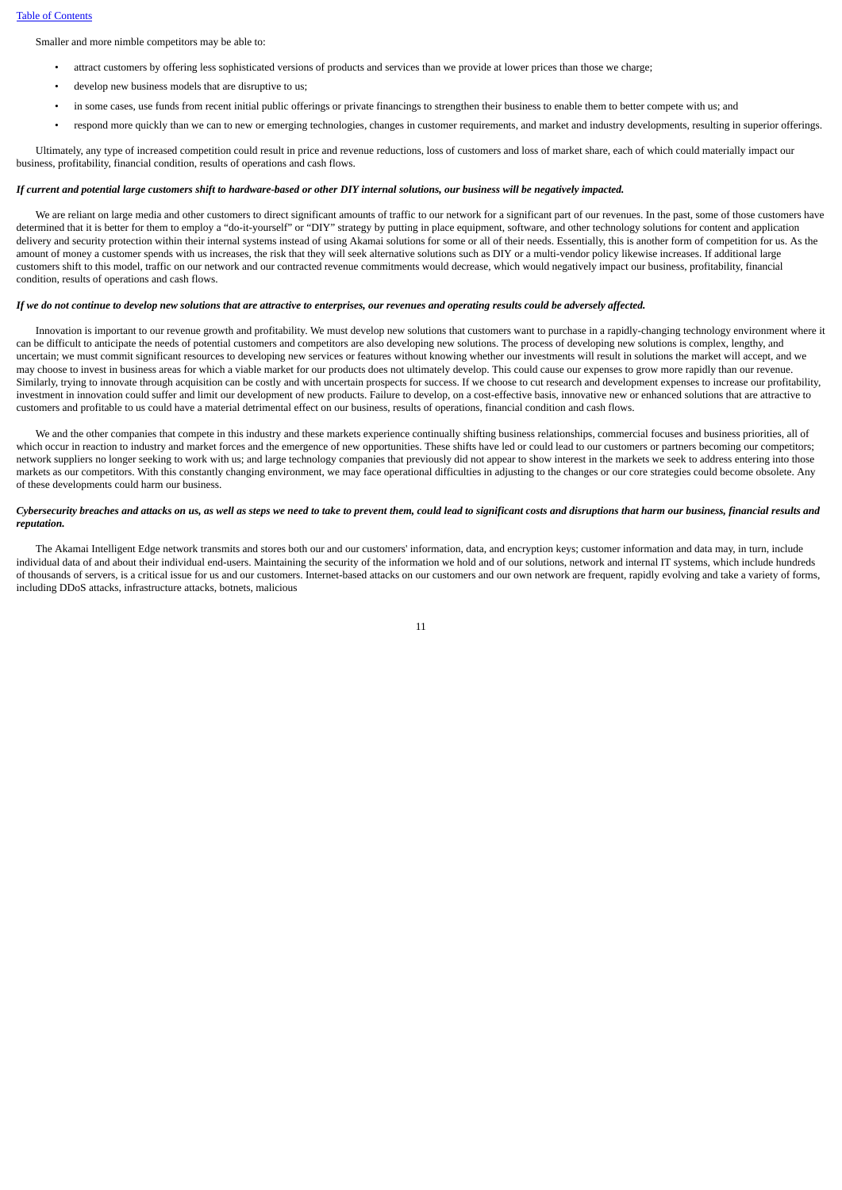Smaller and more nimble competitors may be able to:

- attract customers by offering less sophisticated versions of products and services than we provide at lower prices than those we charge;
- develop new business models that are disruptive to us;
- in some cases, use funds from recent initial public offerings or private financings to strengthen their business to enable them to better compete with us; and
- respond more quickly than we can to new or emerging technologies, changes in customer requirements, and market and industry developments, resulting in superior offerings.

Ultimately, any type of increased competition could result in price and revenue reductions, loss of customers and loss of market share, each of which could materially impact our business, profitability, financial condition, results of operations and cash flows.

***If current and potential large customers shift to hardware-based or other DIY internal solutions, our business will be negatively impacted.***

We are reliant on large media and other customers to direct significant amounts of traffic to our network for a significant part of our revenues. In the past, some of those customers have determined that it is better for them to employ a "do-it-yourself" or "DIY" strategy by putting in place equipment, software, and other technology solutions for content and application delivery and security protection within their internal systems instead of using Akamai solutions for some or all of their needs. Essentially, this is another form of competition for us. As the amount of money a customer spends with us increases, the risk that they will seek alternative solutions such as DIY or a multi-vendor policy likewise increases. If additional large customers shift to this model, traffic on our network and our contracted revenue commitments would decrease, which would negatively impact our business, profitability, financial condition, results of operations and cash flows.

***If we do not continue to develop new solutions that are attractive to enterprises, our revenues and operating results could be adversely affected.***

Innovation is important to our revenue growth and profitability. We must develop new solutions that customers want to purchase in a rapidly-changing technology environment where it can be difficult to anticipate the needs of potential customers and competitors are also developing new solutions. The process of developing new solutions is complex, lengthy, and uncertain; we must commit significant resources to developing new services or features without knowing whether our investments will result in solutions the market will accept, and we may choose to invest in business areas for which a viable market for our products does not ultimately develop. This could cause our expenses to grow more rapidly than our revenue. Similarly, trying to innovate through acquisition can be costly and with uncertain prospects for success. If we choose to cut research and development expenses to increase our profitability, investment in innovation could suffer and limit our development of new products. Failure to develop, on a cost-effective basis, innovative new or enhanced solutions that are attractive to customers and profitable to us could have a material detrimental effect on our business, results of operations, financial condition and cash flows.

We and the other companies that compete in this industry and these markets experience continually shifting business relationships, commercial focuses and business priorities, all of which occur in reaction to industry and market forces and the emergence of new opportunities. These shifts have led or could lead to our customers or partners becoming our competitors; network suppliers no longer seeking to work with us; and large technology companies that previously did not appear to show interest in the markets we seek to address entering into those markets as our competitors. With this constantly changing environment, we may face operational difficulties in adjusting to the changes or our core strategies could become obsolete. Any of these developments could harm our business.

***Cybersecurity breaches and attacks on us, as well as steps we need to take to prevent them, could lead to significant costs and disruptions that harm our business, financial results and reputation.***

The Akamai Intelligent Edge network transmits and stores both our and our customers' information, data, and encryption keys; customer information and data may, in turn, include individual data of and about their individual end-users. Maintaining the security of the information we hold and of our solutions, network and internal IT systems, which include hundreds of thousands of servers, is a critical issue for us and our customers. Internet-based attacks on our customers and our own network are frequent, rapidly evolving and take a variety of forms, including DDoS attacks, infrastructure attacks, botnets, malicious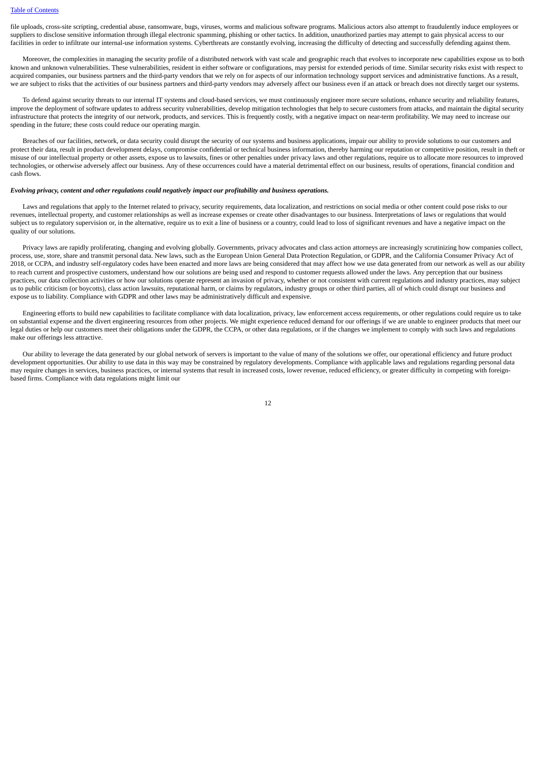file uploads, cross-site scripting, credential abuse, ransomware, bugs, viruses, worms and malicious software programs. Malicious actors also attempt to fraudulently induce employees or suppliers to disclose sensitive information through illegal electronic spamming, phishing or other tactics. In addition, unauthorized parties may attempt to gain physical access to our facilities in order to infiltrate our internal-use information systems. Cyberthreats are constantly evolving, increasing the difficulty of detecting and successfully defending against them.

Moreover, the complexities in managing the security profile of a distributed network with vast scale and geographic reach that evolves to incorporate new capabilities expose us to both known and unknown vulnerabilities. These vulnerabilities, resident in either software or configurations, may persist for extended periods of time. Similar security risks exist with respect to acquired companies, our business partners and the third-party vendors that we rely on for aspects of our information technology support services and administrative functions. As a result, we are subject to risks that the activities of our business partners and third-party vendors may adversely affect our business even if an attack or breach does not directly target our systems.

To defend against security threats to our internal IT systems and cloud-based services, we must continuously engineer more secure solutions, enhance security and reliability features, improve the deployment of software updates to address security vulnerabilities, develop mitigation technologies that help to secure customers from attacks, and maintain the digital security infrastructure that protects the integrity of our network, products, and services. This is frequently costly, with a negative impact on near-term profitability. We may need to increase our spending in the future; these costs could reduce our operating margin.

Breaches of our facilities, network, or data security could disrupt the security of our systems and business applications, impair our ability to provide solutions to our customers and protect their data, result in product development delays, compromise confidential or technical business information, thereby harming our reputation or competitive position, result in theft or misuse of our intellectual property or other assets, expose us to lawsuits, fines or other penalties under privacy laws and other regulations, require us to allocate more resources to improved technologies, or otherwise adversely affect our business. Any of these occurrences could have a material detrimental effect on our business, results of operations, financial condition and cash flows.

***Evolving privacy, content and other regulations could negatively impact our profitability and business operations.***

Laws and regulations that apply to the Internet related to privacy, security requirements, data localization, and restrictions on social media or other content could pose risks to our revenues, intellectual property, and customer relationships as well as increase expenses or create other disadvantages to our business. Interpretations of laws or regulations that would subject us to regulatory supervision or, in the alternative, require us to exit a line of business or a country, could lead to loss of significant revenues and have a negative impact on the quality of our solutions.

Privacy laws are rapidly proliferating, changing and evolving globally. Governments, privacy advocates and class action attorneys are increasingly scrutinizing how companies collect, process, use, store, share and transmit personal data. New laws, such as the European Union General Data Protection Regulation, or GDPR, and the California Consumer Privacy Act of 2018, or CCPA, and industry self-regulatory codes have been enacted and more laws are being considered that may affect how we use data generated from our network as well as our ability to reach current and prospective customers, understand how our solutions are being used and respond to customer requests allowed under the laws. Any perception that our business practices, our data collection activities or how our solutions operate represent an invasion of privacy, whether or not consistent with current regulations and industry practices, may subject us to public criticism (or boycotts), class action lawsuits, reputational harm, or claims by regulators, industry groups or other third parties, all of which could disrupt our business and expose us to liability. Compliance with GDPR and other laws may be administratively difficult and expensive.

Engineering efforts to build new capabilities to facilitate compliance with data localization, privacy, law enforcement access requirements, or other regulations could require us to take on substantial expense and the divert engineering resources from other projects. We might experience reduced demand for our offerings if we are unable to engineer products that meet our legal duties or help our customers meet their obligations under the GDPR, the CCPA, or other data regulations, or if the changes we implement to comply with such laws and regulations make our offerings less attractive.

Our ability to leverage the data generated by our global network of servers is important to the value of many of the solutions we offer, our operational efficiency and future product development opportunities. Our ability to use data in this way may be constrained by regulatory developments. Compliance with applicable laws and regulations regarding personal data may require changes in services, business practices, or internal systems that result in increased costs, lower revenue, reduced efficiency, or greater difficulty in competing with foreign-based firms. Compliance with data regulations might limit our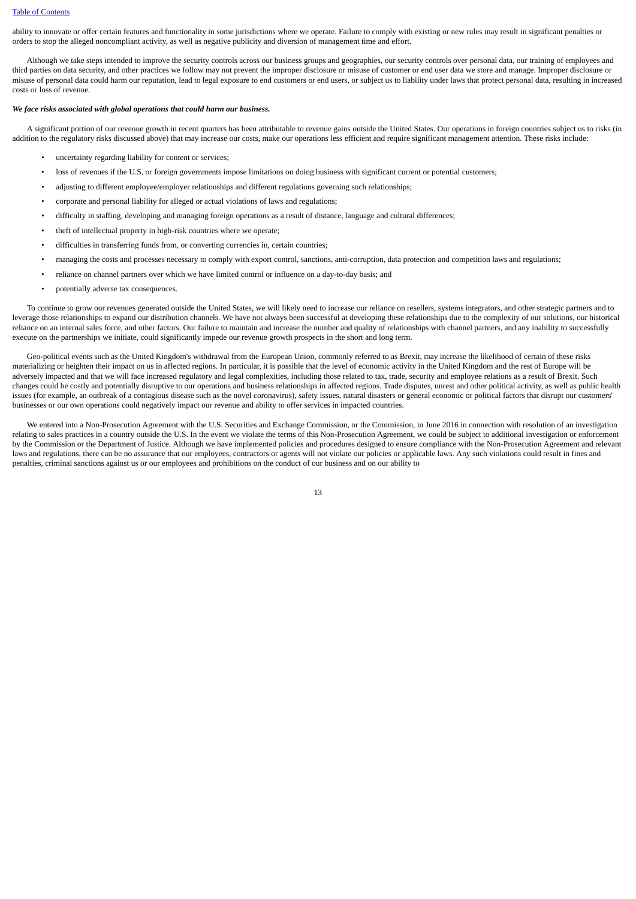ability to innovate or offer certain features and functionality in some jurisdictions where we operate. Failure to comply with existing or new rules may result in significant penalties or orders to stop the alleged noncompliant activity, as well as negative publicity and diversion of management time and effort.

Although we take steps intended to improve the security controls across our business groups and geographies, our security controls over personal data, our training of employees and third parties on data security, and other practices we follow may not prevent the improper disclosure or misuse of customer or end user data we store and manage. Improper disclosure or misuse of personal data could harm our reputation, lead to legal exposure to end customers or end users, or subject us to liability under laws that protect personal data, resulting in increased costs or loss of revenue.

***We face risks associated with global operations that could harm our business.***

A significant portion of our revenue growth in recent quarters has been attributable to revenue gains outside the United States. Our operations in foreign countries subject us to risks (in addition to the regulatory risks discussed above) that may increase our costs, make our operations less efficient and require significant management attention. These risks include:

- uncertainty regarding liability for content or services;
- loss of revenues if the U.S. or foreign governments impose limitations on doing business with significant current or potential customers;
- adjusting to different employee/employer relationships and different regulations governing such relationships;
- corporate and personal liability for alleged or actual violations of laws and regulations;
- difficulty in staffing, developing and managing foreign operations as a result of distance, language and cultural differences;
- theft of intellectual property in high-risk countries where we operate;
- difficulties in transferring funds from, or converting currencies in, certain countries;
- managing the costs and processes necessary to comply with export control, sanctions, anti-corruption, data protection and competition laws and regulations;
- reliance on channel partners over which we have limited control or influence on a day-to-day basis; and
- potentially adverse tax consequences.

To continue to grow our revenues generated outside the United States, we will likely need to increase our reliance on resellers, systems integrators, and other strategic partners and to leverage those relationships to expand our distribution channels. We have not always been successful at developing these relationships due to the complexity of our solutions, our historical reliance on an internal sales force, and other factors. Our failure to maintain and increase the number and quality of relationships with channel partners, and any inability to successfully execute on the partnerships we initiate, could significantly impede our revenue growth prospects in the short and long term.

Geo-political events such as the United Kingdom's withdrawal from the European Union, commonly referred to as Brexit, may increase the likelihood of certain of these risks materializing or heighten their impact on us in affected regions. In particular, it is possible that the level of economic activity in the United Kingdom and the rest of Europe will be adversely impacted and that we will face increased regulatory and legal complexities, including those related to tax, trade, security and employee relations as a result of Brexit. Such changes could be costly and potentially disruptive to our operations and business relationships in affected regions. Trade disputes, unrest and other political activity, as well as public health issues (for example, an outbreak of a contagious disease such as the novel coronavirus), safety issues, natural disasters or general economic or political factors that disrupt our customers' businesses or our own operations could negatively impact our revenue and ability to offer services in impacted countries.

We entered into a Non-Prosecution Agreement with the U.S. Securities and Exchange Commission, or the Commission, in June 2016 in connection with resolution of an investigation relating to sales practices in a country outside the U.S. In the event we violate the terms of this Non-Prosecution Agreement, we could be subject to additional investigation or enforcement by the Commission or the Department of Justice. Although we have implemented policies and procedures designed to ensure compliance with the Non-Prosecution Agreement and relevant laws and regulations, there can be no assurance that our employees, contractors or agents will not violate our policies or applicable laws. Any such violations could result in fines and penalties, criminal sanctions against us or our employees and prohibitions on the conduct of our business and on our ability to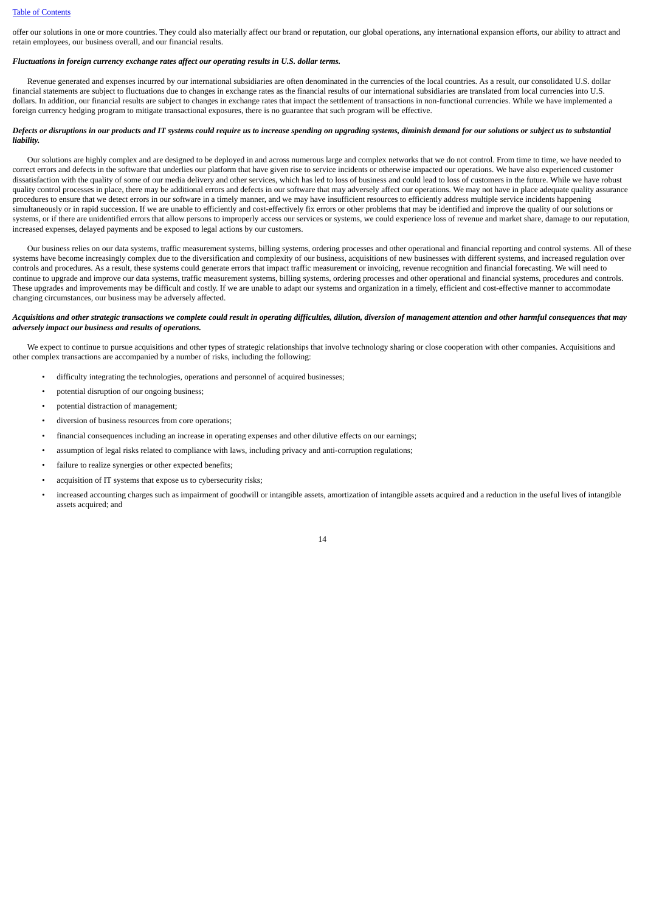offer our solutions in one or more countries. They could also materially affect our brand or reputation, our global operations, any international expansion efforts, our ability to attract and retain employees, our business overall, and our financial results.

***Fluctuations in foreign currency exchange rates affect our operating results in U.S. dollar terms.***

Revenue generated and expenses incurred by our international subsidiaries are often denominated in the currencies of the local countries. As a result, our consolidated U.S. dollar financial statements are subject to fluctuations due to changes in exchange rates as the financial results of our international subsidiaries are translated from local currencies into U.S. dollars. In addition, our financial results are subject to changes in exchange rates that impact the settlement of transactions in non-functional currencies. While we have implemented a foreign currency hedging program to mitigate transactional exposures, there is no guarantee that such program will be effective.

***Defects or disruptions in our products and IT systems could require us to increase spending on upgrading systems, diminish demand for our solutions or subject us to substantial liability.***

Our solutions are highly complex and are designed to be deployed in and across numerous large and complex networks that we do not control. From time to time, we have needed to correct errors and defects in the software that underlies our platform that have given rise to service incidents or otherwise impacted our operations. We have also experienced customer dissatisfaction with the quality of some of our media delivery and other services, which has led to loss of business and could lead to loss of customers in the future. While we have robust quality control processes in place, there may be additional errors and defects in our software that may adversely affect our operations. We may not have in place adequate quality assurance procedures to ensure that we detect errors in our software in a timely manner, and we may have insufficient resources to efficiently address multiple service incidents happening simultaneously or in rapid succession. If we are unable to efficiently and cost-effectively fix errors or other problems that may be identified and improve the quality of our solutions or systems, or if there are unidentified errors that allow persons to improperly access our services or systems, we could experience loss of revenue and market share, damage to our reputation, increased expenses, delayed payments and be exposed to legal actions by our customers.

Our business relies on our data systems, traffic measurement systems, billing systems, ordering processes and other operational and financial reporting and control systems. All of these systems have become increasingly complex due to the diversification and complexity of our business, acquisitions of new businesses with different systems, and increased regulation over controls and procedures. As a result, these systems could generate errors that impact traffic measurement or invoicing, revenue recognition and financial forecasting. We will need to continue to upgrade and improve our data systems, traffic measurement systems, billing systems, ordering processes and other operational and financial systems, procedures and controls. These upgrades and improvements may be difficult and costly. If we are unable to adapt our systems and organization in a timely, efficient and cost-effective manner to accommodate changing circumstances, our business may be adversely affected.

***Acquisitions and other strategic transactions we complete could result in operating difficulties, dilution, diversion of management attention and other harmful consequences that may adversely impact our business and results of operations.***

We expect to continue to pursue acquisitions and other types of strategic relationships that involve technology sharing or close cooperation with other companies. Acquisitions and other complex transactions are accompanied by a number of risks, including the following:

- difficulty integrating the technologies, operations and personnel of acquired businesses;
- potential disruption of our ongoing business;
- potential distraction of management;
- diversion of business resources from core operations;
- financial consequences including an increase in operating expenses and other dilutive effects on our earnings;
- assumption of legal risks related to compliance with laws, including privacy and anti-corruption regulations;
- failure to realize synergies or other expected benefits;
- acquisition of IT systems that expose us to cybersecurity risks;
- increased accounting charges such as impairment of goodwill or intangible assets, amortization of intangible assets acquired and a reduction in the useful lives of intangible assets acquired; and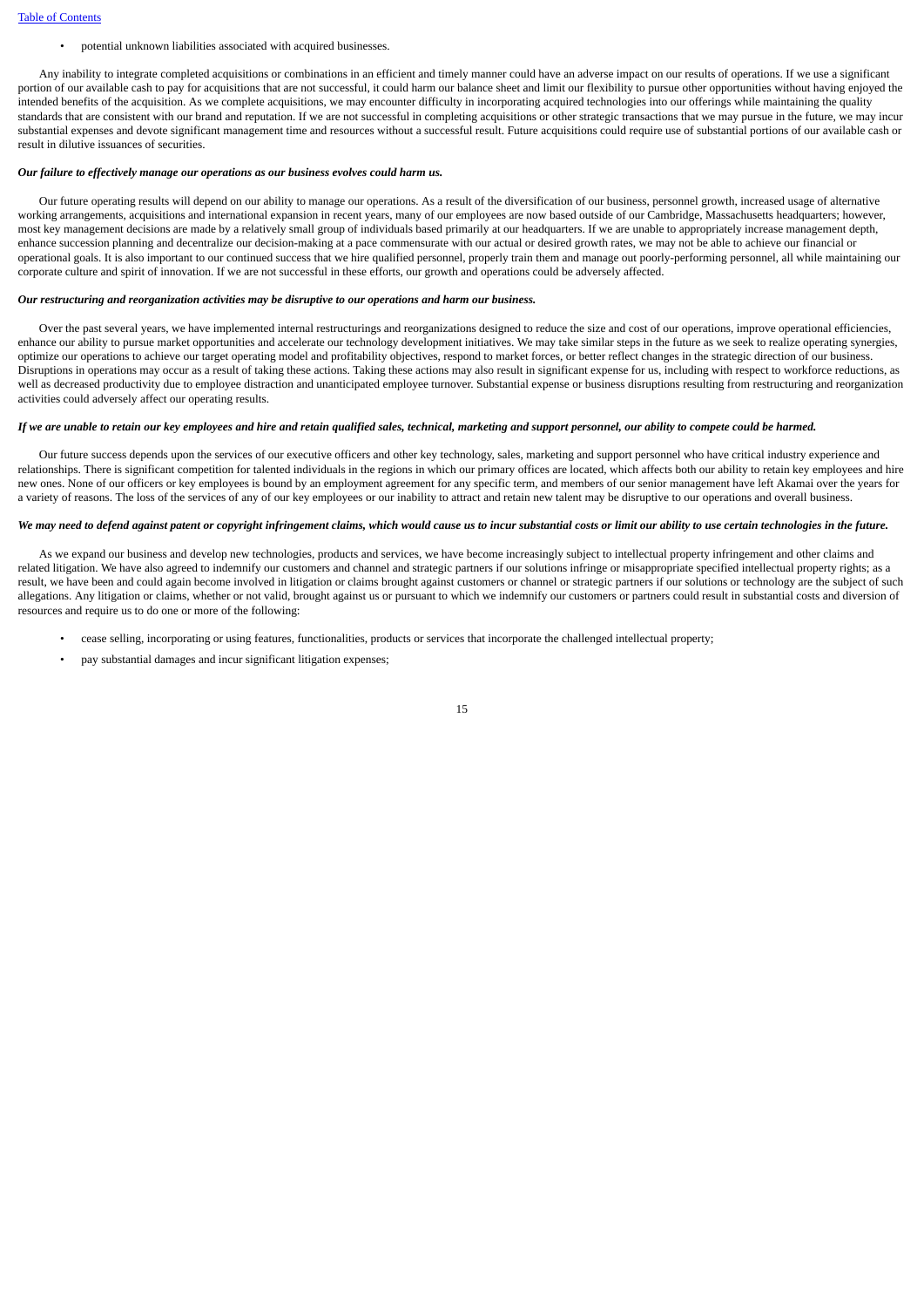- potential unknown liabilities associated with acquired businesses.

Any inability to integrate completed acquisitions or combinations in an efficient and timely manner could have an adverse impact on our results of operations. If we use a significant portion of our available cash to pay for acquisitions that are not successful, it could harm our balance sheet and limit our flexibility to pursue other opportunities without having enjoyed the intended benefits of the acquisition. As we complete acquisitions, we may encounter difficulty in incorporating acquired technologies into our offerings while maintaining the quality standards that are consistent with our brand and reputation. If we are not successful in completing acquisitions or other strategic transactions that we may pursue in the future, we may incur substantial expenses and devote significant management time and resources without a successful result. Future acquisitions could require use of substantial portions of our available cash or result in dilutive issuances of securities.

***Our failure to effectively manage our operations as our business evolves could harm us.***

Our future operating results will depend on our ability to manage our operations. As a result of the diversification of our business, personnel growth, increased usage of alternative working arrangements, acquisitions and international expansion in recent years, many of our employees are now based outside of our Cambridge, Massachusetts headquarters; however, most key management decisions are made by a relatively small group of individuals based primarily at our headquarters. If we are unable to appropriately increase management depth, enhance succession planning and decentralize our decision-making at a pace commensurate with our actual or desired growth rates, we may not be able to achieve our financial or operational goals. It is also important to our continued success that we hire qualified personnel, properly train them and manage out poorly-performing personnel, all while maintaining our corporate culture and spirit of innovation. If we are not successful in these efforts, our growth and operations could be adversely affected.

***Our restructuring and reorganization activities may be disruptive to our operations and harm our business.***

Over the past several years, we have implemented internal restructurings and reorganizations designed to reduce the size and cost of our operations, improve operational efficiencies, enhance our ability to pursue market opportunities and accelerate our technology development initiatives. We may take similar steps in the future as we seek to realize operating synergies, optimize our operations to achieve our target operating model and profitability objectives, respond to market forces, or better reflect changes in the strategic direction of our business. Disruptions in operations may occur as a result of taking these actions. Taking these actions may also result in significant expense for us, including with respect to workforce reductions, as well as decreased productivity due to employee distraction and unanticipated employee turnover. Substantial expense or business disruptions resulting from restructuring and reorganization activities could adversely affect our operating results.

***If we are unable to retain our key employees and hire and retain qualified sales, technical, marketing and support personnel, our ability to compete could be harmed.***

Our future success depends upon the services of our executive officers and other key technology, sales, marketing and support personnel who have critical industry experience and relationships. There is significant competition for talented individuals in the regions in which our primary offices are located, which affects both our ability to retain key employees and hire new ones. None of our officers or key employees is bound by an employment agreement for any specific term, and members of our senior management have left Akamai over the years for a variety of reasons. The loss of the services of any of our key employees or our inability to attract and retain new talent may be disruptive to our operations and overall business.

***We may need to defend against patent or copyright infringement claims, which would cause us to incur substantial costs or limit our ability to use certain technologies in the future.***

As we expand our business and develop new technologies, products and services, we have become increasingly subject to intellectual property infringement and other claims and related litigation. We have also agreed to indemnify our customers and channel and strategic partners if our solutions infringe or misappropriate specified intellectual property rights; as a result, we have been and could again become involved in litigation or claims brought against customers or channel or strategic partners if our solutions or technology are the subject of such allegations. Any litigation or claims, whether or not valid, brought against us or pursuant to which we indemnify our customers or partners could result in substantial costs and diversion of resources and require us to do one or more of the following:

- cease selling, incorporating or using features, functionalities, products or services that incorporate the challenged intellectual property;
- pay substantial damages and incur significant litigation expenses;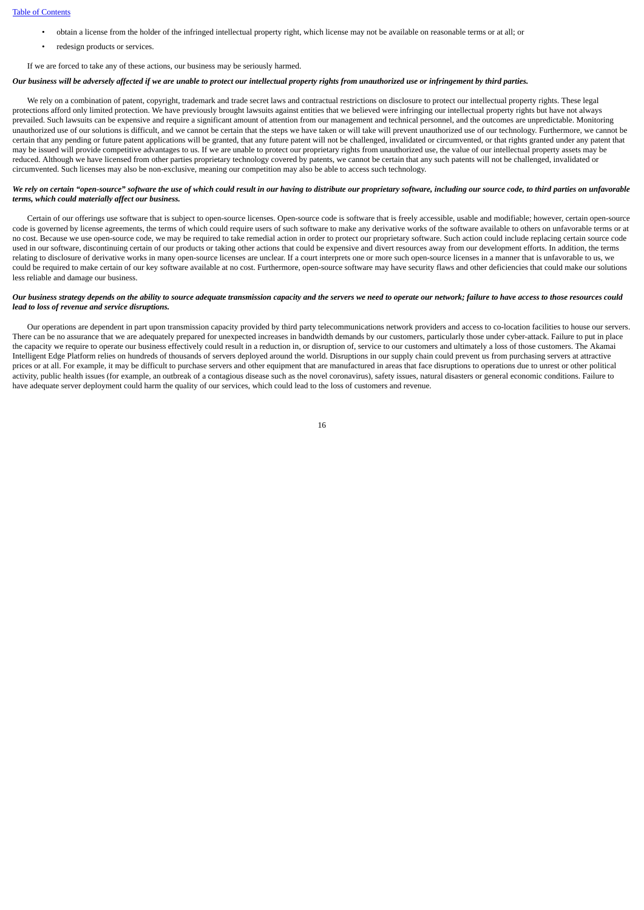- obtain a license from the holder of the infringed intellectual property right, which license may not be available on reasonable terms or at all; or
- redesign products or services.

If we are forced to take any of these actions, our business may be seriously harmed.

***Our business will be adversely affected if we are unable to protect our intellectual property rights from unauthorized use or infringement by third parties.***

We rely on a combination of patent, copyright, trademark and trade secret laws and contractual restrictions on disclosure to protect our intellectual property rights. These legal protections afford only limited protection. We have previously brought lawsuits against entities that we believed were infringing our intellectual property rights but have not always prevailed. Such lawsuits can be expensive and require a significant amount of attention from our management and technical personnel, and the outcomes are unpredictable. Monitoring unauthorized use of our solutions is difficult, and we cannot be certain that the steps we have taken or will take will prevent unauthorized use of our technology. Furthermore, we cannot be certain that any pending or future patent applications will be granted, that any future patent will not be challenged, invalidated or circumvented, or that rights granted under any patent that may be issued will provide competitive advantages to us. If we are unable to protect our proprietary rights from unauthorized use, the value of our intellectual property assets may be reduced. Although we have licensed from other parties proprietary technology covered by patents, we cannot be certain that any such patents will not be challenged, invalidated or circumvented. Such licenses may also be non-exclusive, meaning our competition may also be able to access such technology.

***We rely on certain "open-source" software the use of which could result in our having to distribute our proprietary software, including our source code, to third parties on unfavorable terms, which could materially affect our business.***

Certain of our offerings use software that is subject to open-source licenses. Open-source code is software that is freely accessible, usable and modifiable; however, certain open-source code is governed by license agreements, the terms of which could require users of such software to make any derivative works of the software available to others on unfavorable terms or at no cost. Because we use open-source code, we may be required to take remedial action in order to protect our proprietary software. Such action could include replacing certain source code used in our software, discontinuing certain of our products or taking other actions that could be expensive and divert resources away from our development efforts. In addition, the terms relating to disclosure of derivative works in many open-source licenses are unclear. If a court interprets one or more such open-source licenses in a manner that is unfavorable to us, we could be required to make certain of our key software available at no cost. Furthermore, open-source software may have security flaws and other deficiencies that could make our solutions less reliable and damage our business.

***Our business strategy depends on the ability to source adequate transmission capacity and the servers we need to operate our network; failure to have access to those resources could lead to loss of revenue and service disruptions.***

Our operations are dependent in part upon transmission capacity provided by third party telecommunications network providers and access to co-location facilities to house our servers. There can be no assurance that we are adequately prepared for unexpected increases in bandwidth demands by our customers, particularly those under cyber-attack. Failure to put in place the capacity we require to operate our business effectively could result in a reduction in, or disruption of, service to our customers and ultimately a loss of those customers. The Akamai Intelligent Edge Platform relies on hundreds of thousands of servers deployed around the world. Disruptions in our supply chain could prevent us from purchasing servers at attractive prices or at all. For example, it may be difficult to purchase servers and other equipment that are manufactured in areas that face disruptions to operations due to unrest or other political activity, public health issues (for example, an outbreak of a contagious disease such as the novel coronavirus), safety issues, natural disasters or general economic conditions. Failure to have adequate server deployment could harm the quality of our services, which could lead to the loss of customers and revenue.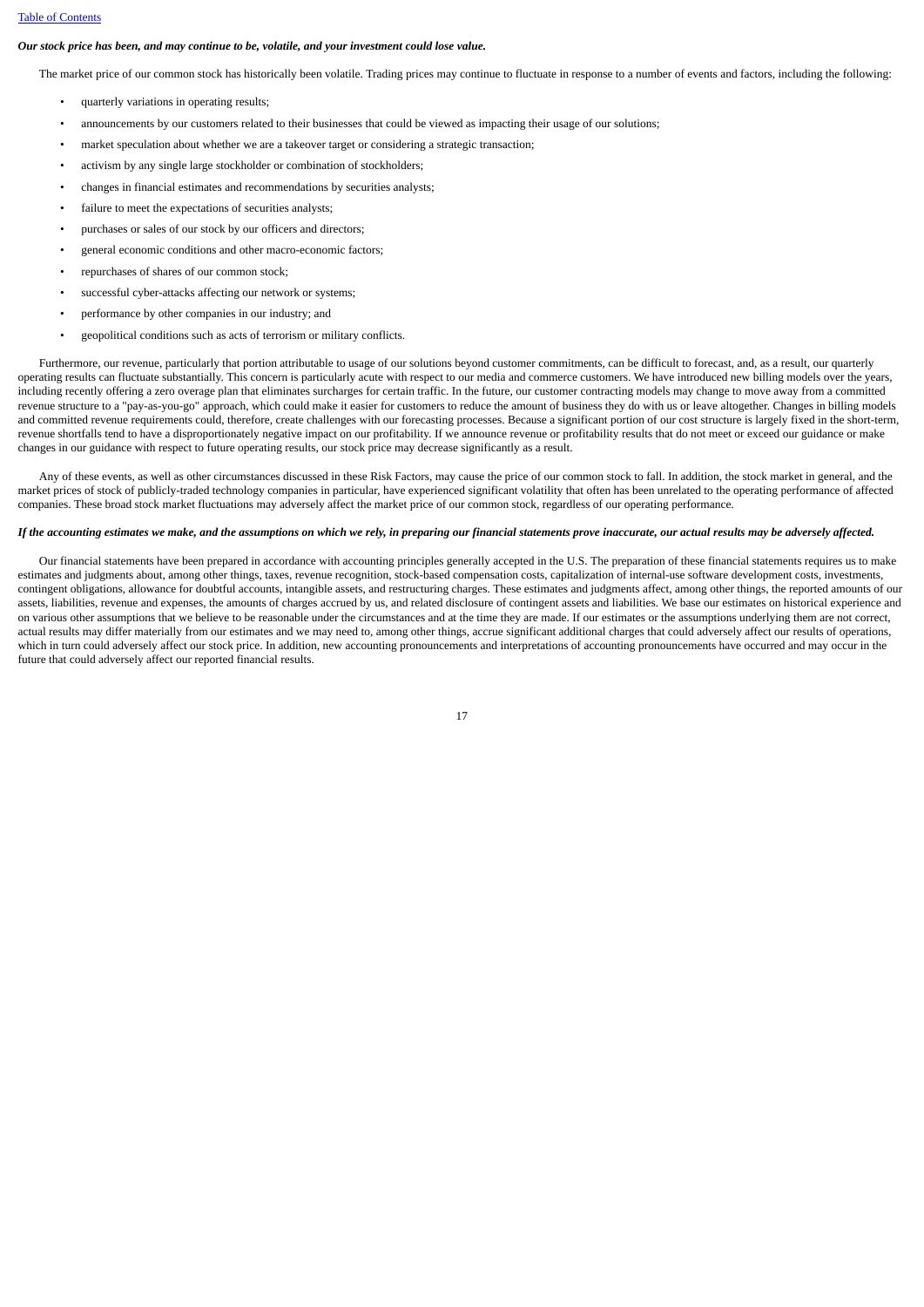***Our stock price has been, and may continue to be, volatile, and your investment could lose value.***

The market price of our common stock has historically been volatile. Trading prices may continue to fluctuate in response to a number of events and factors, including the following:

- quarterly variations in operating results;
- announcements by our customers related to their businesses that could be viewed as impacting their usage of our solutions;
- market speculation about whether we are a takeover target or considering a strategic transaction;
- activism by any single large stockholder or combination of stockholders;
- changes in financial estimates and recommendations by securities analysts;
- failure to meet the expectations of securities analysts;
- purchases or sales of our stock by our officers and directors;
- general economic conditions and other macro-economic factors;
- repurchases of shares of our common stock;
- successful cyber-attacks affecting our network or systems;
- performance by other companies in our industry; and
- geopolitical conditions such as acts of terrorism or military conflicts.

Furthermore, our revenue, particularly that portion attributable to usage of our solutions beyond customer commitments, can be difficult to forecast, and, as a result, our quarterly operating results can fluctuate substantially. This concern is particularly acute with respect to our media and commerce customers. We have introduced new billing models over the years, including recently offering a zero overage plan that eliminates surcharges for certain traffic. In the future, our customer contracting models may change to move away from a committed revenue structure to a "pay-as-you-go" approach, which could make it easier for customers to reduce the amount of business they do with us or leave altogether. Changes in billing models and committed revenue requirements could, therefore, create challenges with our forecasting processes. Because a significant portion of our cost structure is largely fixed in the short-term, revenue shortfalls tend to have a disproportionately negative impact on our profitability. If we announce revenue or profitability results that do not meet or exceed our guidance or make changes in our guidance with respect to future operating results, our stock price may decrease significantly as a result.

Any of these events, as well as other circumstances discussed in these Risk Factors, may cause the price of our common stock to fall. In addition, the stock market in general, and the market prices of stock of publicly-traded technology companies in particular, have experienced significant volatility that often has been unrelated to the operating performance of affected companies. These broad stock market fluctuations may adversely affect the market price of our common stock, regardless of our operating performance.

***If the accounting estimates we make, and the assumptions on which we rely, in preparing our financial statements prove inaccurate, our actual results may be adversely affected.***

Our financial statements have been prepared in accordance with accounting principles generally accepted in the U.S. The preparation of these financial statements requires us to make estimates and judgments about, among other things, taxes, revenue recognition, stock-based compensation costs, capitalization of internal-use software development costs, investments, contingent obligations, allowance for doubtful accounts, intangible assets, and restructuring charges. These estimates and judgments affect, among other things, the reported amounts of our assets, liabilities, revenue and expenses, the amounts of charges accrued by us, and related disclosure of contingent assets and liabilities. We base our estimates on historical experience and on various other assumptions that we believe to be reasonable under the circumstances and at the time they are made. If our estimates or the assumptions underlying them are not correct, actual results may differ materially from our estimates and we may need to, among other things, accrue significant additional charges that could adversely affect our results of operations, which in turn could adversely affect our stock price. In addition, new accounting pronouncements and interpretations of accounting pronouncements have occurred and may occur in the future that could adversely affect our reported financial results.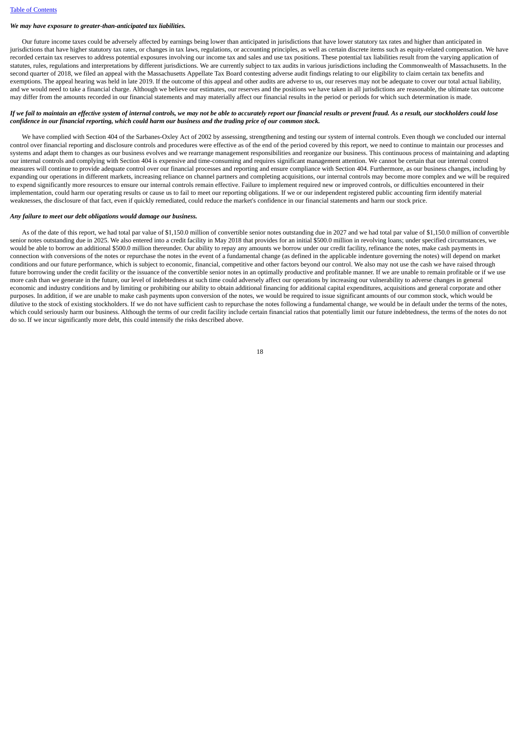***We may have exposure to greater-than-anticipated tax liabilities.***

Our future income taxes could be adversely affected by earnings being lower than anticipated in jurisdictions that have lower statutory tax rates and higher than anticipated in jurisdictions that have higher statutory tax rates, or changes in tax laws, regulations, or accounting principles, as well as certain discrete items such as equity-related compensation. We have recorded certain tax reserves to address potential exposures involving our income tax and sales and use tax positions. These potential tax liabilities result from the varying application of statutes, rules, regulations and interpretations by different jurisdictions. We are currently subject to tax audits in various jurisdictions including the Commonwealth of Massachusetts. In the second quarter of 2018, we filed an appeal with the Massachusetts Appellate Tax Board contesting adverse audit findings relating to our eligibility to claim certain tax benefits and exemptions. The appeal hearing was held in late 2019. If the outcome of this appeal and other audits are adverse to us, our reserves may not be adequate to cover our total actual liability, and we would need to take a financial charge. Although we believe our estimates, our reserves and the positions we have taken in all jurisdictions are reasonable, the ultimate tax outcome may differ from the amounts recorded in our financial statements and may materially affect our financial results in the period or periods for which such determination is made.

***If we fail to maintain an effective system of internal controls, we may not be able to accurately report our financial results or prevent fraud. As a result, our stockholders could lose confidence in our financial reporting, which could harm our business and the trading price of our common stock.***

We have complied with Section 404 of the Sarbanes-Oxley Act of 2002 by assessing, strengthening and testing our system of internal controls. Even though we concluded our internal control over financial reporting and disclosure controls and procedures were effective as of the end of the period covered by this report, we need to continue to maintain our processes and systems and adapt them to changes as our business evolves and we rearrange management responsibilities and reorganize our business. This continuous process of maintaining and adapting our internal controls and complying with Section 404 is expensive and time-consuming and requires significant management attention. We cannot be certain that our internal control measures will continue to provide adequate control over our financial processes and reporting and ensure compliance with Section 404. Furthermore, as our business changes, including by expanding our operations in different markets, increasing reliance on channel partners and completing acquisitions, our internal controls may become more complex and we will be required to expend significantly more resources to ensure our internal controls remain effective. Failure to implement required new or improved controls, or difficulties encountered in their implementation, could harm our operating results or cause us to fail to meet our reporting obligations. If we or our independent registered public accounting firm identify material weaknesses, the disclosure of that fact, even if quickly remediated, could reduce the market's confidence in our financial statements and harm our stock price.

***Any failure to meet our debt obligations would damage our business.***

As of the date of this report, we had total par value of $1,150.0 million of convertible senior notes outstanding due in 2027 and we had total par value of $1,150.0 million of convertible senior notes outstanding due in 2025. We also entered into a credit facility in May 2018 that provides for an initial $500.0 million in revolving loans; under specified circumstances, we would be able to borrow an additional $500.0 million thereunder. Our ability to repay any amounts we borrow under our credit facility, refinance the notes, make cash payments in connection with conversions of the notes or repurchase the notes in the event of a fundamental change (as defined in the applicable indenture governing the notes) will depend on market conditions and our future performance, which is subject to economic, financial, competitive and other factors beyond our control. We also may not use the cash we have raised through future borrowing under the credit facility or the issuance of the convertible senior notes in an optimally productive and profitable manner. If we are unable to remain profitable or if we use more cash than we generate in the future, our level of indebtedness at such time could adversely affect our operations by increasing our vulnerability to adverse changes in general economic and industry conditions and by limiting or prohibiting our ability to obtain additional financing for additional capital expenditures, acquisitions and general corporate and other purposes. In addition, if we are unable to make cash payments upon conversion of the notes, we would be required to issue significant amounts of our common stock, which would be dilutive to the stock of existing stockholders. If we do not have sufficient cash to repurchase the notes following a fundamental change, we would be in default under the terms of the notes, which could seriously harm our business. Although the terms of our credit facility include certain financial ratios that potentially limit our future indebtedness, the terms of the notes do not do so. If we incur significantly more debt, this could intensify the risks described above.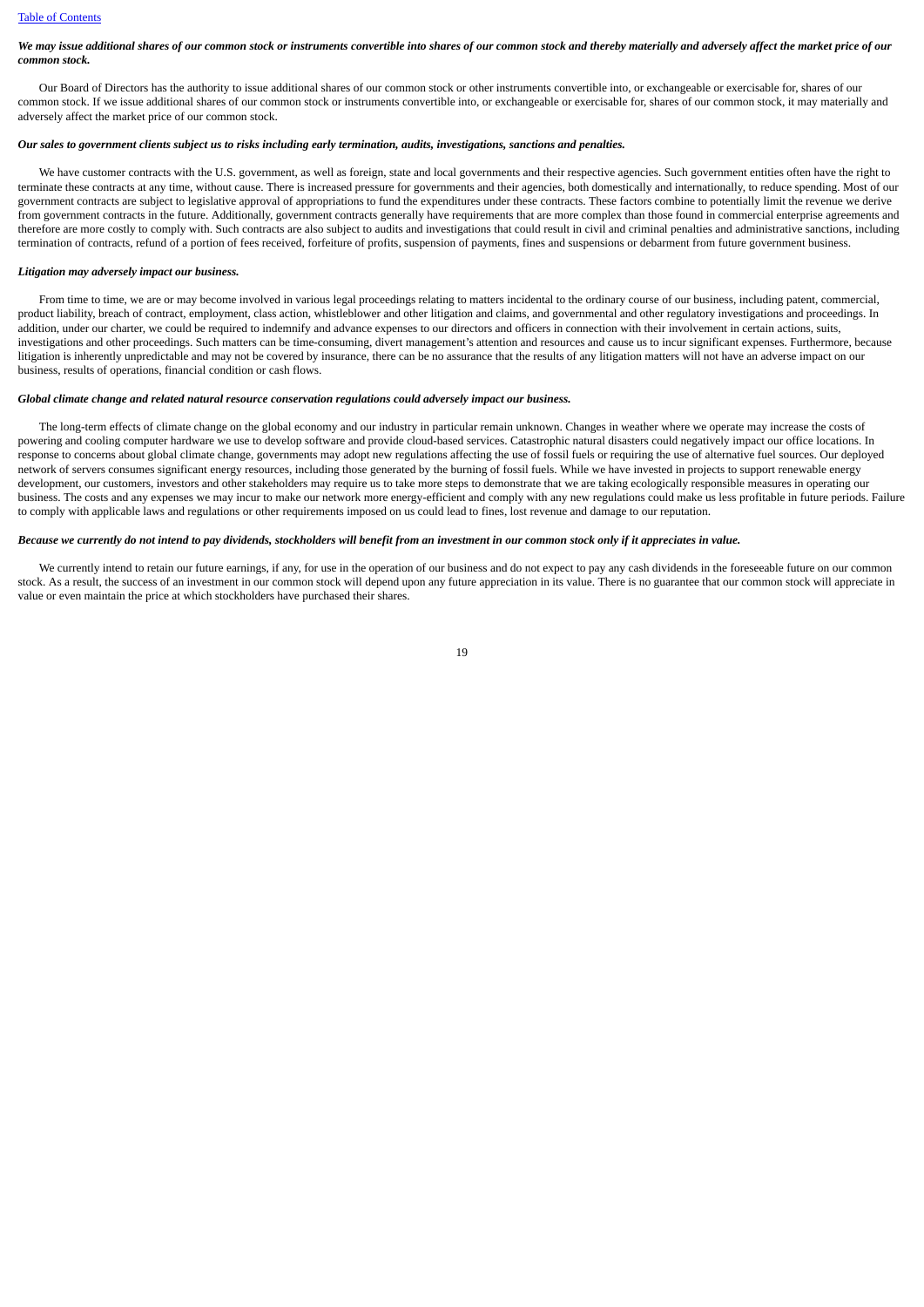***We may issue additional shares of our common stock or instruments convertible into shares of our common stock and thereby materially and adversely affect the market price of our common stock.***

Our Board of Directors has the authority to issue additional shares of our common stock or other instruments convertible into, or exchangeable or exercisable for, shares of our common stock. If we issue additional shares of our common stock or instruments convertible into, or exchangeable or exercisable for, shares of our common stock, it may materially and adversely affect the market price of our common stock.

***Our sales to government clients subject us to risks including early termination, audits, investigations, sanctions and penalties.***

We have customer contracts with the U.S. government, as well as foreign, state and local governments and their respective agencies. Such government entities often have the right to terminate these contracts at any time, without cause. There is increased pressure for governments and their agencies, both domestically and internationally, to reduce spending. Most of our government contracts are subject to legislative approval of appropriations to fund the expenditures under these contracts. These factors combine to potentially limit the revenue we derive from government contracts in the future. Additionally, government contracts generally have requirements that are more complex than those found in commercial enterprise agreements and therefore are more costly to comply with. Such contracts are also subject to audits and investigations that could result in civil and criminal penalties and administrative sanctions, including termination of contracts, refund of a portion of fees received, forfeiture of profits, suspension of payments, fines and suspensions or debarment from future government business.

***Litigation may adversely impact our business.***

From time to time, we are or may become involved in various legal proceedings relating to matters incidental to the ordinary course of our business, including patent, commercial, product liability, breach of contract, employment, class action, whistleblower and other litigation and claims, and governmental and other regulatory investigations and proceedings. In addition, under our charter, we could be required to indemnify and advance expenses to our directors and officers in connection with their involvement in certain actions, suits, investigations and other proceedings. Such matters can be time-consuming, divert management's attention and resources and cause us to incur significant expenses. Furthermore, because litigation is inherently unpredictable and may not be covered by insurance, there can be no assurance that the results of any litigation matters will not have an adverse impact on our business, results of operations, financial condition or cash flows.

***Global climate change and related natural resource conservation regulations could adversely impact our business.***

The long-term effects of climate change on the global economy and our industry in particular remain unknown. Changes in weather where we operate may increase the costs of powering and cooling computer hardware we use to develop software and provide cloud-based services. Catastrophic natural disasters could negatively impact our office locations. In response to concerns about global climate change, governments may adopt new regulations affecting the use of fossil fuels or requiring the use of alternative fuel sources. Our deployed network of servers consumes significant energy resources, including those generated by the burning of fossil fuels. While we have invested in projects to support renewable energy development, our customers, investors and other stakeholders may require us to take more steps to demonstrate that we are taking ecologically responsible measures in operating our business. The costs and any expenses we may incur to make our network more energy-efficient and comply with any new regulations could make us less profitable in future periods. Failure to comply with applicable laws and regulations or other requirements imposed on us could lead to fines, lost revenue and damage to our reputation.

***Because we currently do not intend to pay dividends, stockholders will benefit from an investment in our common stock only if it appreciates in value.***

We currently intend to retain our future earnings, if any, for use in the operation of our business and do not expect to pay any cash dividends in the foreseeable future on our common stock. As a result, the success of an investment in our common stock will depend upon any future appreciation in its value. There is no guarantee that our common stock will appreciate in value or even maintain the price at which stockholders have purchased their shares.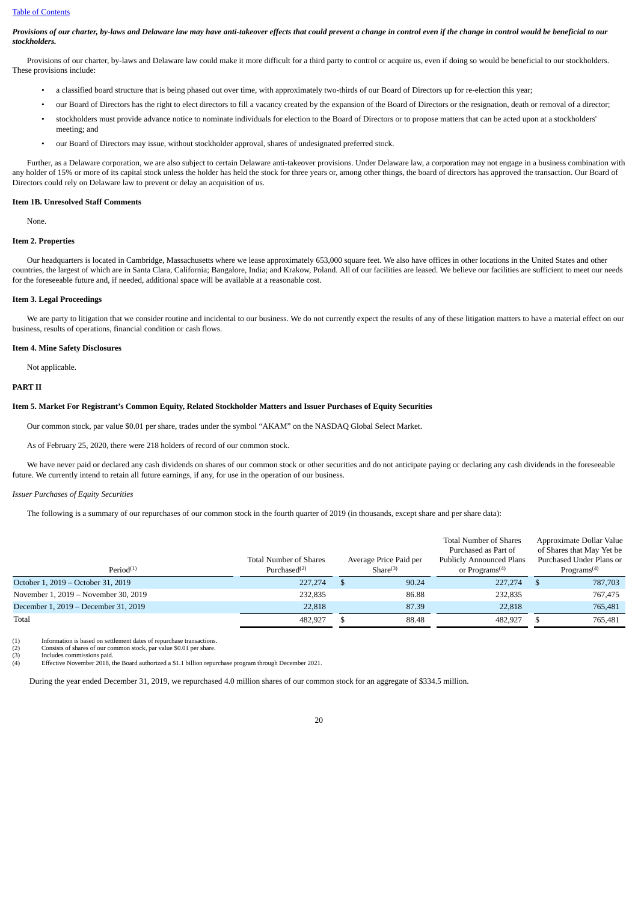***Provisions of our charter, by-laws and Delaware law may have anti-takeover effects that could prevent a change in control even if the change in control would be beneficial to our stockholders.***

Provisions of our charter, by-laws and Delaware law could make it more difficult for a third party to control or acquire us, even if doing so would be beneficial to our stockholders. These provisions include:

- a classified board structure that is being phased out over time, with approximately two-thirds of our Board of Directors up for re-election this year;
- our Board of Directors has the right to elect directors to fill a vacancy created by the expansion of the Board of Directors or the resignation, death or removal of a director;
- stockholders must provide advance notice to nominate individuals for election to the Board of Directors or to propose matters that can be acted upon at a stockholders' meeting; and
- our Board of Directors may issue, without stockholder approval, shares of undesignated preferred stock.

Further, as a Delaware corporation, we are also subject to certain Delaware anti-takeover provisions. Under Delaware law, a corporation may not engage in a business combination with any holder of 15% or more of its capital stock unless the holder has held the stock for three years or, among other things, the board of directors has approved the transaction. Our Board of Directors could rely on Delaware law to prevent or delay an acquisition of us.

**Item 1B. Unresolved Staff Comments**

None.

**Item 2. Properties**

Our headquarters is located in Cambridge, Massachusetts where we lease approximately 653,000 square feet. We also have offices in other locations in the United States and other countries, the largest of which are in Santa Clara, California; Bangalore, India; and Krakow, Poland. All of our facilities are leased. We believe our facilities are sufficient to meet our needs for the foreseeable future and, if needed, additional space will be available at a reasonable cost.

**Item 3. Legal Proceedings**

We are party to litigation that we consider routine and incidental to our business. We do not currently expect the results of any of these litigation matters to have a material effect on our business, results of operations, financial condition or cash flows.

**Item 4. Mine Safety Disclosures**

Not applicable.

**PART II**

**Item 5. Market For Registrant's Common Equity, Related Stockholder Matters and Issuer Purchases of Equity Securities**

Our common stock, par value $0.01 per share, trades under the symbol "AKAM" on the NASDAQ Global Select Market.

As of February 25, 2020, there were 218 holders of record of our common stock.

We have never paid or declared any cash dividends on shares of our common stock or other securities and do not anticipate paying or declaring any cash dividends in the foreseeable future. We currently intend to retain all future earnings, if any, for use in the operation of our business.

*Issuer Purchases of Equity Securities*

The following is a summary of our repurchases of our common stock in the fourth quarter of 2019 (in thousands, except share and per share data):

| Period[(1)] | Total Number of Shares Purchased[(2)] | Average Price Paid per Share[(3)] | Total Number of Shares Purchased as Part of Publicly Announced Plans or Programs[(4)] | Approximate Dollar Value of Shares that May Yet be Purchased Under Plans or Programs[(4)] |
|---|---|---|---|---|
| October 1, 2019 – October 31, 2019 | 227,274 | $ 90.24 | 227,274 | $ 787,703 |
| November 1, 2019 – November 30, 2019 | 232,835 | 86.88 | 232,835 | 767,475 |
| December 1, 2019 – December 31, 2019 | 22,818 | 87.39 | 22,818 | 765,481 |
| Total | 482,927 | $ 88.48 | 482,927 | $ 765,481 |

(1) Information is based on settlement dates of repurchase transactions.
(2) Consists of shares of our common stock, par value $0.01 per share.
(3) Includes commissions paid.
(4) Effective November 2018, the Board authorized a $1.1 billion repurchase program through December 2021.

During the year ended December 31, 2019, we repurchased 4.0 million shares of our common stock for an aggregate of $334.5 million.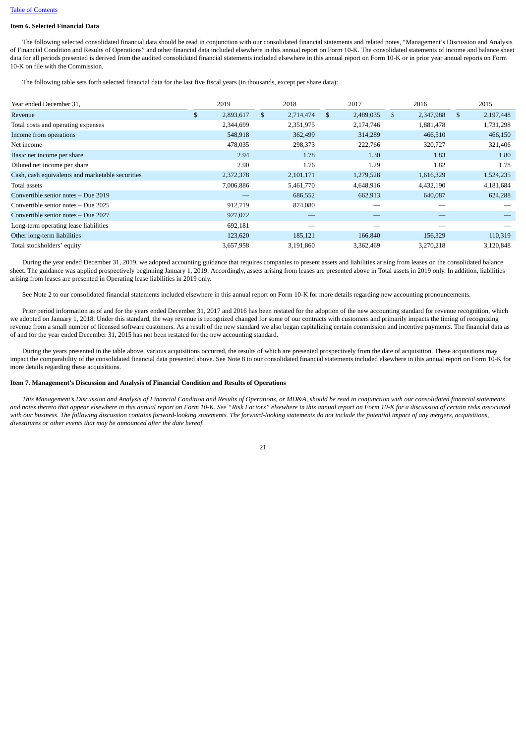[Table of Contents](#)

**Item 6. Selected Financial Data**

The following selected consolidated financial data should be read in conjunction with our consolidated financial statements and related notes, "Management's Discussion and Analysis of Financial Condition and Results of Operations" and other financial data included elsewhere in this annual report on Form 10-K. The consolidated statements of income and balance sheet data for all periods presented is derived from the audited consolidated financial statements included elsewhere in this annual report on Form 10-K or in prior year annual reports on Form 10-K on file with the Commission.

The following table sets forth selected financial data for the last five fiscal years (in thousands, except per share data):

| Year ended December 31, | 2019 | 2018 | 2017 | 2016 | 2015 |
|---|---|---|---|---|---|
| Revenue | $ 2,893,617 | $ 2,714,474 | $ 2,489,035 | $ 2,347,988 | $ 2,197,448 |
| Total costs and operating expenses | 2,344,699 | 2,351,975 | 2,174,746 | 1,881,478 | 1,731,298 |
| Income from operations | 548,918 | 362,499 | 314,289 | 466,510 | 466,150 |
| Net income | 478,035 | 298,373 | 222,766 | 320,727 | 321,406 |
| Basic net income per share | 2.94 | 1.78 | 1.30 | 1.83 | 1.80 |
| Diluted net income per share | 2.90 | 1.76 | 1.29 | 1.82 | 1.78 |
| Cash, cash equivalents and marketable securities | 2,372,378 | 2,101,171 | 1,279,528 | 1,616,329 | 1,524,235 |
| Total assets | 7,006,886 | 5,461,770 | 4,648,916 | 4,432,190 | 4,181,684 |
| Convertible senior notes – Due 2019 | — | 686,552 | 662,913 | 640,087 | 624,288 |
| Convertible senior notes – Due 2025 | 912,719 | 874,080 | — | — | — |
| Convertible senior notes – Due 2027 | 927,072 | — | — | — | — |
| Long-term operating lease liabilities | 692,181 | — | — | — | — |
| Other long-term liabilities | 123,620 | 185,121 | 166,840 | 156,329 | 110,319 |
| Total stockholders' equity | 3,657,958 | 3,191,860 | 3,362,469 | 3,270,218 | 3,120,848 |

During the year ended December 31, 2019, we adopted accounting guidance that requires companies to present assets and liabilities arising from leases on the consolidated balance sheet. The guidance was applied prospectively beginning January 1, 2019. Accordingly, assets arising from leases are presented above in Total assets in 2019 only. In addition, liabilities arising from leases are presented in Operating lease liabilities in 2019 only.

See Note 2 to our consolidated financial statements included elsewhere in this annual report on Form 10-K for more details regarding new accounting pronouncements.

Prior period information as of and for the years ended December 31, 2017 and 2016 has been restated for the adoption of the new accounting standard for revenue recognition, which we adopted on January 1, 2018. Under this standard, the way revenue is recognized changed for some of our contracts with customers and primarily impacts the timing of recognizing revenue from a small number of licensed software customers. As a result of the new standard we also began capitalizing certain commission and incentive payments. The financial data as of and for the year ended December 31, 2015 has not been restated for the new accounting standard.

During the years presented in the table above, various acquisitions occurred, the results of which are presented prospectively from the date of acquisition. These acquisitions may impact the comparability of the consolidated financial data presented above. See Note 8 to our consolidated financial statements included elsewhere in this annual report on Form 10-K for more details regarding these acquisitions.

**Item 7. Management's Discussion and Analysis of Financial Condition and Results of Operations**

*This Management's Discussion and Analysis of Financial Condition and Results of Operations, or MD&A, should be read in conjunction with our consolidated financial statements and notes thereto that appear elsewhere in this annual report on Form 10-K. See "Risk Factors" elsewhere in this annual report on Form 10-K for a discussion of certain risks associated with our business. The following discussion contains forward-looking statements. The forward-looking statements do not include the potential impact of any mergers, acquisitions, divestitures or other events that may be announced after the date hereof.*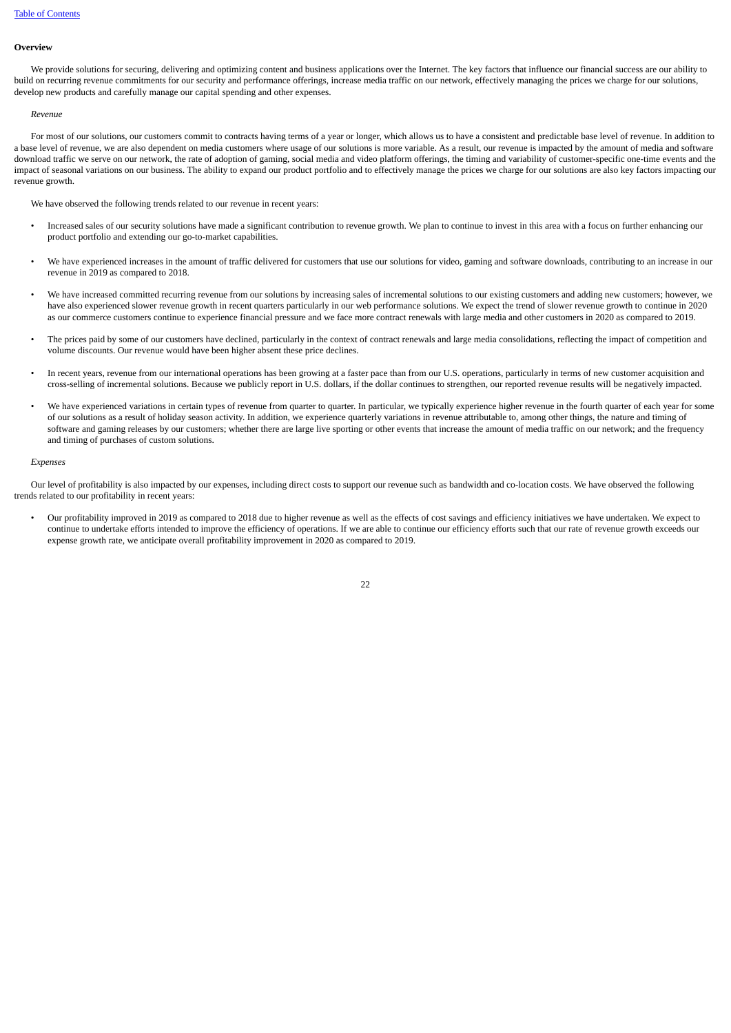**Overview**

We provide solutions for securing, delivering and optimizing content and business applications over the Internet. The key factors that influence our financial success are our ability to build on recurring revenue commitments for our security and performance offerings, increase media traffic on our network, effectively managing the prices we charge for our solutions, develop new products and carefully manage our capital spending and other expenses.

*Revenue*

For most of our solutions, our customers commit to contracts having terms of a year or longer, which allows us to have a consistent and predictable base level of revenue. In addition to a base level of revenue, we are also dependent on media customers where usage of our solutions is more variable. As a result, our revenue is impacted by the amount of media and software download traffic we serve on our network, the rate of adoption of gaming, social media and video platform offerings, the timing and variability of customer-specific one-time events and the impact of seasonal variations on our business. The ability to expand our product portfolio and to effectively manage the prices we charge for our solutions are also key factors impacting our revenue growth.

We have observed the following trends related to our revenue in recent years:

- Increased sales of our security solutions have made a significant contribution to revenue growth. We plan to continue to invest in this area with a focus on further enhancing our product portfolio and extending our go-to-market capabilities.
- We have experienced increases in the amount of traffic delivered for customers that use our solutions for video, gaming and software downloads, contributing to an increase in our revenue in 2019 as compared to 2018.
- We have increased committed recurring revenue from our solutions by increasing sales of incremental solutions to our existing customers and adding new customers; however, we have also experienced slower revenue growth in recent quarters particularly in our web performance solutions. We expect the trend of slower revenue growth to continue in 2020 as our commerce customers continue to experience financial pressure and we face more contract renewals with large media and other customers in 2020 as compared to 2019.
- The prices paid by some of our customers have declined, particularly in the context of contract renewals and large media consolidations, reflecting the impact of competition and volume discounts. Our revenue would have been higher absent these price declines.
- In recent years, revenue from our international operations has been growing at a faster pace than from our U.S. operations, particularly in terms of new customer acquisition and cross-selling of incremental solutions. Because we publicly report in U.S. dollars, if the dollar continues to strengthen, our reported revenue results will be negatively impacted.
- We have experienced variations in certain types of revenue from quarter to quarter. In particular, we typically experience higher revenue in the fourth quarter of each year for some of our solutions as a result of holiday season activity. In addition, we experience quarterly variations in revenue attributable to, among other things, the nature and timing of software and gaming releases by our customers; whether there are large live sporting or other events that increase the amount of media traffic on our network; and the frequency and timing of purchases of custom solutions.

*Expenses*

Our level of profitability is also impacted by our expenses, including direct costs to support our revenue such as bandwidth and co-location costs. We have observed the following trends related to our profitability in recent years:

- Our profitability improved in 2019 as compared to 2018 due to higher revenue as well as the effects of cost savings and efficiency initiatives we have undertaken. We expect to continue to undertake efforts intended to improve the efficiency of operations. If we are able to continue our efficiency efforts such that our rate of revenue growth exceeds our expense growth rate, we anticipate overall profitability improvement in 2020 as compared to 2019.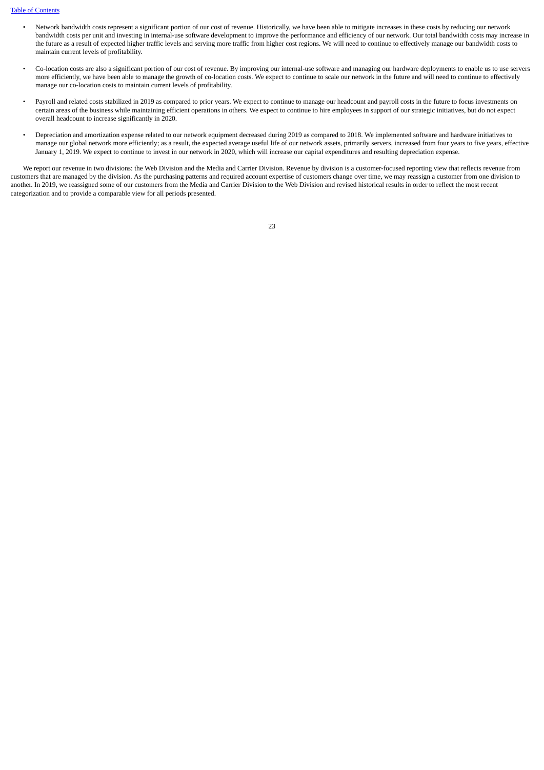- Network bandwidth costs represent a significant portion of our cost of revenue. Historically, we have been able to mitigate increases in these costs by reducing our network bandwidth costs per unit and investing in internal-use software development to improve the performance and efficiency of our network. Our total bandwidth costs may increase in the future as a result of expected higher traffic levels and serving more traffic from higher cost regions. We will need to continue to effectively manage our bandwidth costs to maintain current levels of profitability.

- Co-location costs are also a significant portion of our cost of revenue. By improving our internal-use software and managing our hardware deployments to enable us to use servers more efficiently, we have been able to manage the growth of co-location costs. We expect to continue to scale our network in the future and will need to continue to effectively manage our co-location costs to maintain current levels of profitability.

- Payroll and related costs stabilized in 2019 as compared to prior years. We expect to continue to manage our headcount and payroll costs in the future to focus investments on certain areas of the business while maintaining efficient operations in others. We expect to continue to hire employees in support of our strategic initiatives, but do not expect overall headcount to increase significantly in 2020.

- Depreciation and amortization expense related to our network equipment decreased during 2019 as compared to 2018. We implemented software and hardware initiatives to manage our global network more efficiently; as a result, the expected average useful life of our network assets, primarily servers, increased from four years to five years, effective January 1, 2019. We expect to continue to invest in our network in 2020, which will increase our capital expenditures and resulting depreciation expense.

We report our revenue in two divisions: the Web Division and the Media and Carrier Division. Revenue by division is a customer-focused reporting view that reflects revenue from customers that are managed by the division. As the purchasing patterns and required account expertise of customers change over time, we may reassign a customer from one division to another. In 2019, we reassigned some of our customers from the Media and Carrier Division to the Web Division and revised historical results in order to reflect the most recent categorization and to provide a comparable view for all periods presented.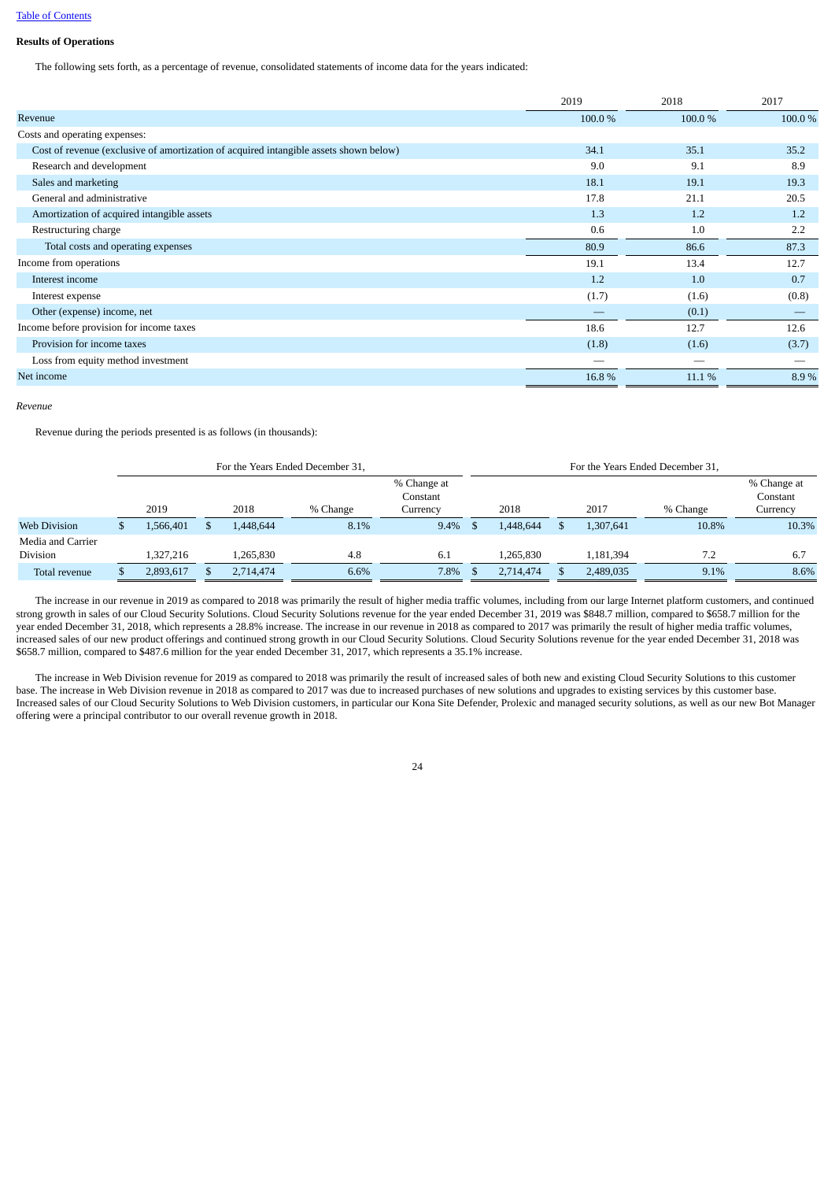[Table of Contents](#)

**Results of Operations**

The following sets forth, as a percentage of revenue, consolidated statements of income data for the years indicated:

| | 2019 | 2018 | 2017 |
|---|---|---|---|
| Revenue | 100.0 % | 100.0 % | 100.0 % |
| Costs and operating expenses: | | | |
| Cost of revenue (exclusive of amortization of acquired intangible assets shown below) | 34.1 | 35.1 | 35.2 |
| Research and development | 9.0 | 9.1 | 8.9 |
| Sales and marketing | 18.1 | 19.1 | 19.3 |
| General and administrative | 17.8 | 21.1 | 20.5 |
| Amortization of acquired intangible assets | 1.3 | 1.2 | 1.2 |
| Restructuring charge | 0.6 | 1.0 | 2.2 |
| Total costs and operating expenses | 80.9 | 86.6 | 87.3 |
| Income from operations | 19.1 | 13.4 | 12.7 |
| Interest income | 1.2 | 1.0 | 0.7 |
| Interest expense | (1.7) | (1.6) | (0.8) |
| Other (expense) income, net | — | (0.1) | — |
| Income before provision for income taxes | 18.6 | 12.7 | 12.6 |
| Provision for income taxes | (1.8) | (1.6) | (3.7) |
| Loss from equity method investment | — | — | — |
| Net income | 16.8 % | 11.1 % | 8.9 % |

*Revenue*

Revenue during the periods presented is as follows (in thousands):

| | For the Years Ended December 31, | | | | For the Years Ended December 31, | | | |
|---|---|---|---|---|---|---|---|---|
| | 2019 | 2018 | % Change | % Change at Constant Currency | 2018 | 2017 | % Change | % Change at Constant Currency |
| Web Division | $ 1,566,401 | $ 1,448,644 | 8.1% | 9.4% | $ 1,448,644 | $ 1,307,641 | 10.8% | 10.3% |
| Media and Carrier Division | 1,327,216 | 1,265,830 | 4.8 | 6.1 | 1,265,830 | 1,181,394 | 7.2 | 6.7 |
| Total revenue | $ 2,893,617 | $ 2,714,474 | 6.6% | 7.8% | $ 2,714,474 | $ 2,489,035 | 9.1% | 8.6% |

The increase in our revenue in 2019 as compared to 2018 was primarily the result of higher media traffic volumes, including from our large Internet platform customers, and continued strong growth in sales of our Cloud Security Solutions. Cloud Security Solutions revenue for the year ended December 31, 2019 was $848.7 million, compared to $658.7 million for the year ended December 31, 2018, which represents a 28.8% increase. The increase in our revenue in 2018 as compared to 2017 was primarily the result of higher media traffic volumes, increased sales of our new product offerings and continued strong growth in our Cloud Security Solutions. Cloud Security Solutions revenue for the year ended December 31, 2018 was $658.7 million, compared to $487.6 million for the year ended December 31, 2017, which represents a 35.1% increase.

The increase in Web Division revenue for 2019 as compared to 2018 was primarily the result of increased sales of both new and existing Cloud Security Solutions to this customer base. The increase in Web Division revenue in 2018 as compared to 2017 was due to increased purchases of new solutions and upgrades to existing services by this customer base. Increased sales of our Cloud Security Solutions to Web Division customers, in particular our Kona Site Defender, Prolexic and managed security solutions, as well as our new Bot Manager offering were a principal contributor to our overall revenue growth in 2018.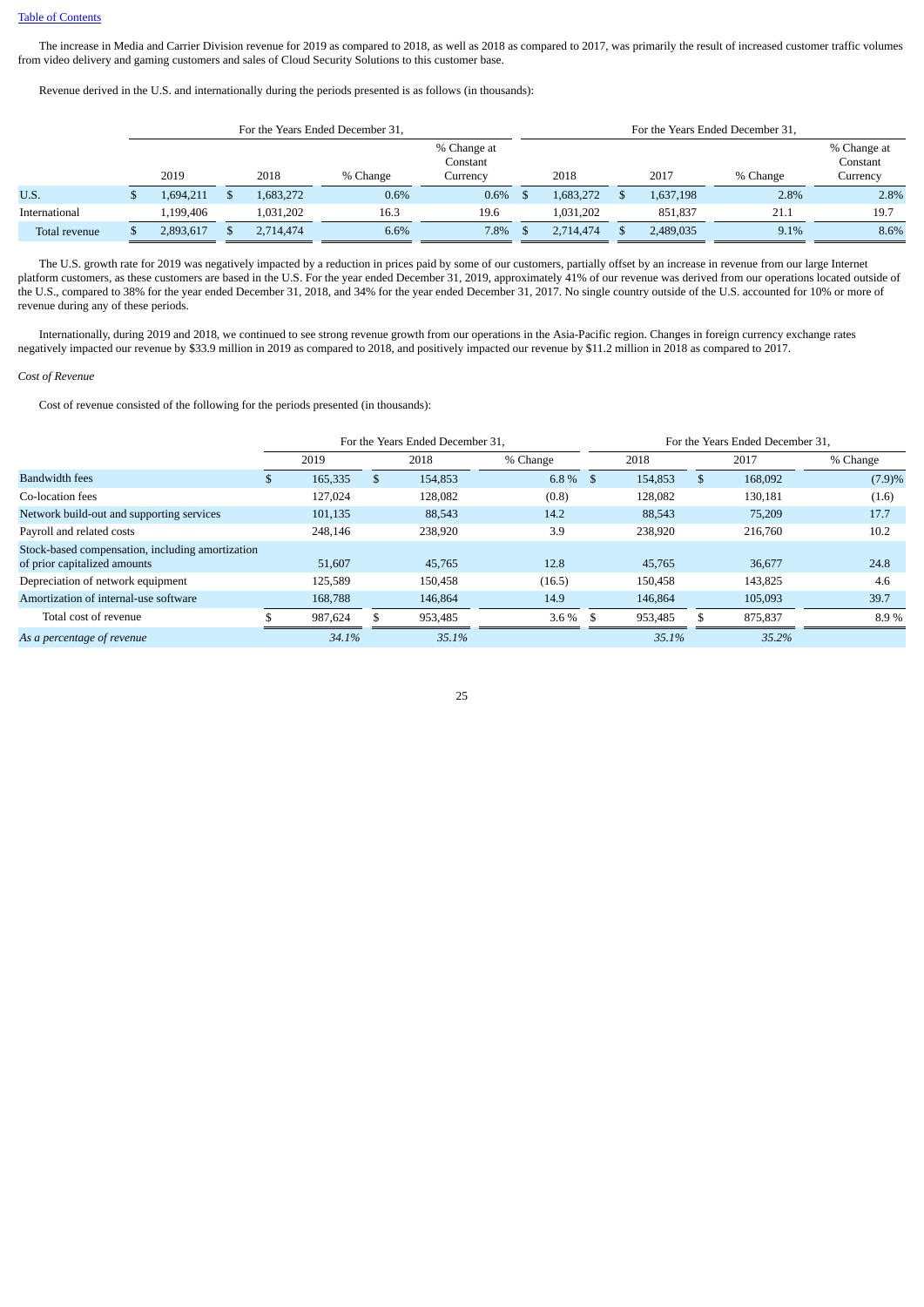The increase in Media and Carrier Division revenue for 2019 as compared to 2018, as well as 2018 as compared to 2017, was primarily the result of increased customer traffic volumes from video delivery and gaming customers and sales of Cloud Security Solutions to this customer base.

Revenue derived in the U.S. and internationally during the periods presented is as follows (in thousands):

| | For the Years Ended December 31, | | | | For the Years Ended December 31, | | | |
|---|---|---|---|---|---|---|---|---|
| | 2019 | 2018 | % Change | % Change at Constant Currency | 2018 | 2017 | % Change | % Change at Constant Currency |
| U.S. | $ 1,694,211 | $ 1,683,272 | 0.6% | 0.6% | $ 1,683,272 | $ 1,637,198 | 2.8% | 2.8% |
| International | 1,199,406 | 1,031,202 | 16.3 | 19.6 | 1,031,202 | 851,837 | 21.1 | 19.7 |
| Total revenue | $ 2,893,617 | $ 2,714,474 | 6.6% | 7.8% | $ 2,714,474 | $ 2,489,035 | 9.1% | 8.6% |

The U.S. growth rate for 2019 was negatively impacted by a reduction in prices paid by some of our customers, partially offset by an increase in revenue from our large Internet platform customers, as these customers are based in the U.S. For the year ended December 31, 2019, approximately 41% of our revenue was derived from our operations located outside of the U.S., compared to 38% for the year ended December 31, 2018, and 34% for the year ended December 31, 2017. No single country outside of the U.S. accounted for 10% or more of revenue during any of these periods.

Internationally, during 2019 and 2018, we continued to see strong revenue growth from our operations in the Asia-Pacific region. Changes in foreign currency exchange rates negatively impacted our revenue by $33.9 million in 2019 as compared to 2018, and positively impacted our revenue by $11.2 million in 2018 as compared to 2017.

*Cost of Revenue*

Cost of revenue consisted of the following for the periods presented (in thousands):

| | For the Years Ended December 31, | | | For the Years Ended December 31, | | |
|---|---|---|---|---|---|---|
| | 2019 | 2018 | % Change | 2018 | 2017 | % Change |
| Bandwidth fees | $ 165,335 | $ 154,853 | 6.8 % | $ 154,853 | $ 168,092 | (7.9)% |
| Co-location fees | 127,024 | 128,082 | (0.8) | 128,082 | 130,181 | (1.6) |
| Network build-out and supporting services | 101,135 | 88,543 | 14.2 | 88,543 | 75,209 | 17.7 |
| Payroll and related costs | 248,146 | 238,920 | 3.9 | 238,920 | 216,760 | 10.2 |
| Stock-based compensation, including amortization of prior capitalized amounts | 51,607 | 45,765 | 12.8 | 45,765 | 36,677 | 24.8 |
| Depreciation of network equipment | 125,589 | 150,458 | (16.5) | 150,458 | 143,825 | 4.6 |
| Amortization of internal-use software | 168,788 | 146,864 | 14.9 | 146,864 | 105,093 | 39.7 |
| Total cost of revenue | $ 987,624 | $ 953,485 | 3.6 % | $ 953,485 | $ 875,837 | 8.9 % |
| *As a percentage of revenue* | *34.1%* | *35.1%* | | *35.1%* | *35.2%* | |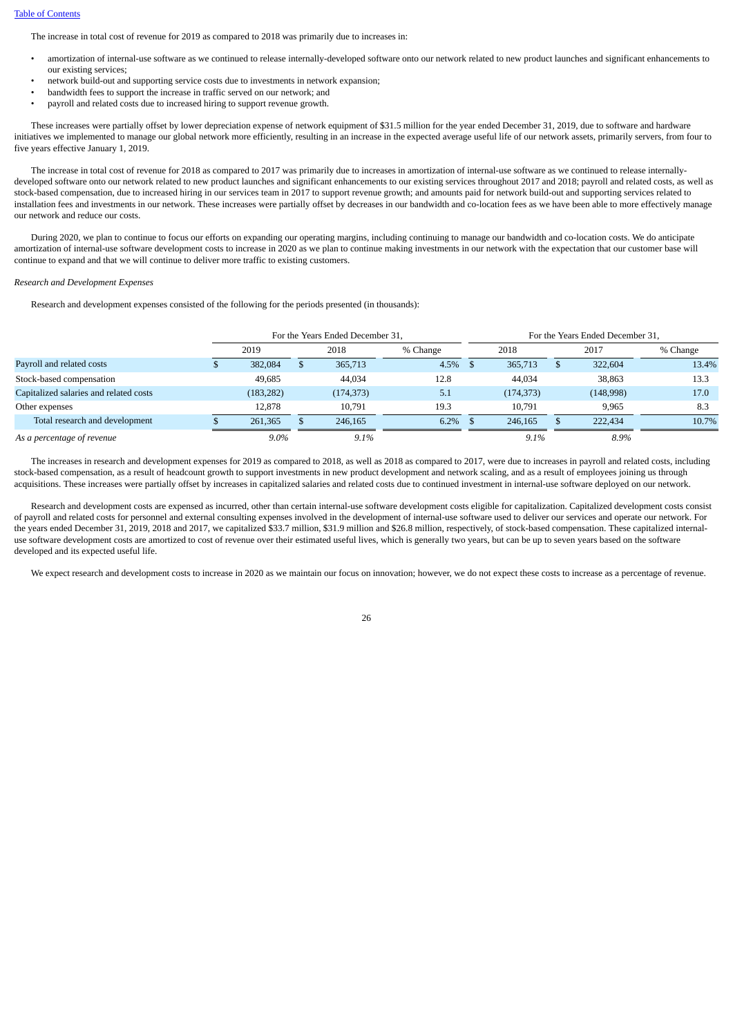The increase in total cost of revenue for 2019 as compared to 2018 was primarily due to increases in:

- amortization of internal-use software as we continued to release internally-developed software onto our network related to new product launches and significant enhancements to our existing services;
- network build-out and supporting service costs due to investments in network expansion;
- bandwidth fees to support the increase in traffic served on our network; and
- payroll and related costs due to increased hiring to support revenue growth.

These increases were partially offset by lower depreciation expense of network equipment of $31.5 million for the year ended December 31, 2019, due to software and hardware initiatives we implemented to manage our global network more efficiently, resulting in an increase in the expected average useful life of our network assets, primarily servers, from four to five years effective January 1, 2019.

The increase in total cost of revenue for 2018 as compared to 2017 was primarily due to increases in amortization of internal-use software as we continued to release internally-developed software onto our network related to new product launches and significant enhancements to our existing services throughout 2017 and 2018; payroll and related costs, as well as stock-based compensation, due to increased hiring in our services team in 2017 to support revenue growth; and amounts paid for network build-out and supporting services related to installation fees and investments in our network. These increases were partially offset by decreases in our bandwidth and co-location fees as we have been able to more effectively manage our network and reduce our costs.

During 2020, we plan to continue to focus our efforts on expanding our operating margins, including continuing to manage our bandwidth and co-location costs. We do anticipate amortization of internal-use software development costs to increase in 2020 as we plan to continue making investments in our network with the expectation that our customer base will continue to expand and that we will continue to deliver more traffic to existing customers.

*Research and Development Expenses*

Research and development expenses consisted of the following for the periods presented (in thousands):

| | For the Years Ended December 31, | | | For the Years Ended December 31, | | |
|---|---|---|---|---|---|---|
| | 2019 | 2018 | % Change | 2018 | 2017 | % Change |
| Payroll and related costs | $ 382,084 | $ 365,713 | 4.5% | $ 365,713 | $ 322,604 | 13.4% |
| Stock-based compensation | 49,685 | 44,034 | 12.8 | 44,034 | 38,863 | 13.3 |
| Capitalized salaries and related costs | (183,282) | (174,373) | 5.1 | (174,373) | (148,998) | 17.0 |
| Other expenses | 12,878 | 10,791 | 19.3 | 10,791 | 9,965 | 8.3 |
| Total research and development | $ 261,365 | $ 246,165 | 6.2% | $ 246,165 | $ 222,434 | 10.7% |
| *As a percentage of revenue* | *9.0%* | *9.1%* | | *9.1%* | *8.9%* | |

The increases in research and development expenses for 2019 as compared to 2018, as well as 2018 as compared to 2017, were due to increases in payroll and related costs, including stock-based compensation, as a result of headcount growth to support investments in new product development and network scaling, and as a result of employees joining us through acquisitions. These increases were partially offset by increases in capitalized salaries and related costs due to continued investment in internal-use software deployed on our network.

Research and development costs are expensed as incurred, other than certain internal-use software development costs eligible for capitalization. Capitalized development costs consist of payroll and related costs for personnel and external consulting expenses involved in the development of internal-use software used to deliver our services and operate our network. For the years ended December 31, 2019, 2018 and 2017, we capitalized $33.7 million, $31.9 million and $26.8 million, respectively, of stock-based compensation. These capitalized internal-use software development costs are amortized to cost of revenue over their estimated useful lives, which is generally two years, but can be up to seven years based on the software developed and its expected useful life.

We expect research and development costs to increase in 2020 as we maintain our focus on innovation; however, we do not expect these costs to increase as a percentage of revenue.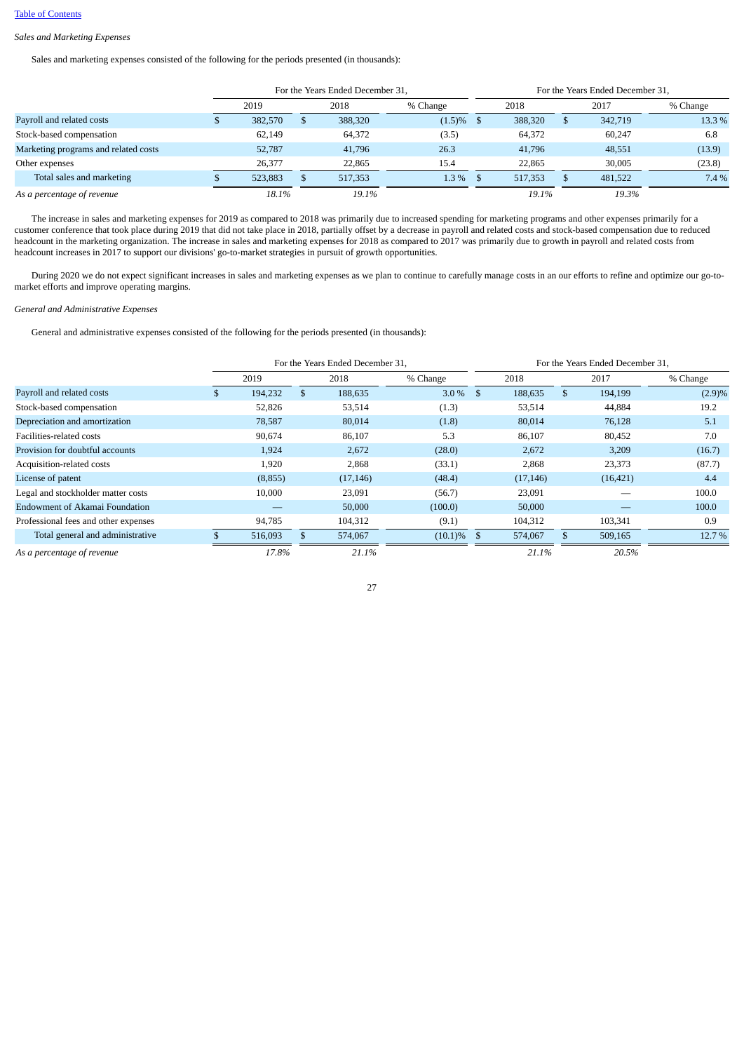*Sales and Marketing Expenses*

Sales and marketing expenses consisted of the following for the periods presented (in thousands):

| | For the Years Ended December 31, | | | For the Years Ended December 31, | | |
|---|---|---|---|---|---|---|
| | 2019 | 2018 | % Change | 2018 | 2017 | % Change |
| Payroll and related costs | $ 382,570 | $ 388,320 | (1.5)% | $ 388,320 | $ 342,719 | 13.3 % |
| Stock-based compensation | 62,149 | 64,372 | (3.5) | 64,372 | 60,247 | 6.8 |
| Marketing programs and related costs | 52,787 | 41,796 | 26.3 | 41,796 | 48,551 | (13.9) |
| Other expenses | 26,377 | 22,865 | 15.4 | 22,865 | 30,005 | (23.8) |
| Total sales and marketing | $ 523,883 | $ 517,353 | 1.3 % | $ 517,353 | $ 481,522 | 7.4 % |
| *As a percentage of revenue* | *18.1%* | *19.1%* | | *19.1%* | *19.3%* | |

The increase in sales and marketing expenses for 2019 as compared to 2018 was primarily due to increased spending for marketing programs and other expenses primarily for a customer conference that took place during 2019 that did not take place in 2018, partially offset by a decrease in payroll and related costs and stock-based compensation due to reduced headcount in the marketing organization. The increase in sales and marketing expenses for 2018 as compared to 2017 was primarily due to growth in payroll and related costs from headcount increases in 2017 to support our divisions' go-to-market strategies in pursuit of growth opportunities.

During 2020 we do not expect significant increases in sales and marketing expenses as we plan to continue to carefully manage costs in an our efforts to refine and optimize our go-to-market efforts and improve operating margins.

*General and Administrative Expenses*

General and administrative expenses consisted of the following for the periods presented (in thousands):

| | For the Years Ended December 31, | | | For the Years Ended December 31, | | |
|---|---|---|---|---|---|---|
| | 2019 | 2018 | % Change | 2018 | 2017 | % Change |
| Payroll and related costs | $ 194,232 | $ 188,635 | 3.0 % | $ 188,635 | $ 194,199 | (2.9)% |
| Stock-based compensation | 52,826 | 53,514 | (1.3) | 53,514 | 44,884 | 19.2 |
| Depreciation and amortization | 78,587 | 80,014 | (1.8) | 80,014 | 76,128 | 5.1 |
| Facilities-related costs | 90,674 | 86,107 | 5.3 | 86,107 | 80,452 | 7.0 |
| Provision for doubtful accounts | 1,924 | 2,672 | (28.0) | 2,672 | 3,209 | (16.7) |
| Acquisition-related costs | 1,920 | 2,868 | (33.1) | 2,868 | 23,373 | (87.7) |
| License of patent | (8,855) | (17,146) | (48.4) | (17,146) | (16,421) | 4.4 |
| Legal and stockholder matter costs | 10,000 | 23,091 | (56.7) | 23,091 | — | 100.0 |
| Endowment of Akamai Foundation | — | 50,000 | (100.0) | 50,000 | — | 100.0 |
| Professional fees and other expenses | 94,785 | 104,312 | (9.1) | 104,312 | 103,341 | 0.9 |
| Total general and administrative | $ 516,093 | $ 574,067 | (10.1)% | $ 574,067 | $ 509,165 | 12.7 % |
| *As a percentage of revenue* | *17.8%* | *21.1%* | | *21.1%* | *20.5%* | |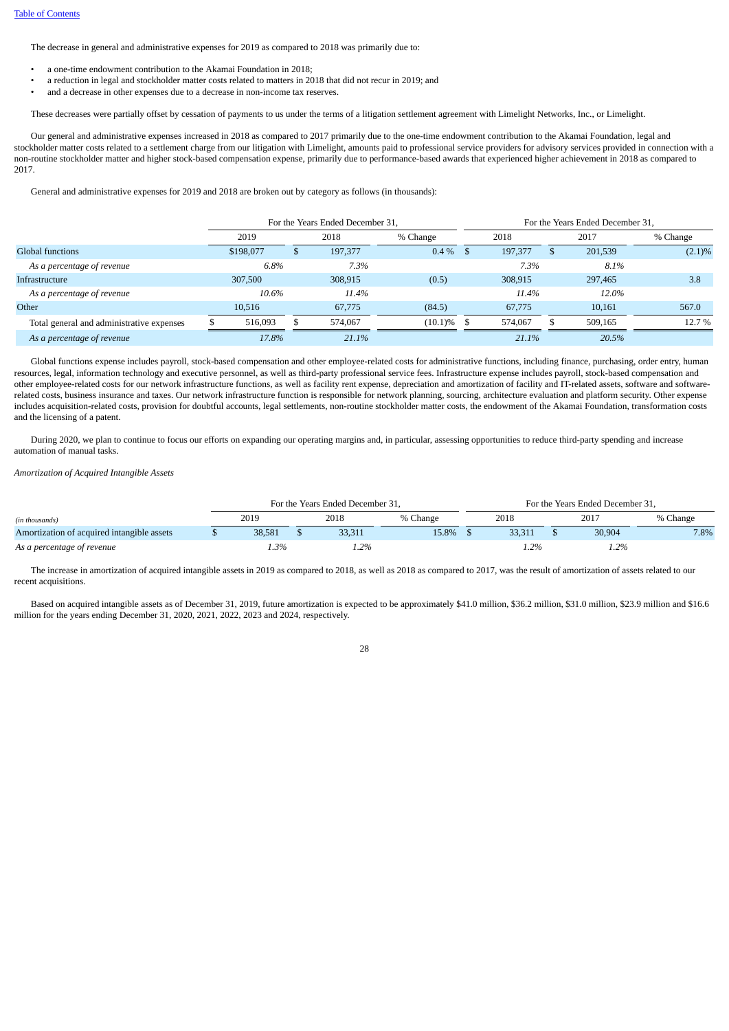The decrease in general and administrative expenses for 2019 as compared to 2018 was primarily due to:

- a one-time endowment contribution to the Akamai Foundation in 2018;
- a reduction in legal and stockholder matter costs related to matters in 2018 that did not recur in 2019; and
- and a decrease in other expenses due to a decrease in non-income tax reserves.

These decreases were partially offset by cessation of payments to us under the terms of a litigation settlement agreement with Limelight Networks, Inc., or Limelight.

Our general and administrative expenses increased in 2018 as compared to 2017 primarily due to the one-time endowment contribution to the Akamai Foundation, legal and stockholder matter costs related to a settlement charge from our litigation with Limelight, amounts paid to professional service providers for advisory services provided in connection with a non-routine stockholder matter and higher stock-based compensation expense, primarily due to performance-based awards that experienced higher achievement in 2018 as compared to 2017.

General and administrative expenses for 2019 and 2018 are broken out by category as follows (in thousands):

| | For the Years Ended December 31, | | | For the Years Ended December 31, | | |
|---|---|---|---|---|---|---|
| | 2019 | 2018 | % Change | 2018 | 2017 | % Change |
| Global functions | $198,077 | $ 197,377 | 0.4 % | $ 197,377 | $ 201,539 | (2.1)% |
| *As a percentage of revenue* | *6.8%* | *7.3%* | | *7.3%* | *8.1%* | |
| Infrastructure | 307,500 | 308,915 | (0.5) | 308,915 | 297,465 | 3.8 |
| *As a percentage of revenue* | *10.6%* | *11.4%* | | *11.4%* | *12.0%* | |
| Other | 10,516 | 67,775 | (84.5) | 67,775 | 10,161 | 567.0 |
| Total general and administrative expenses | $ 516,093 | $ 574,067 | (10.1)% | $ 574,067 | $ 509,165 | 12.7 % |
| *As a percentage of revenue* | *17.8%* | *21.1%* | | *21.1%* | *20.5%* | |

Global functions expense includes payroll, stock-based compensation and other employee-related costs for administrative functions, including finance, purchasing, order entry, human resources, legal, information technology and executive personnel, as well as third-party professional service fees. Infrastructure expense includes payroll, stock-based compensation and other employee-related costs for our network infrastructure functions, as well as facility rent expense, depreciation and amortization of facility and IT-related assets, software and software-related costs, business insurance and taxes. Our network infrastructure function is responsible for network planning, sourcing, architecture evaluation and platform security. Other expense includes acquisition-related costs, provision for doubtful accounts, legal settlements, non-routine stockholder matter costs, the endowment of the Akamai Foundation, transformation costs and the licensing of a patent.

During 2020, we plan to continue to focus our efforts on expanding our operating margins and, in particular, assessing opportunities to reduce third-party spending and increase automation of manual tasks.

*Amortization of Acquired Intangible Assets*

| | For the Years Ended December 31, | | | For the Years Ended December 31, | | |
|---|---|---|---|---|---|---|
| *(in thousands)* | 2019 | 2018 | % Change | 2018 | 2017 | % Change |
| Amortization of acquired intangible assets | $ 38,581 | $ 33,311 | 15.8% | $ 33,311 | $ 30,904 | 7.8% |
| *As a percentage of revenue* | *1.3%* | *1.2%* | | *1.2%* | *1.2%* | |

The increase in amortization of acquired intangible assets in 2019 as compared to 2018, as well as 2018 as compared to 2017, was the result of amortization of assets related to our recent acquisitions.

Based on acquired intangible assets as of December 31, 2019, future amortization is expected to be approximately $41.0 million, $36.2 million, $31.0 million, $23.9 million and $16.6 million for the years ending December 31, 2020, 2021, 2022, 2023 and 2024, respectively.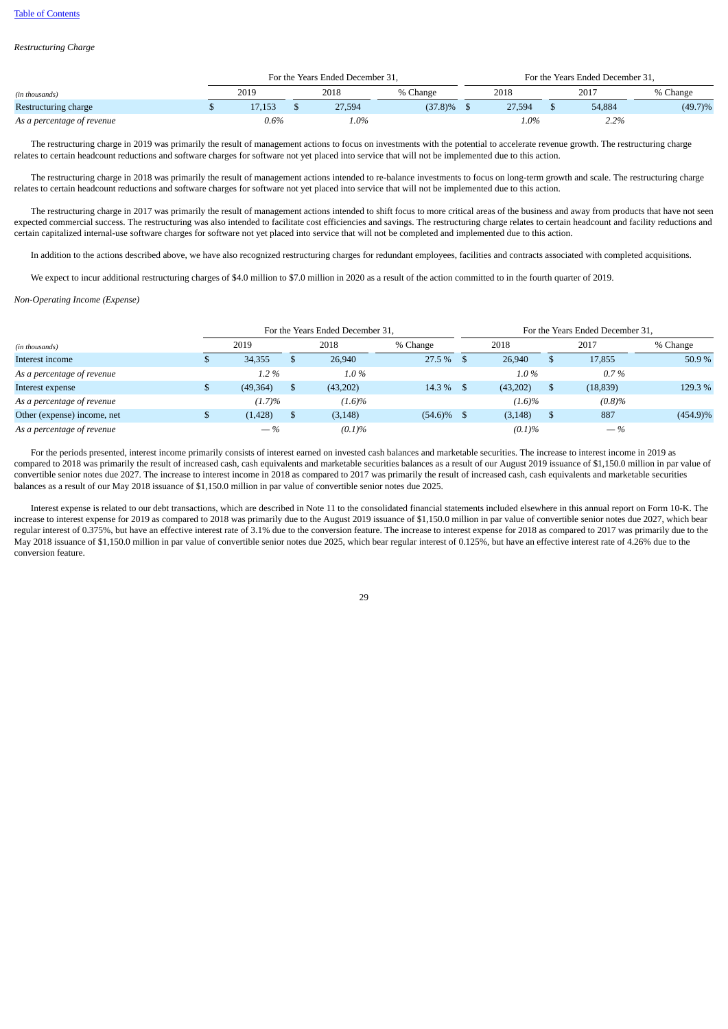*Restructuring Charge*

| | For the Years Ended December 31, | | | For the Years Ended December 31, | | |
|---|---|---|---|---|---|---|
| *(in thousands)* | 2019 | 2018 | % Change | 2018 | 2017 | % Change |
| Restructuring charge | $ 17,153 | $ 27,594 | (37.8)% | $ 27,594 | $ 54,884 | (49.7)% |
| *As a percentage of revenue* | *0.6%* | *1.0%* | | *1.0%* | *2.2%* | |

The restructuring charge in 2019 was primarily the result of management actions to focus on investments with the potential to accelerate revenue growth. The restructuring charge relates to certain headcount reductions and software charges for software not yet placed into service that will not be implemented due to this action.

The restructuring charge in 2018 was primarily the result of management actions intended to re-balance investments to focus on long-term growth and scale. The restructuring charge relates to certain headcount reductions and software charges for software not yet placed into service that will not be implemented due to this action.

The restructuring charge in 2017 was primarily the result of management actions intended to shift focus to more critical areas of the business and away from products that have not seen expected commercial success. The restructuring was also intended to facilitate cost efficiencies and savings. The restructuring charge relates to certain headcount and facility reductions and certain capitalized internal-use software charges for software not yet placed into service that will not be completed and implemented due to this action.

In addition to the actions described above, we have also recognized restructuring charges for redundant employees, facilities and contracts associated with completed acquisitions.

We expect to incur additional restructuring charges of $4.0 million to $7.0 million in 2020 as a result of the action committed to in the fourth quarter of 2019.

*Non-Operating Income (Expense)*

| | For the Years Ended December 31, | | | For the Years Ended December 31, | | |
|---|---|---|---|---|---|---|
| *(in thousands)* | 2019 | 2018 | % Change | 2018 | 2017 | % Change |
| Interest income | $ 34,355 | $ 26,940 | 27.5 % | $ 26,940 | $ 17,855 | 50.9 % |
| *As a percentage of revenue* | *1.2 %* | *1.0 %* | | *1.0 %* | *0.7 %* | |
| Interest expense | $ (49,364) | $ (43,202) | 14.3 % | $ (43,202) | $ (18,839) | 129.3 % |
| *As a percentage of revenue* | *(1.7)%* | *(1.6)%* | | *(1.6)%* | *(0.8)%* | |
| Other (expense) income, net | $ (1,428) | $ (3,148) | (54.6)% | $ (3,148) | $ 887 | (454.9)% |
| *As a percentage of revenue* | *— %* | *(0.1)%* | | *(0.1)%* | *— %* | |

For the periods presented, interest income primarily consists of interest earned on invested cash balances and marketable securities. The increase to interest income in 2019 as compared to 2018 was primarily the result of increased cash, cash equivalents and marketable securities balances as a result of our August 2019 issuance of $1,150.0 million in par value of convertible senior notes due 2027. The increase to interest income in 2018 as compared to 2017 was primarily the result of increased cash, cash equivalents and marketable securities balances as a result of our May 2018 issuance of $1,150.0 million in par value of convertible senior notes due 2025.

Interest expense is related to our debt transactions, which are described in Note 11 to the consolidated financial statements included elsewhere in this annual report on Form 10-K. The increase to interest expense for 2019 as compared to 2018 was primarily due to the August 2019 issuance of $1,150.0 million in par value of convertible senior notes due 2027, which bear regular interest of 0.375%, but have an effective interest rate of 3.1% due to the conversion feature. The increase to interest expense for 2018 as compared to 2017 was primarily due to the May 2018 issuance of $1,150.0 million in par value of convertible senior notes due 2025, which bear regular interest of 0.125%, but have an effective interest rate of 4.26% due to the conversion feature.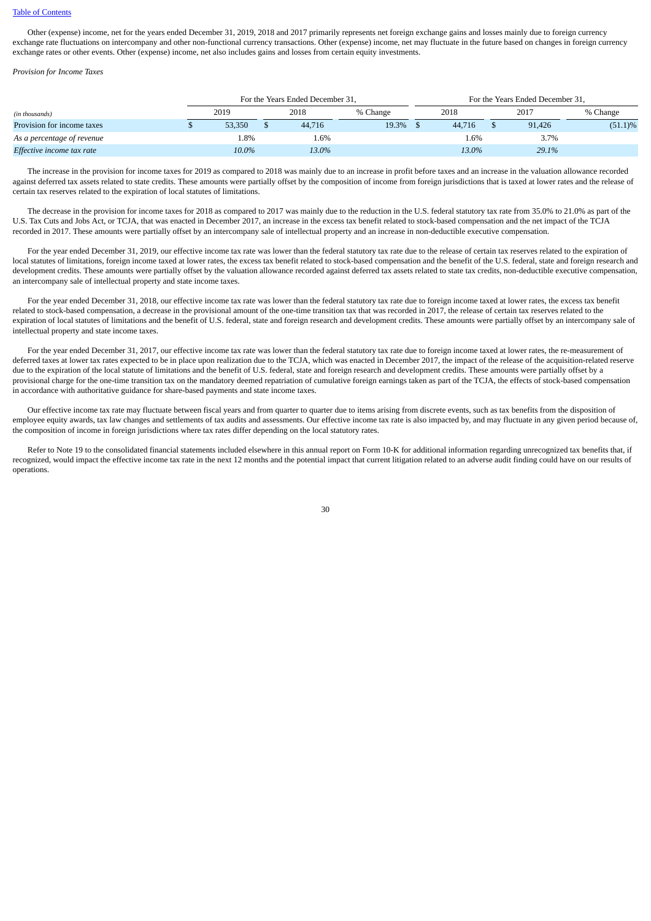Other (expense) income, net for the years ended December 31, 2019, 2018 and 2017 primarily represents net foreign exchange gains and losses mainly due to foreign currency exchange rate fluctuations on intercompany and other non-functional currency transactions. Other (expense) income, net may fluctuate in the future based on changes in foreign currency exchange rates or other events. Other (expense) income, net also includes gains and losses from certain equity investments.

*Provision for Income Taxes*

| | For the Years Ended December 31, | | | For the Years Ended December 31, | | |
|---|---|---|---|---|---|---|
| *(in thousands)* | 2019 | 2018 | % Change | 2018 | 2017 | % Change |
| Provision for income taxes | $ 53,350 | $ 44,716 | 19.3% | $ 44,716 | $ 91,426 | (51.1)% |
| *As a percentage of revenue* | 1.8% | 1.6% | | 1.6% | 3.7% | |
| *Effective income tax rate* | *10.0%* | *13.0%* | | *13.0%* | *29.1%* | |

The increase in the provision for income taxes for 2019 as compared to 2018 was mainly due to an increase in profit before taxes and an increase in the valuation allowance recorded against deferred tax assets related to state credits. These amounts were partially offset by the composition of income from foreign jurisdictions that is taxed at lower rates and the release of certain tax reserves related to the expiration of local statutes of limitations.

The decrease in the provision for income taxes for 2018 as compared to 2017 was mainly due to the reduction in the U.S. federal statutory tax rate from 35.0% to 21.0% as part of the U.S. Tax Cuts and Jobs Act, or TCJA, that was enacted in December 2017, an increase in the excess tax benefit related to stock-based compensation and the net impact of the TCJA recorded in 2017. These amounts were partially offset by an intercompany sale of intellectual property and an increase in non-deductible executive compensation.

For the year ended December 31, 2019, our effective income tax rate was lower than the federal statutory tax rate due to the release of certain tax reserves related to the expiration of local statutes of limitations, foreign income taxed at lower rates, the excess tax benefit related to stock-based compensation and the benefit of the U.S. federal, state and foreign research and development credits. These amounts were partially offset by the valuation allowance recorded against deferred tax assets related to state tax credits, non-deductible executive compensation, an intercompany sale of intellectual property and state income taxes.

For the year ended December 31, 2018, our effective income tax rate was lower than the federal statutory tax rate due to foreign income taxed at lower rates, the excess tax benefit related to stock-based compensation, a decrease in the provisional amount of the one-time transition tax that was recorded in 2017, the release of certain tax reserves related to the expiration of local statutes of limitations and the benefit of U.S. federal, state and foreign research and development credits. These amounts were partially offset by an intercompany sale of intellectual property and state income taxes.

For the year ended December 31, 2017, our effective income tax rate was lower than the federal statutory tax rate due to foreign income taxed at lower rates, the re-measurement of deferred taxes at lower tax rates expected to be in place upon realization due to the TCJA, which was enacted in December 2017, the impact of the release of the acquisition-related reserve due to the expiration of the local statute of limitations and the benefit of U.S. federal, state and foreign research and development credits. These amounts were partially offset by a provisional charge for the one-time transition tax on the mandatory deemed repatriation of cumulative foreign earnings taken as part of the TCJA, the effects of stock-based compensation in accordance with authoritative guidance for share-based payments and state income taxes.

Our effective income tax rate may fluctuate between fiscal years and from quarter to quarter due to items arising from discrete events, such as tax benefits from the disposition of employee equity awards, tax law changes and settlements of tax audits and assessments. Our effective income tax rate is also impacted by, and may fluctuate in any given period because of, the composition of income in foreign jurisdictions where tax rates differ depending on the local statutory rates.

Refer to Note 19 to the consolidated financial statements included elsewhere in this annual report on Form 10-K for additional information regarding unrecognized tax benefits that, if recognized, would impact the effective income tax rate in the next 12 months and the potential impact that current litigation related to an adverse audit finding could have on our results of operations.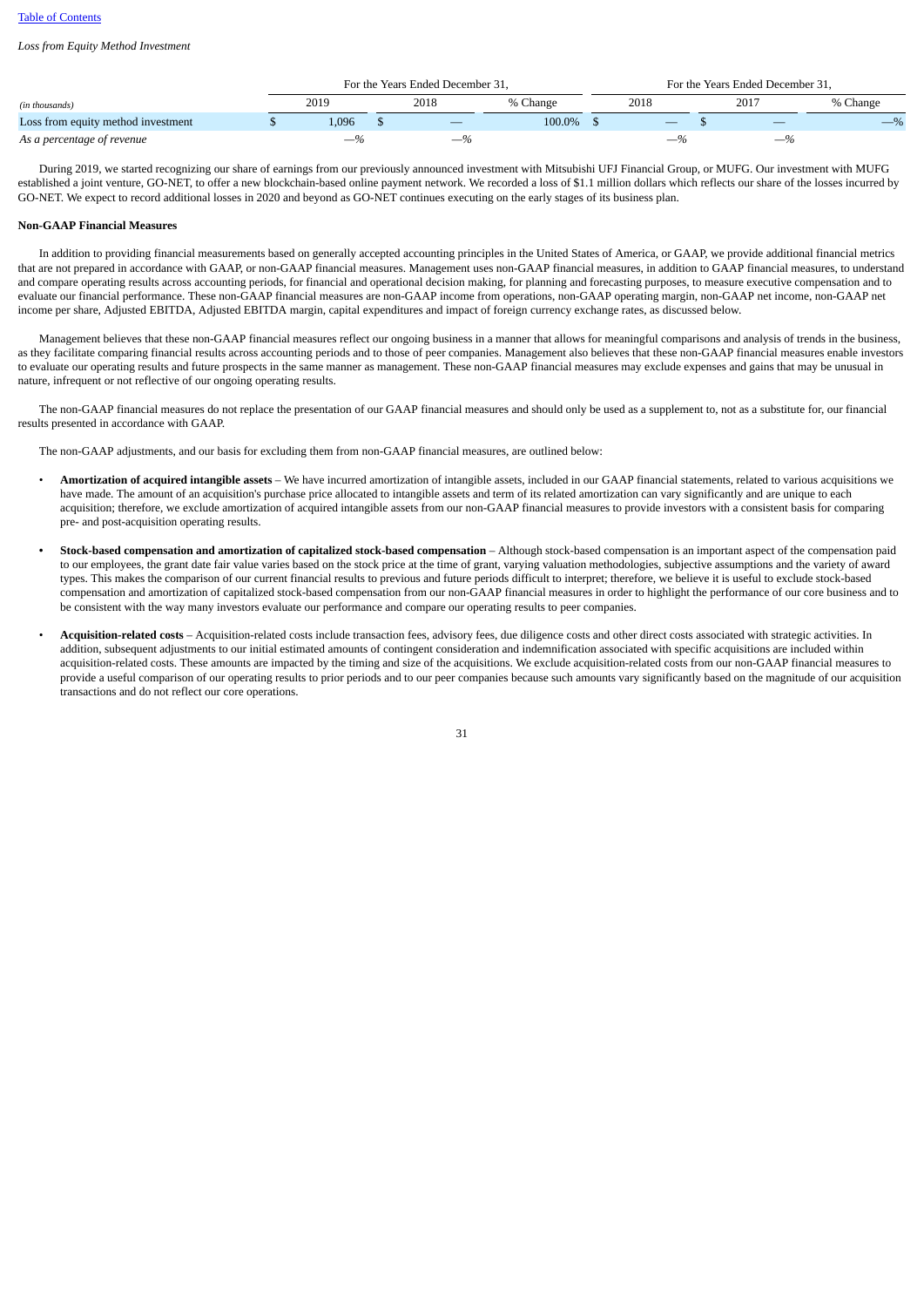*Loss from Equity Method Investment*

| | For the Years Ended December 31, | | | For the Years Ended December 31, | | |
|---|---|---|---|---|---|---|
| *(in thousands)* | 2019 | 2018 | % Change | 2018 | 2017 | % Change |
| Loss from equity method investment | $ 1,096 | $ — | 100.0% | $ — | $ — | —% |
| *As a percentage of revenue* | —% | —% | | —% | —% | |

During 2019, we started recognizing our share of earnings from our previously announced investment with Mitsubishi UFJ Financial Group, or MUFG. Our investment with MUFG established a joint venture, GO-NET, to offer a new blockchain-based online payment network. We recorded a loss of $1.1 million dollars which reflects our share of the losses incurred by GO-NET. We expect to record additional losses in 2020 and beyond as GO-NET continues executing on the early stages of its business plan.

**Non-GAAP Financial Measures**

In addition to providing financial measurements based on generally accepted accounting principles in the United States of America, or GAAP, we provide additional financial metrics that are not prepared in accordance with GAAP, or non-GAAP financial measures. Management uses non-GAAP financial measures, in addition to GAAP financial measures, to understand and compare operating results across accounting periods, for financial and operational decision making, for planning and forecasting purposes, to measure executive compensation and to evaluate our financial performance. These non-GAAP financial measures are non-GAAP income from operations, non-GAAP operating margin, non-GAAP net income, non-GAAP net income per share, Adjusted EBITDA, Adjusted EBITDA margin, capital expenditures and impact of foreign currency exchange rates, as discussed below.

Management believes that these non-GAAP financial measures reflect our ongoing business in a manner that allows for meaningful comparisons and analysis of trends in the business, as they facilitate comparing financial results across accounting periods and to those of peer companies. Management also believes that these non-GAAP financial measures enable investors to evaluate our operating results and future prospects in the same manner as management. These non-GAAP financial measures may exclude expenses and gains that may be unusual in nature, infrequent or not reflective of our ongoing operating results.

The non-GAAP financial measures do not replace the presentation of our GAAP financial measures and should only be used as a supplement to, not as a substitute for, our financial results presented in accordance with GAAP.

The non-GAAP adjustments, and our basis for excluding them from non-GAAP financial measures, are outlined below:

- **Amortization of acquired intangible assets** – We have incurred amortization of intangible assets, included in our GAAP financial statements, related to various acquisitions we have made. The amount of an acquisition's purchase price allocated to intangible assets and term of its related amortization can vary significantly and are unique to each acquisition; therefore, we exclude amortization of acquired intangible assets from our non-GAAP financial measures to provide investors with a consistent basis for comparing pre- and post-acquisition operating results.

- **Stock-based compensation and amortization of capitalized stock-based compensation** – Although stock-based compensation is an important aspect of the compensation paid to our employees, the grant date fair value varies based on the stock price at the time of grant, varying valuation methodologies, subjective assumptions and the variety of award types. This makes the comparison of our current financial results to previous and future periods difficult to interpret; therefore, we believe it is useful to exclude stock-based compensation and amortization of capitalized stock-based compensation from our non-GAAP financial measures in order to highlight the performance of our core business and to be consistent with the way many investors evaluate our performance and compare our operating results to peer companies.

- **Acquisition-related costs** – Acquisition-related costs include transaction fees, advisory fees, due diligence costs and other direct costs associated with strategic activities. In addition, subsequent adjustments to our initial estimated amounts of contingent consideration and indemnification associated with specific acquisitions are included within acquisition-related costs. These amounts are impacted by the timing and size of the acquisitions. We exclude acquisition-related costs from our non-GAAP financial measures to provide a useful comparison of our operating results to prior periods and to our peer companies because such amounts vary significantly based on the magnitude of our acquisition transactions and do not reflect our core operations.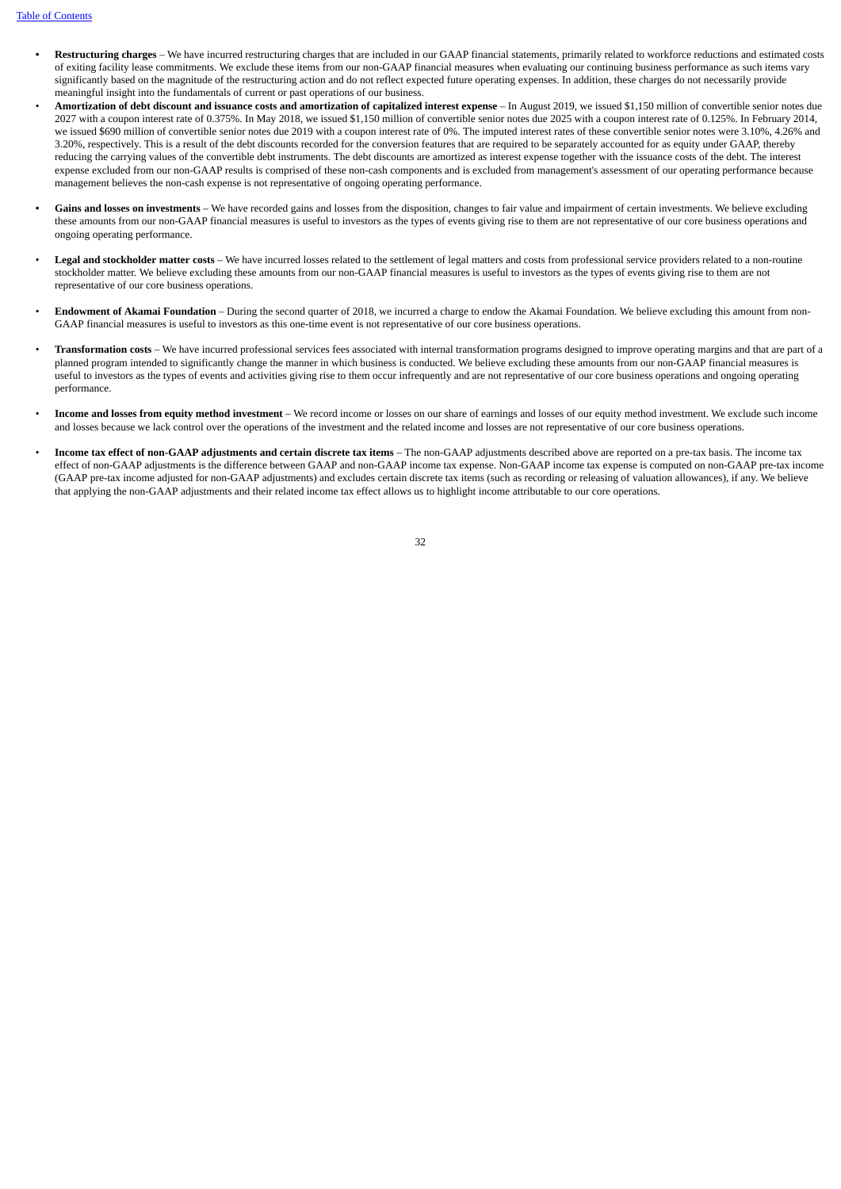- **Restructuring charges** – We have incurred restructuring charges that are included in our GAAP financial statements, primarily related to workforce reductions and estimated costs of exiting facility lease commitments. We exclude these items from our non-GAAP financial measures when evaluating our continuing business performance as such items vary significantly based on the magnitude of the restructuring action and do not reflect expected future operating expenses. In addition, these charges do not necessarily provide meaningful insight into the fundamentals of current or past operations of our business.
- **Amortization of debt discount and issuance costs and amortization of capitalized interest expense** – In August 2019, we issued $1,150 million of convertible senior notes due 2027 with a coupon interest rate of 0.375%. In May 2018, we issued $1,150 million of convertible senior notes due 2025 with a coupon interest rate of 0.125%. In February 2014, we issued $690 million of convertible senior notes due 2019 with a coupon interest rate of 0%. The imputed interest rates of these convertible senior notes were 3.10%, 4.26% and 3.20%, respectively. This is a result of the debt discounts recorded for the conversion features that are required to be separately accounted for as equity under GAAP, thereby reducing the carrying values of the convertible debt instruments. The debt discounts are amortized as interest expense together with the issuance costs of the debt. The interest expense excluded from our non-GAAP results is comprised of these non-cash components and is excluded from management's assessment of our operating performance because management believes the non-cash expense is not representative of ongoing operating performance.
- **Gains and losses on investments** – We have recorded gains and losses from the disposition, changes to fair value and impairment of certain investments. We believe excluding these amounts from our non-GAAP financial measures is useful to investors as the types of events giving rise to them are not representative of our core business operations and ongoing operating performance.
- **Legal and stockholder matter costs** – We have incurred losses related to the settlement of legal matters and costs from professional service providers related to a non-routine stockholder matter. We believe excluding these amounts from our non-GAAP financial measures is useful to investors as the types of events giving rise to them are not representative of our core business operations.
- **Endowment of Akamai Foundation** – During the second quarter of 2018, we incurred a charge to endow the Akamai Foundation. We believe excluding this amount from non-GAAP financial measures is useful to investors as this one-time event is not representative of our core business operations.
- **Transformation costs** – We have incurred professional services fees associated with internal transformation programs designed to improve operating margins and that are part of a planned program intended to significantly change the manner in which business is conducted. We believe excluding these amounts from our non-GAAP financial measures is useful to investors as the types of events and activities giving rise to them occur infrequently and are not representative of our core business operations and ongoing operating performance.
- **Income and losses from equity method investment** – We record income or losses on our share of earnings and losses of our equity method investment. We exclude such income and losses because we lack control over the operations of the investment and the related income and losses are not representative of our core business operations.
- **Income tax effect of non-GAAP adjustments and certain discrete tax items** – The non-GAAP adjustments described above are reported on a pre-tax basis. The income tax effect of non-GAAP adjustments is the difference between GAAP and non-GAAP income tax expense. Non-GAAP income tax expense is computed on non-GAAP pre-tax income (GAAP pre-tax income adjusted for non-GAAP adjustments) and excludes certain discrete tax items (such as recording or releasing of valuation allowances), if any. We believe that applying the non-GAAP adjustments and their related income tax effect allows us to highlight income attributable to our core operations.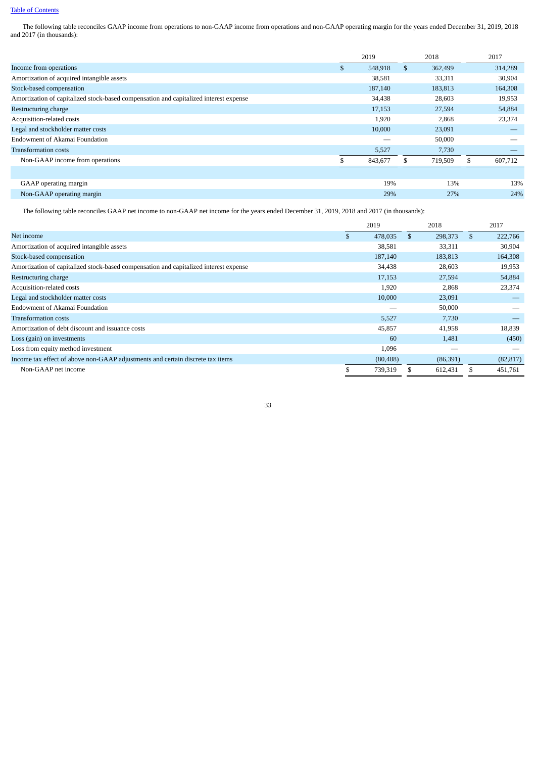Table of Contents

The following table reconciles GAAP income from operations to non-GAAP income from operations and non-GAAP operating margin for the years ended December 31, 2019, 2018 and 2017 (in thousands):

| | 2019 | 2018 | 2017 |
|---|---|---|---|
| Income from operations | $ 548,918 | $ 362,499 | 314,289 |
| Amortization of acquired intangible assets | 38,581 | 33,311 | 30,904 |
| Stock-based compensation | 187,140 | 183,813 | 164,308 |
| Amortization of capitalized stock-based compensation and capitalized interest expense | 34,438 | 28,603 | 19,953 |
| Restructuring charge | 17,153 | 27,594 | 54,884 |
| Acquisition-related costs | 1,920 | 2,868 | 23,374 |
| Legal and stockholder matter costs | 10,000 | 23,091 | — |
| Endowment of Akamai Foundation | — | 50,000 | — |
| Transformation costs | 5,527 | 7,730 | — |
| Non-GAAP income from operations | $ 843,677 | $ 719,509 | $ 607,712 |
| | | | |
| GAAP operating margin | 19% | 13% | 13% |
| Non-GAAP operating margin | 29% | 27% | 24% |

The following table reconciles GAAP net income to non-GAAP net income for the years ended December 31, 2019, 2018 and 2017 (in thousands):

| | 2019 | 2018 | 2017 |
|---|---|---|---|
| Net income | $ 478,035 | $ 298,373 | $ 222,766 |
| Amortization of acquired intangible assets | 38,581 | 33,311 | 30,904 |
| Stock-based compensation | 187,140 | 183,813 | 164,308 |
| Amortization of capitalized stock-based compensation and capitalized interest expense | 34,438 | 28,603 | 19,953 |
| Restructuring charge | 17,153 | 27,594 | 54,884 |
| Acquisition-related costs | 1,920 | 2,868 | 23,374 |
| Legal and stockholder matter costs | 10,000 | 23,091 | — |
| Endowment of Akamai Foundation | — | 50,000 | — |
| Transformation costs | 5,527 | 7,730 | — |
| Amortization of debt discount and issuance costs | 45,857 | 41,958 | 18,839 |
| Loss (gain) on investments | 60 | 1,481 | (450) |
| Loss from equity method investment | 1,096 | — | — |
| Income tax effect of above non-GAAP adjustments and certain discrete tax items | (80,488) | (86,391) | (82,817) |
| Non-GAAP net income | $ 739,319 | $ 612,431 | $ 451,761 |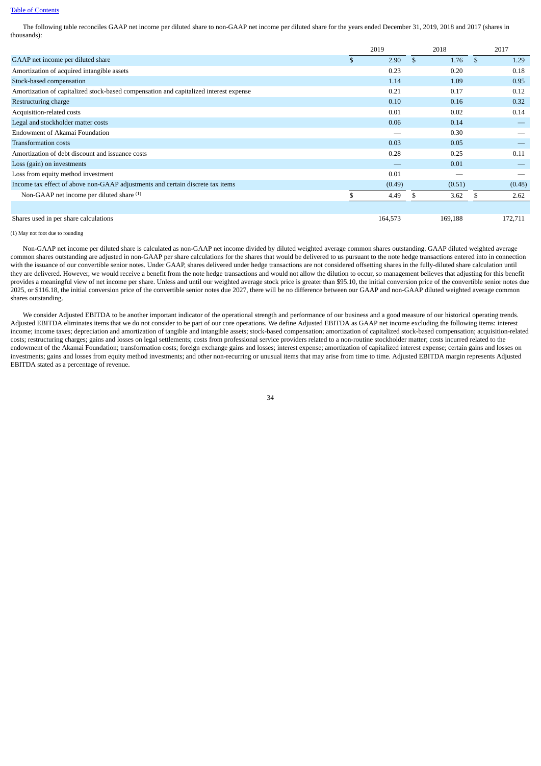The following table reconciles GAAP net income per diluted share to non-GAAP net income per diluted share for the years ended December 31, 2019, 2018 and 2017 (shares in thousands):

| | 2019 | 2018 | 2017 |
|---|---|---|---|
| GAAP net income per diluted share | $ 2.90 | $ 1.76 | $ 1.29 |
| Amortization of acquired intangible assets | 0.23 | 0.20 | 0.18 |
| Stock-based compensation | 1.14 | 1.09 | 0.95 |
| Amortization of capitalized stock-based compensation and capitalized interest expense | 0.21 | 0.17 | 0.12 |
| Restructuring charge | 0.10 | 0.16 | 0.32 |
| Acquisition-related costs | 0.01 | 0.02 | 0.14 |
| Legal and stockholder matter costs | 0.06 | 0.14 | — |
| Endowment of Akamai Foundation | — | 0.30 | — |
| Transformation costs | 0.03 | 0.05 | — |
| Amortization of debt discount and issuance costs | 0.28 | 0.25 | 0.11 |
| Loss (gain) on investments | — | 0.01 | — |
| Loss from equity method investment | 0.01 | — | — |
| Income tax effect of above non-GAAP adjustments and certain discrete tax items | (0.49) | (0.51) | (0.48) |
| Non-GAAP net income per diluted share [(1)] | $ 4.49 | $ 3.62 | $ 2.62 |
| | | | |
| Shares used in per share calculations | 164,573 | 169,188 | 172,711 |

(1) May not foot due to rounding

Non-GAAP net income per diluted share is calculated as non-GAAP net income divided by diluted weighted average common shares outstanding. GAAP diluted weighted average common shares outstanding are adjusted in non-GAAP per share calculations for the shares that would be delivered to us pursuant to the note hedge transactions entered into in connection with the issuance of our convertible senior notes. Under GAAP, shares delivered under hedge transactions are not considered offsetting shares in the fully-diluted share calculation until they are delivered. However, we would receive a benefit from the note hedge transactions and would not allow the dilution to occur, so management believes that adjusting for this benefit provides a meaningful view of net income per share. Unless and until our weighted average stock price is greater than $95.10, the initial conversion price of the convertible senior notes due 2025, or $116.18, the initial conversion price of the convertible senior notes due 2027, there will be no difference between our GAAP and non-GAAP diluted weighted average common shares outstanding.

We consider Adjusted EBITDA to be another important indicator of the operational strength and performance of our business and a good measure of our historical operating trends. Adjusted EBITDA eliminates items that we do not consider to be part of our core operations. We define Adjusted EBITDA as GAAP net income excluding the following items: interest income; income taxes; depreciation and amortization of tangible and intangible assets; stock-based compensation; amortization of capitalized stock-based compensation; acquisition-related costs; restructuring charges; gains and losses on legal settlements; costs from professional service providers related to a non-routine stockholder matter; costs incurred related to the endowment of the Akamai Foundation; transformation costs; foreign exchange gains and losses; interest expense; amortization of capitalized interest expense; certain gains and losses on investments; gains and losses from equity method investments; and other non-recurring or unusual items that may arise from time to time. Adjusted EBITDA margin represents Adjusted EBITDA stated as a percentage of revenue.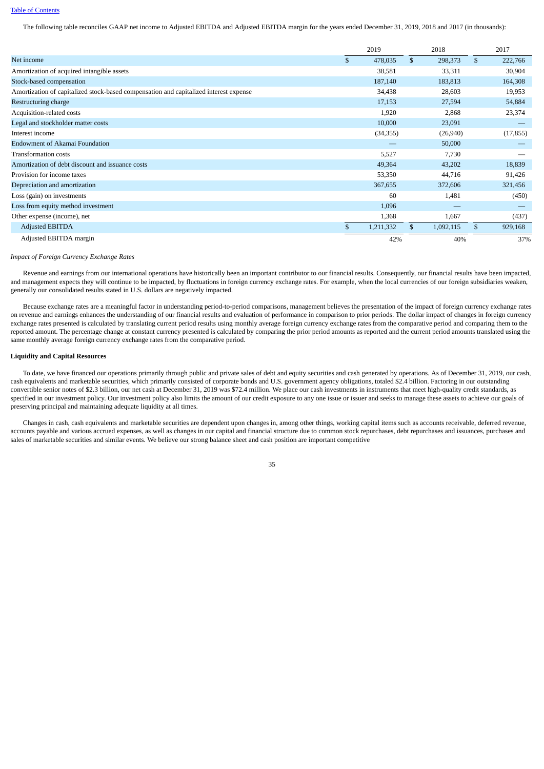The following table reconciles GAAP net income to Adjusted EBITDA and Adjusted EBITDA margin for the years ended December 31, 2019, 2018 and 2017 (in thousands):

| | 2019 | 2018 | 2017 |
|---|---|---|---|
| Net income | $ 478,035 | $ 298,373 | $ 222,766 |
| Amortization of acquired intangible assets | 38,581 | 33,311 | 30,904 |
| Stock-based compensation | 187,140 | 183,813 | 164,308 |
| Amortization of capitalized stock-based compensation and capitalized interest expense | 34,438 | 28,603 | 19,953 |
| Restructuring charge | 17,153 | 27,594 | 54,884 |
| Acquisition-related costs | 1,920 | 2,868 | 23,374 |
| Legal and stockholder matter costs | 10,000 | 23,091 | — |
| Interest income | (34,355) | (26,940) | (17,855) |
| Endowment of Akamai Foundation | — | 50,000 | — |
| Transformation costs | 5,527 | 7,730 | — |
| Amortization of debt discount and issuance costs | 49,364 | 43,202 | 18,839 |
| Provision for income taxes | 53,350 | 44,716 | 91,426 |
| Depreciation and amortization | 367,655 | 372,606 | 321,456 |
| Loss (gain) on investments | 60 | 1,481 | (450) |
| Loss from equity method investment | 1,096 | — | — |
| Other expense (income), net | 1,368 | 1,667 | (437) |
| Adjusted EBITDA | $ 1,211,332 | $ 1,092,115 | $ 929,168 |
| Adjusted EBITDA margin | 42% | 40% | 37% |

*Impact of Foreign Currency Exchange Rates*

Revenue and earnings from our international operations have historically been an important contributor to our financial results. Consequently, our financial results have been impacted, and management expects they will continue to be impacted, by fluctuations in foreign currency exchange rates. For example, when the local currencies of our foreign subsidiaries weaken, generally our consolidated results stated in U.S. dollars are negatively impacted.

Because exchange rates are a meaningful factor in understanding period-to-period comparisons, management believes the presentation of the impact of foreign currency exchange rates on revenue and earnings enhances the understanding of our financial results and evaluation of performance in comparison to prior periods. The dollar impact of changes in foreign currency exchange rates presented is calculated by translating current period results using monthly average foreign currency exchange rates from the comparative period and comparing them to the reported amount. The percentage change at constant currency presented is calculated by comparing the prior period amounts as reported and the current period amounts translated using the same monthly average foreign currency exchange rates from the comparative period.

**Liquidity and Capital Resources**

To date, we have financed our operations primarily through public and private sales of debt and equity securities and cash generated by operations. As of December 31, 2019, our cash, cash equivalents and marketable securities, which primarily consisted of corporate bonds and U.S. government agency obligations, totaled $2.4 billion. Factoring in our outstanding convertible senior notes of $2.3 billion, our net cash at December 31, 2019 was $72.4 million. We place our cash investments in instruments that meet high-quality credit standards, as specified in our investment policy. Our investment policy also limits the amount of our credit exposure to any one issue or issuer and seeks to manage these assets to achieve our goals of preserving principal and maintaining adequate liquidity at all times.

Changes in cash, cash equivalents and marketable securities are dependent upon changes in, among other things, working capital items such as accounts receivable, deferred revenue, accounts payable and various accrued expenses, as well as changes in our capital and financial structure due to common stock repurchases, debt repurchases and issuances, purchases and sales of marketable securities and similar events. We believe our strong balance sheet and cash position are important competitive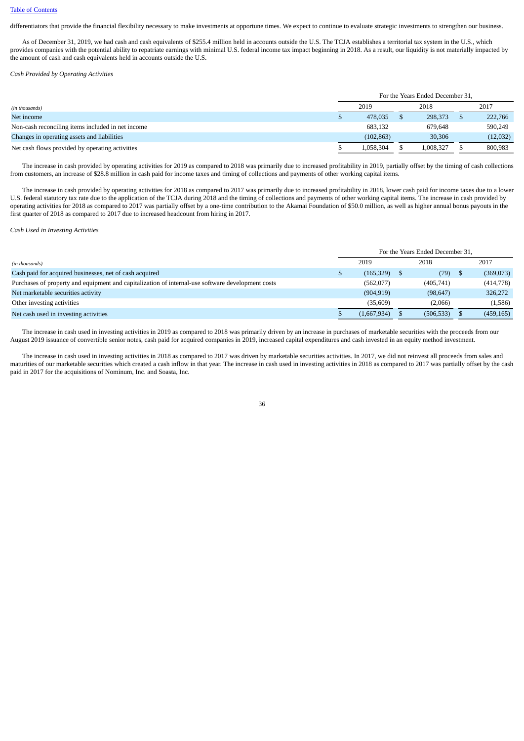differentiators that provide the financial flexibility necessary to make investments at opportune times. We expect to continue to evaluate strategic investments to strengthen our business.

As of December 31, 2019, we had cash and cash equivalents of $255.4 million held in accounts outside the U.S. The TCJA establishes a territorial tax system in the U.S., which provides companies with the potential ability to repatriate earnings with minimal U.S. federal income tax impact beginning in 2018. As a result, our liquidity is not materially impacted by the amount of cash and cash equivalents held in accounts outside the U.S.

*Cash Provided by Operating Activities*

| | For the Years Ended December 31, | | |
|---|---|---|---|
| *(in thousands)* | 2019 | 2018 | 2017 |
| Net income | $ 478,035 | $ 298,373 | $ 222,766 |
| Non-cash reconciling items included in net income | 683,132 | 679,648 | 590,249 |
| Changes in operating assets and liabilities | (102,863) | 30,306 | (12,032) |
| Net cash flows provided by operating activities | $ 1,058,304 | $ 1,008,327 | $ 800,983 |

The increase in cash provided by operating activities for 2019 as compared to 2018 was primarily due to increased profitability in 2019, partially offset by the timing of cash collections from customers, an increase of $28.8 million in cash paid for income taxes and timing of collections and payments of other working capital items.

The increase in cash provided by operating activities for 2018 as compared to 2017 was primarily due to increased profitability in 2018, lower cash paid for income taxes due to a lower U.S. federal statutory tax rate due to the application of the TCJA during 2018 and the timing of collections and payments of other working capital items. The increase in cash provided by operating activities for 2018 as compared to 2017 was partially offset by a one-time contribution to the Akamai Foundation of $50.0 million, as well as higher annual bonus payouts in the first quarter of 2018 as compared to 2017 due to increased headcount from hiring in 2017.

*Cash Used in Investing Activities*

| | For the Years Ended December 31, | | |
|---|---|---|---|
| *(in thousands)* | 2019 | 2018 | 2017 |
| Cash paid for acquired businesses, net of cash acquired | $ (165,329) | $ (79) | $ (369,073) |
| Purchases of property and equipment and capitalization of internal-use software development costs | (562,077) | (405,741) | (414,778) |
| Net marketable securities activity | (904,919) | (98,647) | 326,272 |
| Other investing activities | (35,609) | (2,066) | (1,586) |
| Net cash used in investing activities | $ (1,667,934) | $ (506,533) | $ (459,165) |

The increase in cash used in investing activities in 2019 as compared to 2018 was primarily driven by an increase in purchases of marketable securities with the proceeds from our August 2019 issuance of convertible senior notes, cash paid for acquired companies in 2019, increased capital expenditures and cash invested in an equity method investment.

The increase in cash used in investing activities in 2018 as compared to 2017 was driven by marketable securities activities. In 2017, we did not reinvest all proceeds from sales and maturities of our marketable securities which created a cash inflow in that year. The increase in cash used in investing activities in 2018 as compared to 2017 was partially offset by the cash paid in 2017 for the acquisitions of Nominum, Inc. and Soasta, Inc.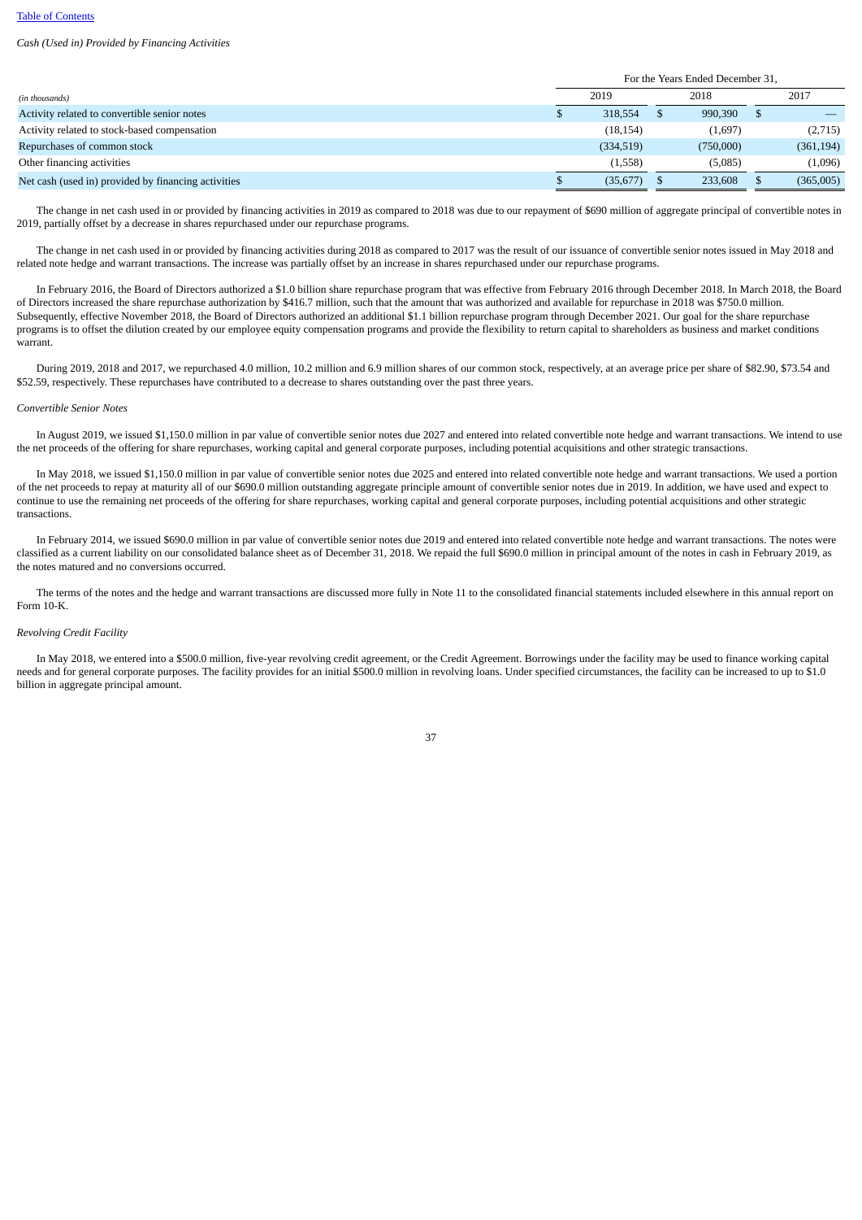*Cash (Used in) Provided by Financing Activities*

| *(in thousands)* | For the Years Ended December 31, 2019 | 2018 | 2017 |
|---|---|---|---|
| Activity related to convertible senior notes | $ 318,554 | $ 990,390 | $ — |
| Activity related to stock-based compensation | (18,154) | (1,697) | (2,715) |
| Repurchases of common stock | (334,519) | (750,000) | (361,194) |
| Other financing activities | (1,558) | (5,085) | (1,096) |
| Net cash (used in) provided by financing activities | $ (35,677) | $ 233,608 | $ (365,005) |

The change in net cash used in or provided by financing activities in 2019 as compared to 2018 was due to our repayment of $690 million of aggregate principal of convertible notes in 2019, partially offset by a decrease in shares repurchased under our repurchase programs.

The change in net cash used in or provided by financing activities during 2018 as compared to 2017 was the result of our issuance of convertible senior notes issued in May 2018 and related note hedge and warrant transactions. The increase was partially offset by an increase in shares repurchased under our repurchase programs.

In February 2016, the Board of Directors authorized a $1.0 billion share repurchase program that was effective from February 2016 through December 2018. In March 2018, the Board of Directors increased the share repurchase authorization by $416.7 million, such that the amount that was authorized and available for repurchase in 2018 was $750.0 million. Subsequently, effective November 2018, the Board of Directors authorized an additional $1.1 billion repurchase program through December 2021. Our goal for the share repurchase programs is to offset the dilution created by our employee equity compensation programs and provide the flexibility to return capital to shareholders as business and market conditions warrant.

During 2019, 2018 and 2017, we repurchased 4.0 million, 10.2 million and 6.9 million shares of our common stock, respectively, at an average price per share of $82.90, $73.54 and $52.59, respectively. These repurchases have contributed to a decrease to shares outstanding over the past three years.

*Convertible Senior Notes*

In August 2019, we issued $1,150.0 million in par value of convertible senior notes due 2027 and entered into related convertible note hedge and warrant transactions. We intend to use the net proceeds of the offering for share repurchases, working capital and general corporate purposes, including potential acquisitions and other strategic transactions.

In May 2018, we issued $1,150.0 million in par value of convertible senior notes due 2025 and entered into related convertible note hedge and warrant transactions. We used a portion of the net proceeds to repay at maturity all of our $690.0 million outstanding aggregate principle amount of convertible senior notes due in 2019. In addition, we have used and expect to continue to use the remaining net proceeds of the offering for share repurchases, working capital and general corporate purposes, including potential acquisitions and other strategic transactions.

In February 2014, we issued $690.0 million in par value of convertible senior notes due 2019 and entered into related convertible note hedge and warrant transactions. The notes were classified as a current liability on our consolidated balance sheet as of December 31, 2018. We repaid the full $690.0 million in principal amount of the notes in cash in February 2019, as the notes matured and no conversions occurred.

The terms of the notes and the hedge and warrant transactions are discussed more fully in Note 11 to the consolidated financial statements included elsewhere in this annual report on Form 10-K.

*Revolving Credit Facility*

In May 2018, we entered into a $500.0 million, five-year revolving credit agreement, or the Credit Agreement. Borrowings under the facility may be used to finance working capital needs and for general corporate purposes. The facility provides for an initial $500.0 million in revolving loans. Under specified circumstances, the facility can be increased to up to $1.0 billion in aggregate principal amount.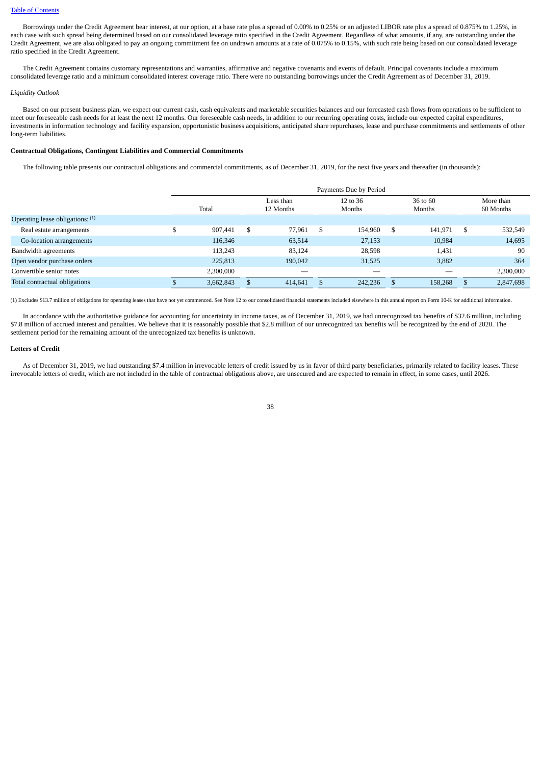Borrowings under the Credit Agreement bear interest, at our option, at a base rate plus a spread of 0.00% to 0.25% or an adjusted LIBOR rate plus a spread of 0.875% to 1.25%, in each case with such spread being determined based on our consolidated leverage ratio specified in the Credit Agreement. Regardless of what amounts, if any, are outstanding under the Credit Agreement, we are also obligated to pay an ongoing commitment fee on undrawn amounts at a rate of 0.075% to 0.15%, with such rate being based on our consolidated leverage ratio specified in the Credit Agreement.

The Credit Agreement contains customary representations and warranties, affirmative and negative covenants and events of default. Principal covenants include a maximum consolidated leverage ratio and a minimum consolidated interest coverage ratio. There were no outstanding borrowings under the Credit Agreement as of December 31, 2019.

*Liquidity Outlook*

Based on our present business plan, we expect our current cash, cash equivalents and marketable securities balances and our forecasted cash flows from operations to be sufficient to meet our foreseeable cash needs for at least the next 12 months. Our foreseeable cash needs, in addition to our recurring operating costs, include our expected capital expenditures, investments in information technology and facility expansion, opportunistic business acquisitions, anticipated share repurchases, lease and purchase commitments and settlements of other long-term liabilities.

**Contractual Obligations, Contingent Liabilities and Commercial Commitments**

The following table presents our contractual obligations and commercial commitments, as of December 31, 2019, for the next five years and thereafter (in thousands):

| | Payments Due by Period | | | | |
|---|---|---|---|---|---|
| | Total | Less than 12 Months | 12 to 36 Months | 36 to 60 Months | More than 60 Months |
| Operating lease obligations: (1) | | | | | |
| Real estate arrangements | $ 907,441 | $ 77,961 | $ 154,960 | $ 141,971 | $ 532,549 |
| Co-location arrangements | 116,346 | 63,514 | 27,153 | 10,984 | 14,695 |
| Bandwidth agreements | 113,243 | 83,124 | 28,598 | 1,431 | 90 |
| Open vendor purchase orders | 225,813 | 190,042 | 31,525 | 3,882 | 364 |
| Convertible senior notes | 2,300,000 | — | — | — | 2,300,000 |
| Total contractual obligations | $ 3,662,843 | $ 414,641 | $ 242,236 | $ 158,268 | $ 2,847,698 |

(1) Excludes $13.7 million of obligations for operating leases that have not yet commenced. See Note 12 to our consolidated financial statements included elsewhere in this annual report on Form 10-K for additional information.

In accordance with the authoritative guidance for accounting for uncertainty in income taxes, as of December 31, 2019, we had unrecognized tax benefits of $32.6 million, including $7.8 million of accrued interest and penalties. We believe that it is reasonably possible that $2.8 million of our unrecognized tax benefits will be recognized by the end of 2020. The settlement period for the remaining amount of the unrecognized tax benefits is unknown.

**Letters of Credit**

As of December 31, 2019, we had outstanding $7.4 million in irrevocable letters of credit issued by us in favor of third party beneficiaries, primarily related to facility leases. These irrevocable letters of credit, which are not included in the table of contractual obligations above, are unsecured and are expected to remain in effect, in some cases, until 2026.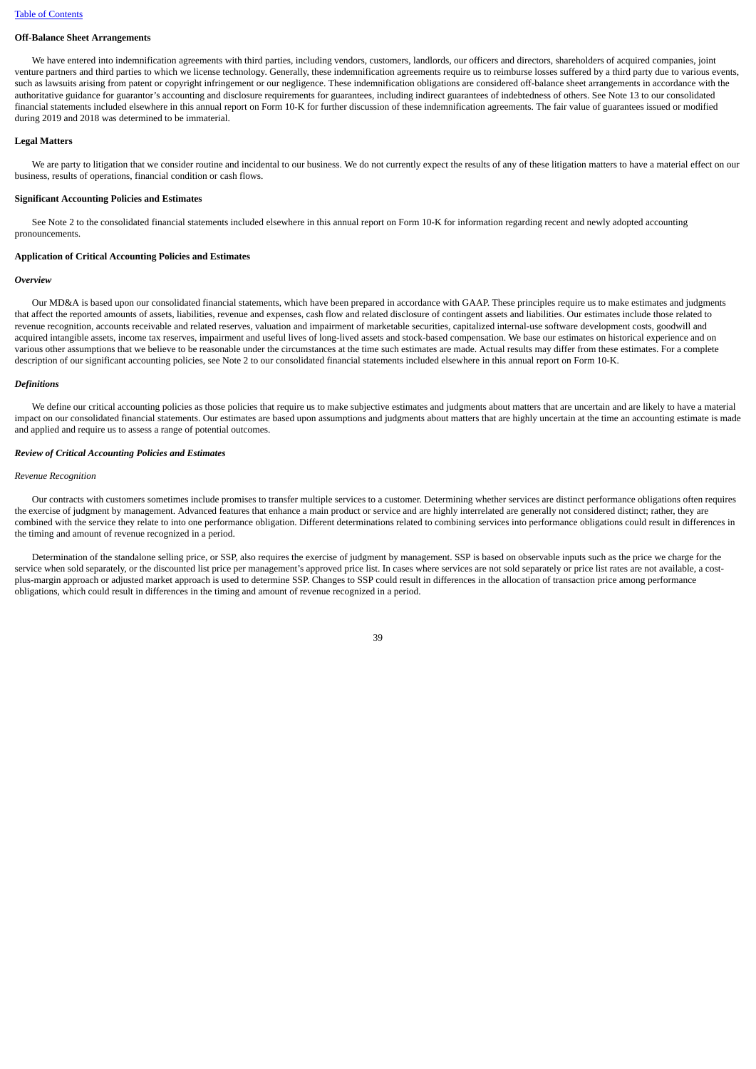### Off-Balance Sheet Arrangements

We have entered into indemnification agreements with third parties, including vendors, customers, landlords, our officers and directors, shareholders of acquired companies, joint venture partners and third parties to which we license technology. Generally, these indemnification agreements require us to reimburse losses suffered by a third party due to various events, such as lawsuits arising from patent or copyright infringement or our negligence. These indemnification obligations are considered off-balance sheet arrangements in accordance with the authoritative guidance for guarantor's accounting and disclosure requirements for guarantees, including indirect guarantees of indebtedness of others. See Note 13 to our consolidated financial statements included elsewhere in this annual report on Form 10-K for further discussion of these indemnification agreements. The fair value of guarantees issued or modified during 2019 and 2018 was determined to be immaterial.

### Legal Matters

We are party to litigation that we consider routine and incidental to our business. We do not currently expect the results of any of these litigation matters to have a material effect on our business, results of operations, financial condition or cash flows.

### Significant Accounting Policies and Estimates

See Note 2 to the consolidated financial statements included elsewhere in this annual report on Form 10-K for information regarding recent and newly adopted accounting pronouncements.

### Application of Critical Accounting Policies and Estimates

#### *Overview*

Our MD&A is based upon our consolidated financial statements, which have been prepared in accordance with GAAP. These principles require us to make estimates and judgments that affect the reported amounts of assets, liabilities, revenue and expenses, cash flow and related disclosure of contingent assets and liabilities. Our estimates include those related to revenue recognition, accounts receivable and related reserves, valuation and impairment of marketable securities, capitalized internal-use software development costs, goodwill and acquired intangible assets, income tax reserves, impairment and useful lives of long-lived assets and stock-based compensation. We base our estimates on historical experience and on various other assumptions that we believe to be reasonable under the circumstances at the time such estimates are made. Actual results may differ from these estimates. For a complete description of our significant accounting policies, see Note 2 to our consolidated financial statements included elsewhere in this annual report on Form 10-K.

#### *Definitions*

We define our critical accounting policies as those policies that require us to make subjective estimates and judgments about matters that are uncertain and are likely to have a material impact on our consolidated financial statements. Our estimates are based upon assumptions and judgments about matters that are highly uncertain at the time an accounting estimate is made and applied and require us to assess a range of potential outcomes.

#### *Review of Critical Accounting Policies and Estimates*

*Revenue Recognition*

Our contracts with customers sometimes include promises to transfer multiple services to a customer. Determining whether services are distinct performance obligations often requires the exercise of judgment by management. Advanced features that enhance a main product or service and are highly interrelated are generally not considered distinct; rather, they are combined with the service they relate to into one performance obligation. Different determinations related to combining services into performance obligations could result in differences in the timing and amount of revenue recognized in a period.

Determination of the standalone selling price, or SSP, also requires the exercise of judgment by management. SSP is based on observable inputs such as the price we charge for the service when sold separately, or the discounted list price per management's approved price list. In cases where services are not sold separately or price list rates are not available, a cost-plus-margin approach or adjusted market approach is used to determine SSP. Changes to SSP could result in differences in the allocation of transaction price among performance obligations, which could result in differences in the timing and amount of revenue recognized in a period.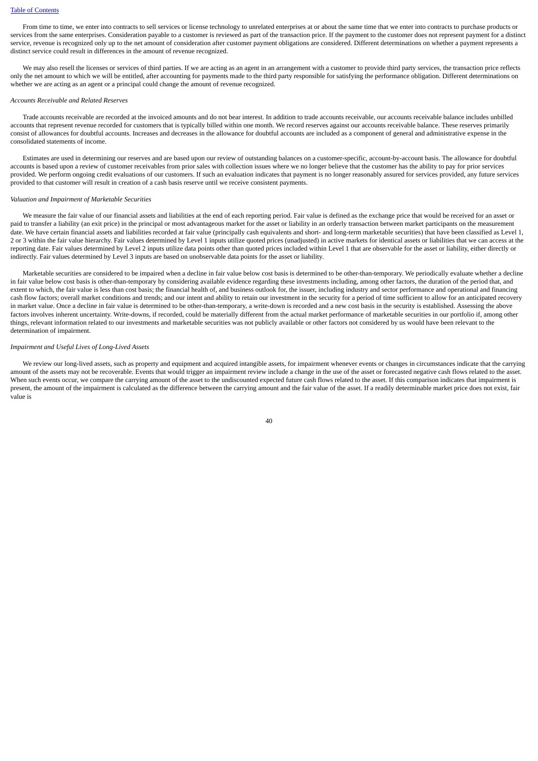From time to time, we enter into contracts to sell services or license technology to unrelated enterprises at or about the same time that we enter into contracts to purchase products or services from the same enterprises. Consideration payable to a customer is reviewed as part of the transaction price. If the payment to the customer does not represent payment for a distinct service, revenue is recognized only up to the net amount of consideration after customer payment obligations are considered. Different determinations on whether a payment represents a distinct service could result in differences in the amount of revenue recognized.

We may also resell the licenses or services of third parties. If we are acting as an agent in an arrangement with a customer to provide third party services, the transaction price reflects only the net amount to which we will be entitled, after accounting for payments made to the third party responsible for satisfying the performance obligation. Different determinations on whether we are acting as an agent or a principal could change the amount of revenue recognized.

*Accounts Receivable and Related Reserves*

Trade accounts receivable are recorded at the invoiced amounts and do not bear interest. In addition to trade accounts receivable, our accounts receivable balance includes unbilled accounts that represent revenue recorded for customers that is typically billed within one month. We record reserves against our accounts receivable balance. These reserves primarily consist of allowances for doubtful accounts. Increases and decreases in the allowance for doubtful accounts are included as a component of general and administrative expense in the consolidated statements of income.

Estimates are used in determining our reserves and are based upon our review of outstanding balances on a customer-specific, account-by-account basis. The allowance for doubtful accounts is based upon a review of customer receivables from prior sales with collection issues where we no longer believe that the customer has the ability to pay for prior services provided. We perform ongoing credit evaluations of our customers. If such an evaluation indicates that payment is no longer reasonably assured for services provided, any future services provided to that customer will result in creation of a cash basis reserve until we receive consistent payments.

*Valuation and Impairment of Marketable Securities*

We measure the fair value of our financial assets and liabilities at the end of each reporting period. Fair value is defined as the exchange price that would be received for an asset or paid to transfer a liability (an exit price) in the principal or most advantageous market for the asset or liability in an orderly transaction between market participants on the measurement date. We have certain financial assets and liabilities recorded at fair value (principally cash equivalents and short- and long-term marketable securities) that have been classified as Level 1, 2 or 3 within the fair value hierarchy. Fair values determined by Level 1 inputs utilize quoted prices (unadjusted) in active markets for identical assets or liabilities that we can access at the reporting date. Fair values determined by Level 2 inputs utilize data points other than quoted prices included within Level 1 that are observable for the asset or liability, either directly or indirectly. Fair values determined by Level 3 inputs are based on unobservable data points for the asset or liability.

Marketable securities are considered to be impaired when a decline in fair value below cost basis is determined to be other-than-temporary. We periodically evaluate whether a decline in fair value below cost basis is other-than-temporary by considering available evidence regarding these investments including, among other factors, the duration of the period that, and extent to which, the fair value is less than cost basis; the financial health of, and business outlook for, the issuer, including industry and sector performance and operational and financing cash flow factors; overall market conditions and trends; and our intent and ability to retain our investment in the security for a period of time sufficient to allow for an anticipated recovery in market value. Once a decline in fair value is determined to be other-than-temporary, a write-down is recorded and a new cost basis in the security is established. Assessing the above factors involves inherent uncertainty. Write-downs, if recorded, could be materially different from the actual market performance of marketable securities in our portfolio if, among other things, relevant information related to our investments and marketable securities was not publicly available or other factors not considered by us would have been relevant to the determination of impairment.

*Impairment and Useful Lives of Long-Lived Assets*

We review our long-lived assets, such as property and equipment and acquired intangible assets, for impairment whenever events or changes in circumstances indicate that the carrying amount of the assets may not be recoverable. Events that would trigger an impairment review include a change in the use of the asset or forecasted negative cash flows related to the asset. When such events occur, we compare the carrying amount of the asset to the undiscounted expected future cash flows related to the asset. If this comparison indicates that impairment is present, the amount of the impairment is calculated as the difference between the carrying amount and the fair value of the asset. If a readily determinable market price does not exist, fair value is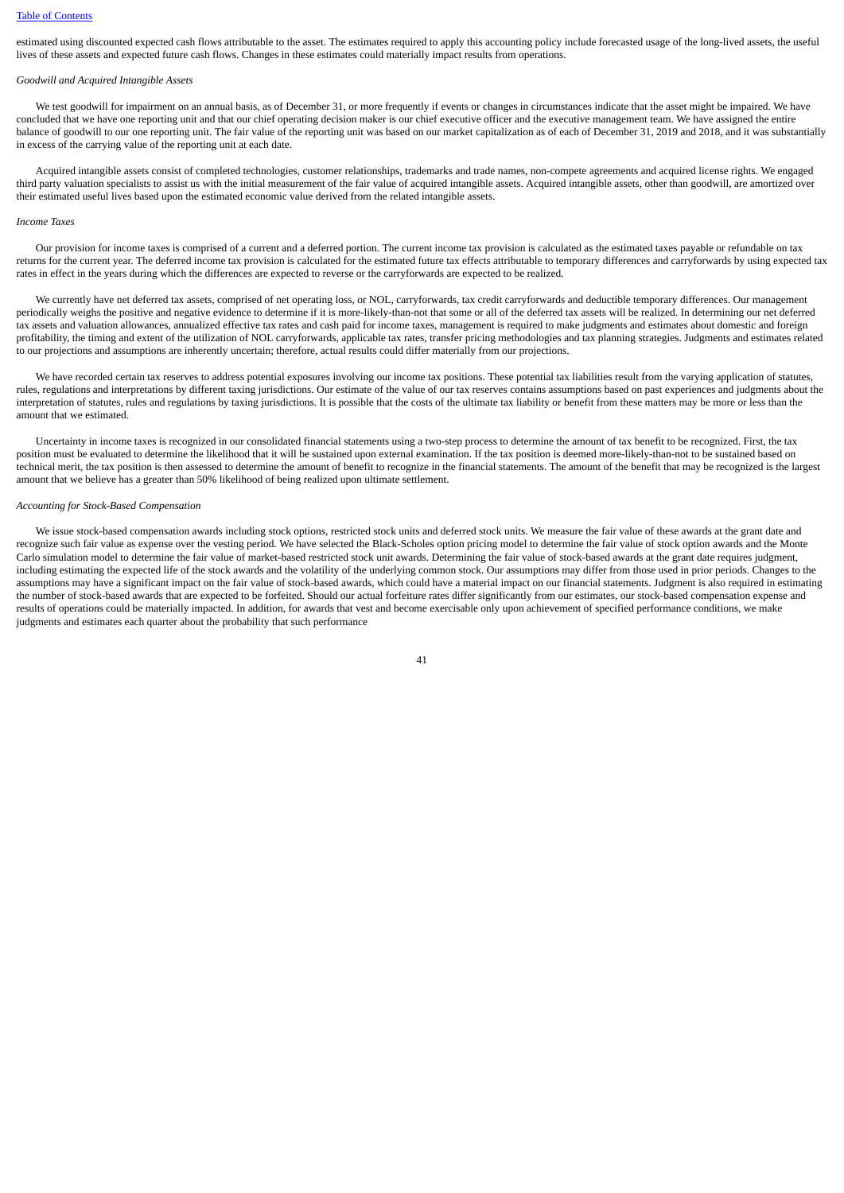estimated using discounted expected cash flows attributable to the asset. The estimates required to apply this accounting policy include forecasted usage of the long-lived assets, the useful lives of these assets and expected future cash flows. Changes in these estimates could materially impact results from operations.

*Goodwill and Acquired Intangible Assets*

We test goodwill for impairment on an annual basis, as of December 31, or more frequently if events or changes in circumstances indicate that the asset might be impaired. We have concluded that we have one reporting unit and that our chief operating decision maker is our chief executive officer and the executive management team. We have assigned the entire balance of goodwill to our one reporting unit. The fair value of the reporting unit was based on our market capitalization as of each of December 31, 2019 and 2018, and it was substantially in excess of the carrying value of the reporting unit at each date.

Acquired intangible assets consist of completed technologies, customer relationships, trademarks and trade names, non-compete agreements and acquired license rights. We engaged third party valuation specialists to assist us with the initial measurement of the fair value of acquired intangible assets. Acquired intangible assets, other than goodwill, are amortized over their estimated useful lives based upon the estimated economic value derived from the related intangible assets.

*Income Taxes*

Our provision for income taxes is comprised of a current and a deferred portion. The current income tax provision is calculated as the estimated taxes payable or refundable on tax returns for the current year. The deferred income tax provision is calculated for the estimated future tax effects attributable to temporary differences and carryforwards by using expected tax rates in effect in the years during which the differences are expected to reverse or the carryforwards are expected to be realized.

We currently have net deferred tax assets, comprised of net operating loss, or NOL, carryforwards, tax credit carryforwards and deductible temporary differences. Our management periodically weighs the positive and negative evidence to determine if it is more-likely-than-not that some or all of the deferred tax assets will be realized. In determining our net deferred tax assets and valuation allowances, annualized effective tax rates and cash paid for income taxes, management is required to make judgments and estimates about domestic and foreign profitability, the timing and extent of the utilization of NOL carryforwards, applicable tax rates, transfer pricing methodologies and tax planning strategies. Judgments and estimates related to our projections and assumptions are inherently uncertain; therefore, actual results could differ materially from our projections.

We have recorded certain tax reserves to address potential exposures involving our income tax positions. These potential tax liabilities result from the varying application of statutes, rules, regulations and interpretations by different taxing jurisdictions. Our estimate of the value of our tax reserves contains assumptions based on past experiences and judgments about the interpretation of statutes, rules and regulations by taxing jurisdictions. It is possible that the costs of the ultimate tax liability or benefit from these matters may be more or less than the amount that we estimated.

Uncertainty in income taxes is recognized in our consolidated financial statements using a two-step process to determine the amount of tax benefit to be recognized. First, the tax position must be evaluated to determine the likelihood that it will be sustained upon external examination. If the tax position is deemed more-likely-than-not to be sustained based on technical merit, the tax position is then assessed to determine the amount of benefit to recognize in the financial statements. The amount of the benefit that may be recognized is the largest amount that we believe has a greater than 50% likelihood of being realized upon ultimate settlement.

*Accounting for Stock-Based Compensation*

We issue stock-based compensation awards including stock options, restricted stock units and deferred stock units. We measure the fair value of these awards at the grant date and recognize such fair value as expense over the vesting period. We have selected the Black-Scholes option pricing model to determine the fair value of stock option awards and the Monte Carlo simulation model to determine the fair value of market-based restricted stock unit awards. Determining the fair value of stock-based awards at the grant date requires judgment, including estimating the expected life of the stock awards and the volatility of the underlying common stock. Our assumptions may differ from those used in prior periods. Changes to the assumptions may have a significant impact on the fair value of stock-based awards, which could have a material impact on our financial statements. Judgment is also required in estimating the number of stock-based awards that are expected to be forfeited. Should our actual forfeiture rates differ significantly from our estimates, our stock-based compensation expense and results of operations could be materially impacted. In addition, for awards that vest and become exercisable only upon achievement of specified performance conditions, we make judgments and estimates each quarter about the probability that such performance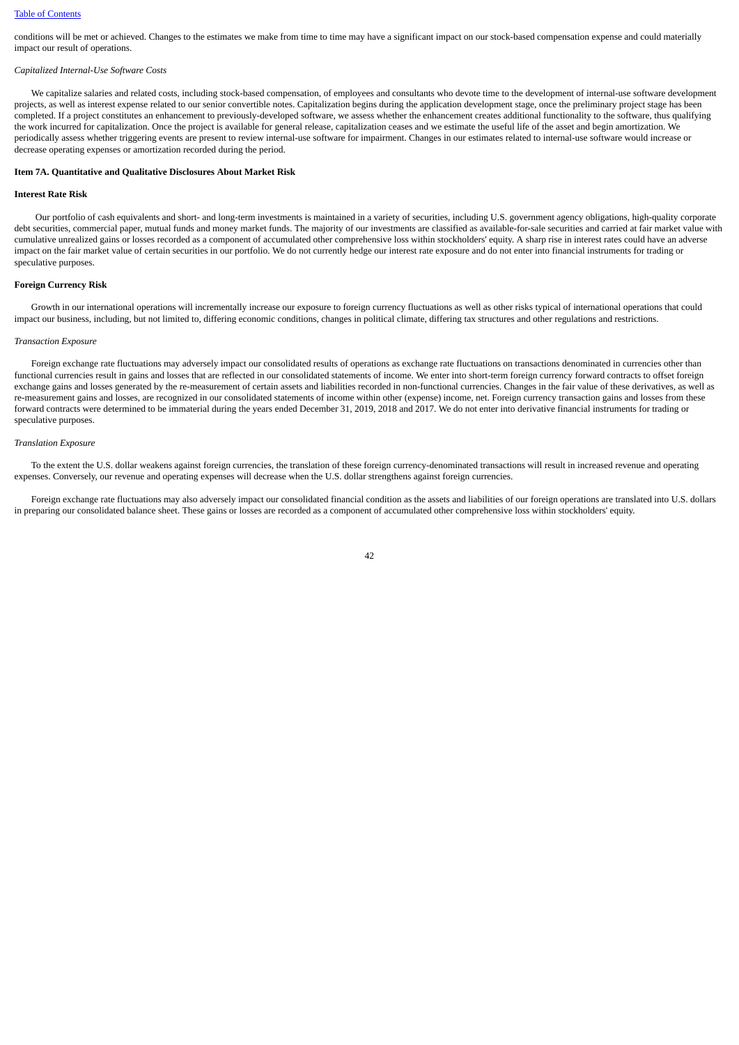conditions will be met or achieved. Changes to the estimates we make from time to time may have a significant impact on our stock-based compensation expense and could materially impact our result of operations.

*Capitalized Internal-Use Software Costs*

We capitalize salaries and related costs, including stock-based compensation, of employees and consultants who devote time to the development of internal-use software development projects, as well as interest expense related to our senior convertible notes. Capitalization begins during the application development stage, once the preliminary project stage has been completed. If a project constitutes an enhancement to previously-developed software, we assess whether the enhancement creates additional functionality to the software, thus qualifying the work incurred for capitalization. Once the project is available for general release, capitalization ceases and we estimate the useful life of the asset and begin amortization. We periodically assess whether triggering events are present to review internal-use software for impairment. Changes in our estimates related to internal-use software would increase or decrease operating expenses or amortization recorded during the period.

## Item 7A. Quantitative and Qualitative Disclosures About Market Risk

### Interest Rate Risk

Our portfolio of cash equivalents and short- and long-term investments is maintained in a variety of securities, including U.S. government agency obligations, high-quality corporate debt securities, commercial paper, mutual funds and money market funds. The majority of our investments are classified as available-for-sale securities and carried at fair market value with cumulative unrealized gains or losses recorded as a component of accumulated other comprehensive loss within stockholders' equity. A sharp rise in interest rates could have an adverse impact on the fair market value of certain securities in our portfolio. We do not currently hedge our interest rate exposure and do not enter into financial instruments for trading or speculative purposes.

### Foreign Currency Risk

Growth in our international operations will incrementally increase our exposure to foreign currency fluctuations as well as other risks typical of international operations that could impact our business, including, but not limited to, differing economic conditions, changes in political climate, differing tax structures and other regulations and restrictions.

*Transaction Exposure*

Foreign exchange rate fluctuations may adversely impact our consolidated results of operations as exchange rate fluctuations on transactions denominated in currencies other than functional currencies result in gains and losses that are reflected in our consolidated statements of income. We enter into short-term foreign currency forward contracts to offset foreign exchange gains and losses generated by the re-measurement of certain assets and liabilities recorded in non-functional currencies. Changes in the fair value of these derivatives, as well as re-measurement gains and losses, are recognized in our consolidated statements of income within other (expense) income, net. Foreign currency transaction gains and losses from these forward contracts were determined to be immaterial during the years ended December 31, 2019, 2018 and 2017. We do not enter into derivative financial instruments for trading or speculative purposes.

*Translation Exposure*

To the extent the U.S. dollar weakens against foreign currencies, the translation of these foreign currency-denominated transactions will result in increased revenue and operating expenses. Conversely, our revenue and operating expenses will decrease when the U.S. dollar strengthens against foreign currencies.

Foreign exchange rate fluctuations may also adversely impact our consolidated financial condition as the assets and liabilities of our foreign operations are translated into U.S. dollars in preparing our consolidated balance sheet. These gains or losses are recorded as a component of accumulated other comprehensive loss within stockholders' equity.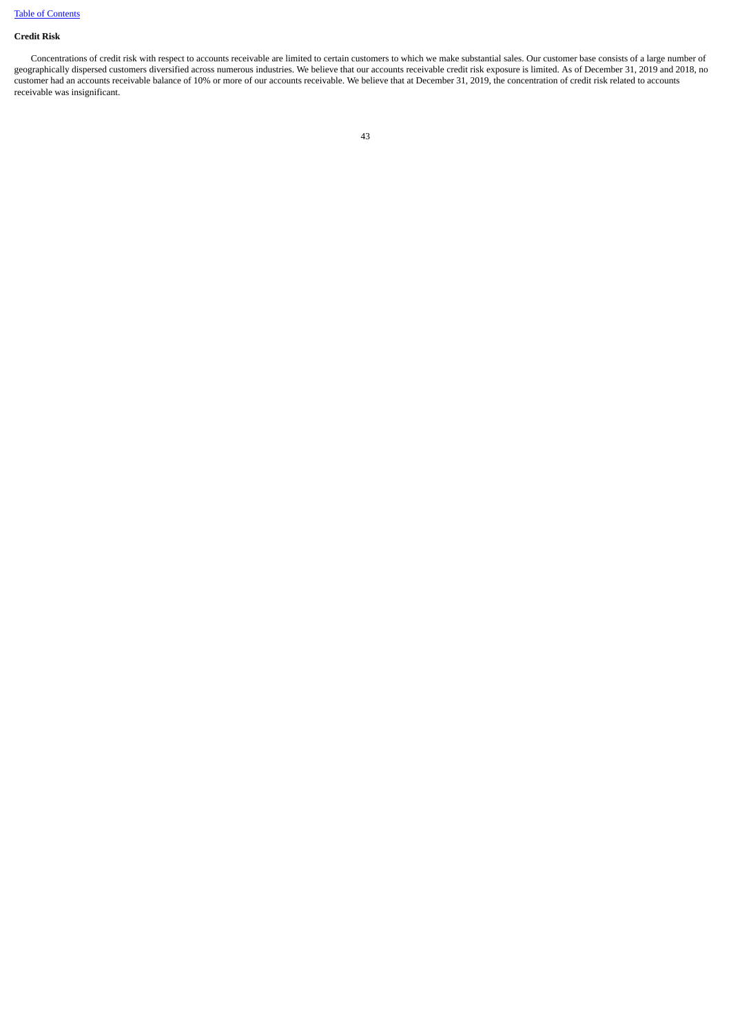**Credit Risk**

Concentrations of credit risk with respect to accounts receivable are limited to certain customers to which we make substantial sales. Our customer base consists of a large number of geographically dispersed customers diversified across numerous industries. We believe that our accounts receivable credit risk exposure is limited. As of December 31, 2019 and 2018, no customer had an accounts receivable balance of 10% or more of our accounts receivable. We believe that at December 31, 2019, the concentration of credit risk related to accounts receivable was insignificant.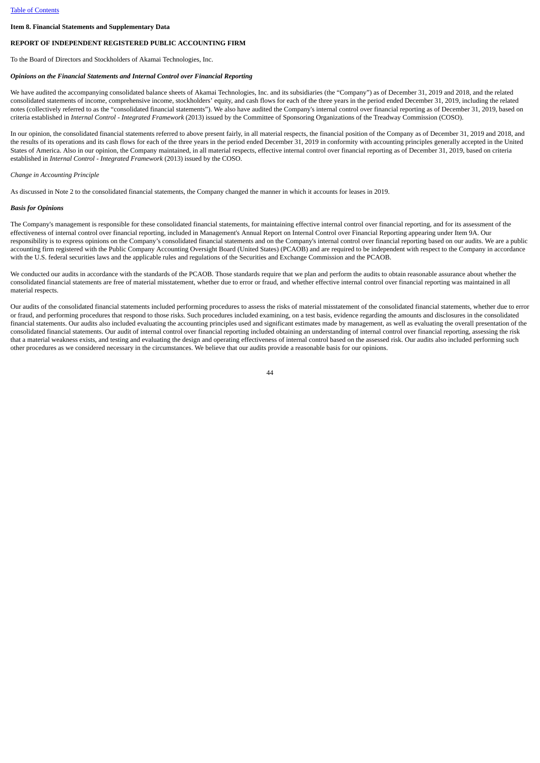[Table of Contents](#)

**Item 8. Financial Statements and Supplementary Data**

**REPORT OF INDEPENDENT REGISTERED PUBLIC ACCOUNTING FIRM**

To the Board of Directors and Stockholders of Akamai Technologies, Inc.

***Opinions on the Financial Statements and Internal Control over Financial Reporting***

We have audited the accompanying consolidated balance sheets of Akamai Technologies, Inc. and its subsidiaries (the "Company") as of December 31, 2019 and 2018, and the related consolidated statements of income, comprehensive income, stockholders' equity, and cash flows for each of the three years in the period ended December 31, 2019, including the related notes (collectively referred to as the "consolidated financial statements"). We also have audited the Company's internal control over financial reporting as of December 31, 2019, based on criteria established in *Internal Control - Integrated Framework* (2013) issued by the Committee of Sponsoring Organizations of the Treadway Commission (COSO).

In our opinion, the consolidated financial statements referred to above present fairly, in all material respects, the financial position of the Company as of December 31, 2019 and 2018, and the results of its operations and its cash flows for each of the three years in the period ended December 31, 2019 in conformity with accounting principles generally accepted in the United States of America. Also in our opinion, the Company maintained, in all material respects, effective internal control over financial reporting as of December 31, 2019, based on criteria established in *Internal Control - Integrated Framework* (2013) issued by the COSO.

*Change in Accounting Principle*

As discussed in Note 2 to the consolidated financial statements, the Company changed the manner in which it accounts for leases in 2019.

***Basis for Opinions***

The Company's management is responsible for these consolidated financial statements, for maintaining effective internal control over financial reporting, and for its assessment of the effectiveness of internal control over financial reporting, included in Management's Annual Report on Internal Control over Financial Reporting appearing under Item 9A. Our responsibility is to express opinions on the Company's consolidated financial statements and on the Company's internal control over financial reporting based on our audits. We are a public accounting firm registered with the Public Company Accounting Oversight Board (United States) (PCAOB) and are required to be independent with respect to the Company in accordance with the U.S. federal securities laws and the applicable rules and regulations of the Securities and Exchange Commission and the PCAOB.

We conducted our audits in accordance with the standards of the PCAOB. Those standards require that we plan and perform the audits to obtain reasonable assurance about whether the consolidated financial statements are free of material misstatement, whether due to error or fraud, and whether effective internal control over financial reporting was maintained in all material respects.

Our audits of the consolidated financial statements included performing procedures to assess the risks of material misstatement of the consolidated financial statements, whether due to error or fraud, and performing procedures that respond to those risks. Such procedures included examining, on a test basis, evidence regarding the amounts and disclosures in the consolidated financial statements. Our audits also included evaluating the accounting principles used and significant estimates made by management, as well as evaluating the overall presentation of the consolidated financial statements. Our audit of internal control over financial reporting included obtaining an understanding of internal control over financial reporting, assessing the risk that a material weakness exists, and testing and evaluating the design and operating effectiveness of internal control based on the assessed risk. Our audits also included performing such other procedures as we considered necessary in the circumstances. We believe that our audits provide a reasonable basis for our opinions.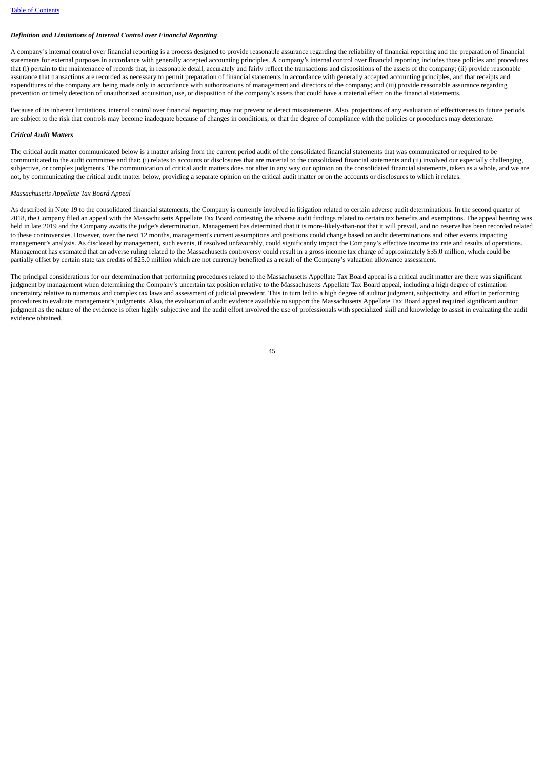***Definition and Limitations of Internal Control over Financial Reporting***

A company's internal control over financial reporting is a process designed to provide reasonable assurance regarding the reliability of financial reporting and the preparation of financial statements for external purposes in accordance with generally accepted accounting principles. A company's internal control over financial reporting includes those policies and procedures that (i) pertain to the maintenance of records that, in reasonable detail, accurately and fairly reflect the transactions and dispositions of the assets of the company; (ii) provide reasonable assurance that transactions are recorded as necessary to permit preparation of financial statements in accordance with generally accepted accounting principles, and that receipts and expenditures of the company are being made only in accordance with authorizations of management and directors of the company; and (iii) provide reasonable assurance regarding prevention or timely detection of unauthorized acquisition, use, or disposition of the company's assets that could have a material effect on the financial statements.

Because of its inherent limitations, internal control over financial reporting may not prevent or detect misstatements. Also, projections of any evaluation of effectiveness to future periods are subject to the risk that controls may become inadequate because of changes in conditions, or that the degree of compliance with the policies or procedures may deteriorate.

***Critical Audit Matters***

The critical audit matter communicated below is a matter arising from the current period audit of the consolidated financial statements that was communicated or required to be communicated to the audit committee and that: (i) relates to accounts or disclosures that are material to the consolidated financial statements and (ii) involved our especially challenging, subjective, or complex judgments. The communication of critical audit matters does not alter in any way our opinion on the consolidated financial statements, taken as a whole, and we are not, by communicating the critical audit matter below, providing a separate opinion on the critical audit matter or on the accounts or disclosures to which it relates.

*Massachusetts Appellate Tax Board Appeal*

As described in Note 19 to the consolidated financial statements, the Company is currently involved in litigation related to certain adverse audit determinations. In the second quarter of 2018, the Company filed an appeal with the Massachusetts Appellate Tax Board contesting the adverse audit findings related to certain tax benefits and exemptions. The appeal hearing was held in late 2019 and the Company awaits the judge's determination. Management has determined that it is more-likely-than-not that it will prevail, and no reserve has been recorded related to these controversies. However, over the next 12 months, management's current assumptions and positions could change based on audit determinations and other events impacting management's analysis. As disclosed by management, such events, if resolved unfavorably, could significantly impact the Company's effective income tax rate and results of operations. Management has estimated that an adverse ruling related to the Massachusetts controversy could result in a gross income tax charge of approximately $35.0 million, which could be partially offset by certain state tax credits of $25.0 million which are not currently benefited as a result of the Company's valuation allowance assessment.

The principal considerations for our determination that performing procedures related to the Massachusetts Appellate Tax Board appeal is a critical audit matter are there was significant judgment by management when determining the Company's uncertain tax position relative to the Massachusetts Appellate Tax Board appeal, including a high degree of estimation uncertainty relative to numerous and complex tax laws and assessment of judicial precedent. This in turn led to a high degree of auditor judgment, subjectivity, and effort in performing procedures to evaluate management's judgments. Also, the evaluation of audit evidence available to support the Massachusetts Appellate Tax Board appeal required significant auditor judgment as the nature of the evidence is often highly subjective and the audit effort involved the use of professionals with specialized skill and knowledge to assist in evaluating the audit evidence obtained.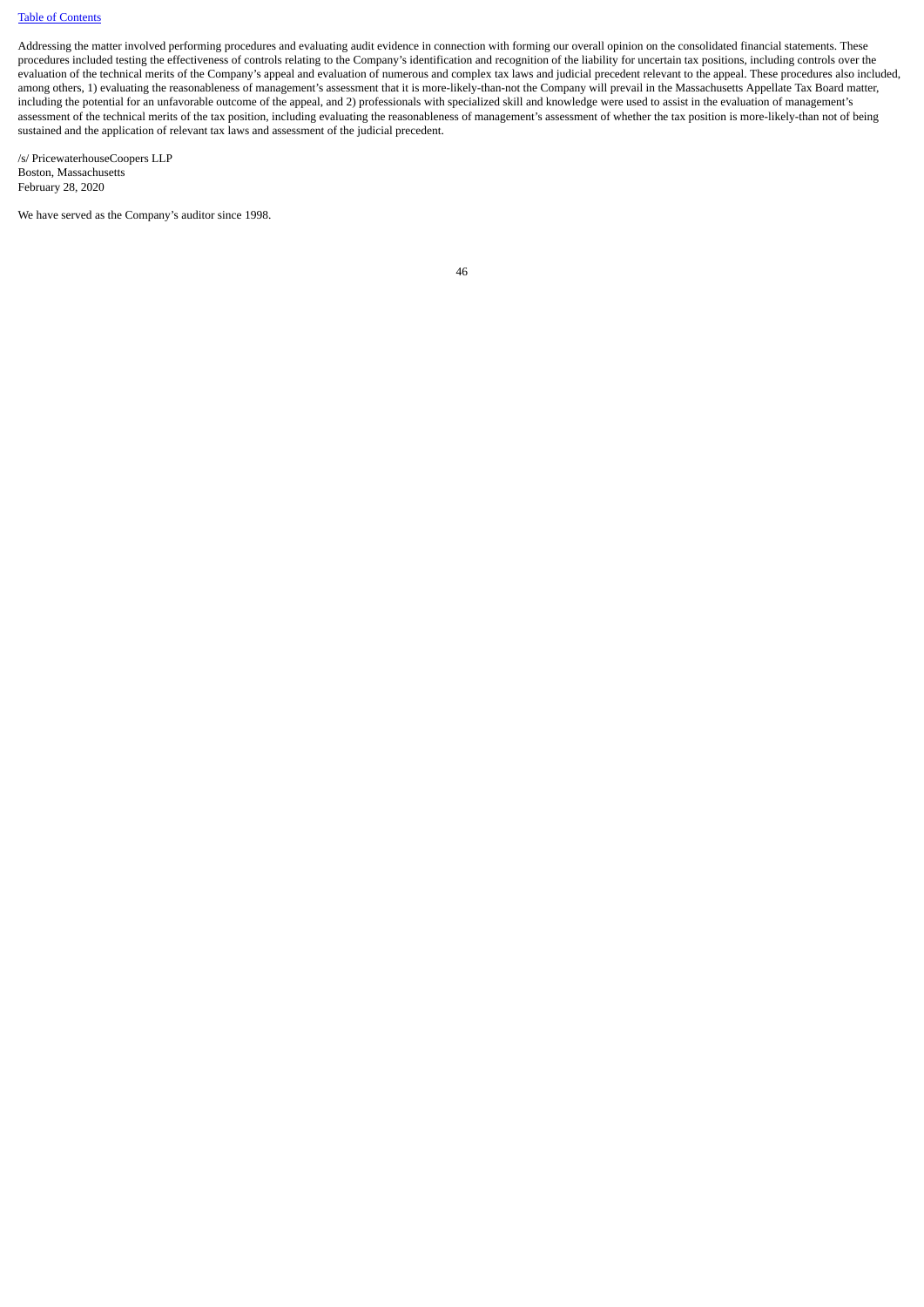Addressing the matter involved performing procedures and evaluating audit evidence in connection with forming our overall opinion on the consolidated financial statements. These procedures included testing the effectiveness of controls relating to the Company's identification and recognition of the liability for uncertain tax positions, including controls over the evaluation of the technical merits of the Company's appeal and evaluation of numerous and complex tax laws and judicial precedent relevant to the appeal. These procedures also included, among others, 1) evaluating the reasonableness of management's assessment that it is more-likely-than-not the Company will prevail in the Massachusetts Appellate Tax Board matter, including the potential for an unfavorable outcome of the appeal, and 2) professionals with specialized skill and knowledge were used to assist in the evaluation of management's assessment of the technical merits of the tax position, including evaluating the reasonableness of management's assessment of whether the tax position is more-likely-than not of being sustained and the application of relevant tax laws and assessment of the judicial precedent.

/s/ PricewaterhouseCoopers LLP
Boston, Massachusetts
February 28, 2020

We have served as the Company's auditor since 1998.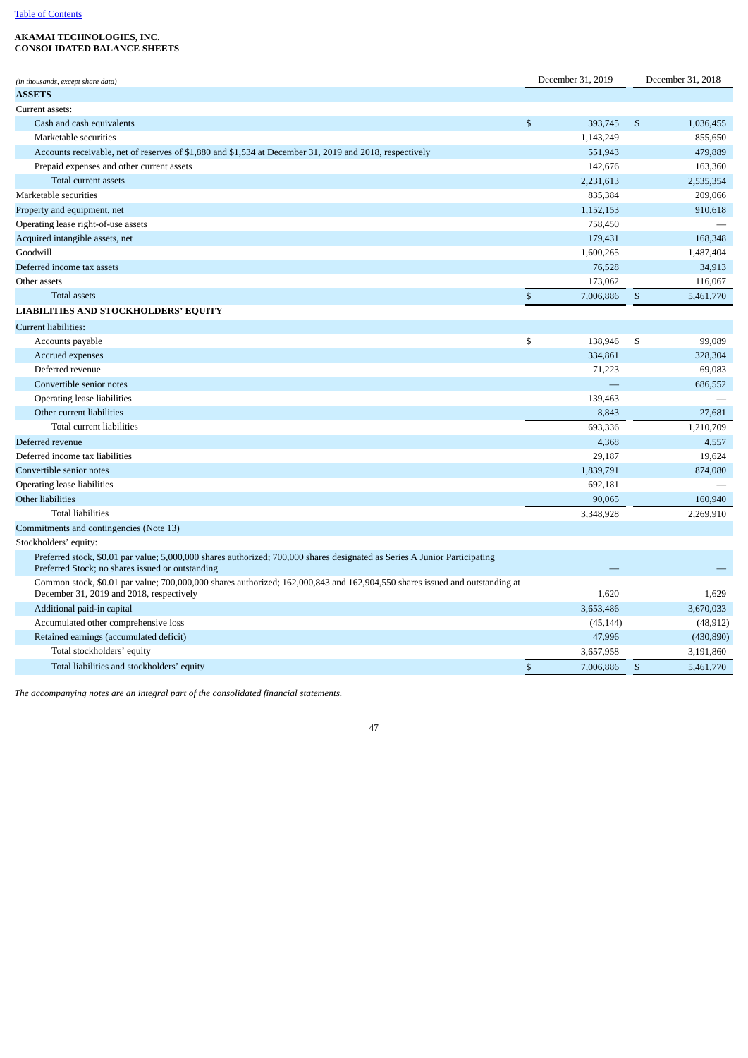[Table of Contents](#)

**AKAMAI TECHNOLOGIES, INC.**
**CONSOLIDATED BALANCE SHEETS**

| *(in thousands, except share data)* | December 31, 2019 | December 31, 2018 |
|---|---|---|
| **ASSETS** | | |
| Current assets: | | |
| Cash and cash equivalents | $ 393,745 | $ 1,036,455 |
| Marketable securities | 1,143,249 | 855,650 |
| Accounts receivable, net of reserves of $1,880 and $1,534 at December 31, 2019 and 2018, respectively | 551,943 | 479,889 |
| Prepaid expenses and other current assets | 142,676 | 163,360 |
| Total current assets | 2,231,613 | 2,535,354 |
| Marketable securities | 835,384 | 209,066 |
| Property and equipment, net | 1,152,153 | 910,618 |
| Operating lease right-of-use assets | 758,450 | — |
| Acquired intangible assets, net | 179,431 | 168,348 |
| Goodwill | 1,600,265 | 1,487,404 |
| Deferred income tax assets | 76,528 | 34,913 |
| Other assets | 173,062 | 116,067 |
| Total assets | $ 7,006,886 | $ 5,461,770 |
| **LIABILITIES AND STOCKHOLDERS' EQUITY** | | |
| Current liabilities: | | |
| Accounts payable | $ 138,946 | $ 99,089 |
| Accrued expenses | 334,861 | 328,304 |
| Deferred revenue | 71,223 | 69,083 |
| Convertible senior notes | — | 686,552 |
| Operating lease liabilities | 139,463 | — |
| Other current liabilities | 8,843 | 27,681 |
| Total current liabilities | 693,336 | 1,210,709 |
| Deferred revenue | 4,368 | 4,557 |
| Deferred income tax liabilities | 29,187 | 19,624 |
| Convertible senior notes | 1,839,791 | 874,080 |
| Operating lease liabilities | 692,181 | — |
| Other liabilities | 90,065 | 160,940 |
| Total liabilities | 3,348,928 | 2,269,910 |
| Commitments and contingencies (Note 13) | | |
| Stockholders' equity: | | |
| Preferred stock, $0.01 par value; 5,000,000 shares authorized; 700,000 shares designated as Series A Junior Participating Preferred Stock; no shares issued or outstanding | — | — |
| Common stock, $0.01 par value; 700,000,000 shares authorized; 162,000,843 and 162,904,550 shares issued and outstanding at December 31, 2019 and 2018, respectively | 1,620 | 1,629 |
| Additional paid-in capital | 3,653,486 | 3,670,033 |
| Accumulated other comprehensive loss | (45,144) | (48,912) |
| Retained earnings (accumulated deficit) | 47,996 | (430,890) |
| Total stockholders' equity | 3,657,958 | 3,191,860 |
| Total liabilities and stockholders' equity | $ 7,006,886 | $ 5,461,770 |

*The accompanying notes are an integral part of the consolidated financial statements.*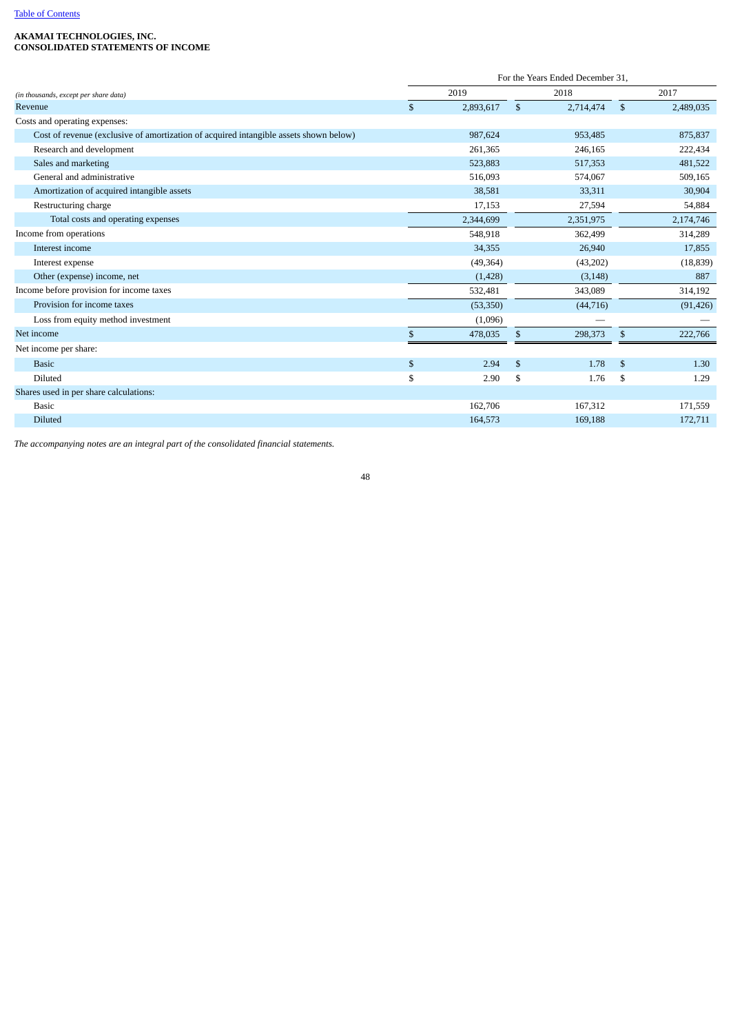[Table of Contents](#)

**AKAMAI TECHNOLOGIES, INC.**
**CONSOLIDATED STATEMENTS OF INCOME**

| | For the Years Ended December 31, | | |
|---|---|---|---|
| *(in thousands, except per share data)* | 2019 | 2018 | 2017 |
| Revenue | $ 2,893,617 | $ 2,714,474 | $ 2,489,035 |
| Costs and operating expenses: | | | |
| Cost of revenue (exclusive of amortization of acquired intangible assets shown below) | 987,624 | 953,485 | 875,837 |
| Research and development | 261,365 | 246,165 | 222,434 |
| Sales and marketing | 523,883 | 517,353 | 481,522 |
| General and administrative | 516,093 | 574,067 | 509,165 |
| Amortization of acquired intangible assets | 38,581 | 33,311 | 30,904 |
| Restructuring charge | 17,153 | 27,594 | 54,884 |
| Total costs and operating expenses | 2,344,699 | 2,351,975 | 2,174,746 |
| Income from operations | 548,918 | 362,499 | 314,289 |
| Interest income | 34,355 | 26,940 | 17,855 |
| Interest expense | (49,364) | (43,202) | (18,839) |
| Other (expense) income, net | (1,428) | (3,148) | 887 |
| Income before provision for income taxes | 532,481 | 343,089 | 314,192 |
| Provision for income taxes | (53,350) | (44,716) | (91,426) |
| Loss from equity method investment | (1,096) | — | — |
| Net income | $ 478,035 | $ 298,373 | $ 222,766 |
| Net income per share: | | | |
| Basic | $ 2.94 | $ 1.78 | $ 1.30 |
| Diluted | $ 2.90 | $ 1.76 | $ 1.29 |
| Shares used in per share calculations: | | | |
| Basic | 162,706 | 167,312 | 171,559 |
| Diluted | 164,573 | 169,188 | 172,711 |

*The accompanying notes are an integral part of the consolidated financial statements.*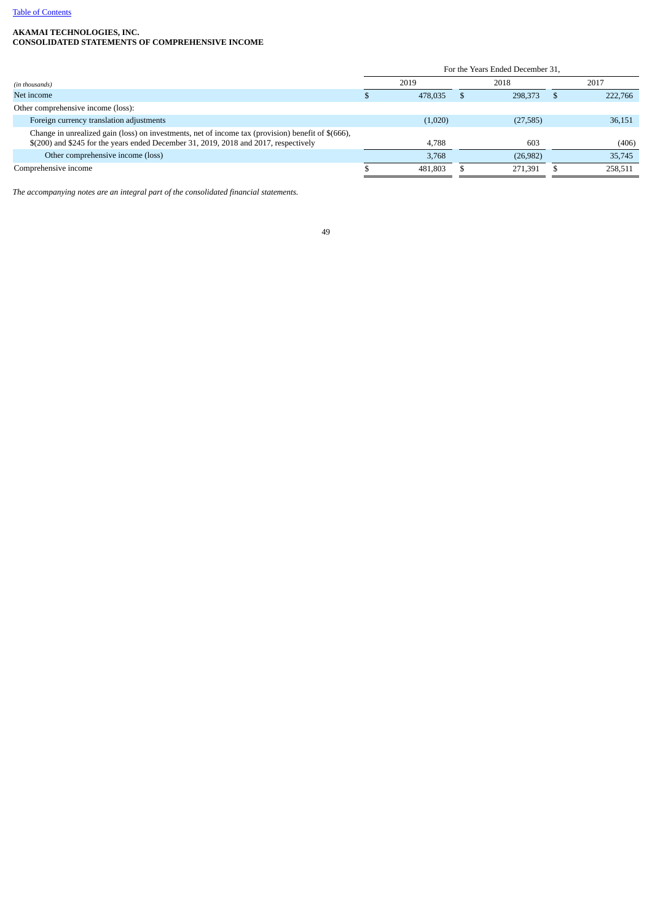**AKAMAI TECHNOLOGIES, INC.**
**CONSOLIDATED STATEMENTS OF COMPREHENSIVE INCOME**

| *(in thousands)* | For the Years Ended December 31, 2019 | 2018 | 2017 |
|---|---|---|---|
| Net income | $ 478,035 | $ 298,373 | $ 222,766 |
| Other comprehensive income (loss): | | | |
| Foreign currency translation adjustments | (1,020) | (27,585) | 36,151 |
| Change in unrealized gain (loss) on investments, net of income tax (provision) benefit of $(666), $(200) and $245 for the years ended December 31, 2019, 2018 and 2017, respectively | 4,788 | 603 | (406) |
| Other comprehensive income (loss) | 3,768 | (26,982) | 35,745 |
| Comprehensive income | $ 481,803 | $ 271,391 | $ 258,511 |

*The accompanying notes are an integral part of the consolidated financial statements.*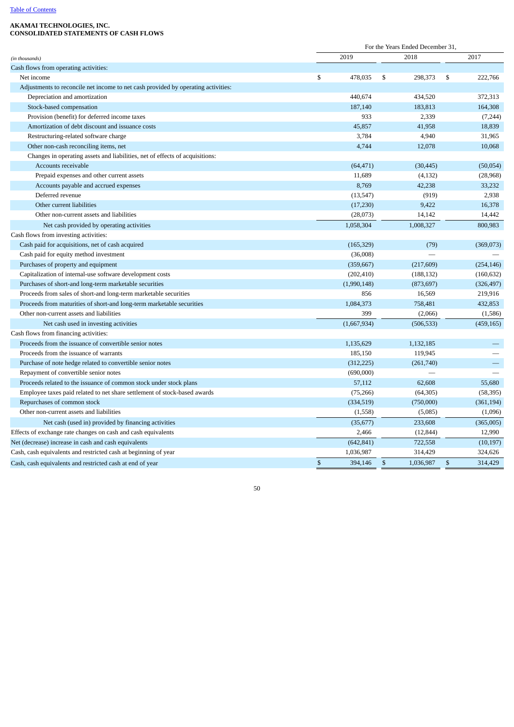**AKAMAI TECHNOLOGIES, INC.**
**CONSOLIDATED STATEMENTS OF CASH FLOWS**

| *(in thousands)* | For the Years Ended December 31, 2019 | 2018 | 2017 |
|---|---|---|---|
| Cash flows from operating activities: | | | |
| Net income | $ 478,035 | $ 298,373 | $ 222,766 |
| Adjustments to reconcile net income to net cash provided by operating activities: | | | |
| Depreciation and amortization | 440,674 | 434,520 | 372,313 |
| Stock-based compensation | 187,140 | 183,813 | 164,308 |
| Provision (benefit) for deferred income taxes | 933 | 2,339 | (7,244) |
| Amortization of debt discount and issuance costs | 45,857 | 41,958 | 18,839 |
| Restructuring-related software charge | 3,784 | 4,940 | 31,965 |
| Other non-cash reconciling items, net | 4,744 | 12,078 | 10,068 |
| Changes in operating assets and liabilities, net of effects of acquisitions: | | | |
| Accounts receivable | (64,471) | (30,445) | (50,054) |
| Prepaid expenses and other current assets | 11,689 | (4,132) | (28,968) |
| Accounts payable and accrued expenses | 8,769 | 42,238 | 33,232 |
| Deferred revenue | (13,547) | (919) | 2,938 |
| Other current liabilities | (17,230) | 9,422 | 16,378 |
| Other non-current assets and liabilities | (28,073) | 14,142 | 14,442 |
| Net cash provided by operating activities | 1,058,304 | 1,008,327 | 800,983 |
| Cash flows from investing activities: | | | |
| Cash paid for acquisitions, net of cash acquired | (165,329) | (79) | (369,073) |
| Cash paid for equity method investment | (36,008) | — | — |
| Purchases of property and equipment | (359,667) | (217,609) | (254,146) |
| Capitalization of internal-use software development costs | (202,410) | (188,132) | (160,632) |
| Purchases of short-and long-term marketable securities | (1,990,148) | (873,697) | (326,497) |
| Proceeds from sales of short-and long-term marketable securities | 856 | 16,569 | 219,916 |
| Proceeds from maturities of short-and long-term marketable securities | 1,084,373 | 758,481 | 432,853 |
| Other non-current assets and liabilities | 399 | (2,066) | (1,586) |
| Net cash used in investing activities | (1,667,934) | (506,533) | (459,165) |
| Cash flows from financing activities: | | | |
| Proceeds from the issuance of convertible senior notes | 1,135,629 | 1,132,185 | — |
| Proceeds from the issuance of warrants | 185,150 | 119,945 | — |
| Purchase of note hedge related to convertible senior notes | (312,225) | (261,740) | — |
| Repayment of convertible senior notes | (690,000) | — | — |
| Proceeds related to the issuance of common stock under stock plans | 57,112 | 62,608 | 55,680 |
| Employee taxes paid related to net share settlement of stock-based awards | (75,266) | (64,305) | (58,395) |
| Repurchases of common stock | (334,519) | (750,000) | (361,194) |
| Other non-current assets and liabilities | (1,558) | (5,085) | (1,096) |
| Net cash (used in) provided by financing activities | (35,677) | 233,608 | (365,005) |
| Effects of exchange rate changes on cash and cash equivalents | 2,466 | (12,844) | 12,990 |
| Net (decrease) increase in cash and cash equivalents | (642,841) | 722,558 | (10,197) |
| Cash, cash equivalents and restricted cash at beginning of year | 1,036,987 | 314,429 | 324,626 |
| Cash, cash equivalents and restricted cash at end of year | $ 394,146 | $ 1,036,987 | $ 314,429 |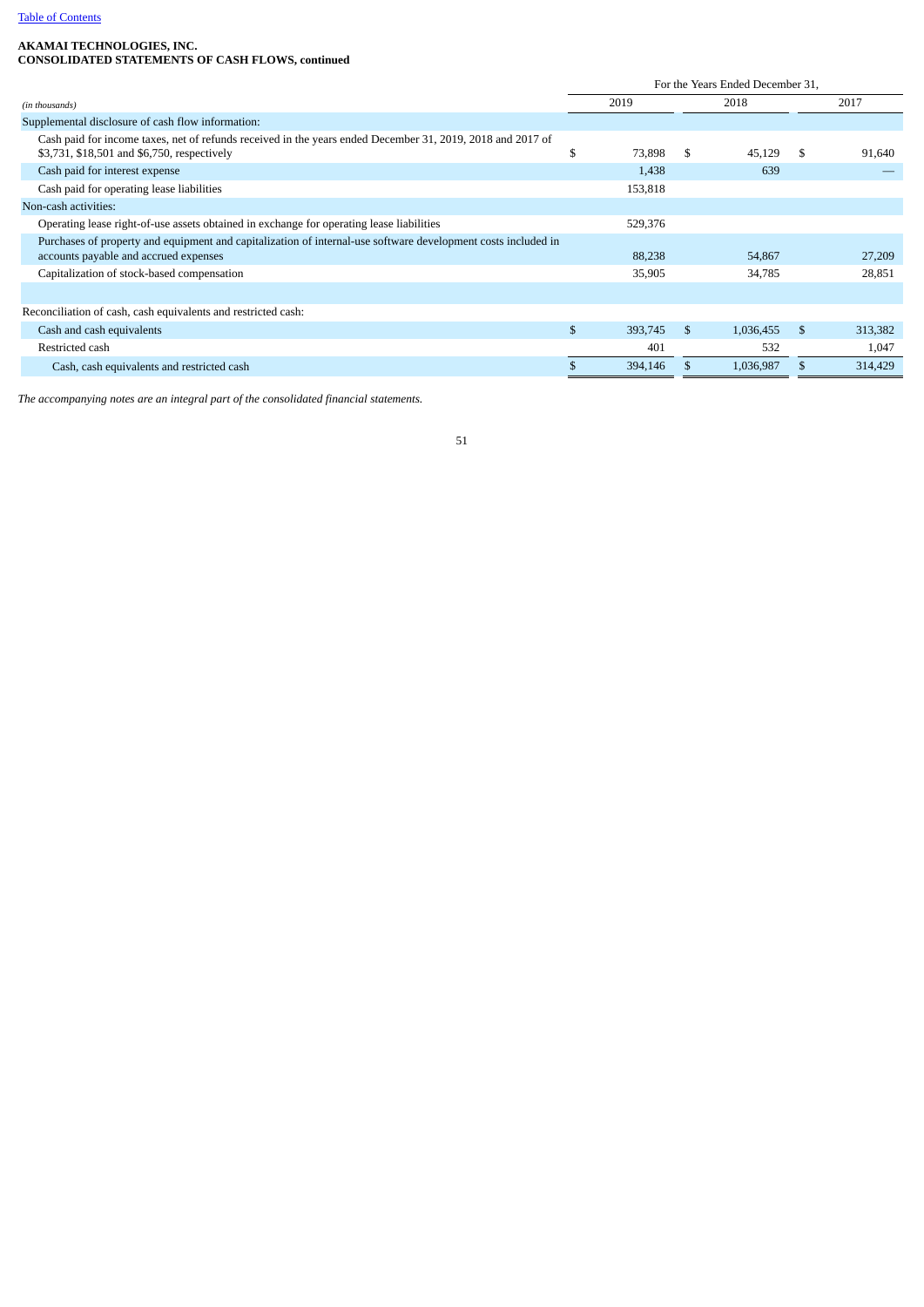**AKAMAI TECHNOLOGIES, INC.**
**CONSOLIDATED STATEMENTS OF CASH FLOWS, continued**

| | For the Years Ended December 31, | | |
|---|---|---|---|
| *(in thousands)* | 2019 | 2018 | 2017 |
| Supplemental disclosure of cash flow information: | | | |
| Cash paid for income taxes, net of refunds received in the years ended December 31, 2019, 2018 and 2017 of $3,731, $18,501 and $6,750, respectively | $ 73,898 | $ 45,129 | $ 91,640 |
| Cash paid for interest expense | 1,438 | 639 | — |
| Cash paid for operating lease liabilities | 153,818 | | |
| Non-cash activities: | | | |
| Operating lease right-of-use assets obtained in exchange for operating lease liabilities | 529,376 | | |
| Purchases of property and equipment and capitalization of internal-use software development costs included in accounts payable and accrued expenses | 88,238 | 54,867 | 27,209 |
| Capitalization of stock-based compensation | 35,905 | 34,785 | 28,851 |
| | | | |
| Reconciliation of cash, cash equivalents and restricted cash: | | | |
| Cash and cash equivalents | $ 393,745 | $ 1,036,455 | $ 313,382 |
| Restricted cash | 401 | 532 | 1,047 |
| Cash, cash equivalents and restricted cash | $ 394,146 | $ 1,036,987 | $ 314,429 |

*The accompanying notes are an integral part of the consolidated financial statements.*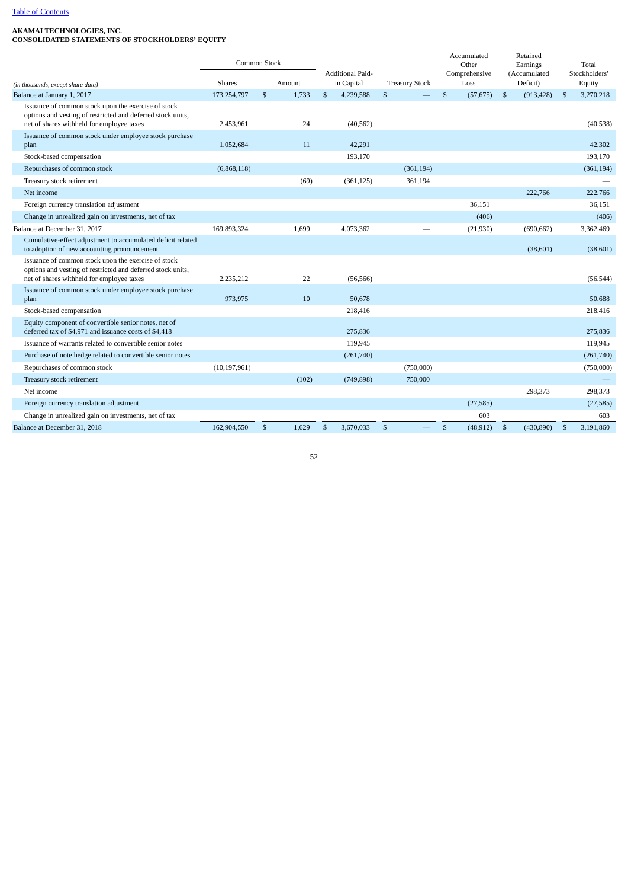[Table of Contents](#)

**AKAMAI TECHNOLOGIES, INC.**
**CONSOLIDATED STATEMENTS OF STOCKHOLDERS' EQUITY**

| *(in thousands, except share data)* | Common Stock Shares | Common Stock Amount | Additional Paid-in Capital | Treasury Stock | Accumulated Other Comprehensive Loss | Retained Earnings (Accumulated Deficit) | Total Stockholders' Equity |
|---|---|---|---|---|---|---|---|
| Balance at January 1, 2017 | 173,254,797 | $ 1,733 | $ 4,239,588 | $ — | $ (57,675) | $ (913,428) | $ 3,270,218 |
| Issuance of common stock upon the exercise of stock options and vesting of restricted and deferred stock units, net of shares withheld for employee taxes | 2,453,961 | 24 | (40,562) | | | | (40,538) |
| Issuance of common stock under employee stock purchase plan | 1,052,684 | 11 | 42,291 | | | | 42,302 |
| Stock-based compensation | | | 193,170 | | | | 193,170 |
| Repurchases of common stock | (6,868,118) | | | (361,194) | | | (361,194) |
| Treasury stock retirement | | (69) | (361,125) | 361,194 | | | — |
| Net income | | | | | | 222,766 | 222,766 |
| Foreign currency translation adjustment | | | | | 36,151 | | 36,151 |
| Change in unrealized gain on investments, net of tax | | | | | (406) | | (406) |
| Balance at December 31, 2017 | 169,893,324 | 1,699 | 4,073,362 | — | (21,930) | (690,662) | 3,362,469 |
| Cumulative-effect adjustment to accumulated deficit related to adoption of new accounting pronouncement | | | | | | (38,601) | (38,601) |
| Issuance of common stock upon the exercise of stock options and vesting of restricted and deferred stock units, net of shares withheld for employee taxes | 2,235,212 | 22 | (56,566) | | | | (56,544) |
| Issuance of common stock under employee stock purchase plan | 973,975 | 10 | 50,678 | | | | 50,688 |
| Stock-based compensation | | | 218,416 | | | | 218,416 |
| Equity component of convertible senior notes, net of deferred tax of $4,971 and issuance costs of $4,418 | | | 275,836 | | | | 275,836 |
| Issuance of warrants related to convertible senior notes | | | 119,945 | | | | 119,945 |
| Purchase of note hedge related to convertible senior notes | | | (261,740) | | | | (261,740) |
| Repurchases of common stock | (10,197,961) | | | (750,000) | | | (750,000) |
| Treasury stock retirement | | (102) | (749,898) | 750,000 | | | — |
| Net income | | | | | | 298,373 | 298,373 |
| Foreign currency translation adjustment | | | | | (27,585) | | (27,585) |
| Change in unrealized gain on investments, net of tax | | | | | 603 | | 603 |
| Balance at December 31, 2018 | 162,904,550 | $ 1,629 | $ 3,670,033 | $ — | $ (48,912) | $ (430,890) | $ 3,191,860 |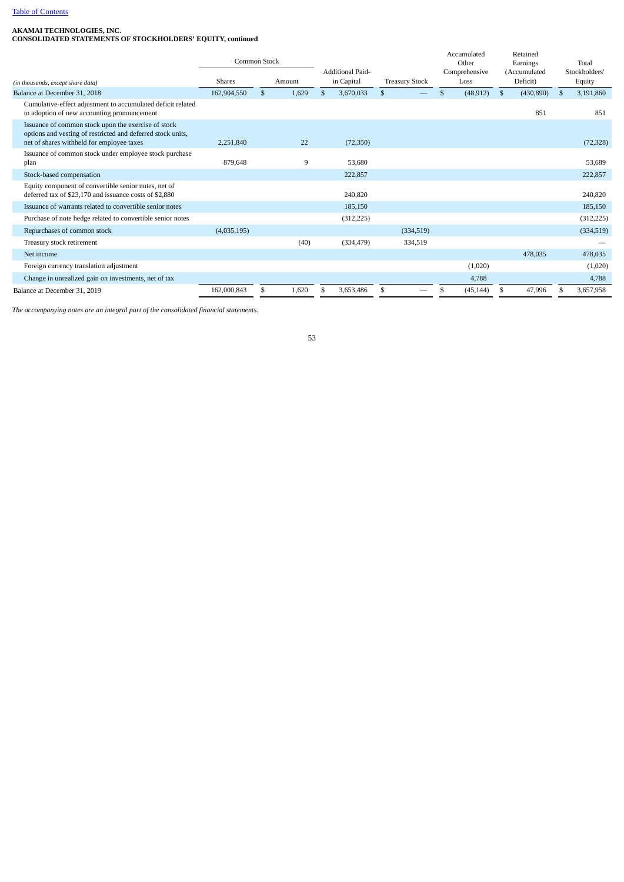[Table of Contents](#)

**AKAMAI TECHNOLOGIES, INC.**
**CONSOLIDATED STATEMENTS OF STOCKHOLDERS' EQUITY, continued**

| *(in thousands, except share data)* | Common Stock Shares | Common Stock Amount | Additional Paid-in Capital | Treasury Stock | Accumulated Other Comprehensive Loss | Retained Earnings (Accumulated Deficit) | Total Stockholders' Equity |
|---|---|---|---|---|---|---|---|
| Balance at December 31, 2018 | 162,904,550 | $ 1,629 | $ 3,670,033 | $ — | $ (48,912) | $ (430,890) | $ 3,191,860 |
| Cumulative-effect adjustment to accumulated deficit related to adoption of new accounting pronouncement | | | | | | 851 | 851 |
| Issuance of common stock upon the exercise of stock options and vesting of restricted and deferred stock units, net of shares withheld for employee taxes | 2,251,840 | 22 | (72,350) | | | | (72,328) |
| Issuance of common stock under employee stock purchase plan | 879,648 | 9 | 53,680 | | | | 53,689 |
| Stock-based compensation | | | 222,857 | | | | 222,857 |
| Equity component of convertible senior notes, net of deferred tax of $23,170 and issuance costs of $2,880 | | | 240,820 | | | | 240,820 |
| Issuance of warrants related to convertible senior notes | | | 185,150 | | | | 185,150 |
| Purchase of note hedge related to convertible senior notes | | | (312,225) | | | | (312,225) |
| Repurchases of common stock | (4,035,195) | | | (334,519) | | | (334,519) |
| Treasury stock retirement | | (40) | (334,479) | 334,519 | | | — |
| Net income | | | | | | 478,035 | 478,035 |
| Foreign currency translation adjustment | | | | | (1,020) | | (1,020) |
| Change in unrealized gain on investments, net of tax | | | | | 4,788 | | 4,788 |
| Balance at December 31, 2019 | 162,000,843 | $ 1,620 | $ 3,653,486 | $ — | $ (45,144) | $ 47,996 | $ 3,657,958 |

*The accompanying notes are an integral part of the consolidated financial statements.*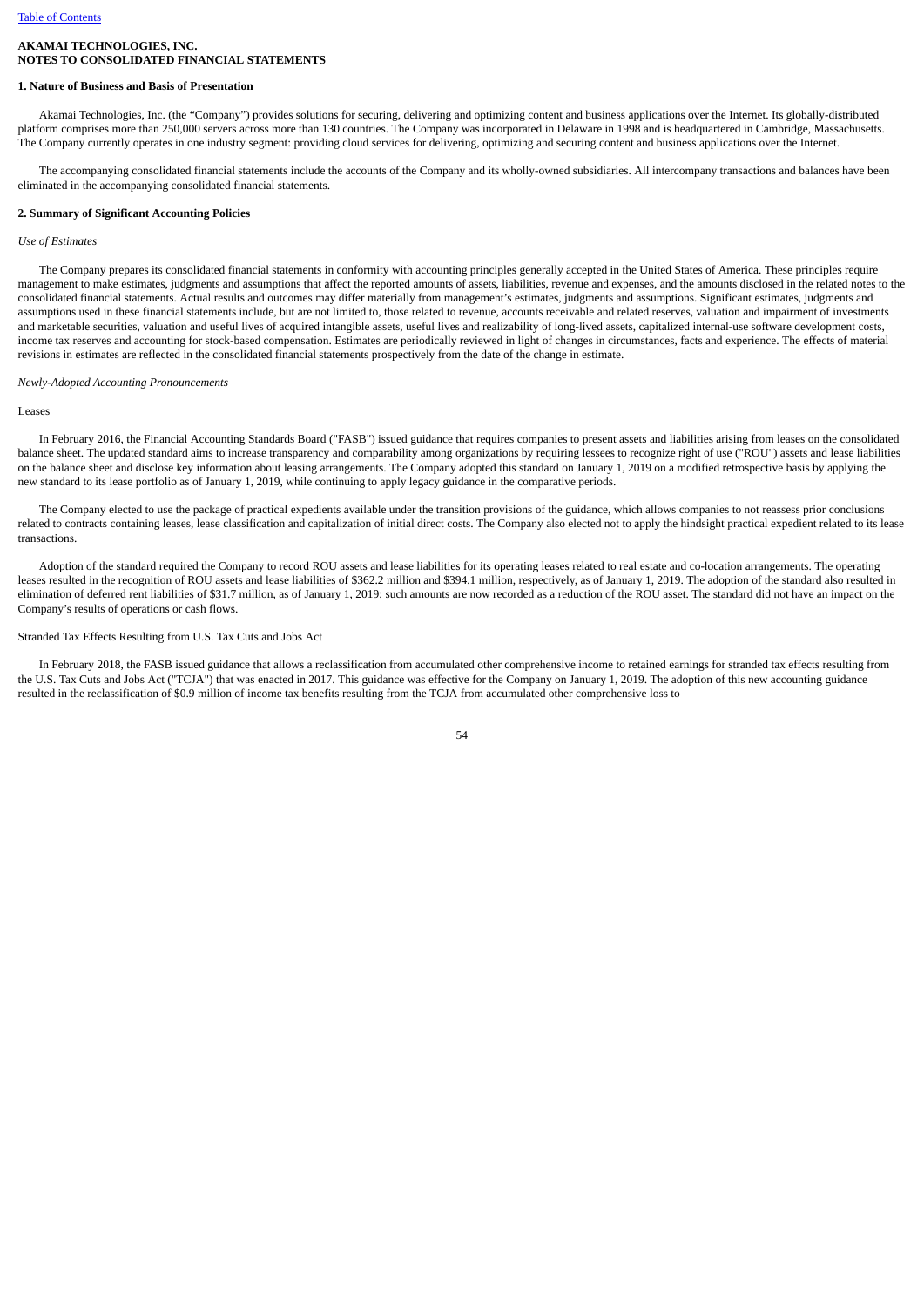**AKAMAI TECHNOLOGIES, INC.**
**NOTES TO CONSOLIDATED FINANCIAL STATEMENTS**

**1. Nature of Business and Basis of Presentation**

Akamai Technologies, Inc. (the "Company") provides solutions for securing, delivering and optimizing content and business applications over the Internet. Its globally-distributed platform comprises more than 250,000 servers across more than 130 countries. The Company was incorporated in Delaware in 1998 and is headquartered in Cambridge, Massachusetts. The Company currently operates in one industry segment: providing cloud services for delivering, optimizing and securing content and business applications over the Internet.

The accompanying consolidated financial statements include the accounts of the Company and its wholly-owned subsidiaries. All intercompany transactions and balances have been eliminated in the accompanying consolidated financial statements.

**2. Summary of Significant Accounting Policies**

*Use of Estimates*

The Company prepares its consolidated financial statements in conformity with accounting principles generally accepted in the United States of America. These principles require management to make estimates, judgments and assumptions that affect the reported amounts of assets, liabilities, revenue and expenses, and the amounts disclosed in the related notes to the consolidated financial statements. Actual results and outcomes may differ materially from management's estimates, judgments and assumptions. Significant estimates, judgments and assumptions used in these financial statements include, but are not limited to, those related to revenue, accounts receivable and related reserves, valuation and impairment of investments and marketable securities, valuation and useful lives of acquired intangible assets, useful lives and realizability of long-lived assets, capitalized internal-use software development costs, income tax reserves and accounting for stock-based compensation. Estimates are periodically reviewed in light of changes in circumstances, facts and experience. The effects of material revisions in estimates are reflected in the consolidated financial statements prospectively from the date of the change in estimate.

*Newly-Adopted Accounting Pronouncements*

Leases

In February 2016, the Financial Accounting Standards Board ("FASB") issued guidance that requires companies to present assets and liabilities arising from leases on the consolidated balance sheet. The updated standard aims to increase transparency and comparability among organizations by requiring lessees to recognize right of use ("ROU") assets and lease liabilities on the balance sheet and disclose key information about leasing arrangements. The Company adopted this standard on January 1, 2019 on a modified retrospective basis by applying the new standard to its lease portfolio as of January 1, 2019, while continuing to apply legacy guidance in the comparative periods.

The Company elected to use the package of practical expedients available under the transition provisions of the guidance, which allows companies to not reassess prior conclusions related to contracts containing leases, lease classification and capitalization of initial direct costs. The Company also elected not to apply the hindsight practical expedient related to its lease transactions.

Adoption of the standard required the Company to record ROU assets and lease liabilities for its operating leases related to real estate and co-location arrangements. The operating leases resulted in the recognition of ROU assets and lease liabilities of $362.2 million and $394.1 million, respectively, as of January 1, 2019. The adoption of the standard also resulted in elimination of deferred rent liabilities of $31.7 million, as of January 1, 2019; such amounts are now recorded as a reduction of the ROU asset. The standard did not have an impact on the Company's results of operations or cash flows.

Stranded Tax Effects Resulting from U.S. Tax Cuts and Jobs Act

In February 2018, the FASB issued guidance that allows a reclassification from accumulated other comprehensive income to retained earnings for stranded tax effects resulting from the U.S. Tax Cuts and Jobs Act ("TCJA") that was enacted in 2017. This guidance was effective for the Company on January 1, 2019. The adoption of this new accounting guidance resulted in the reclassification of $0.9 million of income tax benefits resulting from the TCJA from accumulated other comprehensive loss to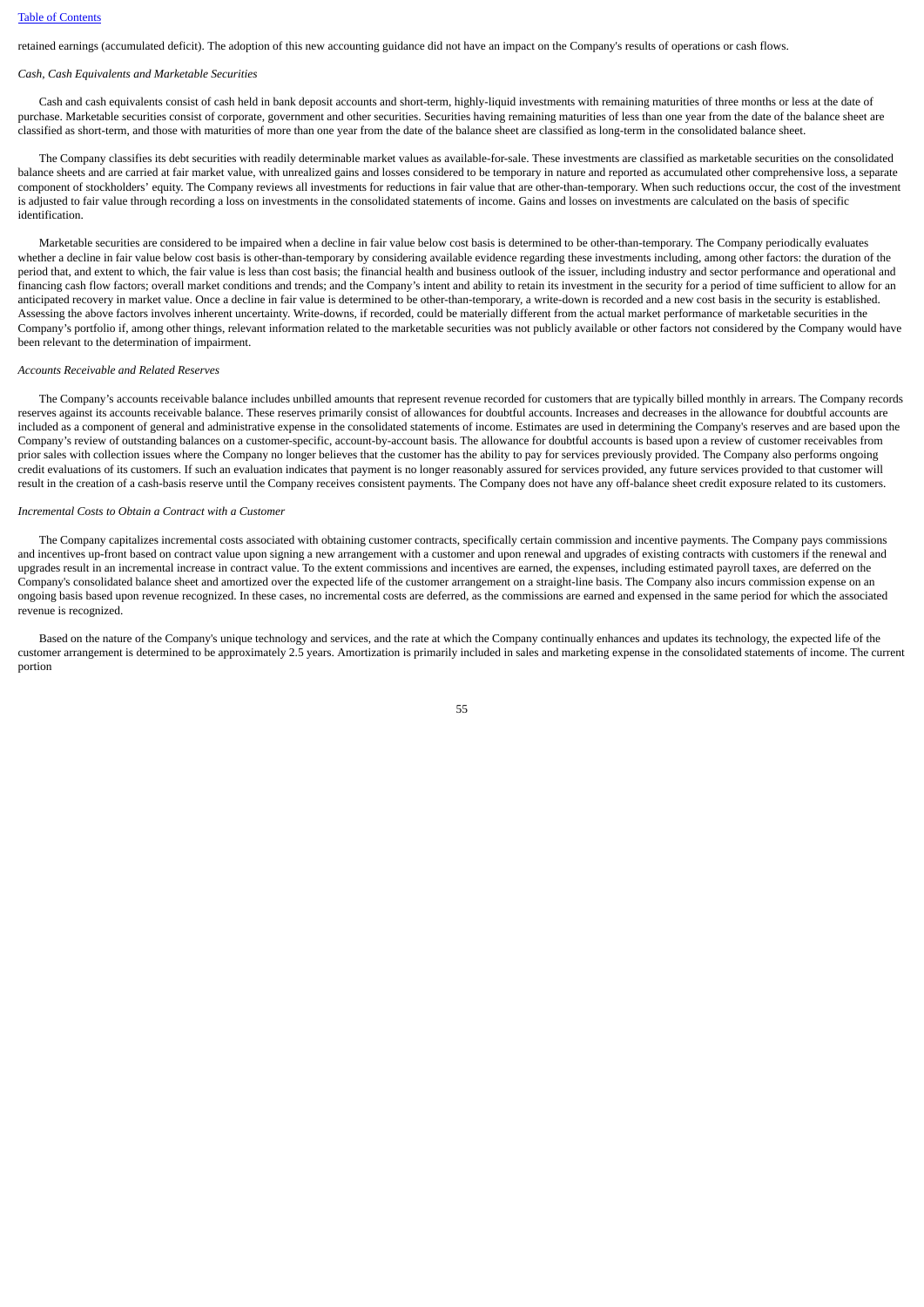retained earnings (accumulated deficit). The adoption of this new accounting guidance did not have an impact on the Company's results of operations or cash flows.

*Cash, Cash Equivalents and Marketable Securities*

Cash and cash equivalents consist of cash held in bank deposit accounts and short-term, highly-liquid investments with remaining maturities of three months or less at the date of purchase. Marketable securities consist of corporate, government and other securities. Securities having remaining maturities of less than one year from the date of the balance sheet are classified as short-term, and those with maturities of more than one year from the date of the balance sheet are classified as long-term in the consolidated balance sheet.

The Company classifies its debt securities with readily determinable market values as available-for-sale. These investments are classified as marketable securities on the consolidated balance sheets and are carried at fair market value, with unrealized gains and losses considered to be temporary in nature and reported as accumulated other comprehensive loss, a separate component of stockholders' equity. The Company reviews all investments for reductions in fair value that are other-than-temporary. When such reductions occur, the cost of the investment is adjusted to fair value through recording a loss on investments in the consolidated statements of income. Gains and losses on investments are calculated on the basis of specific identification.

Marketable securities are considered to be impaired when a decline in fair value below cost basis is determined to be other-than-temporary. The Company periodically evaluates whether a decline in fair value below cost basis is other-than-temporary by considering available evidence regarding these investments including, among other factors: the duration of the period that, and extent to which, the fair value is less than cost basis; the financial health and business outlook of the issuer, including industry and sector performance and operational and financing cash flow factors; overall market conditions and trends; and the Company's intent and ability to retain its investment in the security for a period of time sufficient to allow for an anticipated recovery in market value. Once a decline in fair value is determined to be other-than-temporary, a write-down is recorded and a new cost basis in the security is established. Assessing the above factors involves inherent uncertainty. Write-downs, if recorded, could be materially different from the actual market performance of marketable securities in the Company's portfolio if, among other things, relevant information related to the marketable securities was not publicly available or other factors not considered by the Company would have been relevant to the determination of impairment.

*Accounts Receivable and Related Reserves*

The Company's accounts receivable balance includes unbilled amounts that represent revenue recorded for customers that are typically billed monthly in arrears. The Company records reserves against its accounts receivable balance. These reserves primarily consist of allowances for doubtful accounts. Increases and decreases in the allowance for doubtful accounts are included as a component of general and administrative expense in the consolidated statements of income. Estimates are used in determining the Company's reserves and are based upon the Company's review of outstanding balances on a customer-specific, account-by-account basis. The allowance for doubtful accounts is based upon a review of customer receivables from prior sales with collection issues where the Company no longer believes that the customer has the ability to pay for services previously provided. The Company also performs ongoing credit evaluations of its customers. If such an evaluation indicates that payment is no longer reasonably assured for services provided, any future services provided to that customer will result in the creation of a cash-basis reserve until the Company receives consistent payments. The Company does not have any off-balance sheet credit exposure related to its customers.

*Incremental Costs to Obtain a Contract with a Customer*

The Company capitalizes incremental costs associated with obtaining customer contracts, specifically certain commission and incentive payments. The Company pays commissions and incentives up-front based on contract value upon signing a new arrangement with a customer and upon renewal and upgrades of existing contracts with customers if the renewal and upgrades result in an incremental increase in contract value. To the extent commissions and incentives are earned, the expenses, including estimated payroll taxes, are deferred on the Company's consolidated balance sheet and amortized over the expected life of the customer arrangement on a straight-line basis. The Company also incurs commission expense on an ongoing basis based upon revenue recognized. In these cases, no incremental costs are deferred, as the commissions are earned and expensed in the same period for which the associated revenue is recognized.

Based on the nature of the Company's unique technology and services, and the rate at which the Company continually enhances and updates its technology, the expected life of the customer arrangement is determined to be approximately 2.5 years. Amortization is primarily included in sales and marketing expense in the consolidated statements of income. The current portion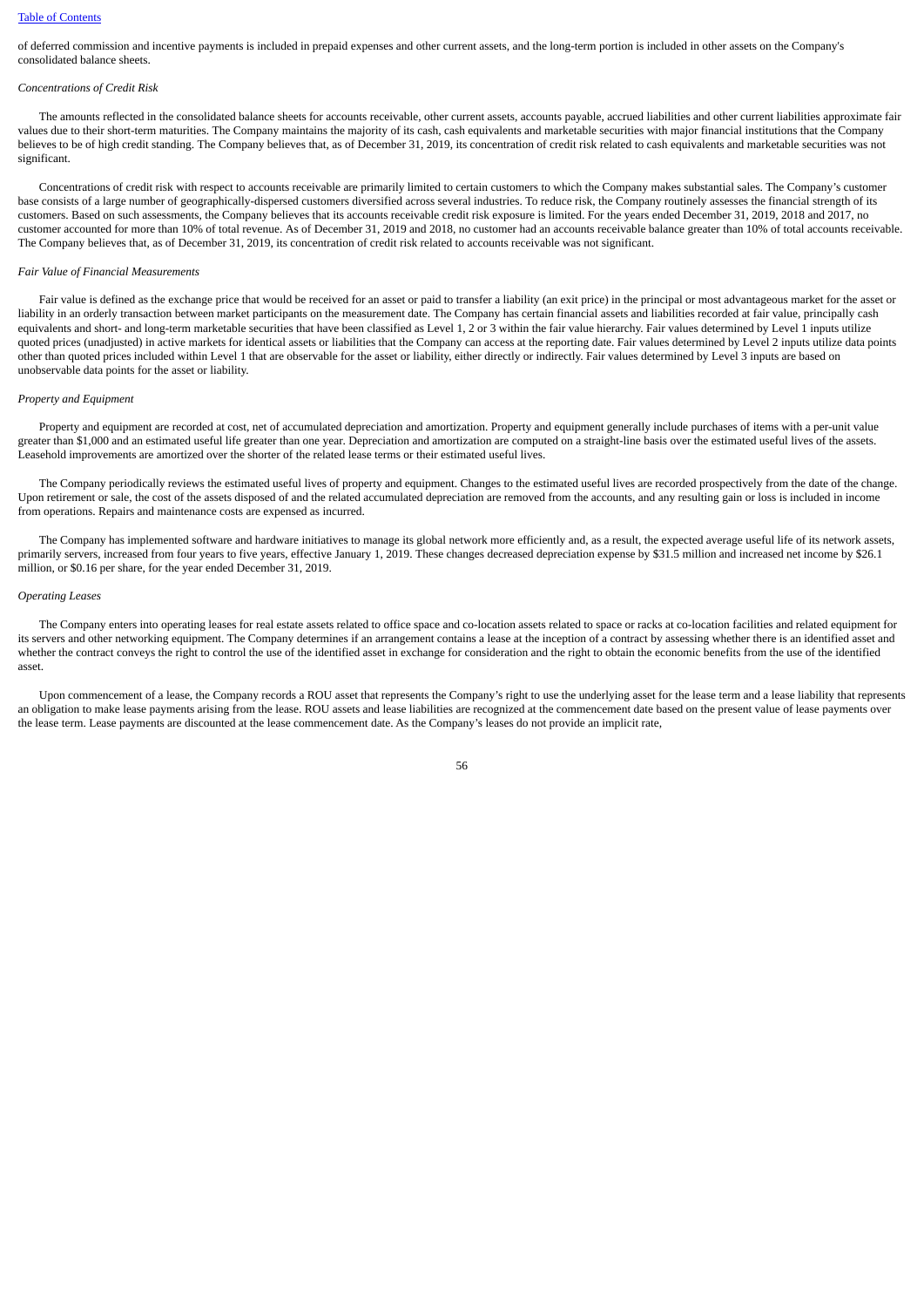of deferred commission and incentive payments is included in prepaid expenses and other current assets, and the long-term portion is included in other assets on the Company's consolidated balance sheets.

*Concentrations of Credit Risk*

The amounts reflected in the consolidated balance sheets for accounts receivable, other current assets, accounts payable, accrued liabilities and other current liabilities approximate fair values due to their short-term maturities. The Company maintains the majority of its cash, cash equivalents and marketable securities with major financial institutions that the Company believes to be of high credit standing. The Company believes that, as of December 31, 2019, its concentration of credit risk related to cash equivalents and marketable securities was not significant.

Concentrations of credit risk with respect to accounts receivable are primarily limited to certain customers to which the Company makes substantial sales. The Company's customer base consists of a large number of geographically-dispersed customers diversified across several industries. To reduce risk, the Company routinely assesses the financial strength of its customers. Based on such assessments, the Company believes that its accounts receivable credit risk exposure is limited. For the years ended December 31, 2019, 2018 and 2017, no customer accounted for more than 10% of total revenue. As of December 31, 2019 and 2018, no customer had an accounts receivable balance greater than 10% of total accounts receivable. The Company believes that, as of December 31, 2019, its concentration of credit risk related to accounts receivable was not significant.

*Fair Value of Financial Measurements*

Fair value is defined as the exchange price that would be received for an asset or paid to transfer a liability (an exit price) in the principal or most advantageous market for the asset or liability in an orderly transaction between market participants on the measurement date. The Company has certain financial assets and liabilities recorded at fair value, principally cash equivalents and short- and long-term marketable securities that have been classified as Level 1, 2 or 3 within the fair value hierarchy. Fair values determined by Level 1 inputs utilize quoted prices (unadjusted) in active markets for identical assets or liabilities that the Company can access at the reporting date. Fair values determined by Level 2 inputs utilize data points other than quoted prices included within Level 1 that are observable for the asset or liability, either directly or indirectly. Fair values determined by Level 3 inputs are based on unobservable data points for the asset or liability.

*Property and Equipment*

Property and equipment are recorded at cost, net of accumulated depreciation and amortization. Property and equipment generally include purchases of items with a per-unit value greater than $1,000 and an estimated useful life greater than one year. Depreciation and amortization are computed on a straight-line basis over the estimated useful lives of the assets. Leasehold improvements are amortized over the shorter of the related lease terms or their estimated useful lives.

The Company periodically reviews the estimated useful lives of property and equipment. Changes to the estimated useful lives are recorded prospectively from the date of the change. Upon retirement or sale, the cost of the assets disposed of and the related accumulated depreciation are removed from the accounts, and any resulting gain or loss is included in income from operations. Repairs and maintenance costs are expensed as incurred.

The Company has implemented software and hardware initiatives to manage its global network more efficiently and, as a result, the expected average useful life of its network assets, primarily servers, increased from four years to five years, effective January 1, 2019. These changes decreased depreciation expense by $31.5 million and increased net income by $26.1 million, or $0.16 per share, for the year ended December 31, 2019.

*Operating Leases*

The Company enters into operating leases for real estate assets related to office space and co-location assets related to space or racks at co-location facilities and related equipment for its servers and other networking equipment. The Company determines if an arrangement contains a lease at the inception of a contract by assessing whether there is an identified asset and whether the contract conveys the right to control the use of the identified asset in exchange for consideration and the right to obtain the economic benefits from the use of the identified asset.

Upon commencement of a lease, the Company records a ROU asset that represents the Company's right to use the underlying asset for the lease term and a lease liability that represents an obligation to make lease payments arising from the lease. ROU assets and lease liabilities are recognized at the commencement date based on the present value of lease payments over the lease term. Lease payments are discounted at the lease commencement date. As the Company's leases do not provide an implicit rate,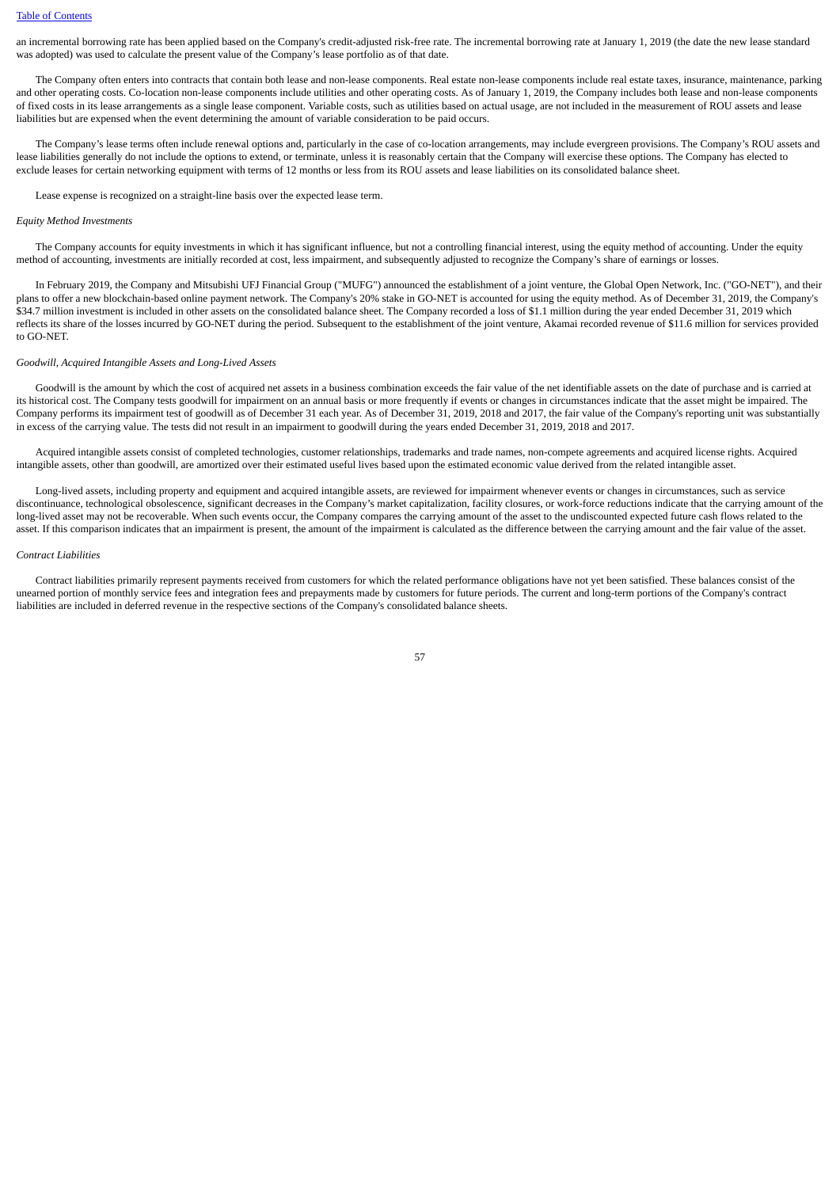an incremental borrowing rate has been applied based on the Company's credit-adjusted risk-free rate. The incremental borrowing rate at January 1, 2019 (the date the new lease standard was adopted) was used to calculate the present value of the Company's lease portfolio as of that date.

The Company often enters into contracts that contain both lease and non-lease components. Real estate non-lease components include real estate taxes, insurance, maintenance, parking and other operating costs. Co-location non-lease components include utilities and other operating costs. As of January 1, 2019, the Company includes both lease and non-lease components of fixed costs in its lease arrangements as a single lease component. Variable costs, such as utilities based on actual usage, are not included in the measurement of ROU assets and lease liabilities but are expensed when the event determining the amount of variable consideration to be paid occurs.

The Company's lease terms often include renewal options and, particularly in the case of co-location arrangements, may include evergreen provisions. The Company's ROU assets and lease liabilities generally do not include the options to extend, or terminate, unless it is reasonably certain that the Company will exercise these options. The Company has elected to exclude leases for certain networking equipment with terms of 12 months or less from its ROU assets and lease liabilities on its consolidated balance sheet.

Lease expense is recognized on a straight-line basis over the expected lease term.

*Equity Method Investments*

The Company accounts for equity investments in which it has significant influence, but not a controlling financial interest, using the equity method of accounting. Under the equity method of accounting, investments are initially recorded at cost, less impairment, and subsequently adjusted to recognize the Company's share of earnings or losses.

In February 2019, the Company and Mitsubishi UFJ Financial Group ("MUFG") announced the establishment of a joint venture, the Global Open Network, Inc. ("GO-NET"), and their plans to offer a new blockchain-based online payment network. The Company's 20% stake in GO-NET is accounted for using the equity method. As of December 31, 2019, the Company's $34.7 million investment is included in other assets on the consolidated balance sheet. The Company recorded a loss of $1.1 million during the year ended December 31, 2019 which reflects its share of the losses incurred by GO-NET during the period. Subsequent to the establishment of the joint venture, Akamai recorded revenue of $11.6 million for services provided to GO-NET.

*Goodwill, Acquired Intangible Assets and Long-Lived Assets*

Goodwill is the amount by which the cost of acquired net assets in a business combination exceeds the fair value of the net identifiable assets on the date of purchase and is carried at its historical cost. The Company tests goodwill for impairment on an annual basis or more frequently if events or changes in circumstances indicate that the asset might be impaired. The Company performs its impairment test of goodwill as of December 31 each year. As of December 31, 2019, 2018 and 2017, the fair value of the Company's reporting unit was substantially in excess of the carrying value. The tests did not result in an impairment to goodwill during the years ended December 31, 2019, 2018 and 2017.

Acquired intangible assets consist of completed technologies, customer relationships, trademarks and trade names, non-compete agreements and acquired license rights. Acquired intangible assets, other than goodwill, are amortized over their estimated useful lives based upon the estimated economic value derived from the related intangible asset.

Long-lived assets, including property and equipment and acquired intangible assets, are reviewed for impairment whenever events or changes in circumstances, such as service discontinuance, technological obsolescence, significant decreases in the Company's market capitalization, facility closures, or work-force reductions indicate that the carrying amount of the long-lived asset may not be recoverable. When such events occur, the Company compares the carrying amount of the asset to the undiscounted expected future cash flows related to the asset. If this comparison indicates that an impairment is present, the amount of the impairment is calculated as the difference between the carrying amount and the fair value of the asset.

*Contract Liabilities*

Contract liabilities primarily represent payments received from customers for which the related performance obligations have not yet been satisfied. These balances consist of the unearned portion of monthly service fees and integration fees and prepayments made by customers for future periods. The current and long-term portions of the Company's contract liabilities are included in deferred revenue in the respective sections of the Company's consolidated balance sheets.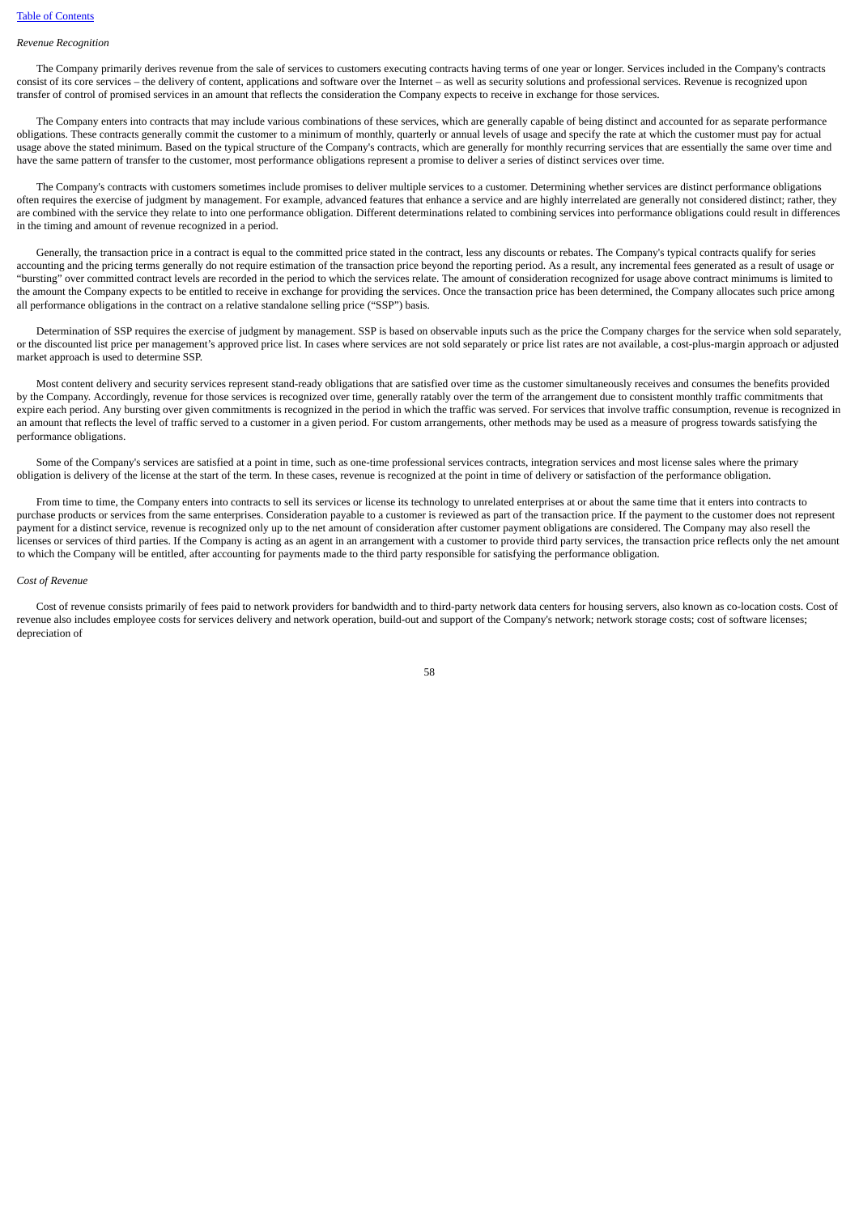*Revenue Recognition*

The Company primarily derives revenue from the sale of services to customers executing contracts having terms of one year or longer. Services included in the Company's contracts consist of its core services – the delivery of content, applications and software over the Internet – as well as security solutions and professional services. Revenue is recognized upon transfer of control of promised services in an amount that reflects the consideration the Company expects to receive in exchange for those services.

The Company enters into contracts that may include various combinations of these services, which are generally capable of being distinct and accounted for as separate performance obligations. These contracts generally commit the customer to a minimum of monthly, quarterly or annual levels of usage and specify the rate at which the customer must pay for actual usage above the stated minimum. Based on the typical structure of the Company's contracts, which are generally for monthly recurring services that are essentially the same over time and have the same pattern of transfer to the customer, most performance obligations represent a promise to deliver a series of distinct services over time.

The Company's contracts with customers sometimes include promises to deliver multiple services to a customer. Determining whether services are distinct performance obligations often requires the exercise of judgment by management. For example, advanced features that enhance a service and are highly interrelated are generally not considered distinct; rather, they are combined with the service they relate to into one performance obligation. Different determinations related to combining services into performance obligations could result in differences in the timing and amount of revenue recognized in a period.

Generally, the transaction price in a contract is equal to the committed price stated in the contract, less any discounts or rebates. The Company's typical contracts qualify for series accounting and the pricing terms generally do not require estimation of the transaction price beyond the reporting period. As a result, any incremental fees generated as a result of usage or "bursting" over committed contract levels are recorded in the period to which the services relate. The amount of consideration recognized for usage above contract minimums is limited to the amount the Company expects to be entitled to receive in exchange for providing the services. Once the transaction price has been determined, the Company allocates such price among all performance obligations in the contract on a relative standalone selling price ("SSP") basis.

Determination of SSP requires the exercise of judgment by management. SSP is based on observable inputs such as the price the Company charges for the service when sold separately, or the discounted list price per management's approved price list. In cases where services are not sold separately or price list rates are not available, a cost-plus-margin approach or adjusted market approach is used to determine SSP.

Most content delivery and security services represent stand-ready obligations that are satisfied over time as the customer simultaneously receives and consumes the benefits provided by the Company. Accordingly, revenue for those services is recognized over time, generally ratably over the term of the arrangement due to consistent monthly traffic commitments that expire each period. Any bursting over given commitments is recognized in the period in which the traffic was served. For services that involve traffic consumption, revenue is recognized in an amount that reflects the level of traffic served to a customer in a given period. For custom arrangements, other methods may be used as a measure of progress towards satisfying the performance obligations.

Some of the Company's services are satisfied at a point in time, such as one-time professional services contracts, integration services and most license sales where the primary obligation is delivery of the license at the start of the term. In these cases, revenue is recognized at the point in time of delivery or satisfaction of the performance obligation.

From time to time, the Company enters into contracts to sell its services or license its technology to unrelated enterprises at or about the same time that it enters into contracts to purchase products or services from the same enterprises. Consideration payable to a customer is reviewed as part of the transaction price. If the payment to the customer does not represent payment for a distinct service, revenue is recognized only up to the net amount of consideration after customer payment obligations are considered. The Company may also resell the licenses or services of third parties. If the Company is acting as an agent in an arrangement with a customer to provide third party services, the transaction price reflects only the net amount to which the Company will be entitled, after accounting for payments made to the third party responsible for satisfying the performance obligation.

*Cost of Revenue*

Cost of revenue consists primarily of fees paid to network providers for bandwidth and to third-party network data centers for housing servers, also known as co-location costs. Cost of revenue also includes employee costs for services delivery and network operation, build-out and support of the Company's network; network storage costs; cost of software licenses; depreciation of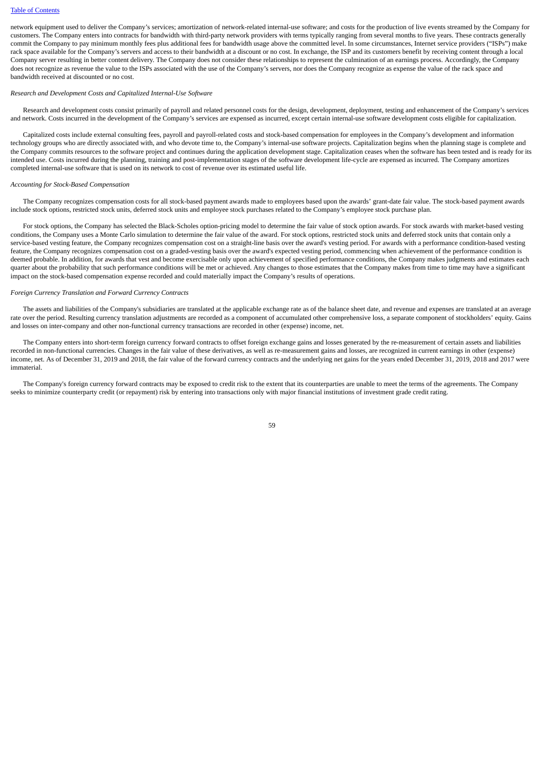network equipment used to deliver the Company's services; amortization of network-related internal-use software; and costs for the production of live events streamed by the Company for customers. The Company enters into contracts for bandwidth with third-party network providers with terms typically ranging from several months to five years. These contracts generally commit the Company to pay minimum monthly fees plus additional fees for bandwidth usage above the committed level. In some circumstances, Internet service providers ("ISPs") make rack space available for the Company's servers and access to their bandwidth at a discount or no cost. In exchange, the ISP and its customers benefit by receiving content through a local Company server resulting in better content delivery. The Company does not consider these relationships to represent the culmination of an earnings process. Accordingly, the Company does not recognize as revenue the value to the ISPs associated with the use of the Company's servers, nor does the Company recognize as expense the value of the rack space and bandwidth received at discounted or no cost.

*Research and Development Costs and Capitalized Internal-Use Software*

Research and development costs consist primarily of payroll and related personnel costs for the design, development, deployment, testing and enhancement of the Company's services and network. Costs incurred in the development of the Company's services are expensed as incurred, except certain internal-use software development costs eligible for capitalization.

Capitalized costs include external consulting fees, payroll and payroll-related costs and stock-based compensation for employees in the Company's development and information technology groups who are directly associated with, and who devote time to, the Company's internal-use software projects. Capitalization begins when the planning stage is complete and the Company commits resources to the software project and continues during the application development stage. Capitalization ceases when the software has been tested and is ready for its intended use. Costs incurred during the planning, training and post-implementation stages of the software development life-cycle are expensed as incurred. The Company amortizes completed internal-use software that is used on its network to cost of revenue over its estimated useful life.

*Accounting for Stock-Based Compensation*

The Company recognizes compensation costs for all stock-based payment awards made to employees based upon the awards' grant-date fair value. The stock-based payment awards include stock options, restricted stock units, deferred stock units and employee stock purchases related to the Company's employee stock purchase plan.

For stock options, the Company has selected the Black-Scholes option-pricing model to determine the fair value of stock option awards. For stock awards with market-based vesting conditions, the Company uses a Monte Carlo simulation to determine the fair value of the award. For stock options, restricted stock units and deferred stock units that contain only a service-based vesting feature, the Company recognizes compensation cost on a straight-line basis over the award's vesting period. For awards with a performance condition-based vesting feature, the Company recognizes compensation cost on a graded-vesting basis over the award's expected vesting period, commencing when achievement of the performance condition is deemed probable. In addition, for awards that vest and become exercisable only upon achievement of specified performance conditions, the Company makes judgments and estimates each quarter about the probability that such performance conditions will be met or achieved. Any changes to those estimates that the Company makes from time to time may have a significant impact on the stock-based compensation expense recorded and could materially impact the Company's results of operations.

*Foreign Currency Translation and Forward Currency Contracts*

The assets and liabilities of the Company's subsidiaries are translated at the applicable exchange rate as of the balance sheet date, and revenue and expenses are translated at an average rate over the period. Resulting currency translation adjustments are recorded as a component of accumulated other comprehensive loss, a separate component of stockholders' equity. Gains and losses on inter-company and other non-functional currency transactions are recorded in other (expense) income, net.

The Company enters into short-term foreign currency forward contracts to offset foreign exchange gains and losses generated by the re-measurement of certain assets and liabilities recorded in non-functional currencies. Changes in the fair value of these derivatives, as well as re-measurement gains and losses, are recognized in current earnings in other (expense) income, net. As of December 31, 2019 and 2018, the fair value of the forward currency contracts and the underlying net gains for the years ended December 31, 2019, 2018 and 2017 were immaterial.

The Company's foreign currency forward contracts may be exposed to credit risk to the extent that its counterparties are unable to meet the terms of the agreements. The Company seeks to minimize counterparty credit (or repayment) risk by entering into transactions only with major financial institutions of investment grade credit rating.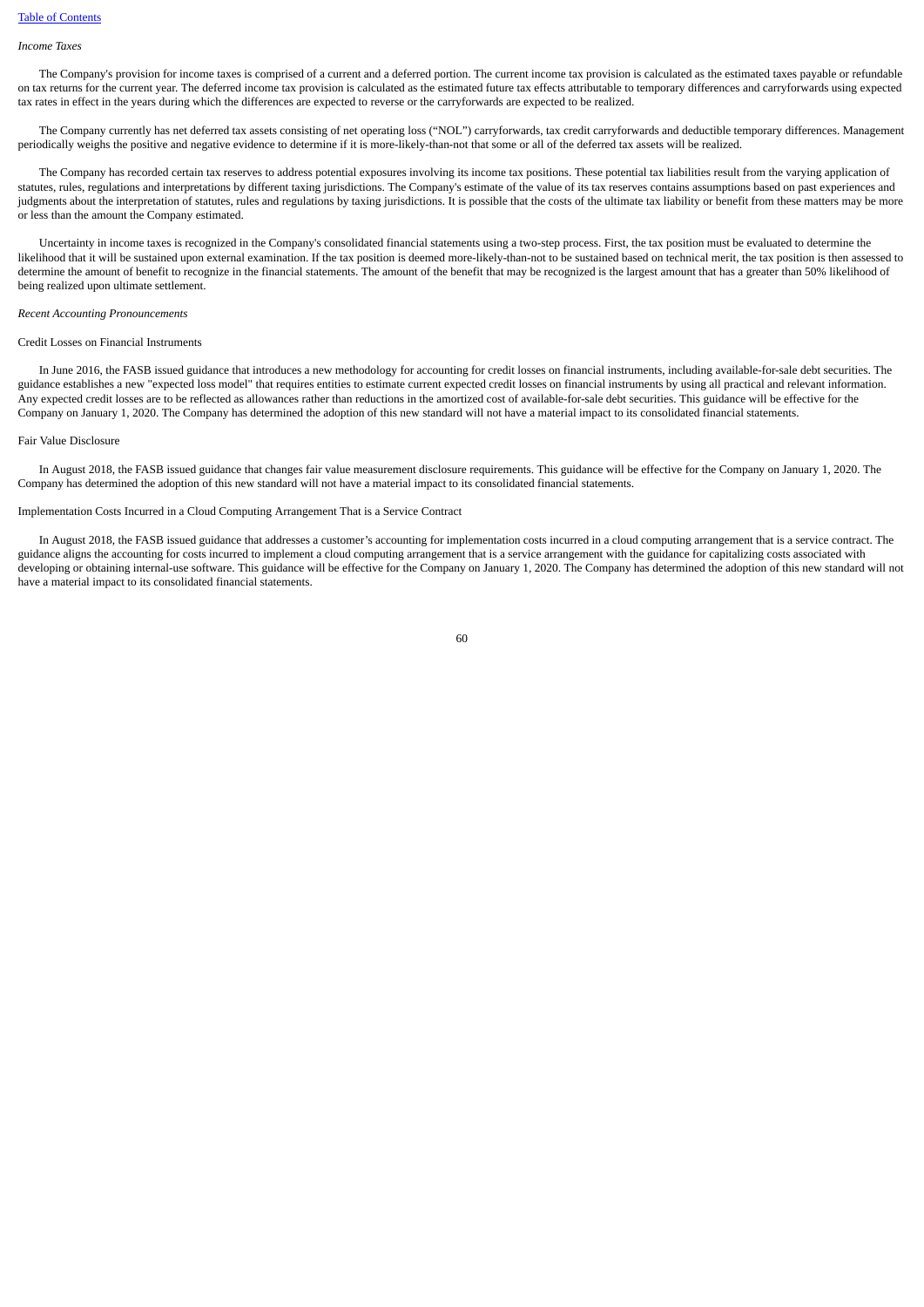*Income Taxes*

The Company's provision for income taxes is comprised of a current and a deferred portion. The current income tax provision is calculated as the estimated taxes payable or refundable on tax returns for the current year. The deferred income tax provision is calculated as the estimated future tax effects attributable to temporary differences and carryforwards using expected tax rates in effect in the years during which the differences are expected to reverse or the carryforwards are expected to be realized.

The Company currently has net deferred tax assets consisting of net operating loss ("NOL") carryforwards, tax credit carryforwards and deductible temporary differences. Management periodically weighs the positive and negative evidence to determine if it is more-likely-than-not that some or all of the deferred tax assets will be realized.

The Company has recorded certain tax reserves to address potential exposures involving its income tax positions. These potential tax liabilities result from the varying application of statutes, rules, regulations and interpretations by different taxing jurisdictions. The Company's estimate of the value of its tax reserves contains assumptions based on past experiences and judgments about the interpretation of statutes, rules and regulations by taxing jurisdictions. It is possible that the costs of the ultimate tax liability or benefit from these matters may be more or less than the amount the Company estimated.

Uncertainty in income taxes is recognized in the Company's consolidated financial statements using a two-step process. First, the tax position must be evaluated to determine the likelihood that it will be sustained upon external examination. If the tax position is deemed more-likely-than-not to be sustained based on technical merit, the tax position is then assessed to determine the amount of benefit to recognize in the financial statements. The amount of the benefit that may be recognized is the largest amount that has a greater than 50% likelihood of being realized upon ultimate settlement.

*Recent Accounting Pronouncements*

Credit Losses on Financial Instruments

In June 2016, the FASB issued guidance that introduces a new methodology for accounting for credit losses on financial instruments, including available-for-sale debt securities. The guidance establishes a new "expected loss model" that requires entities to estimate current expected credit losses on financial instruments by using all practical and relevant information. Any expected credit losses are to be reflected as allowances rather than reductions in the amortized cost of available-for-sale debt securities. This guidance will be effective for the Company on January 1, 2020. The Company has determined the adoption of this new standard will not have a material impact to its consolidated financial statements.

Fair Value Disclosure

In August 2018, the FASB issued guidance that changes fair value measurement disclosure requirements. This guidance will be effective for the Company on January 1, 2020. The Company has determined the adoption of this new standard will not have a material impact to its consolidated financial statements.

Implementation Costs Incurred in a Cloud Computing Arrangement That is a Service Contract

In August 2018, the FASB issued guidance that addresses a customer's accounting for implementation costs incurred in a cloud computing arrangement that is a service contract. The guidance aligns the accounting for costs incurred to implement a cloud computing arrangement that is a service arrangement with the guidance for capitalizing costs associated with developing or obtaining internal-use software. This guidance will be effective for the Company on January 1, 2020. The Company has determined the adoption of this new standard will not have a material impact to its consolidated financial statements.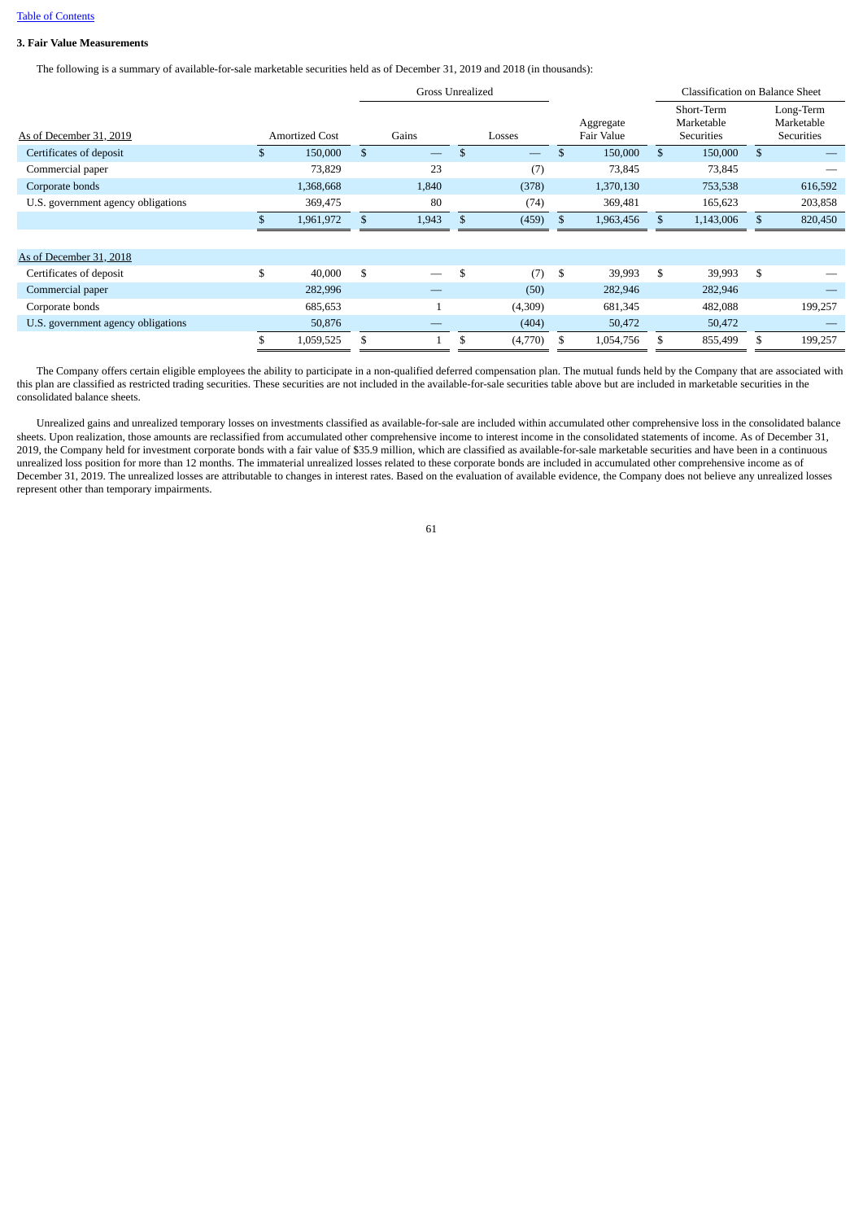Table of Contents

**3. Fair Value Measurements**

The following is a summary of available-for-sale marketable securities held as of December 31, 2019 and 2018 (in thousands):

| | | Gross Unrealized | | | Classification on Balance Sheet | |
|---|---|---|---|---|---|---|
| As of December 31, 2019 | Amortized Cost | Gains | Losses | Aggregate Fair Value | Short-Term Marketable Securities | Long-Term Marketable Securities |
| Certificates of deposit | $ 150,000 | $ — | $ — | $ 150,000 | $ 150,000 | $ — |
| Commercial paper | 73,829 | 23 | (7) | 73,845 | 73,845 | — |
| Corporate bonds | 1,368,668 | 1,840 | (378) | 1,370,130 | 753,538 | 616,592 |
| U.S. government agency obligations | 369,475 | 80 | (74) | 369,481 | 165,623 | 203,858 |
| | $ 1,961,972 | $ 1,943 | $ (459) | $ 1,963,456 | $ 1,143,006 | $ 820,450 |
| | | | | | | |
| As of December 31, 2018 | | | | | | |
| Certificates of deposit | $ 40,000 | $ — | $ (7) | $ 39,993 | $ 39,993 | $ — |
| Commercial paper | 282,996 | — | (50) | 282,946 | 282,946 | — |
| Corporate bonds | 685,653 | 1 | (4,309) | 681,345 | 482,088 | 199,257 |
| U.S. government agency obligations | 50,876 | — | (404) | 50,472 | 50,472 | — |
| | $ 1,059,525 | $ 1 | $ (4,770) | $ 1,054,756 | $ 855,499 | $ 199,257 |

The Company offers certain eligible employees the ability to participate in a non-qualified deferred compensation plan. The mutual funds held by the Company that are associated with this plan are classified as restricted trading securities. These securities are not included in the available-for-sale securities table above but are included in marketable securities in the consolidated balance sheets.

Unrealized gains and unrealized temporary losses on investments classified as available-for-sale are included within accumulated other comprehensive loss in the consolidated balance sheets. Upon realization, those amounts are reclassified from accumulated other comprehensive income to interest income in the consolidated statements of income. As of December 31, 2019, the Company held for investment corporate bonds with a fair value of $35.9 million, which are classified as available-for-sale marketable securities and have been in a continuous unrealized loss position for more than 12 months. The immaterial unrealized losses related to these corporate bonds are included in accumulated other comprehensive income as of December 31, 2019. The unrealized losses are attributable to changes in interest rates. Based on the evaluation of available evidence, the Company does not believe any unrealized losses represent other than temporary impairments.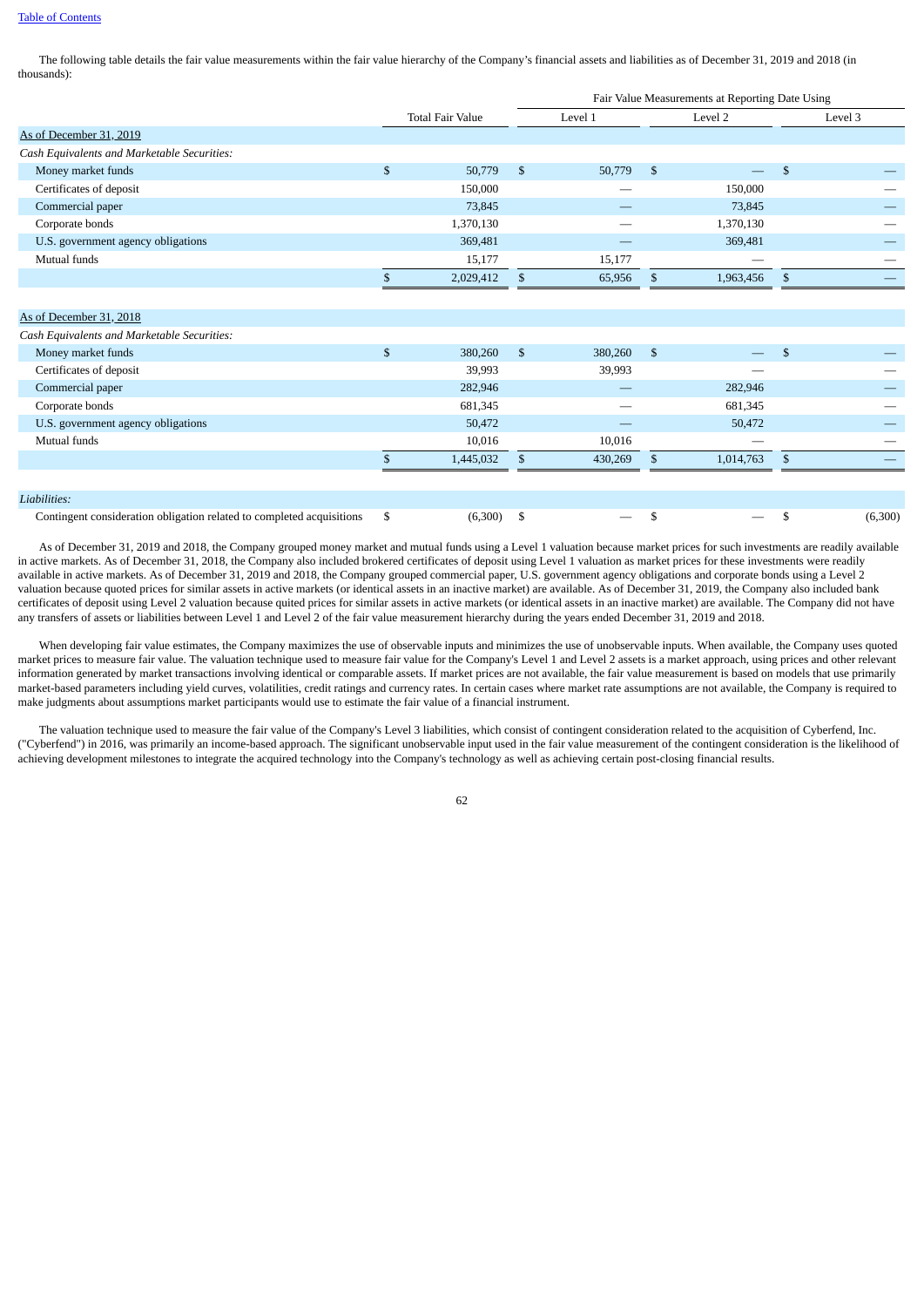The following table details the fair value measurements within the fair value hierarchy of the Company's financial assets and liabilities as of December 31, 2019 and 2018 (in thousands):

| | Total Fair Value | Fair Value Measurements at Reporting Date Using | | |
|---|---|---|---|---|
| | | Level 1 | Level 2 | Level 3 |
| As of December 31, 2019 | | | | |
| *Cash Equivalents and Marketable Securities:* | | | | |
| Money market funds | $ 50,779 | $ 50,779 | $ — | $ — |
| Certificates of deposit | 150,000 | — | 150,000 | — |
| Commercial paper | 73,845 | — | 73,845 | — |
| Corporate bonds | 1,370,130 | — | 1,370,130 | — |
| U.S. government agency obligations | 369,481 | — | 369,481 | — |
| Mutual funds | 15,177 | 15,177 | — | — |
| | $ 2,029,412 | $ 65,956 | $ 1,963,456 | $ — |
| As of December 31, 2018 | | | | |
| *Cash Equivalents and Marketable Securities:* | | | | |
| Money market funds | $ 380,260 | $ 380,260 | $ — | $ — |
| Certificates of deposit | 39,993 | 39,993 | — | — |
| Commercial paper | 282,946 | — | 282,946 | — |
| Corporate bonds | 681,345 | — | 681,345 | — |
| U.S. government agency obligations | 50,472 | — | 50,472 | — |
| Mutual funds | 10,016 | 10,016 | — | — |
| | $ 1,445,032 | $ 430,269 | $ 1,014,763 | $ — |
| *Liabilities:* | | | | |
| Contingent consideration obligation related to completed acquisitions | $ (6,300) | $ — | $ — | $ (6,300) |

As of December 31, 2019 and 2018, the Company grouped money market and mutual funds using a Level 1 valuation because market prices for such investments are readily available in active markets. As of December 31, 2018, the Company also included brokered certificates of deposit using Level 1 valuation as market prices for these investments were readily available in active markets. As of December 31, 2019 and 2018, the Company grouped commercial paper, U.S. government agency obligations and corporate bonds using a Level 2 valuation because quoted prices for similar assets in active markets (or identical assets in an inactive market) are available. As of December 31, 2019, the Company also included bank certificates of deposit using Level 2 valuation because quited prices for similar assets in active markets (or identical assets in an inactive market) are available. The Company did not have any transfers of assets or liabilities between Level 1 and Level 2 of the fair value measurement hierarchy during the years ended December 31, 2019 and 2018.

When developing fair value estimates, the Company maximizes the use of observable inputs and minimizes the use of unobservable inputs. When available, the Company uses quoted market prices to measure fair value. The valuation technique used to measure fair value for the Company's Level 1 and Level 2 assets is a market approach, using prices and other relevant information generated by market transactions involving identical or comparable assets. If market prices are not available, the fair value measurement is based on models that use primarily market-based parameters including yield curves, volatilities, credit ratings and currency rates. In certain cases where market rate assumptions are not available, the Company is required to make judgments about assumptions market participants would use to estimate the fair value of a financial instrument.

The valuation technique used to measure the fair value of the Company's Level 3 liabilities, which consist of contingent consideration related to the acquisition of Cyberfend, Inc. ("Cyberfend") in 2016, was primarily an income-based approach. The significant unobservable input used in the fair value measurement of the contingent consideration is the likelihood of achieving development milestones to integrate the acquired technology into the Company's technology as well as achieving certain post-closing financial results.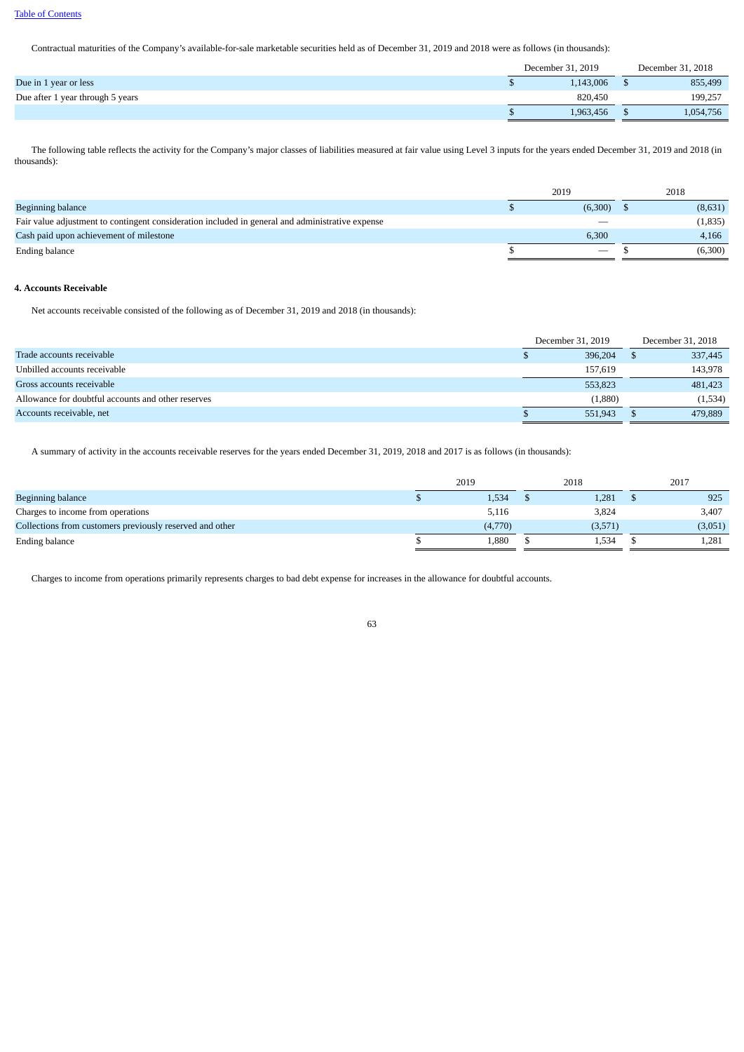Contractual maturities of the Company's available-for-sale marketable securities held as of December 31, 2019 and 2018 were as follows (in thousands):

| | December 31, 2019 | December 31, 2018 |
|---|---|---|
| Due in 1 year or less | $ 1,143,006 | $ 855,499 |
| Due after 1 year through 5 years | 820,450 | 199,257 |
| | $ 1,963,456 | $ 1,054,756 |

The following table reflects the activity for the Company's major classes of liabilities measured at fair value using Level 3 inputs for the years ended December 31, 2019 and 2018 (in thousands):

| | 2019 | 2018 |
|---|---|---|
| Beginning balance | $ (6,300) | $ (8,631) |
| Fair value adjustment to contingent consideration included in general and administrative expense | — | (1,835) |
| Cash paid upon achievement of milestone | 6,300 | 4,166 |
| Ending balance | $ — | $ (6,300) |

**4. Accounts Receivable**

Net accounts receivable consisted of the following as of December 31, 2019 and 2018 (in thousands):

| | December 31, 2019 | December 31, 2018 |
|---|---|---|
| Trade accounts receivable | $ 396,204 | $ 337,445 |
| Unbilled accounts receivable | 157,619 | 143,978 |
| Gross accounts receivable | 553,823 | 481,423 |
| Allowance for doubtful accounts and other reserves | (1,880) | (1,534) |
| Accounts receivable, net | $ 551,943 | $ 479,889 |

A summary of activity in the accounts receivable reserves for the years ended December 31, 2019, 2018 and 2017 is as follows (in thousands):

| | 2019 | 2018 | 2017 |
|---|---|---|---|
| Beginning balance | $ 1,534 | $ 1,281 | $ 925 |
| Charges to income from operations | 5,116 | 3,824 | 3,407 |
| Collections from customers previously reserved and other | (4,770) | (3,571) | (3,051) |
| Ending balance | $ 1,880 | $ 1,534 | $ 1,281 |

Charges to income from operations primarily represents charges to bad debt expense for increases in the allowance for doubtful accounts.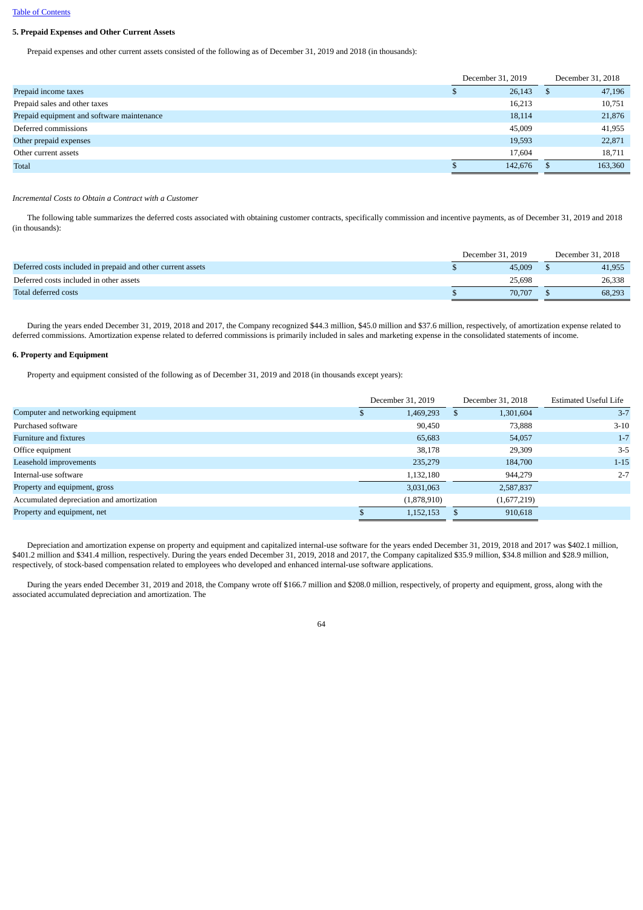[Table of Contents](#)

### 5. Prepaid Expenses and Other Current Assets

Prepaid expenses and other current assets consisted of the following as of December 31, 2019 and 2018 (in thousands):

| | December 31, 2019 | December 31, 2018 |
|---|---|---|
| Prepaid income taxes | $ 26,143 | $ 47,196 |
| Prepaid sales and other taxes | 16,213 | 10,751 |
| Prepaid equipment and software maintenance | 18,114 | 21,876 |
| Deferred commissions | 45,009 | 41,955 |
| Other prepaid expenses | 19,593 | 22,871 |
| Other current assets | 17,604 | 18,711 |
| Total | $ 142,676 | $ 163,360 |

*Incremental Costs to Obtain a Contract with a Customer*

The following table summarizes the deferred costs associated with obtaining customer contracts, specifically commission and incentive payments, as of December 31, 2019 and 2018 (in thousands):

| | December 31, 2019 | December 31, 2018 |
|---|---|---|
| Deferred costs included in prepaid and other current assets | $ 45,009 | $ 41,955 |
| Deferred costs included in other assets | 25,698 | 26,338 |
| Total deferred costs | $ 70,707 | $ 68,293 |

During the years ended December 31, 2019, 2018 and 2017, the Company recognized $44.3 million, $45.0 million and $37.6 million, respectively, of amortization expense related to deferred commissions. Amortization expense related to deferred commissions is primarily included in sales and marketing expense in the consolidated statements of income.

### 6. Property and Equipment

Property and equipment consisted of the following as of December 31, 2019 and 2018 (in thousands except years):

| | December 31, 2019 | December 31, 2018 | Estimated Useful Life |
|---|---|---|---|
| Computer and networking equipment | $ 1,469,293 | $ 1,301,604 | 3-7 |
| Purchased software | 90,450 | 73,888 | 3-10 |
| Furniture and fixtures | 65,683 | 54,057 | 1-7 |
| Office equipment | 38,178 | 29,309 | 3-5 |
| Leasehold improvements | 235,279 | 184,700 | 1-15 |
| Internal-use software | 1,132,180 | 944,279 | 2-7 |
| Property and equipment, gross | 3,031,063 | 2,587,837 | |
| Accumulated depreciation and amortization | (1,878,910) | (1,677,219) | |
| Property and equipment, net | $ 1,152,153 | $ 910,618 | |

Depreciation and amortization expense on property and equipment and capitalized internal-use software for the years ended December 31, 2019, 2018 and 2017 was $402.1 million, $401.2 million and $341.4 million, respectively. During the years ended December 31, 2019, 2018 and 2017, the Company capitalized $35.9 million, $34.8 million and $28.9 million, respectively, of stock-based compensation related to employees who developed and enhanced internal-use software applications.

During the years ended December 31, 2019 and 2018, the Company wrote off $166.7 million and $208.0 million, respectively, of property and equipment, gross, along with the associated accumulated depreciation and amortization. The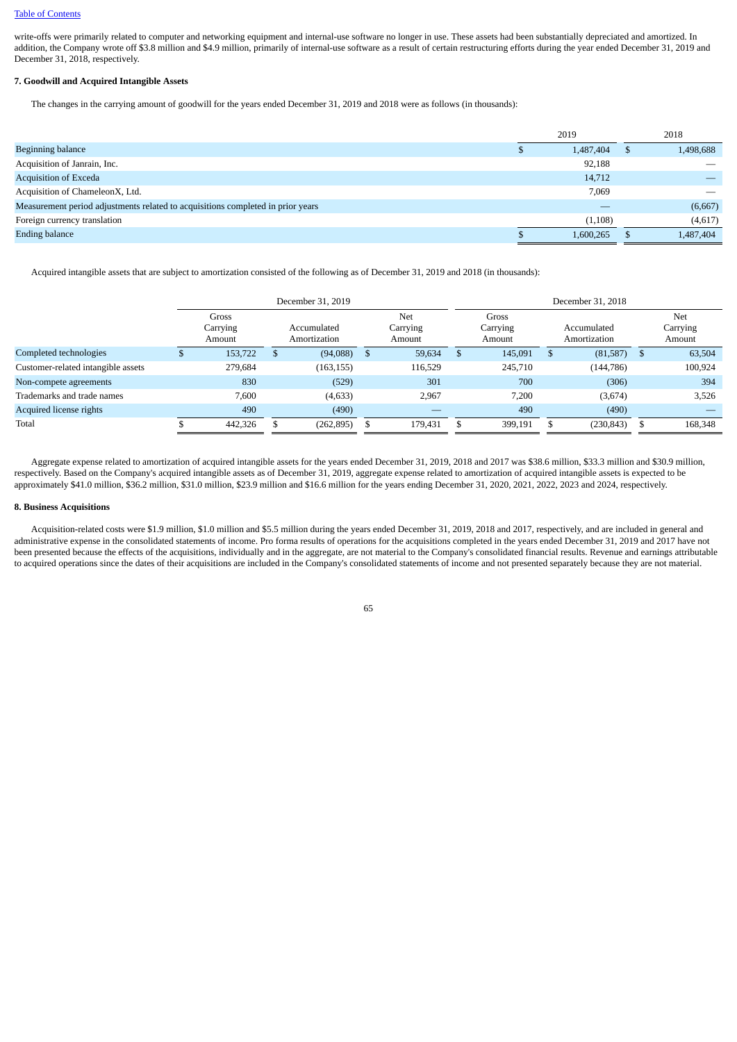write-offs were primarily related to computer and networking equipment and internal-use software no longer in use. These assets had been substantially depreciated and amortized. In addition, the Company wrote off $3.8 million and $4.9 million, primarily of internal-use software as a result of certain restructuring efforts during the year ended December 31, 2019 and December 31, 2018, respectively.

**7. Goodwill and Acquired Intangible Assets**

The changes in the carrying amount of goodwill for the years ended December 31, 2019 and 2018 were as follows (in thousands):

| | 2019 | 2018 |
|---|---|---|
| Beginning balance | $ 1,487,404 | $ 1,498,688 |
| Acquisition of Janrain, Inc. | 92,188 | — |
| Acquisition of Exceda | 14,712 | — |
| Acquisition of ChameleonX, Ltd. | 7,069 | — |
| Measurement period adjustments related to acquisitions completed in prior years | — | (6,667) |
| Foreign currency translation | (1,108) | (4,617) |
| Ending balance | $ 1,600,265 | $ 1,487,404 |

Acquired intangible assets that are subject to amortization consisted of the following as of December 31, 2019 and 2018 (in thousands):

| | December 31, 2019 | | | December 31, 2018 | | |
|---|---|---|---|---|---|---|
| | Gross Carrying Amount | Accumulated Amortization | Net Carrying Amount | Gross Carrying Amount | Accumulated Amortization | Net Carrying Amount |
| Completed technologies | $ 153,722 | $ (94,088) | $ 59,634 | $ 145,091 | $ (81,587) | $ 63,504 |
| Customer-related intangible assets | 279,684 | (163,155) | 116,529 | 245,710 | (144,786) | 100,924 |
| Non-compete agreements | 830 | (529) | 301 | 700 | (306) | 394 |
| Trademarks and trade names | 7,600 | (4,633) | 2,967 | 7,200 | (3,674) | 3,526 |
| Acquired license rights | 490 | (490) | — | 490 | (490) | — |
| Total | $ 442,326 | $ (262,895) | $ 179,431 | $ 399,191 | $ (230,843) | $ 168,348 |

Aggregate expense related to amortization of acquired intangible assets for the years ended December 31, 2019, 2018 and 2017 was $38.6 million, $33.3 million and $30.9 million, respectively. Based on the Company's acquired intangible assets as of December 31, 2019, aggregate expense related to amortization of acquired intangible assets is expected to be approximately $41.0 million, $36.2 million, $31.0 million, $23.9 million and $16.6 million for the years ending December 31, 2020, 2021, 2022, 2023 and 2024, respectively.

**8. Business Acquisitions**

Acquisition-related costs were $1.9 million, $1.0 million and $5.5 million during the years ended December 31, 2019, 2018 and 2017, respectively, and are included in general and administrative expense in the consolidated statements of income. Pro forma results of operations for the acquisitions completed in the years ended December 31, 2019 and 2017 have not been presented because the effects of the acquisitions, individually and in the aggregate, are not material to the Company's consolidated financial results. Revenue and earnings attributable to acquired operations since the dates of their acquisitions are included in the Company's consolidated statements of income and not presented separately because they are not material.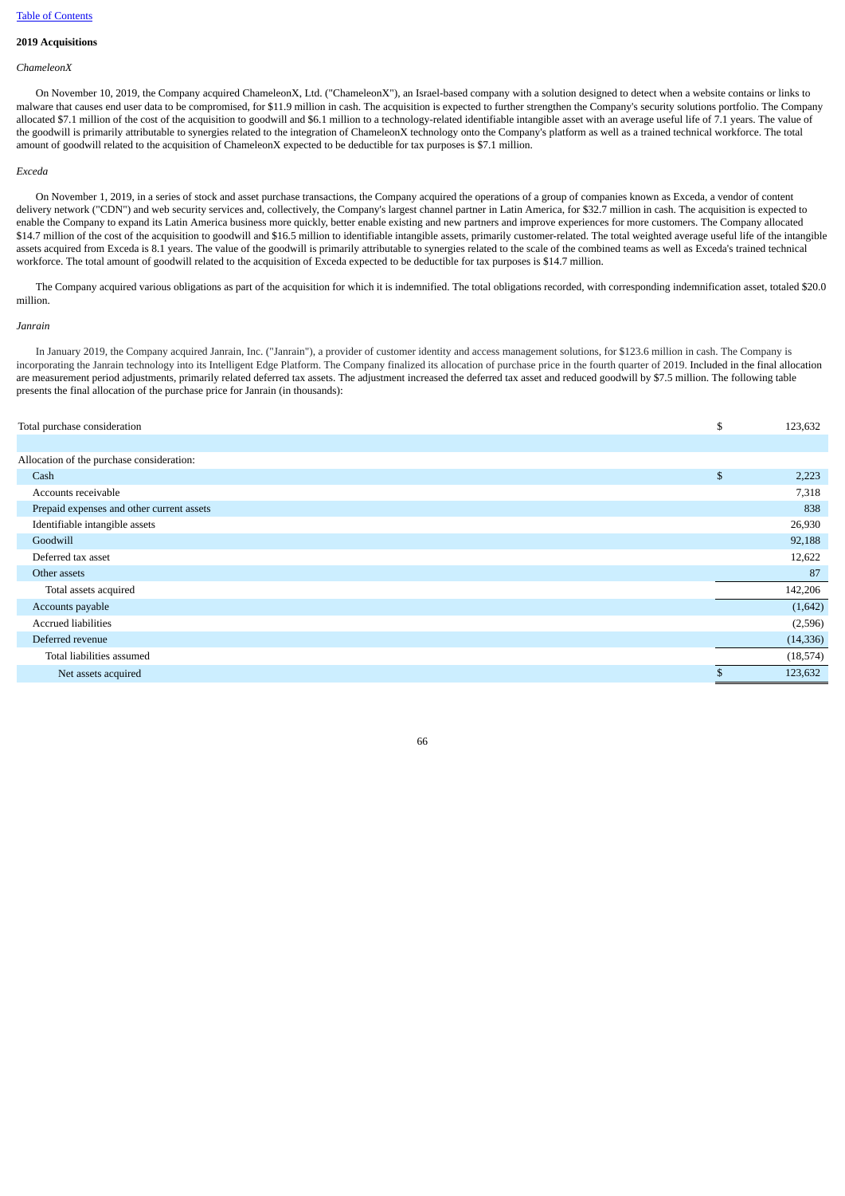**2019 Acquisitions**

*ChameleonX*

On November 10, 2019, the Company acquired ChameleonX, Ltd. ("ChameleonX"), an Israel-based company with a solution designed to detect when a website contains or links to malware that causes end user data to be compromised, for $11.9 million in cash. The acquisition is expected to further strengthen the Company's security solutions portfolio. The Company allocated $7.1 million of the cost of the acquisition to goodwill and $6.1 million to a technology-related identifiable intangible asset with an average useful life of 7.1 years. The value of the goodwill is primarily attributable to synergies related to the integration of ChameleonX technology onto the Company's platform as well as a trained technical workforce. The total amount of goodwill related to the acquisition of ChameleonX expected to be deductible for tax purposes is $7.1 million.

*Exceda*

On November 1, 2019, in a series of stock and asset purchase transactions, the Company acquired the operations of a group of companies known as Exceda, a vendor of content delivery network ("CDN") and web security services and, collectively, the Company's largest channel partner in Latin America, for $32.7 million in cash. The acquisition is expected to enable the Company to expand its Latin America business more quickly, better enable existing and new partners and improve experiences for more customers. The Company allocated $14.7 million of the cost of the acquisition to goodwill and $16.5 million to identifiable intangible assets, primarily customer-related. The total weighted average useful life of the intangible assets acquired from Exceda is 8.1 years. The value of the goodwill is primarily attributable to synergies related to the scale of the combined teams as well as Exceda's trained technical workforce. The total amount of goodwill related to the acquisition of Exceda expected to be deductible for tax purposes is $14.7 million.

The Company acquired various obligations as part of the acquisition for which it is indemnified. The total obligations recorded, with corresponding indemnification asset, totaled $20.0 million.

*Janrain*

In January 2019, the Company acquired Janrain, Inc. ("Janrain"), a provider of customer identity and access management solutions, for $123.6 million in cash. The Company is incorporating the Janrain technology into its Intelligent Edge Platform. The Company finalized its allocation of purchase price in the fourth quarter of 2019. Included in the final allocation are measurement period adjustments, primarily related deferred tax assets. The adjustment increased the deferred tax asset and reduced goodwill by $7.5 million. The following table presents the final allocation of the purchase price for Janrain (in thousands):

| | |
|---|---|
| Total purchase consideration | $ 123,632 |
| | |
| Allocation of the purchase consideration: | |
| Cash | $ 2,223 |
| Accounts receivable | 7,318 |
| Prepaid expenses and other current assets | 838 |
| Identifiable intangible assets | 26,930 |
| Goodwill | 92,188 |
| Deferred tax asset | 12,622 |
| Other assets | 87 |
| Total assets acquired | 142,206 |
| Accounts payable | (1,642) |
| Accrued liabilities | (2,596) |
| Deferred revenue | (14,336) |
| Total liabilities assumed | (18,574) |
| Net assets acquired | $ 123,632 |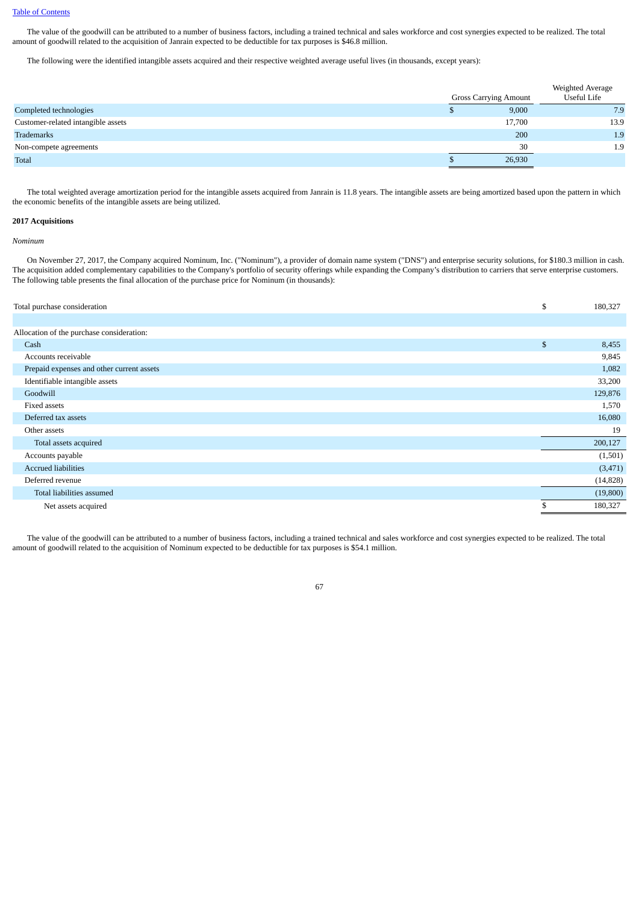The value of the goodwill can be attributed to a number of business factors, including a trained technical and sales workforce and cost synergies expected to be realized. The total amount of goodwill related to the acquisition of Janrain expected to be deductible for tax purposes is $46.8 million.

The following were the identified intangible assets acquired and their respective weighted average useful lives (in thousands, except years):

| | Gross Carrying Amount | Weighted Average Useful Life |
|---|---|---|
| Completed technologies | $ 9,000 | 7.9 |
| Customer-related intangible assets | 17,700 | 13.9 |
| Trademarks | 200 | 1.9 |
| Non-compete agreements | 30 | 1.9 |
| Total | $ 26,930 | |

The total weighted average amortization period for the intangible assets acquired from Janrain is 11.8 years. The intangible assets are being amortized based upon the pattern in which the economic benefits of the intangible assets are being utilized.

**2017 Acquisitions**

*Nominum*

On November 27, 2017, the Company acquired Nominum, Inc. ("Nominum"), a provider of domain name system ("DNS") and enterprise security solutions, for $180.3 million in cash. The acquisition added complementary capabilities to the Company's portfolio of security offerings while expanding the Company's distribution to carriers that serve enterprise customers. The following table presents the final allocation of the purchase price for Nominum (in thousands):

| | |
|---|---|
| Total purchase consideration | $ 180,327 |
| | |
| Allocation of the purchase consideration: | |
| Cash | $ 8,455 |
| Accounts receivable | 9,845 |
| Prepaid expenses and other current assets | 1,082 |
| Identifiable intangible assets | 33,200 |
| Goodwill | 129,876 |
| Fixed assets | 1,570 |
| Deferred tax assets | 16,080 |
| Other assets | 19 |
| Total assets acquired | 200,127 |
| Accounts payable | (1,501) |
| Accrued liabilities | (3,471) |
| Deferred revenue | (14,828) |
| Total liabilities assumed | (19,800) |
| Net assets acquired | $ 180,327 |

The value of the goodwill can be attributed to a number of business factors, including a trained technical and sales workforce and cost synergies expected to be realized. The total amount of goodwill related to the acquisition of Nominum expected to be deductible for tax purposes is $54.1 million.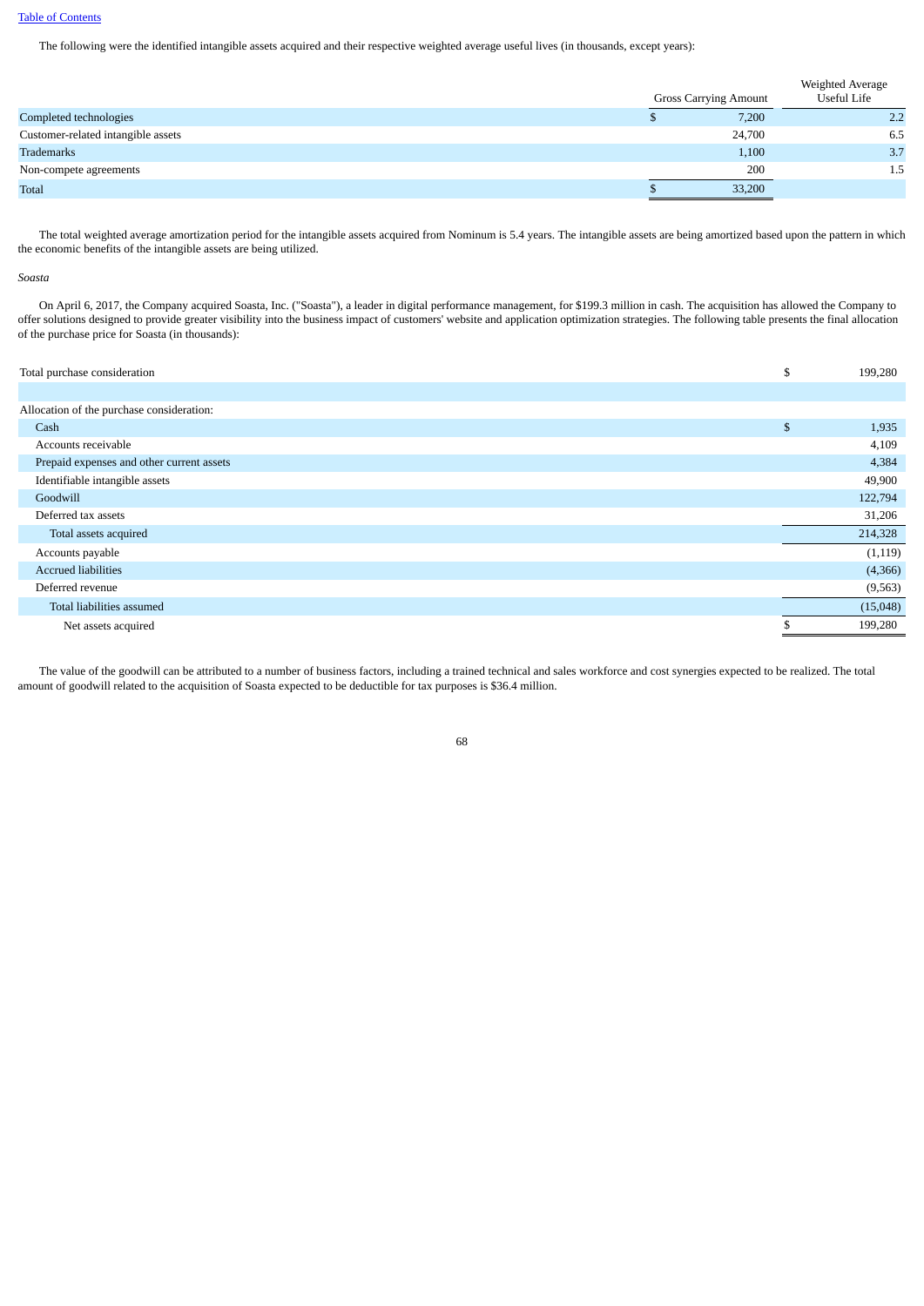The following were the identified intangible assets acquired and their respective weighted average useful lives (in thousands, except years):

| | Gross Carrying Amount | Weighted Average Useful Life |
|---|---|---|
| Completed technologies | $ 7,200 | 2.2 |
| Customer-related intangible assets | 24,700 | 6.5 |
| Trademarks | 1,100 | 3.7 |
| Non-compete agreements | 200 | 1.5 |
| Total | $ 33,200 | |

The total weighted average amortization period for the intangible assets acquired from Nominum is 5.4 years. The intangible assets are being amortized based upon the pattern in which the economic benefits of the intangible assets are being utilized.

*Soasta*

On April 6, 2017, the Company acquired Soasta, Inc. ("Soasta"), a leader in digital performance management, for $199.3 million in cash. The acquisition has allowed the Company to offer solutions designed to provide greater visibility into the business impact of customers' website and application optimization strategies. The following table presents the final allocation of the purchase price for Soasta (in thousands):

| | |
|---|---|
| Total purchase consideration | $ 199,280 |
| | |
| Allocation of the purchase consideration: | |
| Cash | $ 1,935 |
| Accounts receivable | 4,109 |
| Prepaid expenses and other current assets | 4,384 |
| Identifiable intangible assets | 49,900 |
| Goodwill | 122,794 |
| Deferred tax assets | 31,206 |
| Total assets acquired | 214,328 |
| Accounts payable | (1,119) |
| Accrued liabilities | (4,366) |
| Deferred revenue | (9,563) |
| Total liabilities assumed | (15,048) |
| Net assets acquired | $ 199,280 |

The value of the goodwill can be attributed to a number of business factors, including a trained technical and sales workforce and cost synergies expected to be realized. The total amount of goodwill related to the acquisition of Soasta expected to be deductible for tax purposes is $36.4 million.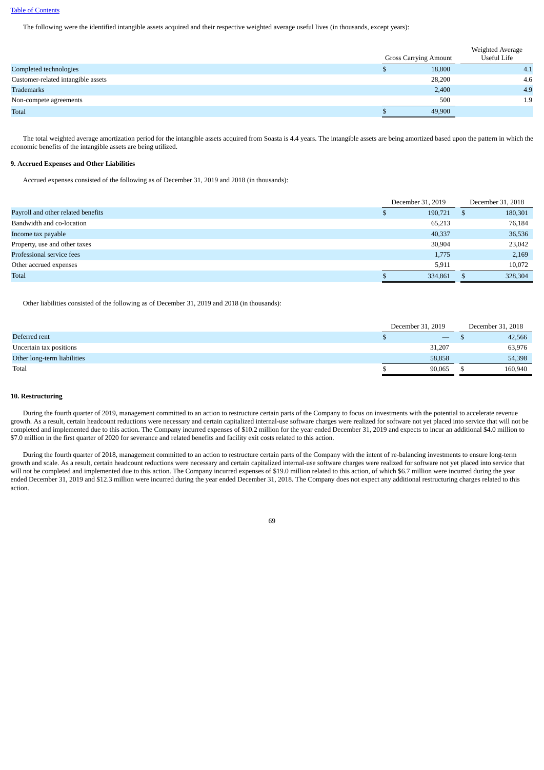The following were the identified intangible assets acquired and their respective weighted average useful lives (in thousands, except years):

| | Gross Carrying Amount | Weighted Average Useful Life |
|---|---|---|
| Completed technologies | $ 18,800 | 4.1 |
| Customer-related intangible assets | 28,200 | 4.6 |
| Trademarks | 2,400 | 4.9 |
| Non-compete agreements | 500 | 1.9 |
| Total | $ 49,900 | |

The total weighted average amortization period for the intangible assets acquired from Soasta is 4.4 years. The intangible assets are being amortized based upon the pattern in which the economic benefits of the intangible assets are being utilized.

**9. Accrued Expenses and Other Liabilities**

Accrued expenses consisted of the following as of December 31, 2019 and 2018 (in thousands):

| | December 31, 2019 | December 31, 2018 |
|---|---|---|
| Payroll and other related benefits | $ 190,721 | $ 180,301 |
| Bandwidth and co-location | 65,213 | 76,184 |
| Income tax payable | 40,337 | 36,536 |
| Property, use and other taxes | 30,904 | 23,042 |
| Professional service fees | 1,775 | 2,169 |
| Other accrued expenses | 5,911 | 10,072 |
| Total | $ 334,861 | $ 328,304 |

Other liabilities consisted of the following as of December 31, 2019 and 2018 (in thousands):

| | December 31, 2019 | December 31, 2018 |
|---|---|---|
| Deferred rent | $ — | $ 42,566 |
| Uncertain tax positions | 31,207 | 63,976 |
| Other long-term liabilities | 58,858 | 54,398 |
| Total | $ 90,065 | $ 160,940 |

**10. Restructuring**

During the fourth quarter of 2019, management committed to an action to restructure certain parts of the Company to focus on investments with the potential to accelerate revenue growth. As a result, certain headcount reductions were necessary and certain capitalized internal-use software charges were realized for software not yet placed into service that will not be completed and implemented due to this action. The Company incurred expenses of $10.2 million for the year ended December 31, 2019 and expects to incur an additional $4.0 million to $7.0 million in the first quarter of 2020 for severance and related benefits and facility exit costs related to this action.

During the fourth quarter of 2018, management committed to an action to restructure certain parts of the Company with the intent of re-balancing investments to ensure long-term growth and scale. As a result, certain headcount reductions were necessary and certain capitalized internal-use software charges were realized for software not yet placed into service that will not be completed and implemented due to this action. The Company incurred expenses of $19.0 million related to this action, of which $6.7 million were incurred during the year ended December 31, 2019 and $12.3 million were incurred during the year ended December 31, 2018. The Company does not expect any additional restructuring charges related to this action.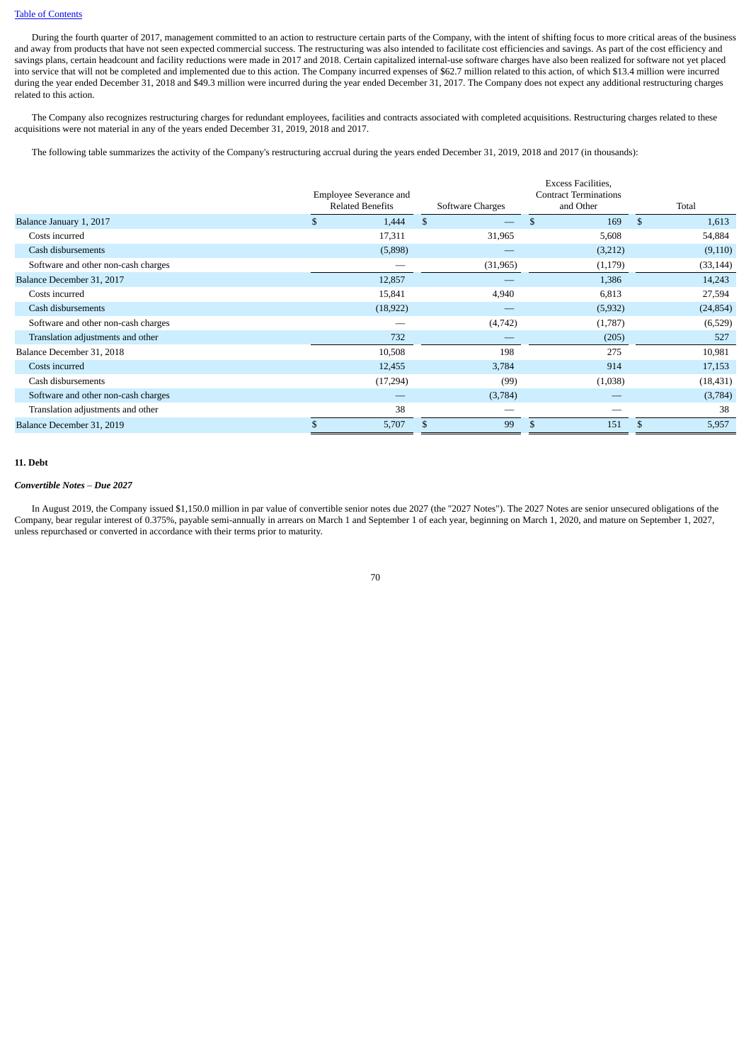During the fourth quarter of 2017, management committed to an action to restructure certain parts of the Company, with the intent of shifting focus to more critical areas of the business and away from products that have not seen expected commercial success. The restructuring was also intended to facilitate cost efficiencies and savings. As part of the cost efficiency and savings plans, certain headcount and facility reductions were made in 2017 and 2018. Certain capitalized internal-use software charges have also been realized for software not yet placed into service that will not be completed and implemented due to this action. The Company incurred expenses of $62.7 million related to this action, of which $13.4 million were incurred during the year ended December 31, 2018 and $49.3 million were incurred during the year ended December 31, 2017. The Company does not expect any additional restructuring charges related to this action.

The Company also recognizes restructuring charges for redundant employees, facilities and contracts associated with completed acquisitions. Restructuring charges related to these acquisitions were not material in any of the years ended December 31, 2019, 2018 and 2017.

The following table summarizes the activity of the Company's restructuring accrual during the years ended December 31, 2019, 2018 and 2017 (in thousands):

| | Employee Severance and Related Benefits | Software Charges | Excess Facilities, Contract Terminations and Other | Total |
|---|---|---|---|---|
| Balance January 1, 2017 | $ 1,444 | $ — | $ 169 | $ 1,613 |
| Costs incurred | 17,311 | 31,965 | 5,608 | 54,884 |
| Cash disbursements | (5,898) | — | (3,212) | (9,110) |
| Software and other non-cash charges | — | (31,965) | (1,179) | (33,144) |
| Balance December 31, 2017 | 12,857 | — | 1,386 | 14,243 |
| Costs incurred | 15,841 | 4,940 | 6,813 | 27,594 |
| Cash disbursements | (18,922) | — | (5,932) | (24,854) |
| Software and other non-cash charges | — | (4,742) | (1,787) | (6,529) |
| Translation adjustments and other | 732 | — | (205) | 527 |
| Balance December 31, 2018 | 10,508 | 198 | 275 | 10,981 |
| Costs incurred | 12,455 | 3,784 | 914 | 17,153 |
| Cash disbursements | (17,294) | (99) | (1,038) | (18,431) |
| Software and other non-cash charges | — | (3,784) | — | (3,784) |
| Translation adjustments and other | 38 | — | — | 38 |
| Balance December 31, 2019 | $ 5,707 | $ 99 | $ 151 | $ 5,957 |

**11. Debt**

***Convertible Notes – Due 2027***

In August 2019, the Company issued $1,150.0 million in par value of convertible senior notes due 2027 (the "2027 Notes"). The 2027 Notes are senior unsecured obligations of the Company, bear regular interest of 0.375%, payable semi-annually in arrears on March 1 and September 1 of each year, beginning on March 1, 2020, and mature on September 1, 2027, unless repurchased or converted in accordance with their terms prior to maturity.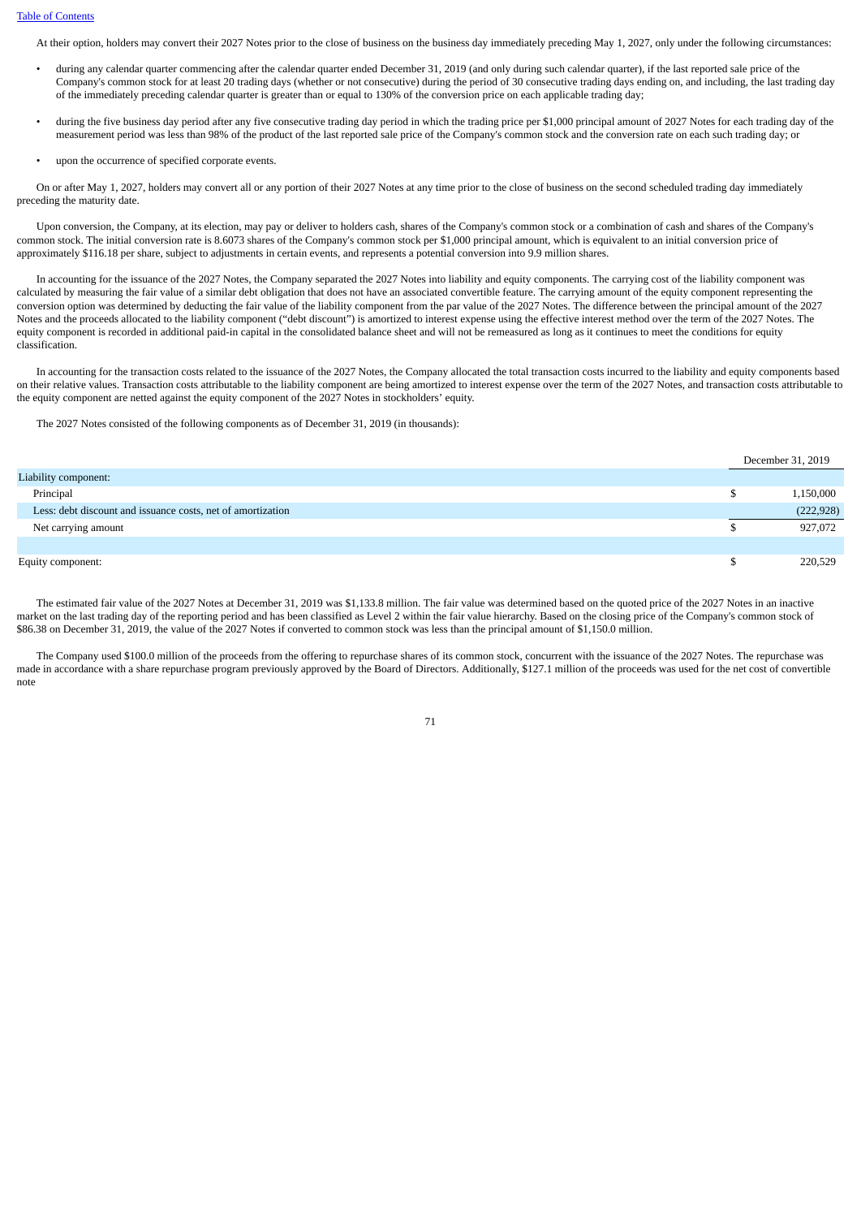At their option, holders may convert their 2027 Notes prior to the close of business on the business day immediately preceding May 1, 2027, only under the following circumstances:

- during any calendar quarter commencing after the calendar quarter ended December 31, 2019 (and only during such calendar quarter), if the last reported sale price of the Company's common stock for at least 20 trading days (whether or not consecutive) during the period of 30 consecutive trading days ending on, and including, the last trading day of the immediately preceding calendar quarter is greater than or equal to 130% of the conversion price on each applicable trading day;
- during the five business day period after any five consecutive trading day period in which the trading price per $1,000 principal amount of 2027 Notes for each trading day of the measurement period was less than 98% of the product of the last reported sale price of the Company's common stock and the conversion rate on each such trading day; or
- upon the occurrence of specified corporate events.

On or after May 1, 2027, holders may convert all or any portion of their 2027 Notes at any time prior to the close of business on the second scheduled trading day immediately preceding the maturity date.

Upon conversion, the Company, at its election, may pay or deliver to holders cash, shares of the Company's common stock or a combination of cash and shares of the Company's common stock. The initial conversion rate is 8.6073 shares of the Company's common stock per $1,000 principal amount, which is equivalent to an initial conversion price of approximately $116.18 per share, subject to adjustments in certain events, and represents a potential conversion into 9.9 million shares.

In accounting for the issuance of the 2027 Notes, the Company separated the 2027 Notes into liability and equity components. The carrying cost of the liability component was calculated by measuring the fair value of a similar debt obligation that does not have an associated convertible feature. The carrying amount of the equity component representing the conversion option was determined by deducting the fair value of the liability component from the par value of the 2027 Notes. The difference between the principal amount of the 2027 Notes and the proceeds allocated to the liability component ("debt discount") is amortized to interest expense using the effective interest method over the term of the 2027 Notes. The equity component is recorded in additional paid-in capital in the consolidated balance sheet and will not be remeasured as long as it continues to meet the conditions for equity classification.

In accounting for the transaction costs related to the issuance of the 2027 Notes, the Company allocated the total transaction costs incurred to the liability and equity components based on their relative values. Transaction costs attributable to the liability component are being amortized to interest expense over the term of the 2027 Notes, and transaction costs attributable to the equity component are netted against the equity component of the 2027 Notes in stockholders' equity.

The 2027 Notes consisted of the following components as of December 31, 2019 (in thousands):

| | December 31, 2019 |
|---|---|
| Liability component: | |
| Principal | $ 1,150,000 |
| Less: debt discount and issuance costs, net of amortization | (222,928) |
| Net carrying amount | $ 927,072 |
| | |
| Equity component: | $ 220,529 |

The estimated fair value of the 2027 Notes at December 31, 2019 was $1,133.8 million. The fair value was determined based on the quoted price of the 2027 Notes in an inactive market on the last trading day of the reporting period and has been classified as Level 2 within the fair value hierarchy. Based on the closing price of the Company's common stock of $86.38 on December 31, 2019, the value of the 2027 Notes if converted to common stock was less than the principal amount of $1,150.0 million.

The Company used $100.0 million of the proceeds from the offering to repurchase shares of its common stock, concurrent with the issuance of the 2027 Notes. The repurchase was made in accordance with a share repurchase program previously approved by the Board of Directors. Additionally, $127.1 million of the proceeds was used for the net cost of convertible note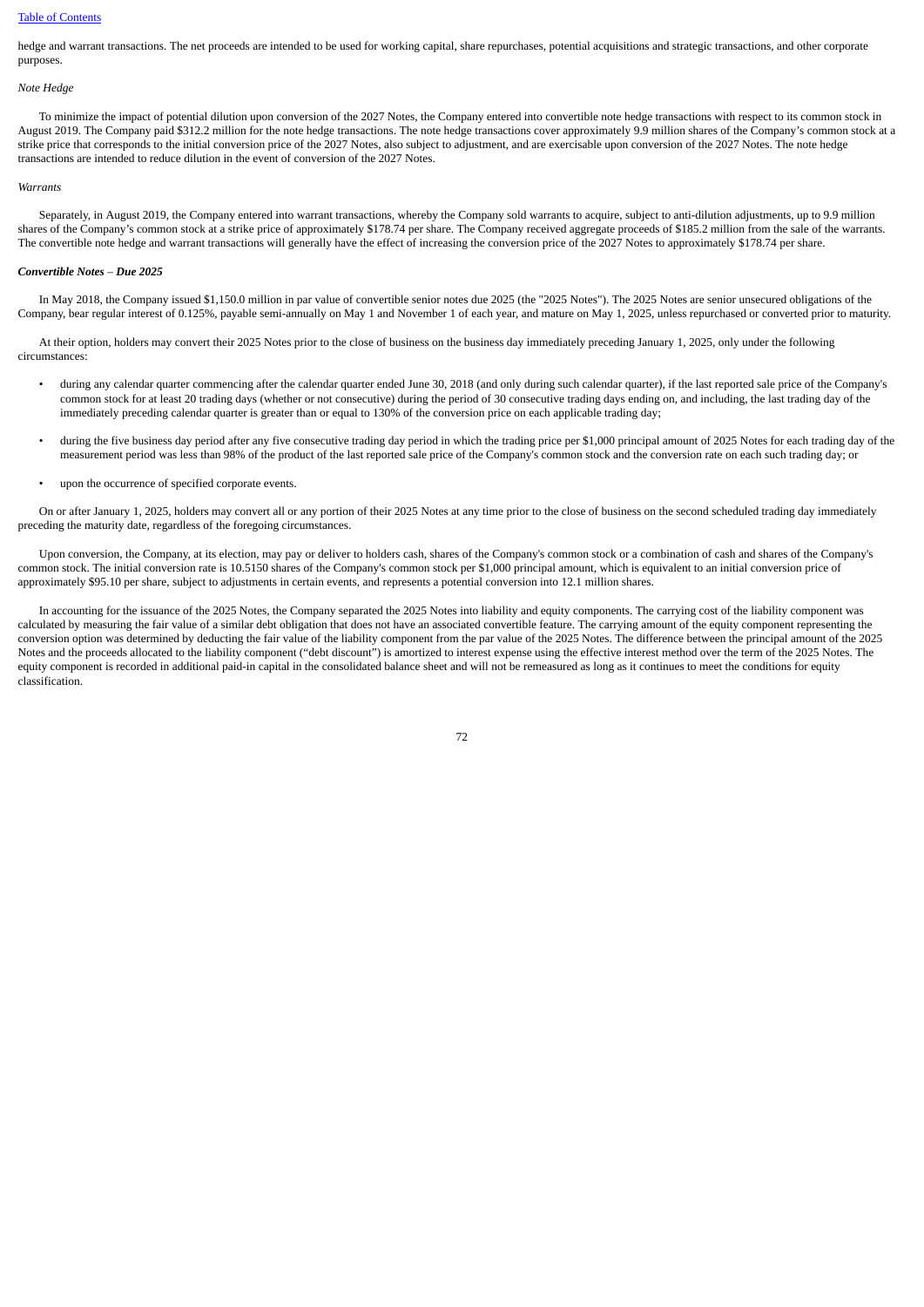hedge and warrant transactions. The net proceeds are intended to be used for working capital, share repurchases, potential acquisitions and strategic transactions, and other corporate purposes.

*Note Hedge*

To minimize the impact of potential dilution upon conversion of the 2027 Notes, the Company entered into convertible note hedge transactions with respect to its common stock in August 2019. The Company paid $312.2 million for the note hedge transactions. The note hedge transactions cover approximately 9.9 million shares of the Company's common stock at a strike price that corresponds to the initial conversion price of the 2027 Notes, also subject to adjustment, and are exercisable upon conversion of the 2027 Notes. The note hedge transactions are intended to reduce dilution in the event of conversion of the 2027 Notes.

*Warrants*

Separately, in August 2019, the Company entered into warrant transactions, whereby the Company sold warrants to acquire, subject to anti-dilution adjustments, up to 9.9 million shares of the Company's common stock at a strike price of approximately $178.74 per share. The Company received aggregate proceeds of $185.2 million from the sale of the warrants. The convertible note hedge and warrant transactions will generally have the effect of increasing the conversion price of the 2027 Notes to approximately $178.74 per share.

***Convertible Notes – Due 2025***

In May 2018, the Company issued $1,150.0 million in par value of convertible senior notes due 2025 (the "2025 Notes"). The 2025 Notes are senior unsecured obligations of the Company, bear regular interest of 0.125%, payable semi-annually on May 1 and November 1 of each year, and mature on May 1, 2025, unless repurchased or converted prior to maturity.

At their option, holders may convert their 2025 Notes prior to the close of business on the business day immediately preceding January 1, 2025, only under the following circumstances:

- during any calendar quarter commencing after the calendar quarter ended June 30, 2018 (and only during such calendar quarter), if the last reported sale price of the Company's common stock for at least 20 trading days (whether or not consecutive) during the period of 30 consecutive trading days ending on, and including, the last trading day of the immediately preceding calendar quarter is greater than or equal to 130% of the conversion price on each applicable trading day;

- during the five business day period after any five consecutive trading day period in which the trading price per $1,000 principal amount of 2025 Notes for each trading day of the measurement period was less than 98% of the product of the last reported sale price of the Company's common stock and the conversion rate on each such trading day; or

- upon the occurrence of specified corporate events.

On or after January 1, 2025, holders may convert all or any portion of their 2025 Notes at any time prior to the close of business on the second scheduled trading day immediately preceding the maturity date, regardless of the foregoing circumstances.

Upon conversion, the Company, at its election, may pay or deliver to holders cash, shares of the Company's common stock or a combination of cash and shares of the Company's common stock. The initial conversion rate is 10.5150 shares of the Company's common stock per $1,000 principal amount, which is equivalent to an initial conversion price of approximately $95.10 per share, subject to adjustments in certain events, and represents a potential conversion into 12.1 million shares.

In accounting for the issuance of the 2025 Notes, the Company separated the 2025 Notes into liability and equity components. The carrying cost of the liability component was calculated by measuring the fair value of a similar debt obligation that does not have an associated convertible feature. The carrying amount of the equity component representing the conversion option was determined by deducting the fair value of the liability component from the par value of the 2025 Notes. The difference between the principal amount of the 2025 Notes and the proceeds allocated to the liability component ("debt discount") is amortized to interest expense using the effective interest method over the term of the 2025 Notes. The equity component is recorded in additional paid-in capital in the consolidated balance sheet and will not be remeasured as long as it continues to meet the conditions for equity classification.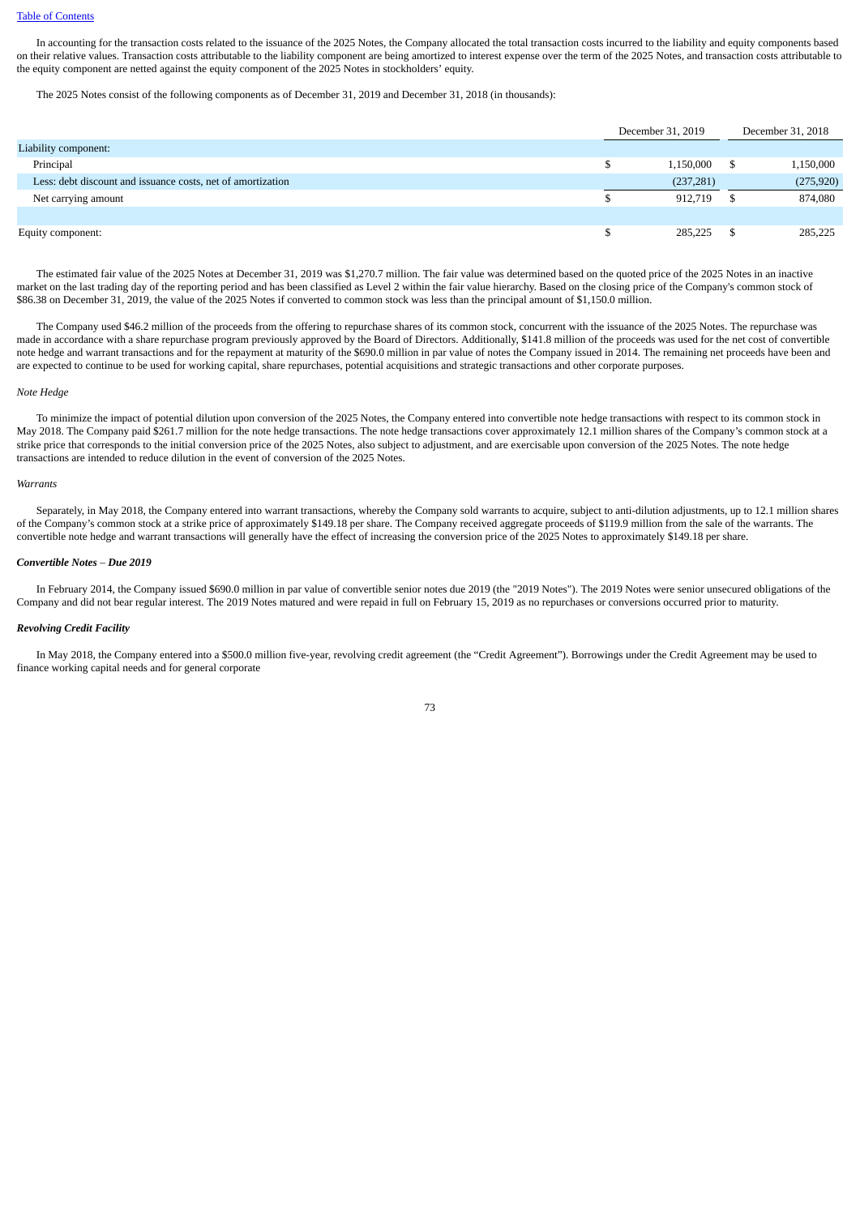In accounting for the transaction costs related to the issuance of the 2025 Notes, the Company allocated the total transaction costs incurred to the liability and equity components based on their relative values. Transaction costs attributable to the liability component are being amortized to interest expense over the term of the 2025 Notes, and transaction costs attributable to the equity component are netted against the equity component of the 2025 Notes in stockholders' equity.

The 2025 Notes consist of the following components as of December 31, 2019 and December 31, 2018 (in thousands):

| | December 31, 2019 | December 31, 2018 |
|---|---|---|
| Liability component: | | |
| Principal | $ 1,150,000 | $ 1,150,000 |
| Less: debt discount and issuance costs, net of amortization | (237,281) | (275,920) |
| Net carrying amount | $ 912,719 | $ 874,080 |
| | | |
| Equity component: | $ 285,225 | $ 285,225 |

The estimated fair value of the 2025 Notes at December 31, 2019 was $1,270.7 million. The fair value was determined based on the quoted price of the 2025 Notes in an inactive market on the last trading day of the reporting period and has been classified as Level 2 within the fair value hierarchy. Based on the closing price of the Company's common stock of $86.38 on December 31, 2019, the value of the 2025 Notes if converted to common stock was less than the principal amount of $1,150.0 million.

The Company used $46.2 million of the proceeds from the offering to repurchase shares of its common stock, concurrent with the issuance of the 2025 Notes. The repurchase was made in accordance with a share repurchase program previously approved by the Board of Directors. Additionally, $141.8 million of the proceeds was used for the net cost of convertible note hedge and warrant transactions and for the repayment at maturity of the $690.0 million in par value of notes the Company issued in 2014. The remaining net proceeds have been and are expected to continue to be used for working capital, share repurchases, potential acquisitions and strategic transactions and other corporate purposes.

*Note Hedge*

To minimize the impact of potential dilution upon conversion of the 2025 Notes, the Company entered into convertible note hedge transactions with respect to its common stock in May 2018. The Company paid $261.7 million for the note hedge transactions. The note hedge transactions cover approximately 12.1 million shares of the Company's common stock at a strike price that corresponds to the initial conversion price of the 2025 Notes, also subject to adjustment, and are exercisable upon conversion of the 2025 Notes. The note hedge transactions are intended to reduce dilution in the event of conversion of the 2025 Notes.

*Warrants*

Separately, in May 2018, the Company entered into warrant transactions, whereby the Company sold warrants to acquire, subject to anti-dilution adjustments, up to 12.1 million shares of the Company's common stock at a strike price of approximately $149.18 per share. The Company received aggregate proceeds of $119.9 million from the sale of the warrants. The convertible note hedge and warrant transactions will generally have the effect of increasing the conversion price of the 2025 Notes to approximately $149.18 per share.

***Convertible Notes – Due 2019***

In February 2014, the Company issued $690.0 million in par value of convertible senior notes due 2019 (the "2019 Notes"). The 2019 Notes were senior unsecured obligations of the Company and did not bear regular interest. The 2019 Notes matured and were repaid in full on February 15, 2019 as no repurchases or conversions occurred prior to maturity.

***Revolving Credit Facility***

In May 2018, the Company entered into a $500.0 million five-year, revolving credit agreement (the "Credit Agreement"). Borrowings under the Credit Agreement may be used to finance working capital needs and for general corporate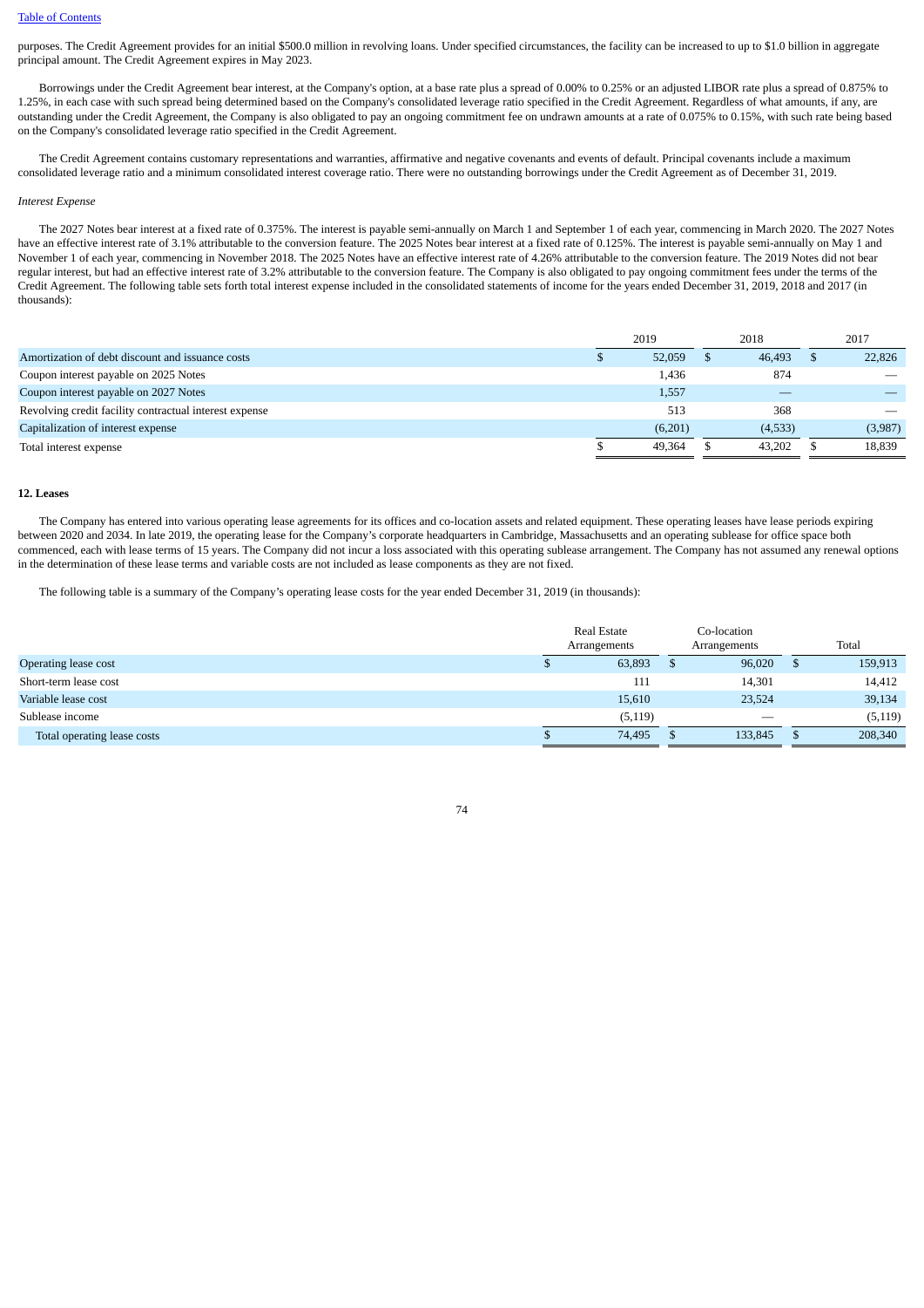purposes. The Credit Agreement provides for an initial $500.0 million in revolving loans. Under specified circumstances, the facility can be increased to up to $1.0 billion in aggregate principal amount. The Credit Agreement expires in May 2023.

Borrowings under the Credit Agreement bear interest, at the Company's option, at a base rate plus a spread of 0.00% to 0.25% or an adjusted LIBOR rate plus a spread of 0.875% to 1.25%, in each case with such spread being determined based on the Company's consolidated leverage ratio specified in the Credit Agreement. Regardless of what amounts, if any, are outstanding under the Credit Agreement, the Company is also obligated to pay an ongoing commitment fee on undrawn amounts at a rate of 0.075% to 0.15%, with such rate being based on the Company's consolidated leverage ratio specified in the Credit Agreement.

The Credit Agreement contains customary representations and warranties, affirmative and negative covenants and events of default. Principal covenants include a maximum consolidated leverage ratio and a minimum consolidated interest coverage ratio. There were no outstanding borrowings under the Credit Agreement as of December 31, 2019.

*Interest Expense*

The 2027 Notes bear interest at a fixed rate of 0.375%. The interest is payable semi-annually on March 1 and September 1 of each year, commencing in March 2020. The 2027 Notes have an effective interest rate of 3.1% attributable to the conversion feature. The 2025 Notes bear interest at a fixed rate of 0.125%. The interest is payable semi-annually on May 1 and November 1 of each year, commencing in November 2018. The 2025 Notes have an effective interest rate of 4.26% attributable to the conversion feature. The 2019 Notes did not bear regular interest, but had an effective interest rate of 3.2% attributable to the conversion feature. The Company is also obligated to pay ongoing commitment fees under the terms of the Credit Agreement. The following table sets forth total interest expense included in the consolidated statements of income for the years ended December 31, 2019, 2018 and 2017 (in thousands):

| | 2019 | 2018 | 2017 |
|---|---|---|---|
| Amortization of debt discount and issuance costs | $ 52,059 | $ 46,493 | $ 22,826 |
| Coupon interest payable on 2025 Notes | 1,436 | 874 | — |
| Coupon interest payable on 2027 Notes | 1,557 | — | — |
| Revolving credit facility contractual interest expense | 513 | 368 | — |
| Capitalization of interest expense | (6,201) | (4,533) | (3,987) |
| Total interest expense | $ 49,364 | $ 43,202 | $ 18,839 |

**12. Leases**

The Company has entered into various operating lease agreements for its offices and co-location assets and related equipment. These operating leases have lease periods expiring between 2020 and 2034. In late 2019, the operating lease for the Company's corporate headquarters in Cambridge, Massachusetts and an operating sublease for office space both commenced, each with lease terms of 15 years. The Company did not incur a loss associated with this operating sublease arrangement. The Company has not assumed any renewal options in the determination of these lease terms and variable costs are not included as lease components as they are not fixed.

The following table is a summary of the Company's operating lease costs for the year ended December 31, 2019 (in thousands):

| | Real Estate Arrangements | Co-location Arrangements | Total |
|---|---|---|---|
| Operating lease cost | $ 63,893 | $ 96,020 | $ 159,913 |
| Short-term lease cost | 111 | 14,301 | 14,412 |
| Variable lease cost | 15,610 | 23,524 | 39,134 |
| Sublease income | (5,119) | — | (5,119) |
| Total operating lease costs | $ 74,495 | $ 133,845 | $ 208,340 |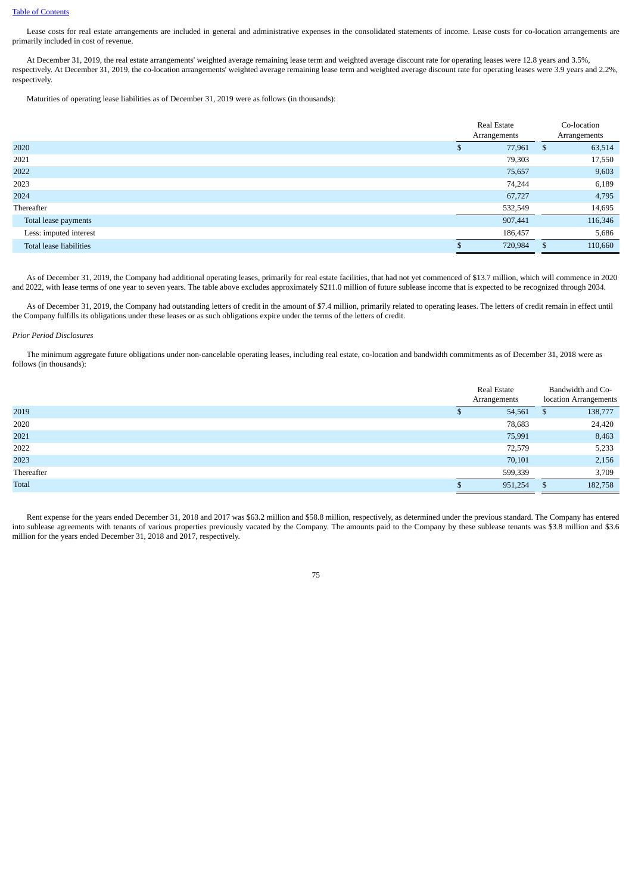Lease costs for real estate arrangements are included in general and administrative expenses in the consolidated statements of income. Lease costs for co-location arrangements are primarily included in cost of revenue.

At December 31, 2019, the real estate arrangements' weighted average remaining lease term and weighted average discount rate for operating leases were 12.8 years and 3.5%, respectively. At December 31, 2019, the co-location arrangements' weighted average remaining lease term and weighted average discount rate for operating leases were 3.9 years and 2.2%, respectively.

Maturities of operating lease liabilities as of December 31, 2019 were as follows (in thousands):

| | Real Estate Arrangements | Co-location Arrangements |
|---|---|---|
| 2020 | $ 77,961 | $ 63,514 |
| 2021 | 79,303 | 17,550 |
| 2022 | 75,657 | 9,603 |
| 2023 | 74,244 | 6,189 |
| 2024 | 67,727 | 4,795 |
| Thereafter | 532,549 | 14,695 |
| Total lease payments | 907,441 | 116,346 |
| Less: imputed interest | 186,457 | 5,686 |
| Total lease liabilities | $ 720,984 | $ 110,660 |

As of December 31, 2019, the Company had additional operating leases, primarily for real estate facilities, that had not yet commenced of $13.7 million, which will commence in 2020 and 2022, with lease terms of one year to seven years. The table above excludes approximately $211.0 million of future sublease income that is expected to be recognized through 2034.

As of December 31, 2019, the Company had outstanding letters of credit in the amount of $7.4 million, primarily related to operating leases. The letters of credit remain in effect until the Company fulfills its obligations under these leases or as such obligations expire under the terms of the letters of credit.

*Prior Period Disclosures*

The minimum aggregate future obligations under non-cancelable operating leases, including real estate, co-location and bandwidth commitments as of December 31, 2018 were as follows (in thousands):

| | Real Estate Arrangements | Bandwidth and Co-location Arrangements |
|---|---|---|
| 2019 | $ 54,561 | $ 138,777 |
| 2020 | 78,683 | 24,420 |
| 2021 | 75,991 | 8,463 |
| 2022 | 72,579 | 5,233 |
| 2023 | 70,101 | 2,156 |
| Thereafter | 599,339 | 3,709 |
| Total | $ 951,254 | $ 182,758 |

Rent expense for the years ended December 31, 2018 and 2017 was $63.2 million and $58.8 million, respectively, as determined under the previous standard. The Company has entered into sublease agreements with tenants of various properties previously vacated by the Company. The amounts paid to the Company by these sublease tenants was $3.8 million and $3.6 million for the years ended December 31, 2018 and 2017, respectively.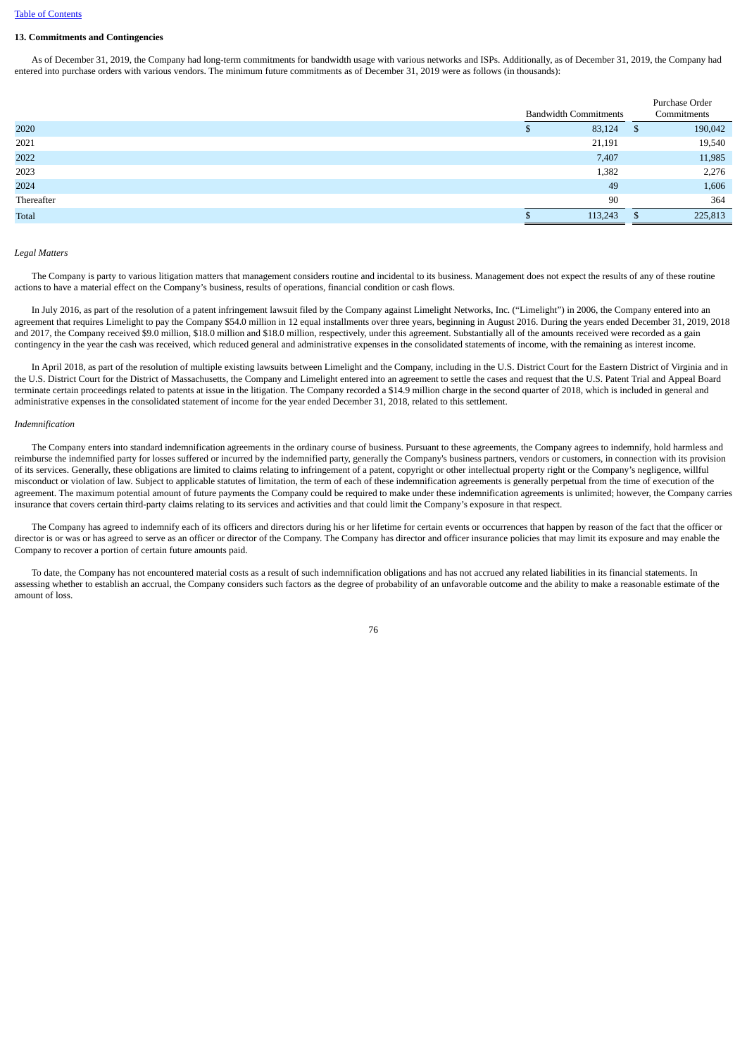### 13. Commitments and Contingencies

As of December 31, 2019, the Company had long-term commitments for bandwidth usage with various networks and ISPs. Additionally, as of December 31, 2019, the Company had entered into purchase orders with various vendors. The minimum future commitments as of December 31, 2019 were as follows (in thousands):

| | Bandwidth Commitments | Purchase Order Commitments |
|---|---|---|
| 2020 | $ 83,124 | $ 190,042 |
| 2021 | 21,191 | 19,540 |
| 2022 | 7,407 | 11,985 |
| 2023 | 1,382 | 2,276 |
| 2024 | 49 | 1,606 |
| Thereafter | 90 | 364 |
| Total | $ 113,243 | $ 225,813 |

*Legal Matters*

The Company is party to various litigation matters that management considers routine and incidental to its business. Management does not expect the results of any of these routine actions to have a material effect on the Company's business, results of operations, financial condition or cash flows.

In July 2016, as part of the resolution of a patent infringement lawsuit filed by the Company against Limelight Networks, Inc. ("Limelight") in 2006, the Company entered into an agreement that requires Limelight to pay the Company $54.0 million in 12 equal installments over three years, beginning in August 2016. During the years ended December 31, 2019, 2018 and 2017, the Company received $9.0 million, $18.0 million and $18.0 million, respectively, under this agreement. Substantially all of the amounts received were recorded as a gain contingency in the year the cash was received, which reduced general and administrative expenses in the consolidated statements of income, with the remaining as interest income.

In April 2018, as part of the resolution of multiple existing lawsuits between Limelight and the Company, including in the U.S. District Court for the Eastern District of Virginia and in the U.S. District Court for the District of Massachusetts, the Company and Limelight entered into an agreement to settle the cases and request that the U.S. Patent Trial and Appeal Board terminate certain proceedings related to patents at issue in the litigation. The Company recorded a $14.9 million charge in the second quarter of 2018, which is included in general and administrative expenses in the consolidated statement of income for the year ended December 31, 2018, related to this settlement.

*Indemnification*

The Company enters into standard indemnification agreements in the ordinary course of business. Pursuant to these agreements, the Company agrees to indemnify, hold harmless and reimburse the indemnified party for losses suffered or incurred by the indemnified party, generally the Company's business partners, vendors or customers, in connection with its provision of its services. Generally, these obligations are limited to claims relating to infringement of a patent, copyright or other intellectual property right or the Company's negligence, willful misconduct or violation of law. Subject to applicable statutes of limitation, the term of each of these indemnification agreements is generally perpetual from the time of execution of the agreement. The maximum potential amount of future payments the Company could be required to make under these indemnification agreements is unlimited; however, the Company carries insurance that covers certain third-party claims relating to its services and activities and that could limit the Company's exposure in that respect.

The Company has agreed to indemnify each of its officers and directors during his or her lifetime for certain events or occurrences that happen by reason of the fact that the officer or director is or was or has agreed to serve as an officer or director of the Company. The Company has director and officer insurance policies that may limit its exposure and may enable the Company to recover a portion of certain future amounts paid.

To date, the Company has not encountered material costs as a result of such indemnification obligations and has not accrued any related liabilities in its financial statements. In assessing whether to establish an accrual, the Company considers such factors as the degree of probability of an unfavorable outcome and the ability to make a reasonable estimate of the amount of loss.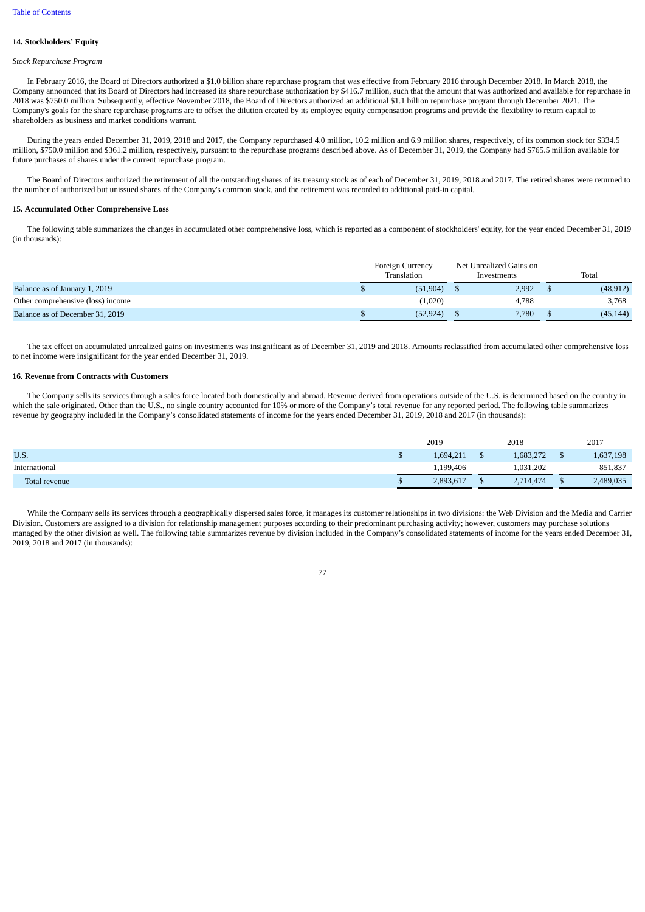**14. Stockholders' Equity**

*Stock Repurchase Program*

In February 2016, the Board of Directors authorized a $1.0 billion share repurchase program that was effective from February 2016 through December 2018. In March 2018, the Company announced that its Board of Directors had increased its share repurchase authorization by $416.7 million, such that the amount that was authorized and available for repurchase in 2018 was $750.0 million. Subsequently, effective November 2018, the Board of Directors authorized an additional $1.1 billion repurchase program through December 2021. The Company's goals for the share repurchase programs are to offset the dilution created by its employee equity compensation programs and provide the flexibility to return capital to shareholders as business and market conditions warrant.

During the years ended December 31, 2019, 2018 and 2017, the Company repurchased 4.0 million, 10.2 million and 6.9 million shares, respectively, of its common stock for $334.5 million, $750.0 million and $361.2 million, respectively, pursuant to the repurchase programs described above. As of December 31, 2019, the Company had $765.5 million available for future purchases of shares under the current repurchase program.

The Board of Directors authorized the retirement of all the outstanding shares of its treasury stock as of each of December 31, 2019, 2018 and 2017. The retired shares were returned to the number of authorized but unissued shares of the Company's common stock, and the retirement was recorded to additional paid-in capital.

**15. Accumulated Other Comprehensive Loss**

The following table summarizes the changes in accumulated other comprehensive loss, which is reported as a component of stockholders' equity, for the year ended December 31, 2019 (in thousands):

| | Foreign Currency Translation | Net Unrealized Gains on Investments | Total |
|---|---|---|---|
| Balance as of January 1, 2019 | $ (51,904) | $ 2,992 | $ (48,912) |
| Other comprehensive (loss) income | (1,020) | 4,788 | 3,768 |
| Balance as of December 31, 2019 | $ (52,924) | $ 7,780 | $ (45,144) |

The tax effect on accumulated unrealized gains on investments was insignificant as of December 31, 2019 and 2018. Amounts reclassified from accumulated other comprehensive loss to net income were insignificant for the year ended December 31, 2019.

**16. Revenue from Contracts with Customers**

The Company sells its services through a sales force located both domestically and abroad. Revenue derived from operations outside of the U.S. is determined based on the country in which the sale originated. Other than the U.S., no single country accounted for 10% or more of the Company's total revenue for any reported period. The following table summarizes revenue by geography included in the Company's consolidated statements of income for the years ended December 31, 2019, 2018 and 2017 (in thousands):

| | 2019 | 2018 | 2017 |
|---|---|---|---|
| U.S. | $ 1,694,211 | $ 1,683,272 | $ 1,637,198 |
| International | 1,199,406 | 1,031,202 | 851,837 |
| Total revenue | $ 2,893,617 | $ 2,714,474 | $ 2,489,035 |

While the Company sells its services through a geographically dispersed sales force, it manages its customer relationships in two divisions: the Web Division and the Media and Carrier Division. Customers are assigned to a division for relationship management purposes according to their predominant purchasing activity; however, customers may purchase solutions managed by the other division as well. The following table summarizes revenue by division included in the Company's consolidated statements of income for the years ended December 31, 2019, 2018 and 2017 (in thousands):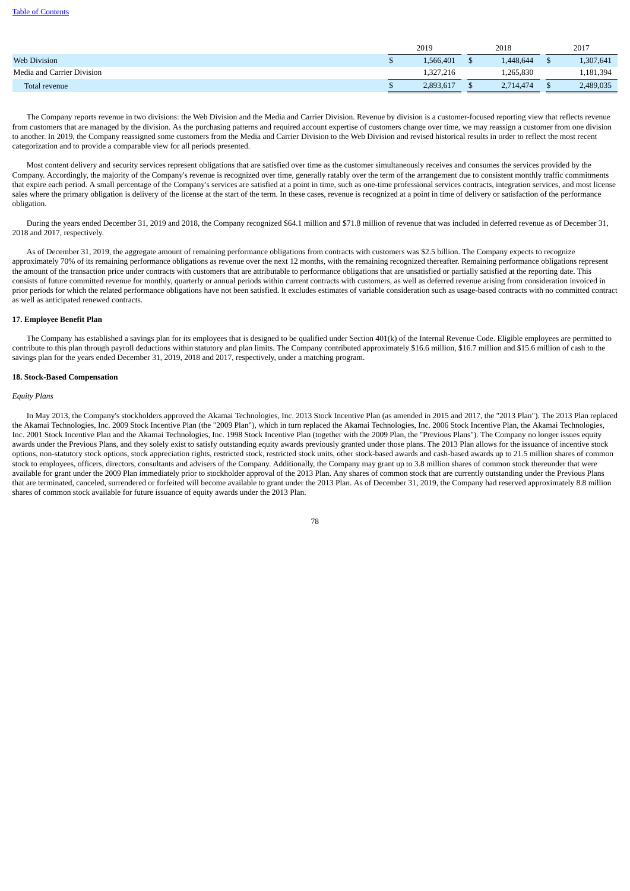| | 2019 | 2018 | 2017 |
|---|---|---|---|
| Web Division | $ 1,566,401 | $ 1,448,644 | $ 1,307,641 |
| Media and Carrier Division | 1,327,216 | 1,265,830 | 1,181,394 |
| Total revenue | $ 2,893,617 | $ 2,714,474 | $ 2,489,035 |

The Company reports revenue in two divisions: the Web Division and the Media and Carrier Division. Revenue by division is a customer-focused reporting view that reflects revenue from customers that are managed by the division. As the purchasing patterns and required account expertise of customers change over time, we may reassign a customer from one division to another. In 2019, the Company reassigned some customers from the Media and Carrier Division to the Web Division and revised historical results in order to reflect the most recent categorization and to provide a comparable view for all periods presented.

Most content delivery and security services represent obligations that are satisfied over time as the customer simultaneously receives and consumes the services provided by the Company. Accordingly, the majority of the Company's revenue is recognized over time, generally ratably over the term of the arrangement due to consistent monthly traffic commitments that expire each period. A small percentage of the Company's services are satisfied at a point in time, such as one-time professional services contracts, integration services, and most license sales where the primary obligation is delivery of the license at the start of the term. In these cases, revenue is recognized at a point in time of delivery or satisfaction of the performance obligation.

During the years ended December 31, 2019 and 2018, the Company recognized $64.1 million and $71.8 million of revenue that was included in deferred revenue as of December 31, 2018 and 2017, respectively.

As of December 31, 2019, the aggregate amount of remaining performance obligations from contracts with customers was $2.5 billion. The Company expects to recognize approximately 70% of its remaining performance obligations as revenue over the next 12 months, with the remaining recognized thereafter. Remaining performance obligations represent the amount of the transaction price under contracts with customers that are attributable to performance obligations that are unsatisfied or partially satisfied at the reporting date. This consists of future committed revenue for monthly, quarterly or annual periods within current contracts with customers, as well as deferred revenue arising from consideration invoiced in prior periods for which the related performance obligations have not been satisfied. It excludes estimates of variable consideration such as usage-based contracts with no committed contract as well as anticipated renewed contracts.

**17. Employee Benefit Plan**

The Company has established a savings plan for its employees that is designed to be qualified under Section 401(k) of the Internal Revenue Code. Eligible employees are permitted to contribute to this plan through payroll deductions within statutory and plan limits. The Company contributed approximately $16.6 million, $16.7 million and $15.6 million of cash to the savings plan for the years ended December 31, 2019, 2018 and 2017, respectively, under a matching program.

**18. Stock-Based Compensation**

*Equity Plans*

In May 2013, the Company's stockholders approved the Akamai Technologies, Inc. 2013 Stock Incentive Plan (as amended in 2015 and 2017, the "2013 Plan"). The 2013 Plan replaced the Akamai Technologies, Inc. 2009 Stock Incentive Plan (the "2009 Plan"), which in turn replaced the Akamai Technologies, Inc. 2006 Stock Incentive Plan, the Akamai Technologies, Inc. 2001 Stock Incentive Plan and the Akamai Technologies, Inc. 1998 Stock Incentive Plan (together with the 2009 Plan, the "Previous Plans"). The Company no longer issues equity awards under the Previous Plans, and they solely exist to satisfy outstanding equity awards previously granted under those plans. The 2013 Plan allows for the issuance of incentive stock options, non-statutory stock options, stock appreciation rights, restricted stock, restricted stock units, other stock-based awards and cash-based awards up to 21.5 million shares of common stock to employees, officers, directors, consultants and advisers of the Company. Additionally, the Company may grant up to 3.8 million shares of common stock thereunder that were available for grant under the 2009 Plan immediately prior to stockholder approval of the 2013 Plan. Any shares of common stock that are currently outstanding under the Previous Plans that are terminated, canceled, surrendered or forfeited will become available to grant under the 2013 Plan. As of December 31, 2019, the Company had reserved approximately 8.8 million shares of common stock available for future issuance of equity awards under the 2013 Plan.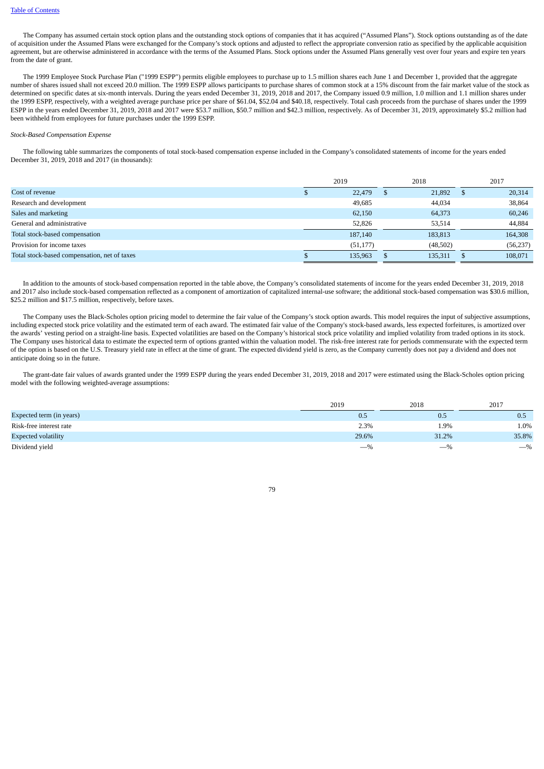The Company has assumed certain stock option plans and the outstanding stock options of companies that it has acquired (“Assumed Plans”). Stock options outstanding as of the date of acquisition under the Assumed Plans were exchanged for the Company’s stock options and adjusted to reflect the appropriate conversion ratio as specified by the applicable acquisition agreement, but are otherwise administered in accordance with the terms of the Assumed Plans. Stock options under the Assumed Plans generally vest over four years and expire ten years from the date of grant.

The 1999 Employee Stock Purchase Plan ("1999 ESPP") permits eligible employees to purchase up to 1.5 million shares each June 1 and December 1, provided that the aggregate number of shares issued shall not exceed 20.0 million. The 1999 ESPP allows participants to purchase shares of common stock at a 15% discount from the fair market value of the stock as determined on specific dates at six-month intervals. During the years ended December 31, 2019, 2018 and 2017, the Company issued 0.9 million, 1.0 million and 1.1 million shares under the 1999 ESPP, respectively, with a weighted average purchase price per share of $61.04, $52.04 and $40.18, respectively. Total cash proceeds from the purchase of shares under the 1999 ESPP in the years ended December 31, 2019, 2018 and 2017 were $53.7 million, $50.7 million and $42.3 million, respectively. As of December 31, 2019, approximately $5.2 million had been withheld from employees for future purchases under the 1999 ESPP.

*Stock-Based Compensation Expense*

The following table summarizes the components of total stock-based compensation expense included in the Company’s consolidated statements of income for the years ended December 31, 2019, 2018 and 2017 (in thousands):

| | 2019 | 2018 | 2017 |
|---|---|---|---|
| Cost of revenue | $ 22,479 | $ 21,892 | $ 20,314 |
| Research and development | 49,685 | 44,034 | 38,864 |
| Sales and marketing | 62,150 | 64,373 | 60,246 |
| General and administrative | 52,826 | 53,514 | 44,884 |
| Total stock-based compensation | 187,140 | 183,813 | 164,308 |
| Provision for income taxes | (51,177) | (48,502) | (56,237) |
| Total stock-based compensation, net of taxes | $ 135,963 | $ 135,311 | $ 108,071 |

In addition to the amounts of stock-based compensation reported in the table above, the Company’s consolidated statements of income for the years ended December 31, 2019, 2018 and 2017 also include stock-based compensation reflected as a component of amortization of capitalized internal-use software; the additional stock-based compensation was $30.6 million, $25.2 million and $17.5 million, respectively, before taxes.

The Company uses the Black-Scholes option pricing model to determine the fair value of the Company’s stock option awards. This model requires the input of subjective assumptions, including expected stock price volatility and the estimated term of each award. The estimated fair value of the Company's stock-based awards, less expected forfeitures, is amortized over the awards’ vesting period on a straight-line basis. Expected volatilities are based on the Company’s historical stock price volatility and implied volatility from traded options in its stock. The Company uses historical data to estimate the expected term of options granted within the valuation model. The risk-free interest rate for periods commensurate with the expected term of the option is based on the U.S. Treasury yield rate in effect at the time of grant. The expected dividend yield is zero, as the Company currently does not pay a dividend and does not anticipate doing so in the future.

The grant-date fair values of awards granted under the 1999 ESPP during the years ended December 31, 2019, 2018 and 2017 were estimated using the Black-Scholes option pricing model with the following weighted-average assumptions:

| | 2019 | 2018 | 2017 |
|---|---|---|---|
| Expected term (in years) | 0.5 | 0.5 | 0.5 |
| Risk-free interest rate | 2.3% | 1.9% | 1.0% |
| Expected volatility | 29.6% | 31.2% | 35.8% |
| Dividend yield | —% | —% | —% |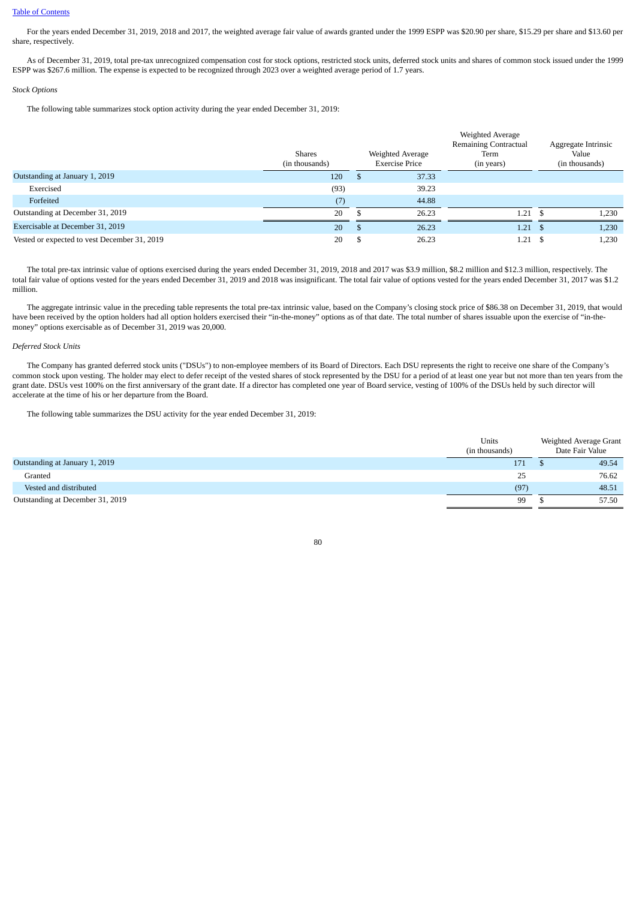For the years ended December 31, 2019, 2018 and 2017, the weighted average fair value of awards granted under the 1999 ESPP was $20.90 per share, $15.29 per share and $13.60 per share, respectively.

As of December 31, 2019, total pre-tax unrecognized compensation cost for stock options, restricted stock units, deferred stock units and shares of common stock issued under the 1999 ESPP was $267.6 million. The expense is expected to be recognized through 2023 over a weighted average period of 1.7 years.

*Stock Options*

The following table summarizes stock option activity during the year ended December 31, 2019:

| | Shares (in thousands) | Weighted Average Exercise Price | Weighted Average Remaining Contractual Term (in years) | Aggregate Intrinsic Value (in thousands) |
|---|---|---|---|---|
| Outstanding at January 1, 2019 | 120 | $ 37.33 | | |
| Exercised | (93) | 39.23 | | |
| Forfeited | (7) | 44.88 | | |
| Outstanding at December 31, 2019 | 20 | $ 26.23 | 1.21 | $ 1,230 |
| Exercisable at December 31, 2019 | 20 | $ 26.23 | 1.21 | $ 1,230 |
| Vested or expected to vest December 31, 2019 | 20 | $ 26.23 | 1.21 | $ 1,230 |

The total pre-tax intrinsic value of options exercised during the years ended December 31, 2019, 2018 and 2017 was $3.9 million, $8.2 million and $12.3 million, respectively. The total fair value of options vested for the years ended December 31, 2019 and 2018 was insignificant. The total fair value of options vested for the years ended December 31, 2017 was $1.2 million.

The aggregate intrinsic value in the preceding table represents the total pre-tax intrinsic value, based on the Company's closing stock price of $86.38 on December 31, 2019, that would have been received by the option holders had all option holders exercised their "in-the-money" options as of that date. The total number of shares issuable upon the exercise of "in-the-money" options exercisable as of December 31, 2019 was 20,000.

*Deferred Stock Units*

The Company has granted deferred stock units ("DSUs") to non-employee members of its Board of Directors. Each DSU represents the right to receive one share of the Company's common stock upon vesting. The holder may elect to defer receipt of the vested shares of stock represented by the DSU for a period of at least one year but not more than ten years from the grant date. DSUs vest 100% on the first anniversary of the grant date. If a director has completed one year of Board service, vesting of 100% of the DSUs held by such director will accelerate at the time of his or her departure from the Board.

The following table summarizes the DSU activity for the year ended December 31, 2019:

| | Units (in thousands) | Weighted Average Grant Date Fair Value |
|---|---|---|
| Outstanding at January 1, 2019 | 171 | $ 49.54 |
| Granted | 25 | 76.62 |
| Vested and distributed | (97) | 48.51 |
| Outstanding at December 31, 2019 | 99 | $ 57.50 |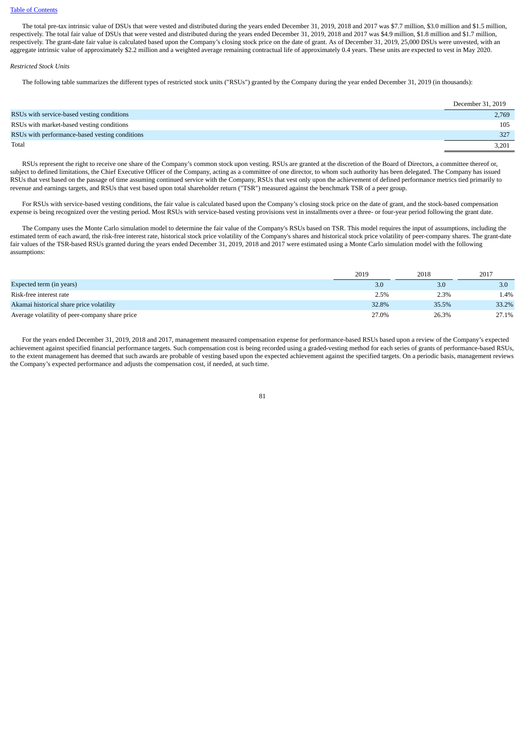The total pre-tax intrinsic value of DSUs that were vested and distributed during the years ended December 31, 2019, 2018 and 2017 was $7.7 million, $3.0 million and $1.5 million, respectively. The total fair value of DSUs that were vested and distributed during the years ended December 31, 2019, 2018 and 2017 was $4.9 million, $1.8 million and $1.7 million, respectively. The grant-date fair value is calculated based upon the Company's closing stock price on the date of grant. As of December 31, 2019, 25,000 DSUs were unvested, with an aggregate intrinsic value of approximately $2.2 million and a weighted average remaining contractual life of approximately 0.4 years. These units are expected to vest in May 2020.

*Restricted Stock Units*

The following table summarizes the different types of restricted stock units ("RSUs") granted by the Company during the year ended December 31, 2019 (in thousands):

| | December 31, 2019 |
|---|---|
| RSUs with service-based vesting conditions | 2,769 |
| RSUs with market-based vesting conditions | 105 |
| RSUs with performance-based vesting conditions | 327 |
| Total | 3,201 |

RSUs represent the right to receive one share of the Company's common stock upon vesting. RSUs are granted at the discretion of the Board of Directors, a committee thereof or, subject to defined limitations, the Chief Executive Officer of the Company, acting as a committee of one director, to whom such authority has been delegated. The Company has issued RSUs that vest based on the passage of time assuming continued service with the Company, RSUs that vest only upon the achievement of defined performance metrics tied primarily to revenue and earnings targets, and RSUs that vest based upon total shareholder return ("TSR") measured against the benchmark TSR of a peer group.

For RSUs with service-based vesting conditions, the fair value is calculated based upon the Company's closing stock price on the date of grant, and the stock-based compensation expense is being recognized over the vesting period. Most RSUs with service-based vesting provisions vest in installments over a three- or four-year period following the grant date.

The Company uses the Monte Carlo simulation model to determine the fair value of the Company's RSUs based on TSR. This model requires the input of assumptions, including the estimated term of each award, the risk-free interest rate, historical stock price volatility of the Company's shares and historical stock price volatility of peer-company shares. The grant-date fair values of the TSR-based RSUs granted during the years ended December 31, 2019, 2018 and 2017 were estimated using a Monte Carlo simulation model with the following assumptions:

| | 2019 | 2018 | 2017 |
|---|---|---|---|
| Expected term (in years) | 3.0 | 3.0 | 3.0 |
| Risk-free interest rate | 2.5% | 2.3% | 1.4% |
| Akamai historical share price volatility | 32.8% | 35.5% | 33.2% |
| Average volatility of peer-company share price | 27.0% | 26.3% | 27.1% |

For the years ended December 31, 2019, 2018 and 2017, management measured compensation expense for performance-based RSUs based upon a review of the Company's expected achievement against specified financial performance targets. Such compensation cost is being recorded using a graded-vesting method for each series of grants of performance-based RSUs, to the extent management has deemed that such awards are probable of vesting based upon the expected achievement against the specified targets. On a periodic basis, management reviews the Company's expected performance and adjusts the compensation cost, if needed, at such time.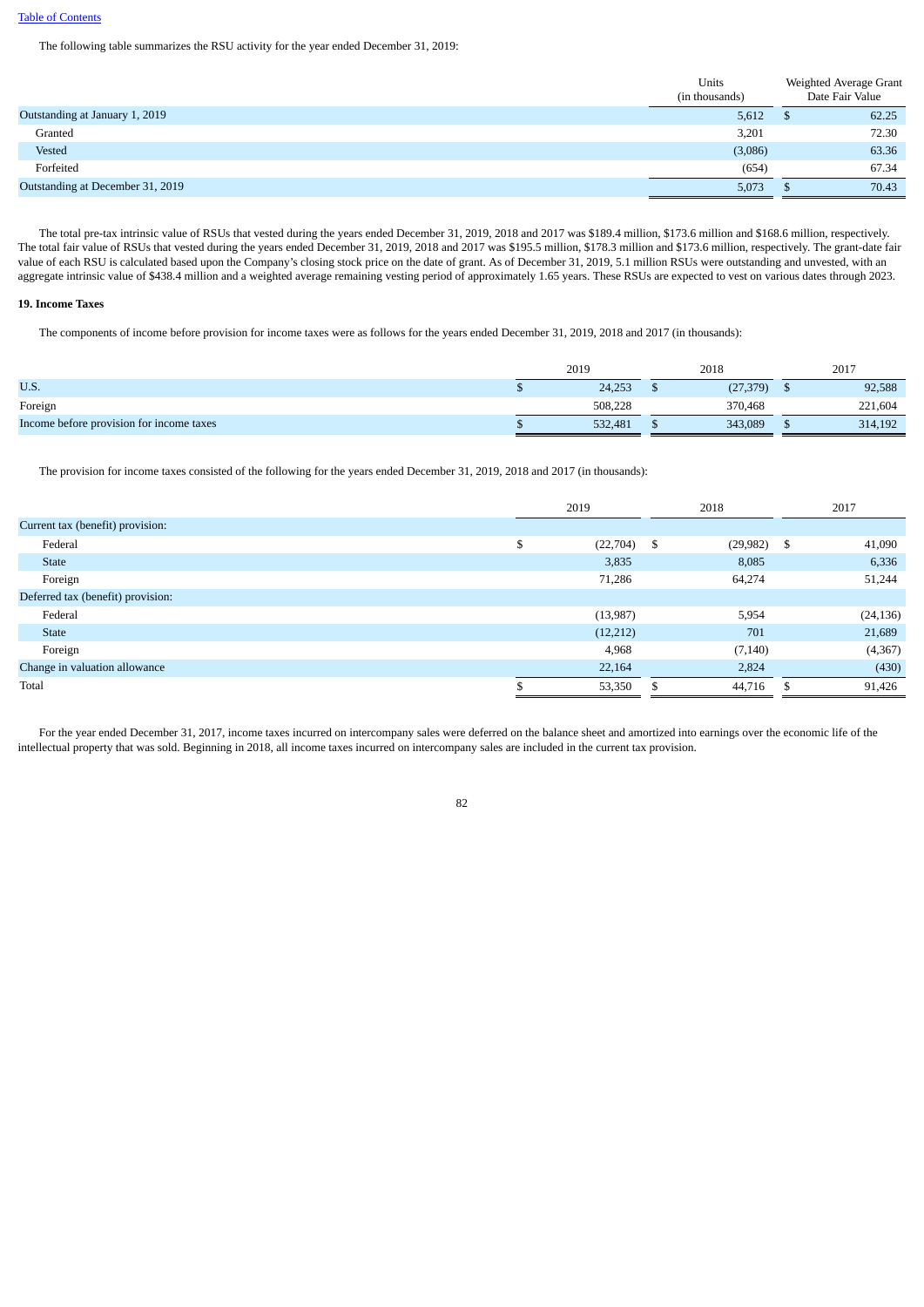The following table summarizes the RSU activity for the year ended December 31, 2019:

| | Units (in thousands) | Weighted Average Grant Date Fair Value |
|---|---|---|
| Outstanding at January 1, 2019 | 5,612 | $ 62.25 |
| Granted | 3,201 | 72.30 |
| Vested | (3,086) | 63.36 |
| Forfeited | (654) | 67.34 |
| Outstanding at December 31, 2019 | 5,073 | $ 70.43 |

The total pre-tax intrinsic value of RSUs that vested during the years ended December 31, 2019, 2018 and 2017 was $189.4 million, $173.6 million and $168.6 million, respectively. The total fair value of RSUs that vested during the years ended December 31, 2019, 2018 and 2017 was $195.5 million, $178.3 million and $173.6 million, respectively. The grant-date fair value of each RSU is calculated based upon the Company's closing stock price on the date of grant. As of December 31, 2019, 5.1 million RSUs were outstanding and unvested, with an aggregate intrinsic value of $438.4 million and a weighted average remaining vesting period of approximately 1.65 years. These RSUs are expected to vest on various dates through 2023.

**19. Income Taxes**

The components of income before provision for income taxes were as follows for the years ended December 31, 2019, 2018 and 2017 (in thousands):

| | 2019 | 2018 | 2017 |
|---|---|---|---|
| U.S. | $ 24,253 | $ (27,379) | $ 92,588 |
| Foreign | 508,228 | 370,468 | 221,604 |
| Income before provision for income taxes | $ 532,481 | $ 343,089 | $ 314,192 |

The provision for income taxes consisted of the following for the years ended December 31, 2019, 2018 and 2017 (in thousands):

| | 2019 | 2018 | 2017 |
|---|---|---|---|
| Current tax (benefit) provision: | | | |
| Federal | $ (22,704) | $ (29,982) | $ 41,090 |
| State | 3,835 | 8,085 | 6,336 |
| Foreign | 71,286 | 64,274 | 51,244 |
| Deferred tax (benefit) provision: | | | |
| Federal | (13,987) | 5,954 | (24,136) |
| State | (12,212) | 701 | 21,689 |
| Foreign | 4,968 | (7,140) | (4,367) |
| Change in valuation allowance | 22,164 | 2,824 | (430) |
| Total | $ 53,350 | $ 44,716 | $ 91,426 |

For the year ended December 31, 2017, income taxes incurred on intercompany sales were deferred on the balance sheet and amortized into earnings over the economic life of the intellectual property that was sold. Beginning in 2018, all income taxes incurred on intercompany sales are included in the current tax provision.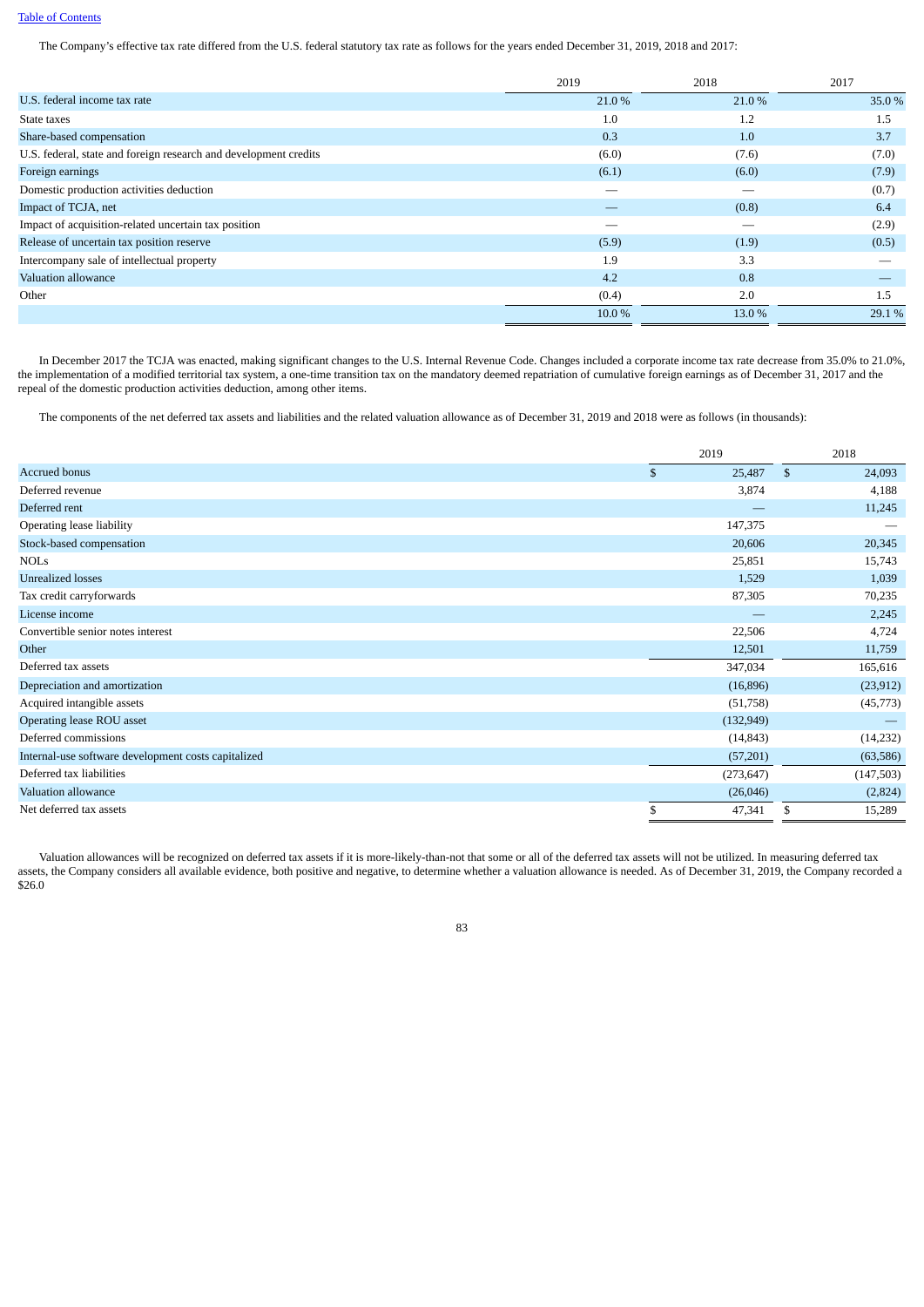The Company's effective tax rate differed from the U.S. federal statutory tax rate as follows for the years ended December 31, 2019, 2018 and 2017:

| | 2019 | 2018 | 2017 |
|---|---|---|---|
| U.S. federal income tax rate | 21.0 % | 21.0 % | 35.0 % |
| State taxes | 1.0 | 1.2 | 1.5 |
| Share-based compensation | 0.3 | 1.0 | 3.7 |
| U.S. federal, state and foreign research and development credits | (6.0) | (7.6) | (7.0) |
| Foreign earnings | (6.1) | (6.0) | (7.9) |
| Domestic production activities deduction | — | — | (0.7) |
| Impact of TCJA, net | — | (0.8) | 6.4 |
| Impact of acquisition-related uncertain tax position | — | — | (2.9) |
| Release of uncertain tax position reserve | (5.9) | (1.9) | (0.5) |
| Intercompany sale of intellectual property | 1.9 | 3.3 | — |
| Valuation allowance | 4.2 | 0.8 | — |
| Other | (0.4) | 2.0 | 1.5 |
| | 10.0 % | 13.0 % | 29.1 % |

In December 2017 the TCJA was enacted, making significant changes to the U.S. Internal Revenue Code. Changes included a corporate income tax rate decrease from 35.0% to 21.0%, the implementation of a modified territorial tax system, a one-time transition tax on the mandatory deemed repatriation of cumulative foreign earnings as of December 31, 2017 and the repeal of the domestic production activities deduction, among other items.

The components of the net deferred tax assets and liabilities and the related valuation allowance as of December 31, 2019 and 2018 were as follows (in thousands):

| | 2019 | 2018 |
|---|---|---|
| Accrued bonus | $ 25,487 | $ 24,093 |
| Deferred revenue | 3,874 | 4,188 |
| Deferred rent | — | 11,245 |
| Operating lease liability | 147,375 | — |
| Stock-based compensation | 20,606 | 20,345 |
| NOLs | 25,851 | 15,743 |
| Unrealized losses | 1,529 | 1,039 |
| Tax credit carryforwards | 87,305 | 70,235 |
| License income | — | 2,245 |
| Convertible senior notes interest | 22,506 | 4,724 |
| Other | 12,501 | 11,759 |
| Deferred tax assets | 347,034 | 165,616 |
| Depreciation and amortization | (16,896) | (23,912) |
| Acquired intangible assets | (51,758) | (45,773) |
| Operating lease ROU asset | (132,949) | — |
| Deferred commissions | (14,843) | (14,232) |
| Internal-use software development costs capitalized | (57,201) | (63,586) |
| Deferred tax liabilities | (273,647) | (147,503) |
| Valuation allowance | (26,046) | (2,824) |
| Net deferred tax assets | $ 47,341 | $ 15,289 |

Valuation allowances will be recognized on deferred tax assets if it is more-likely-than-not that some or all of the deferred tax assets will not be utilized. In measuring deferred tax assets, the Company considers all available evidence, both positive and negative, to determine whether a valuation allowance is needed. As of December 31, 2019, the Company recorded a $26.0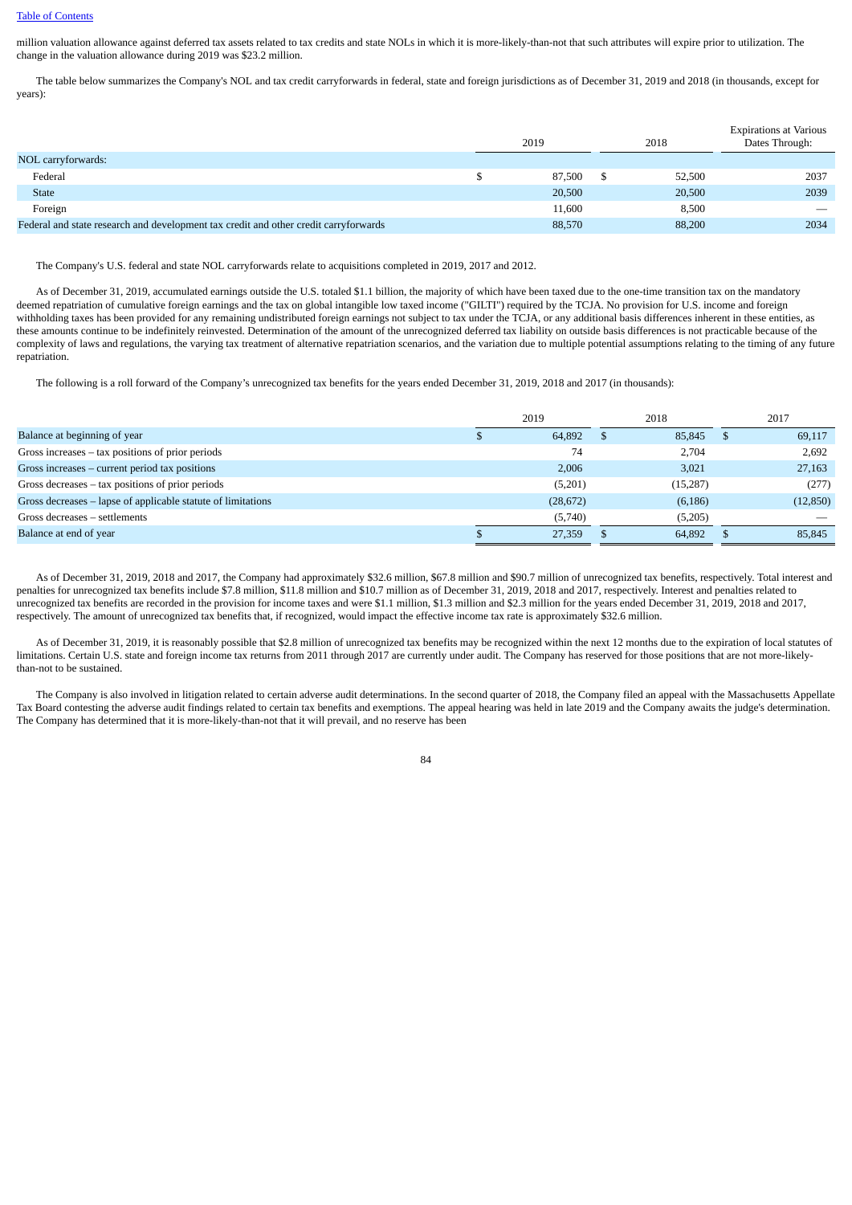million valuation allowance against deferred tax assets related to tax credits and state NOLs in which it is more-likely-than-not that such attributes will expire prior to utilization. The change in the valuation allowance during 2019 was $23.2 million.

The table below summarizes the Company's NOL and tax credit carryforwards in federal, state and foreign jurisdictions as of December 31, 2019 and 2018 (in thousands, except for years):

| | 2019 | 2018 | Expirations at Various Dates Through: |
|---|---|---|---|
| NOL carryforwards: | | | |
| Federal | $ 87,500 | $ 52,500 | 2037 |
| State | 20,500 | 20,500 | 2039 |
| Foreign | 11,600 | 8,500 | — |
| Federal and state research and development tax credit and other credit carryforwards | 88,570 | 88,200 | 2034 |

The Company's U.S. federal and state NOL carryforwards relate to acquisitions completed in 2019, 2017 and 2012.

As of December 31, 2019, accumulated earnings outside the U.S. totaled $1.1 billion, the majority of which have been taxed due to the one-time transition tax on the mandatory deemed repatriation of cumulative foreign earnings and the tax on global intangible low taxed income ("GILTI") required by the TCJA. No provision for U.S. income and foreign withholding taxes has been provided for any remaining undistributed foreign earnings not subject to tax under the TCJA, or any additional basis differences inherent in these entities, as these amounts continue to be indefinitely reinvested. Determination of the amount of the unrecognized deferred tax liability on outside basis differences is not practicable because of the complexity of laws and regulations, the varying tax treatment of alternative repatriation scenarios, and the variation due to multiple potential assumptions relating to the timing of any future repatriation.

The following is a roll forward of the Company's unrecognized tax benefits for the years ended December 31, 2019, 2018 and 2017 (in thousands):

| | 2019 | 2018 | 2017 |
|---|---|---|---|
| Balance at beginning of year | $ 64,892 | $ 85,845 | $ 69,117 |
| Gross increases – tax positions of prior periods | 74 | 2,704 | 2,692 |
| Gross increases – current period tax positions | 2,006 | 3,021 | 27,163 |
| Gross decreases – tax positions of prior periods | (5,201) | (15,287) | (277) |
| Gross decreases – lapse of applicable statute of limitations | (28,672) | (6,186) | (12,850) |
| Gross decreases – settlements | (5,740) | (5,205) | — |
| Balance at end of year | $ 27,359 | $ 64,892 | $ 85,845 |

As of December 31, 2019, 2018 and 2017, the Company had approximately $32.6 million, $67.8 million and $90.7 million of unrecognized tax benefits, respectively. Total interest and penalties for unrecognized tax benefits include $7.8 million, $11.8 million and $10.7 million as of December 31, 2019, 2018 and 2017, respectively. Interest and penalties related to unrecognized tax benefits are recorded in the provision for income taxes and were $1.1 million, $1.3 million and $2.3 million for the years ended December 31, 2019, 2018 and 2017, respectively. The amount of unrecognized tax benefits that, if recognized, would impact the effective income tax rate is approximately $32.6 million.

As of December 31, 2019, it is reasonably possible that $2.8 million of unrecognized tax benefits may be recognized within the next 12 months due to the expiration of local statutes of limitations. Certain U.S. state and foreign income tax returns from 2011 through 2017 are currently under audit. The Company has reserved for those positions that are not more-likely-than-not to be sustained.

The Company is also involved in litigation related to certain adverse audit determinations. In the second quarter of 2018, the Company filed an appeal with the Massachusetts Appellate Tax Board contesting the adverse audit findings related to certain tax benefits and exemptions. The appeal hearing was held in late 2019 and the Company awaits the judge's determination. The Company has determined that it is more-likely-than-not that it will prevail, and no reserve has been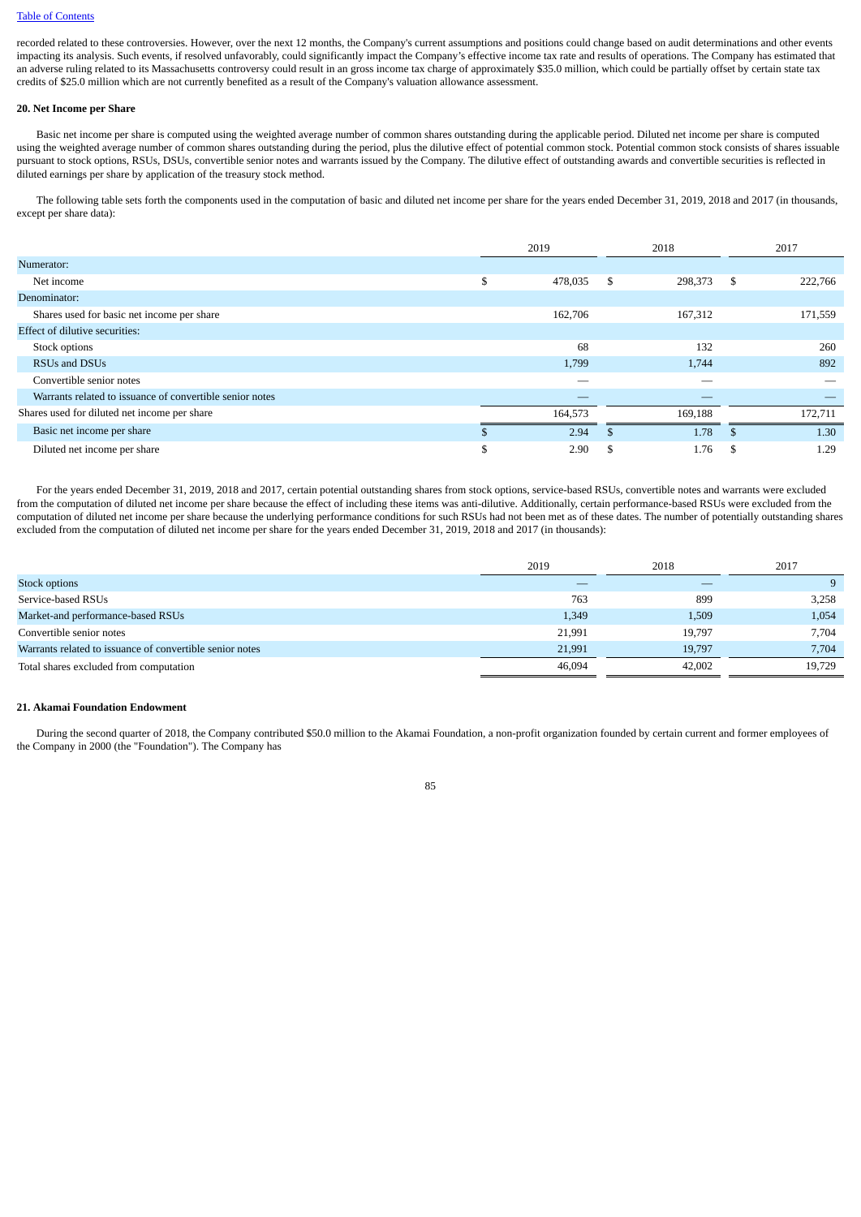recorded related to these controversies. However, over the next 12 months, the Company's current assumptions and positions could change based on audit determinations and other events impacting its analysis. Such events, if resolved unfavorably, could significantly impact the Company's effective income tax rate and results of operations. The Company has estimated that an adverse ruling related to its Massachusetts controversy could result in an gross income tax charge of approximately $35.0 million, which could be partially offset by certain state tax credits of $25.0 million which are not currently benefited as a result of the Company's valuation allowance assessment.

**20. Net Income per Share**

Basic net income per share is computed using the weighted average number of common shares outstanding during the applicable period. Diluted net income per share is computed using the weighted average number of common shares outstanding during the period, plus the dilutive effect of potential common stock. Potential common stock consists of shares issuable pursuant to stock options, RSUs, DSUs, convertible senior notes and warrants issued by the Company. The dilutive effect of outstanding awards and convertible securities is reflected in diluted earnings per share by application of the treasury stock method.

The following table sets forth the components used in the computation of basic and diluted net income per share for the years ended December 31, 2019, 2018 and 2017 (in thousands, except per share data):

| | 2019 | 2018 | 2017 |
|---|---|---|---|
| Numerator: | | | |
| Net income | $ 478,035 | $ 298,373 | $ 222,766 |
| Denominator: | | | |
| Shares used for basic net income per share | 162,706 | 167,312 | 171,559 |
| Effect of dilutive securities: | | | |
| Stock options | 68 | 132 | 260 |
| RSUs and DSUs | 1,799 | 1,744 | 892 |
| Convertible senior notes | — | — | — |
| Warrants related to issuance of convertible senior notes | — | — | — |
| Shares used for diluted net income per share | 164,573 | 169,188 | 172,711 |
| Basic net income per share | $ 2.94 | $ 1.78 | $ 1.30 |
| Diluted net income per share | $ 2.90 | $ 1.76 | $ 1.29 |

For the years ended December 31, 2019, 2018 and 2017, certain potential outstanding shares from stock options, service-based RSUs, convertible notes and warrants were excluded from the computation of diluted net income per share because the effect of including these items was anti-dilutive. Additionally, certain performance-based RSUs were excluded from the computation of diluted net income per share because the underlying performance conditions for such RSUs had not been met as of these dates. The number of potentially outstanding shares excluded from the computation of diluted net income per share for the years ended December 31, 2019, 2018 and 2017 (in thousands):

| | 2019 | 2018 | 2017 |
|---|---|---|---|
| Stock options | — | — | 9 |
| Service-based RSUs | 763 | 899 | 3,258 |
| Market-and performance-based RSUs | 1,349 | 1,509 | 1,054 |
| Convertible senior notes | 21,991 | 19,797 | 7,704 |
| Warrants related to issuance of convertible senior notes | 21,991 | 19,797 | 7,704 |
| Total shares excluded from computation | 46,094 | 42,002 | 19,729 |

**21. Akamai Foundation Endowment**

During the second quarter of 2018, the Company contributed $50.0 million to the Akamai Foundation, a non-profit organization founded by certain current and former employees of the Company in 2000 (the "Foundation"). The Company has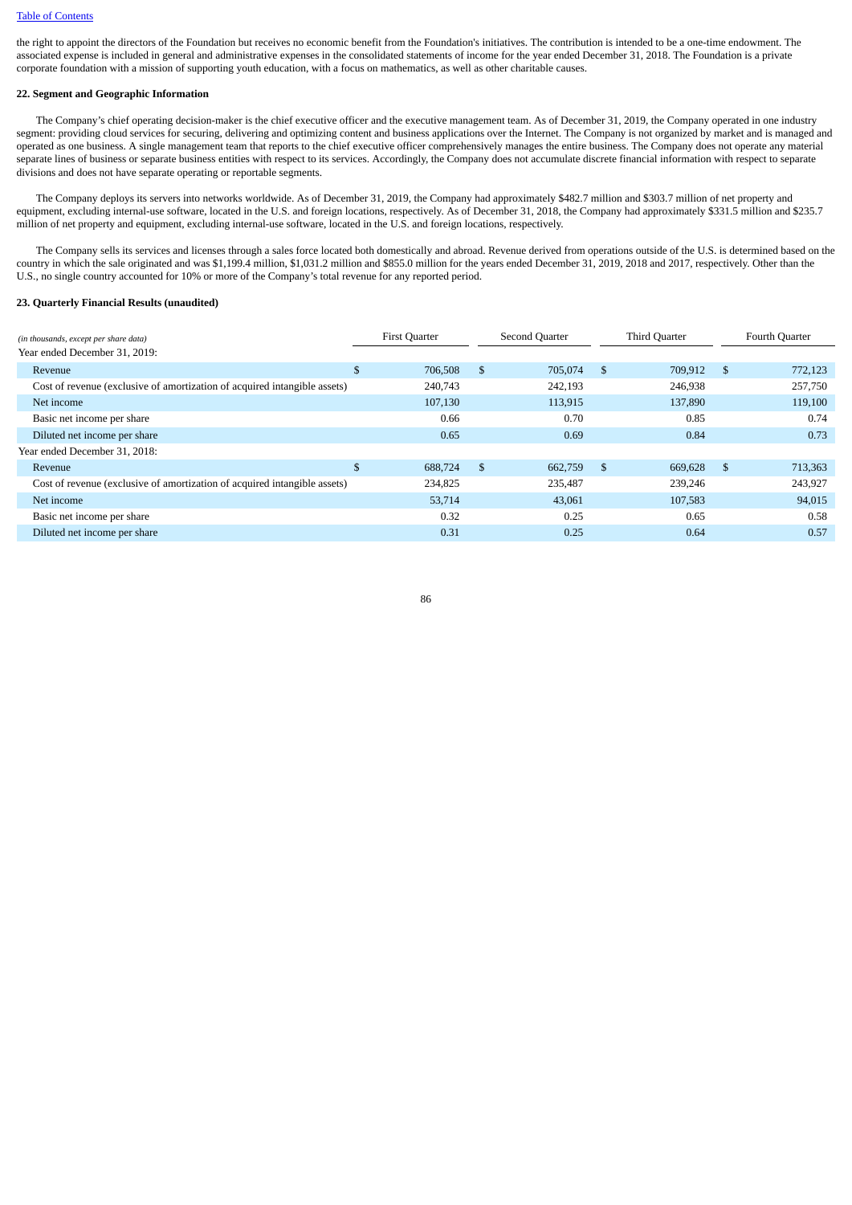the right to appoint the directors of the Foundation but receives no economic benefit from the Foundation's initiatives. The contribution is intended to be a one-time endowment. The associated expense is included in general and administrative expenses in the consolidated statements of income for the year ended December 31, 2018. The Foundation is a private corporate foundation with a mission of supporting youth education, with a focus on mathematics, as well as other charitable causes.

**22. Segment and Geographic Information**

The Company's chief operating decision-maker is the chief executive officer and the executive management team. As of December 31, 2019, the Company operated in one industry segment: providing cloud services for securing, delivering and optimizing content and business applications over the Internet. The Company is not organized by market and is managed and operated as one business. A single management team that reports to the chief executive officer comprehensively manages the entire business. The Company does not operate any material separate lines of business or separate business entities with respect to its services. Accordingly, the Company does not accumulate discrete financial information with respect to separate divisions and does not have separate operating or reportable segments.

The Company deploys its servers into networks worldwide. As of December 31, 2019, the Company had approximately $482.7 million and $303.7 million of net property and equipment, excluding internal-use software, located in the U.S. and foreign locations, respectively. As of December 31, 2018, the Company had approximately $331.5 million and $235.7 million of net property and equipment, excluding internal-use software, located in the U.S. and foreign locations, respectively.

The Company sells its services and licenses through a sales force located both domestically and abroad. Revenue derived from operations outside of the U.S. is determined based on the country in which the sale originated and was $1,199.4 million, $1,031.2 million and $855.0 million for the years ended December 31, 2019, 2018 and 2017, respectively. Other than the U.S., no single country accounted for 10% or more of the Company's total revenue for any reported period.

**23. Quarterly Financial Results (unaudited)**

| *(in thousands, except per share data)* | First Quarter | Second Quarter | Third Quarter | Fourth Quarter |
|---|---|---|---|---|
| Year ended December 31, 2019: | | | | |
| Revenue | $ 706,508 | $ 705,074 | $ 709,912 | $ 772,123 |
| Cost of revenue (exclusive of amortization of acquired intangible assets) | 240,743 | 242,193 | 246,938 | 257,750 |
| Net income | 107,130 | 113,915 | 137,890 | 119,100 |
| Basic net income per share | 0.66 | 0.70 | 0.85 | 0.74 |
| Diluted net income per share | 0.65 | 0.69 | 0.84 | 0.73 |
| Year ended December 31, 2018: | | | | |
| Revenue | $ 688,724 | $ 662,759 | $ 669,628 | $ 713,363 |
| Cost of revenue (exclusive of amortization of acquired intangible assets) | 234,825 | 235,487 | 239,246 | 243,927 |
| Net income | 53,714 | 43,061 | 107,583 | 94,015 |
| Basic net income per share | 0.32 | 0.25 | 0.65 | 0.58 |
| Diluted net income per share | 0.31 | 0.25 | 0.64 | 0.57 |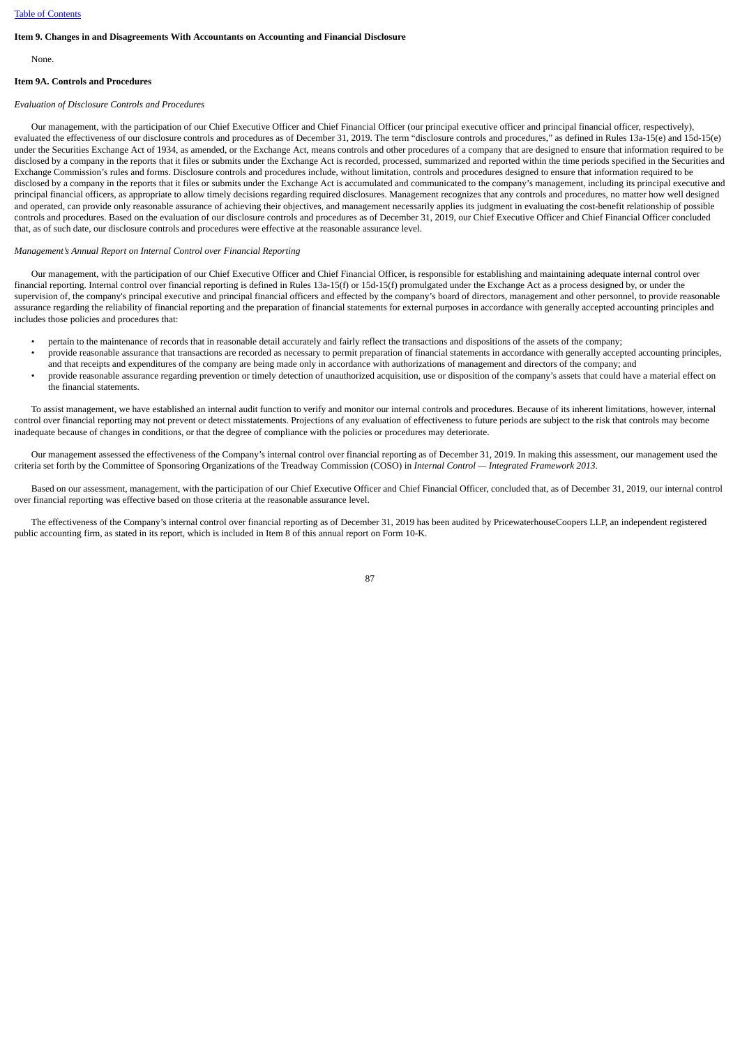### Item 9. Changes in and Disagreements With Accountants on Accounting and Financial Disclosure

None.

### Item 9A. Controls and Procedures

*Evaluation of Disclosure Controls and Procedures*

Our management, with the participation of our Chief Executive Officer and Chief Financial Officer (our principal executive officer and principal financial officer, respectively), evaluated the effectiveness of our disclosure controls and procedures as of December 31, 2019. The term "disclosure controls and procedures," as defined in Rules 13a-15(e) and 15d-15(e) under the Securities Exchange Act of 1934, as amended, or the Exchange Act, means controls and other procedures of a company that are designed to ensure that information required to be disclosed by a company in the reports that it files or submits under the Exchange Act is recorded, processed, summarized and reported within the time periods specified in the Securities and Exchange Commission's rules and forms. Disclosure controls and procedures include, without limitation, controls and procedures designed to ensure that information required to be disclosed by a company in the reports that it files or submits under the Exchange Act is accumulated and communicated to the company's management, including its principal executive and principal financial officers, as appropriate to allow timely decisions regarding required disclosures. Management recognizes that any controls and procedures, no matter how well designed and operated, can provide only reasonable assurance of achieving their objectives, and management necessarily applies its judgment in evaluating the cost-benefit relationship of possible controls and procedures. Based on the evaluation of our disclosure controls and procedures as of December 31, 2019, our Chief Executive Officer and Chief Financial Officer concluded that, as of such date, our disclosure controls and procedures were effective at the reasonable assurance level.

*Management's Annual Report on Internal Control over Financial Reporting*

Our management, with the participation of our Chief Executive Officer and Chief Financial Officer, is responsible for establishing and maintaining adequate internal control over financial reporting. Internal control over financial reporting is defined in Rules 13a-15(f) or 15d-15(f) promulgated under the Exchange Act as a process designed by, or under the supervision of, the company's principal executive and principal financial officers and effected by the company's board of directors, management and other personnel, to provide reasonable assurance regarding the reliability of financial reporting and the preparation of financial statements for external purposes in accordance with generally accepted accounting principles and includes those policies and procedures that:

- pertain to the maintenance of records that in reasonable detail accurately and fairly reflect the transactions and dispositions of the assets of the company;
- provide reasonable assurance that transactions are recorded as necessary to permit preparation of financial statements in accordance with generally accepted accounting principles, and that receipts and expenditures of the company are being made only in accordance with authorizations of management and directors of the company; and
- provide reasonable assurance regarding prevention or timely detection of unauthorized acquisition, use or disposition of the company's assets that could have a material effect on the financial statements.

To assist management, we have established an internal audit function to verify and monitor our internal controls and procedures. Because of its inherent limitations, however, internal control over financial reporting may not prevent or detect misstatements. Projections of any evaluation of effectiveness to future periods are subject to the risk that controls may become inadequate because of changes in conditions, or that the degree of compliance with the policies or procedures may deteriorate.

Our management assessed the effectiveness of the Company's internal control over financial reporting as of December 31, 2019. In making this assessment, our management used the criteria set forth by the Committee of Sponsoring Organizations of the Treadway Commission (COSO) in *Internal Control — Integrated Framework 2013*.

Based on our assessment, management, with the participation of our Chief Executive Officer and Chief Financial Officer, concluded that, as of December 31, 2019, our internal control over financial reporting was effective based on those criteria at the reasonable assurance level.

The effectiveness of the Company's internal control over financial reporting as of December 31, 2019 has been audited by PricewaterhouseCoopers LLP, an independent registered public accounting firm, as stated in its report, which is included in Item 8 of this annual report on Form 10-K.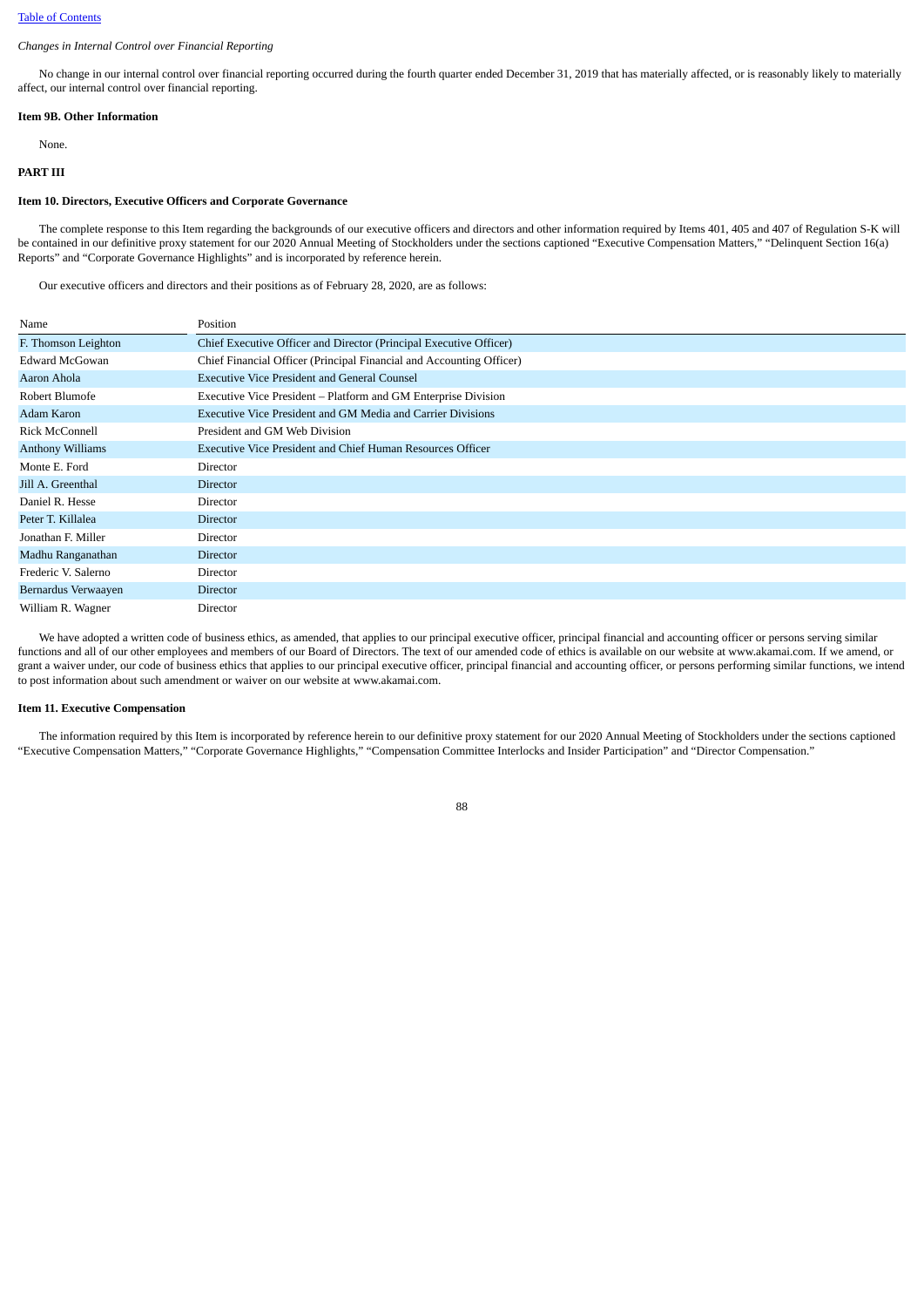*Changes in Internal Control over Financial Reporting*

No change in our internal control over financial reporting occurred during the fourth quarter ended December 31, 2019 that has materially affected, or is reasonably likely to materially affect, our internal control over financial reporting.

**Item 9B. Other Information**

None.

**PART III**

**Item 10. Directors, Executive Officers and Corporate Governance**

The complete response to this Item regarding the backgrounds of our executive officers and directors and other information required by Items 401, 405 and 407 of Regulation S-K will be contained in our definitive proxy statement for our 2020 Annual Meeting of Stockholders under the sections captioned "Executive Compensation Matters," "Delinquent Section 16(a) Reports" and "Corporate Governance Highlights" and is incorporated by reference herein.

Our executive officers and directors and their positions as of February 28, 2020, are as follows:

| Name | Position |
|---|---|
| F. Thomson Leighton | Chief Executive Officer and Director (Principal Executive Officer) |
| Edward McGowan | Chief Financial Officer (Principal Financial and Accounting Officer) |
| Aaron Ahola | Executive Vice President and General Counsel |
| Robert Blumofe | Executive Vice President – Platform and GM Enterprise Division |
| Adam Karon | Executive Vice President and GM Media and Carrier Divisions |
| Rick McConnell | President and GM Web Division |
| Anthony Williams | Executive Vice President and Chief Human Resources Officer |
| Monte E. Ford | Director |
| Jill A. Greenthal | Director |
| Daniel R. Hesse | Director |
| Peter T. Killalea | Director |
| Jonathan F. Miller | Director |
| Madhu Ranganathan | Director |
| Frederic V. Salerno | Director |
| Bernardus Verwaayen | Director |
| William R. Wagner | Director |

We have adopted a written code of business ethics, as amended, that applies to our principal executive officer, principal financial and accounting officer or persons serving similar functions and all of our other employees and members of our Board of Directors. The text of our amended code of ethics is available on our website at www.akamai.com. If we amend, or grant a waiver under, our code of business ethics that applies to our principal executive officer, principal financial and accounting officer, or persons performing similar functions, we intend to post information about such amendment or waiver on our website at www.akamai.com.

**Item 11. Executive Compensation**

The information required by this Item is incorporated by reference herein to our definitive proxy statement for our 2020 Annual Meeting of Stockholders under the sections captioned "Executive Compensation Matters," "Corporate Governance Highlights," "Compensation Committee Interlocks and Insider Participation" and "Director Compensation."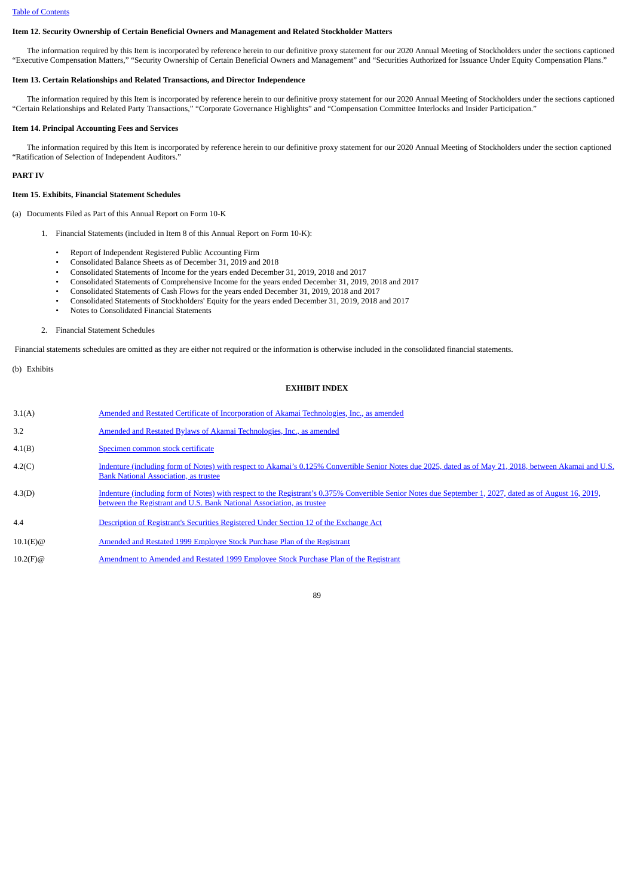#### Item 12. Security Ownership of Certain Beneficial Owners and Management and Related Stockholder Matters

The information required by this Item is incorporated by reference herein to our definitive proxy statement for our 2020 Annual Meeting of Stockholders under the sections captioned "Executive Compensation Matters," "Security Ownership of Certain Beneficial Owners and Management" and "Securities Authorized for Issuance Under Equity Compensation Plans."

#### Item 13. Certain Relationships and Related Transactions, and Director Independence

The information required by this Item is incorporated by reference herein to our definitive proxy statement for our 2020 Annual Meeting of Stockholders under the sections captioned "Certain Relationships and Related Party Transactions," "Corporate Governance Highlights" and "Compensation Committee Interlocks and Insider Participation."

#### Item 14. Principal Accounting Fees and Services

The information required by this Item is incorporated by reference herein to our definitive proxy statement for our 2020 Annual Meeting of Stockholders under the section captioned "Ratification of Selection of Independent Auditors."

### PART IV

#### Item 15. Exhibits, Financial Statement Schedules

(a) Documents Filed as Part of this Annual Report on Form 10-K

1. Financial Statements (included in Item 8 of this Annual Report on Form 10-K):
   - Report of Independent Registered Public Accounting Firm
   - Consolidated Balance Sheets as of December 31, 2019 and 2018
   - Consolidated Statements of Income for the years ended December 31, 2019, 2018 and 2017
   - Consolidated Statements of Comprehensive Income for the years ended December 31, 2019, 2018 and 2017
   - Consolidated Statements of Cash Flows for the years ended December 31, 2019, 2018 and 2017
   - Consolidated Statements of Stockholders' Equity for the years ended December 31, 2019, 2018 and 2017
   - Notes to Consolidated Financial Statements

2. Financial Statement Schedules

Financial statements schedules are omitted as they are either not required or the information is otherwise included in the consolidated financial statements.

(b) Exhibits

**EXHIBIT INDEX**

| | |
|---|---|
| 3.1(A) | Amended and Restated Certificate of Incorporation of Akamai Technologies, Inc., as amended |
| 3.2 | Amended and Restated Bylaws of Akamai Technologies, Inc., as amended |
| 4.1(B) | Specimen common stock certificate |
| 4.2(C) | Indenture (including form of Notes) with respect to Akamai's 0.125% Convertible Senior Notes due 2025, dated as of May 21, 2018, between Akamai and U.S. Bank National Association, as trustee |
| 4.3(D) | Indenture (including form of Notes) with respect to the Registrant's 0.375% Convertible Senior Notes due September 1, 2027, dated as of August 16, 2019, between the Registrant and U.S. Bank National Association, as trustee |
| 4.4 | Description of Registrant's Securities Registered Under Section 12 of the Exchange Act |
| 10.1(E)@ | Amended and Restated 1999 Employee Stock Purchase Plan of the Registrant |
| 10.2(F)@ | Amendment to Amended and Restated 1999 Employee Stock Purchase Plan of the Registrant |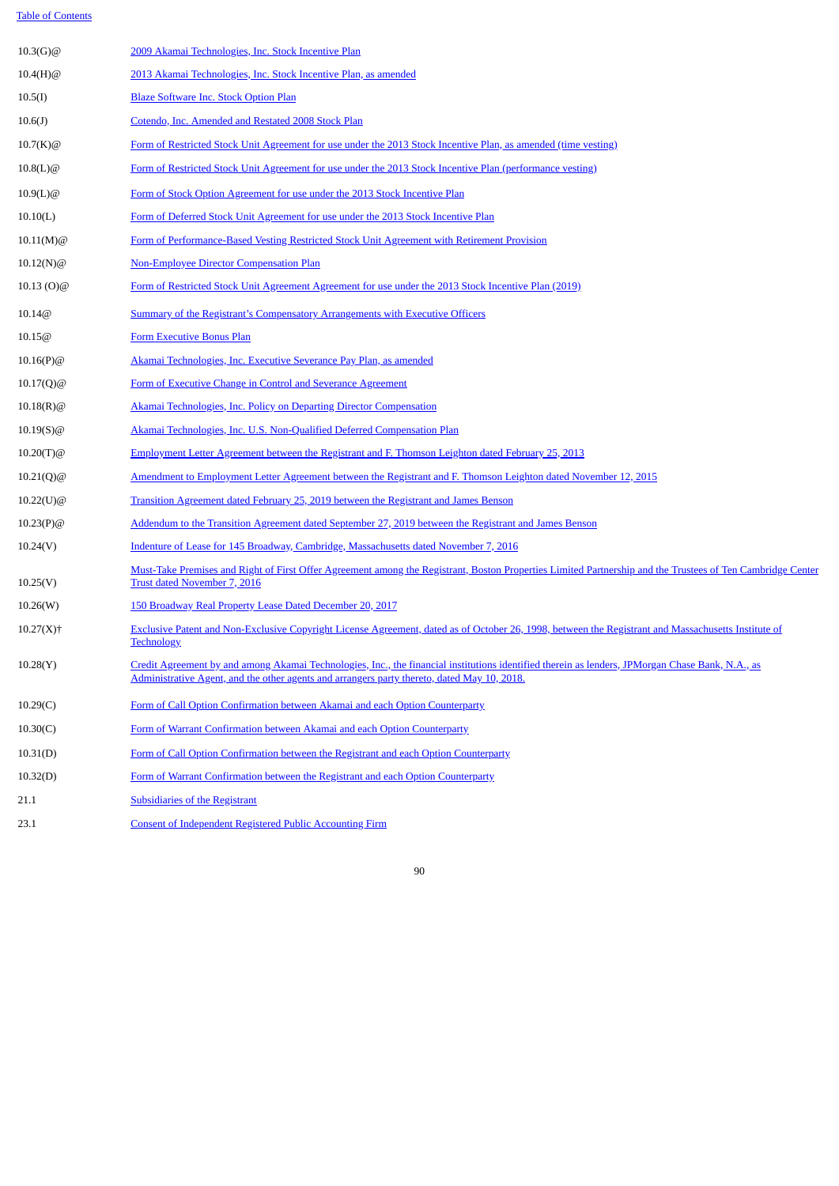| | |
|---|---|
| 10.3(G)@ | 2009 Akamai Technologies, Inc. Stock Incentive Plan |
| 10.4(H)@ | 2013 Akamai Technologies, Inc. Stock Incentive Plan, as amended |
| 10.5(I) | Blaze Software Inc. Stock Option Plan |
| 10.6(J) | Cotendo, Inc. Amended and Restated 2008 Stock Plan |
| 10.7(K)@ | Form of Restricted Stock Unit Agreement for use under the 2013 Stock Incentive Plan, as amended (time vesting) |
| 10.8(L)@ | Form of Restricted Stock Unit Agreement for use under the 2013 Stock Incentive Plan (performance vesting) |
| 10.9(L)@ | Form of Stock Option Agreement for use under the 2013 Stock Incentive Plan |
| 10.10(L) | Form of Deferred Stock Unit Agreement for use under the 2013 Stock Incentive Plan |
| 10.11(M)@ | Form of Performance-Based Vesting Restricted Stock Unit Agreement with Retirement Provision |
| 10.12(N)@ | Non-Employee Director Compensation Plan |
| 10.13 (O)@ | Form of Restricted Stock Unit Agreement Agreement for use under the 2013 Stock Incentive Plan (2019) |
| 10.14@ | Summary of the Registrant's Compensatory Arrangements with Executive Officers |
| 10.15@ | Form Executive Bonus Plan |
| 10.16(P)@ | Akamai Technologies, Inc. Executive Severance Pay Plan, as amended |
| 10.17(Q)@ | Form of Executive Change in Control and Severance Agreement |
| 10.18(R)@ | Akamai Technologies, Inc. Policy on Departing Director Compensation |
| 10.19(S)@ | Akamai Technologies, Inc. U.S. Non-Qualified Deferred Compensation Plan |
| 10.20(T)@ | Employment Letter Agreement between the Registrant and F. Thomson Leighton dated February 25, 2013 |
| 10.21(Q)@ | Amendment to Employment Letter Agreement between the Registrant and F. Thomson Leighton dated November 12, 2015 |
| 10.22(U)@ | Transition Agreement dated February 25, 2019 between the Registrant and James Benson |
| 10.23(P)@ | Addendum to the Transition Agreement dated September 27, 2019 between the Registrant and James Benson |
| 10.24(V) | Indenture of Lease for 145 Broadway, Cambridge, Massachusetts dated November 7, 2016 |
| 10.25(V) | Must-Take Premises and Right of First Offer Agreement among the Registrant, Boston Properties Limited Partnership and the Trustees of Ten Cambridge Center Trust dated November 7, 2016 |
| 10.26(W) | 150 Broadway Real Property Lease Dated December 20, 2017 |
| 10.27(X)† | Exclusive Patent and Non-Exclusive Copyright License Agreement, dated as of October 26, 1998, between the Registrant and Massachusetts Institute of Technology |
| 10.28(Y) | Credit Agreement by and among Akamai Technologies, Inc., the financial institutions identified therein as lenders, JPMorgan Chase Bank, N.A., as Administrative Agent, and the other agents and arrangers party thereto, dated May 10, 2018. |
| 10.29(C) | Form of Call Option Confirmation between Akamai and each Option Counterparty |
| 10.30(C) | Form of Warrant Confirmation between Akamai and each Option Counterparty |
| 10.31(D) | Form of Call Option Confirmation between the Registrant and each Option Counterparty |
| 10.32(D) | Form of Warrant Confirmation between the Registrant and each Option Counterparty |
| 21.1 | Subsidiaries of the Registrant |
| 23.1 | Consent of Independent Registered Public Accounting Firm |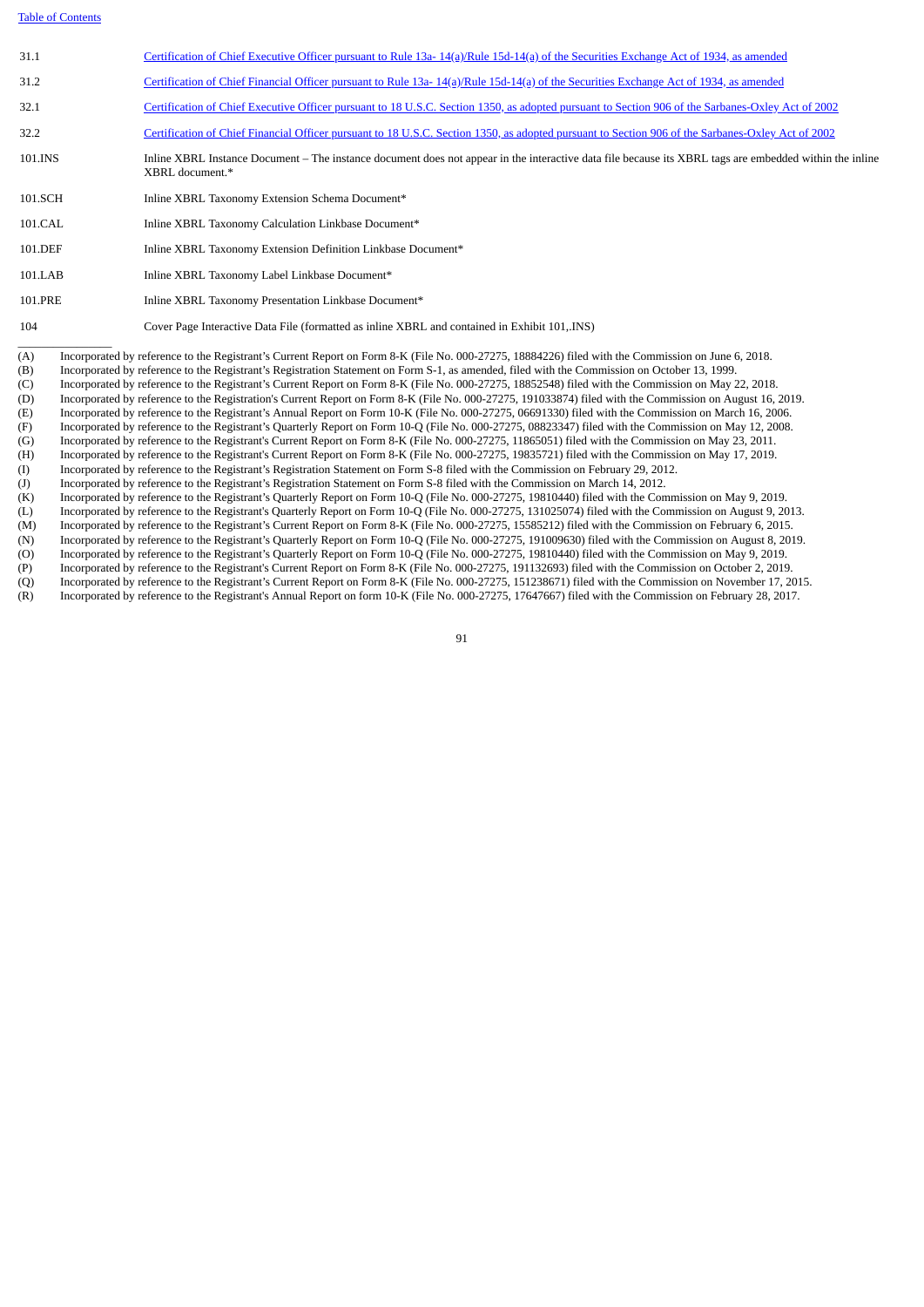| | |
|---|---|
| 31.1 | Certification of Chief Executive Officer pursuant to Rule 13a- 14(a)/Rule 15d-14(a) of the Securities Exchange Act of 1934, as amended |
| 31.2 | Certification of Chief Financial Officer pursuant to Rule 13a- 14(a)/Rule 15d-14(a) of the Securities Exchange Act of 1934, as amended |
| 32.1 | Certification of Chief Executive Officer pursuant to 18 U.S.C. Section 1350, as adopted pursuant to Section 906 of the Sarbanes-Oxley Act of 2002 |
| 32.2 | Certification of Chief Financial Officer pursuant to 18 U.S.C. Section 1350, as adopted pursuant to Section 906 of the Sarbanes-Oxley Act of 2002 |
| 101.INS | Inline XBRL Instance Document – The instance document does not appear in the interactive data file because its XBRL tags are embedded within the inline XBRL document.* |
| 101.SCH | Inline XBRL Taxonomy Extension Schema Document* |
| 101.CAL | Inline XBRL Taxonomy Calculation Linkbase Document* |
| 101.DEF | Inline XBRL Taxonomy Extension Definition Linkbase Document* |
| 101.LAB | Inline XBRL Taxonomy Label Linkbase Document* |
| 101.PRE | Inline XBRL Taxonomy Presentation Linkbase Document* |
| 104 | Cover Page Interactive Data File (formatted as inline XBRL and contained in Exhibit 101,.INS) |

---

(A) Incorporated by reference to the Registrant's Current Report on Form 8-K (File No. 000-27275, 18884226) filed with the Commission on June 6, 2018.
(B) Incorporated by reference to the Registrant's Registration Statement on Form S-1, as amended, filed with the Commission on October 13, 1999.
(C) Incorporated by reference to the Registrant's Current Report on Form 8-K (File No. 000-27275, 18852548) filed with the Commission on May 22, 2018.
(D) Incorporated by reference to the Registration's Current Report on Form 8-K (File No. 000-27275, 191033874) filed with the Commission on August 16, 2019.
(E) Incorporated by reference to the Registrant's Annual Report on Form 10-K (File No. 000-27275, 06691330) filed with the Commission on March 16, 2006.
(F) Incorporated by reference to the Registrant's Quarterly Report on Form 10-Q (File No. 000-27275, 08823347) filed with the Commission on May 12, 2008.
(G) Incorporated by reference to the Registrant's Current Report on Form 8-K (File No. 000-27275, 11865051) filed with the Commission on May 23, 2011.
(H) Incorporated by reference to the Registrant's Current Report on Form 8-K (File No. 000-27275, 19835721) filed with the Commission on May 17, 2019.
(I) Incorporated by reference to the Registrant's Registration Statement on Form S-8 filed with the Commission on February 29, 2012.
(J) Incorporated by reference to the Registrant's Registration Statement on Form S-8 filed with the Commission on March 14, 2012.
(K) Incorporated by reference to the Registrant's Quarterly Report on Form 10-Q (File No. 000-27275, 19810440) filed with the Commission on May 9, 2019.
(L) Incorporated by reference to the Registrant's Quarterly Report on Form 10-Q (File No. 000-27275, 131025074) filed with the Commission on August 9, 2013.
(M) Incorporated by reference to the Registrant's Current Report on Form 8-K (File No. 000-27275, 15585212) filed with the Commission on February 6, 2015.
(N) Incorporated by reference to the Registrant's Quarterly Report on Form 10-Q (File No. 000-27275, 191009630) filed with the Commission on August 8, 2019.
(O) Incorporated by reference to the Registrant's Quarterly Report on Form 10-Q (File No. 000-27275, 19810440) filed with the Commission on May 9, 2019.
(P) Incorporated by reference to the Registrant's Current Report on Form 8-K (File No. 000-27275, 191132693) filed with the Commission on October 2, 2019.
(Q) Incorporated by reference to the Registrant's Current Report on Form 8-K (File No. 000-27275, 151238671) filed with the Commission on November 17, 2015.
(R) Incorporated by reference to the Registrant's Annual Report on form 10-K (File No. 000-27275, 17647667) filed with the Commission on February 28, 2017.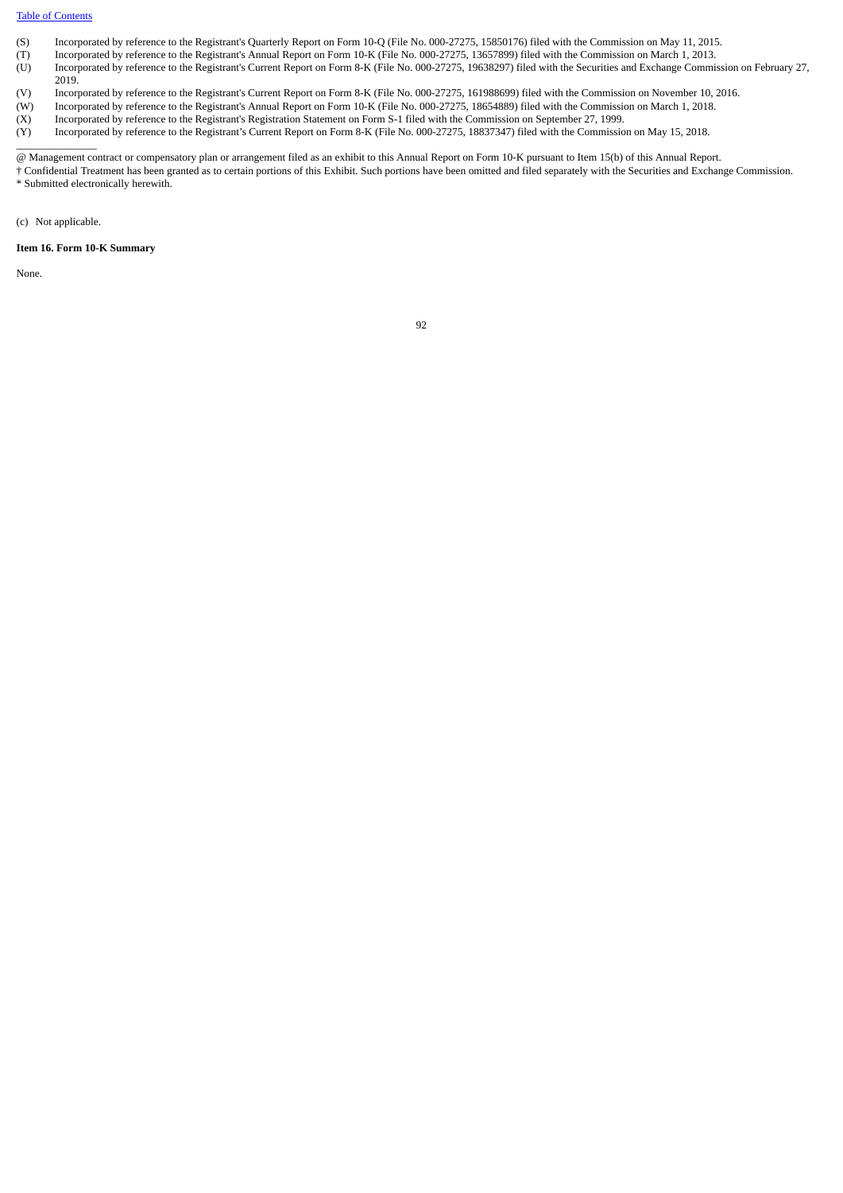(S) Incorporated by reference to the Registrant's Quarterly Report on Form 10-Q (File No. 000-27275, 15850176) filed with the Commission on May 11, 2015.

(T) Incorporated by reference to the Registrant's Annual Report on Form 10-K (File No. 000-27275, 13657899) filed with the Commission on March 1, 2013.

(U) Incorporated by reference to the Registrant's Current Report on Form 8-K (File No. 000-27275, 19638297) filed with the Securities and Exchange Commission on February 27, 2019.

(V) Incorporated by reference to the Registrant's Current Report on Form 8-K (File No. 000-27275, 161988699) filed with the Commission on November 10, 2016.

(W) Incorporated by reference to the Registrant's Annual Report on Form 10-K (File No. 000-27275, 18654889) filed with the Commission on March 1, 2018.

(X) Incorporated by reference to the Registrant's Registration Statement on Form S-1 filed with the Commission on September 27, 1999.

(Y) Incorporated by reference to the Registrant's Current Report on Form 8-K (File No. 000-27275, 18837347) filed with the Commission on May 15, 2018.

---

@ Management contract or compensatory plan or arrangement filed as an exhibit to this Annual Report on Form 10-K pursuant to Item 15(b) of this Annual Report.

† Confidential Treatment has been granted as to certain portions of this Exhibit. Such portions have been omitted and filed separately with the Securities and Exchange Commission.

* Submitted electronically herewith.

(c) Not applicable.

**Item 16. Form 10-K Summary**

None.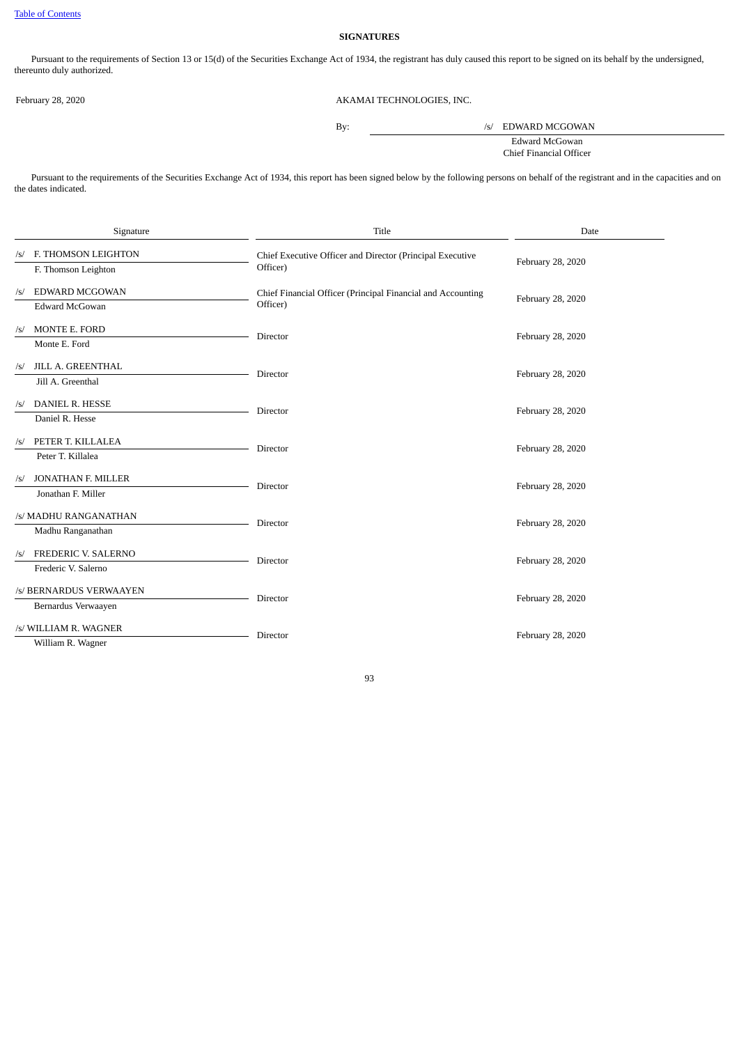Table of Contents

## SIGNATURES

Pursuant to the requirements of Section 13 or 15(d) of the Securities Exchange Act of 1934, the registrant has duly caused this report to be signed on its behalf by the undersigned, thereunto duly authorized.

February 28, 2020

AKAMAI TECHNOLOGIES, INC.

By: /s/ EDWARD MCGOWAN
Edward McGowan
Chief Financial Officer

Pursuant to the requirements of the Securities Exchange Act of 1934, this report has been signed below by the following persons on behalf of the registrant and in the capacities and on the dates indicated.

| Signature | Title | Date |
|---|---|---|
| /s/ F. THOMSON LEIGHTON<br>F. Thomson Leighton | Chief Executive Officer and Director (Principal Executive Officer) | February 28, 2020 |
| /s/ EDWARD MCGOWAN<br>Edward McGowan | Chief Financial Officer (Principal Financial and Accounting Officer) | February 28, 2020 |
| /s/ MONTE E. FORD<br>Monte E. Ford | Director | February 28, 2020 |
| /s/ JILL A. GREENTHAL<br>Jill A. Greenthal | Director | February 28, 2020 |
| /s/ DANIEL R. HESSE<br>Daniel R. Hesse | Director | February 28, 2020 |
| /s/ PETER T. KILLALEA<br>Peter T. Killalea | Director | February 28, 2020 |
| /s/ JONATHAN F. MILLER<br>Jonathan F. Miller | Director | February 28, 2020 |
| /s/ MADHU RANGANATHAN<br>Madhu Ranganathan | Director | February 28, 2020 |
| /s/ FREDERIC V. SALERNO<br>Frederic V. Salerno | Director | February 28, 2020 |
| /s/ BERNARDUS VERWAAYEN<br>Bernardus Verwaayen | Director | February 28, 2020 |
| /s/ WILLIAM R. WAGNER<br>William R. Wagner | Director | February 28, 2020 |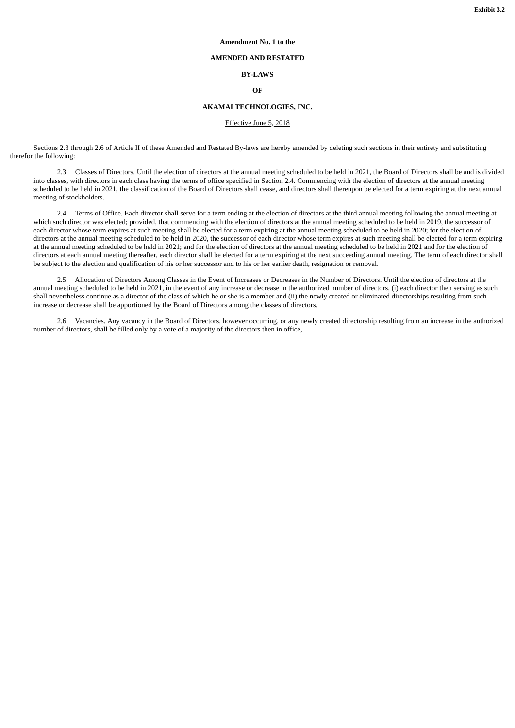**Exhibit 3.2**

**Amendment No. 1 to the**

**AMENDED AND RESTATED**

**BY-LAWS**

**OF**

**AKAMAI TECHNOLOGIES, INC.**

Effective June 5, 2018

Sections 2.3 through 2.6 of Article II of these Amended and Restated By-laws are hereby amended by deleting such sections in their entirety and substituting therefor the following:

2.3 Classes of Directors. Until the election of directors at the annual meeting scheduled to be held in 2021, the Board of Directors shall be and is divided into classes, with directors in each class having the terms of office specified in Section 2.4. Commencing with the election of directors at the annual meeting scheduled to be held in 2021, the classification of the Board of Directors shall cease, and directors shall thereupon be elected for a term expiring at the next annual meeting of stockholders.

2.4 Terms of Office. Each director shall serve for a term ending at the election of directors at the third annual meeting following the annual meeting at which such director was elected; provided, that commencing with the election of directors at the annual meeting scheduled to be held in 2019, the successor of each director whose term expires at such meeting shall be elected for a term expiring at the annual meeting scheduled to be held in 2020; for the election of directors at the annual meeting scheduled to be held in 2020, the successor of each director whose term expires at such meeting shall be elected for a term expiring at the annual meeting scheduled to be held in 2021; and for the election of directors at the annual meeting scheduled to be held in 2021 and for the election of directors at each annual meeting thereafter, each director shall be elected for a term expiring at the next succeeding annual meeting. The term of each director shall be subject to the election and qualification of his or her successor and to his or her earlier death, resignation or removal.

2.5 Allocation of Directors Among Classes in the Event of Increases or Decreases in the Number of Directors. Until the election of directors at the annual meeting scheduled to be held in 2021, in the event of any increase or decrease in the authorized number of directors, (i) each director then serving as such shall nevertheless continue as a director of the class of which he or she is a member and (ii) the newly created or eliminated directorships resulting from such increase or decrease shall be apportioned by the Board of Directors among the classes of directors.

2.6 Vacancies. Any vacancy in the Board of Directors, however occurring, or any newly created directorship resulting from an increase in the authorized number of directors, shall be filled only by a vote of a majority of the directors then in office,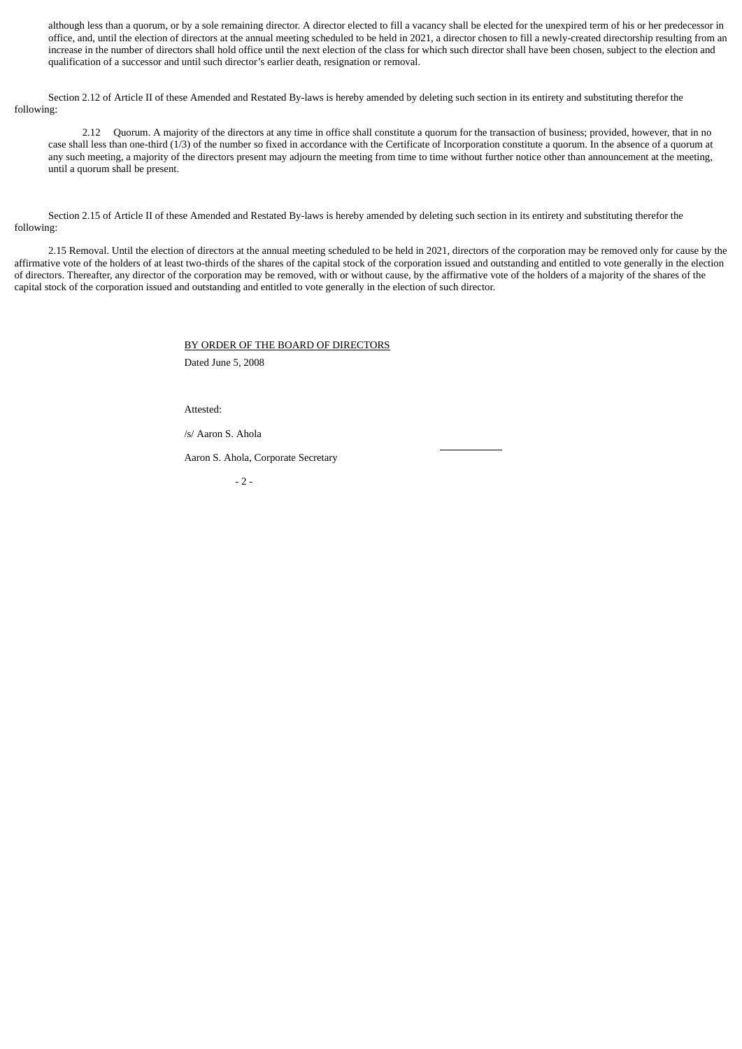although less than a quorum, or by a sole remaining director. A director elected to fill a vacancy shall be elected for the unexpired term of his or her predecessor in office, and, until the election of directors at the annual meeting scheduled to be held in 2021, a director chosen to fill a newly-created directorship resulting from an increase in the number of directors shall hold office until the next election of the class for which such director shall have been chosen, subject to the election and qualification of a successor and until such director's earlier death, resignation or removal.

Section 2.12 of Article II of these Amended and Restated By-laws is hereby amended by deleting such section in its entirety and substituting therefor the following:

2.12 Quorum. A majority of the directors at any time in office shall constitute a quorum for the transaction of business; provided, however, that in no case shall less than one-third (1/3) of the number so fixed in accordance with the Certificate of Incorporation constitute a quorum. In the absence of a quorum at any such meeting, a majority of the directors present may adjourn the meeting from time to time without further notice other than announcement at the meeting, until a quorum shall be present.

Section 2.15 of Article II of these Amended and Restated By-laws is hereby amended by deleting such section in its entirety and substituting therefor the following:

2.15 Removal. Until the election of directors at the annual meeting scheduled to be held in 2021, directors of the corporation may be removed only for cause by the affirmative vote of the holders of at least two-thirds of the shares of the capital stock of the corporation issued and outstanding and entitled to vote generally in the election of directors. Thereafter, any director of the corporation may be removed, with or without cause, by the affirmative vote of the holders of a majority of the shares of the capital stock of the corporation issued and outstanding and entitled to vote generally in the election of such director.

BY ORDER OF THE BOARD OF DIRECTORS

Dated June 5, 2008

Attested:

/s/ Aaron S. Ahola

Aaron S. Ahola, Corporate Secretary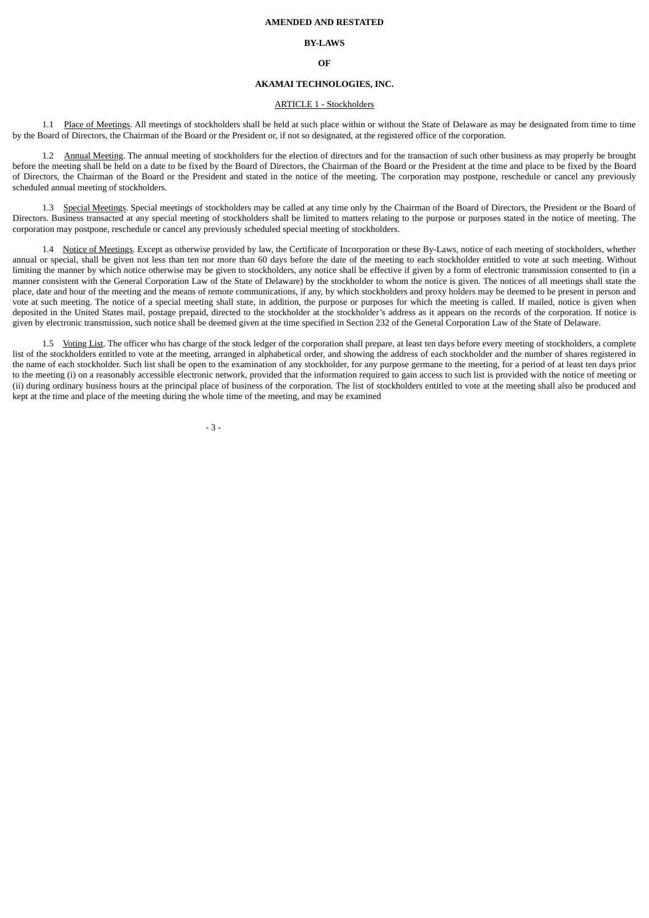**AMENDED AND RESTATED**

**BY-LAWS**

**OF**

**AKAMAI TECHNOLOGIES, INC.**

ARTICLE 1 - Stockholders

1.1 Place of Meetings. All meetings of stockholders shall be held at such place within or without the State of Delaware as may be designated from time to time by the Board of Directors, the Chairman of the Board or the President or, if not so designated, at the registered office of the corporation.

1.2 Annual Meeting. The annual meeting of stockholders for the election of directors and for the transaction of such other business as may properly be brought before the meeting shall be held on a date to be fixed by the Board of Directors, the Chairman of the Board or the President at the time and place to be fixed by the Board of Directors, the Chairman of the Board or the President and stated in the notice of the meeting. The corporation may postpone, reschedule or cancel any previously scheduled annual meeting of stockholders.

1.3 Special Meetings. Special meetings of stockholders may be called at any time only by the Chairman of the Board of Directors, the President or the Board of Directors. Business transacted at any special meeting of stockholders shall be limited to matters relating to the purpose or purposes stated in the notice of meeting. The corporation may postpone, reschedule or cancel any previously scheduled special meeting of stockholders.

1.4 Notice of Meetings. Except as otherwise provided by law, the Certificate of Incorporation or these By-Laws, notice of each meeting of stockholders, whether annual or special, shall be given not less than ten nor more than 60 days before the date of the meeting to each stockholder entitled to vote at such meeting. Without limiting the manner by which notice otherwise may be given to stockholders, any notice shall be effective if given by a form of electronic transmission consented to (in a manner consistent with the General Corporation Law of the State of Delaware) by the stockholder to whom the notice is given. The notices of all meetings shall state the place, date and hour of the meeting and the means of remote communications, if any, by which stockholders and proxy holders may be deemed to be present in person and vote at such meeting. The notice of a special meeting shall state, in addition, the purpose or purposes for which the meeting is called. If mailed, notice is given when deposited in the United States mail, postage prepaid, directed to the stockholder at the stockholder's address as it appears on the records of the corporation. If notice is given by electronic transmission, such notice shall be deemed given at the time specified in Section 232 of the General Corporation Law of the State of Delaware.

1.5 Voting List. The officer who has charge of the stock ledger of the corporation shall prepare, at least ten days before every meeting of stockholders, a complete list of the stockholders entitled to vote at the meeting, arranged in alphabetical order, and showing the address of each stockholder and the number of shares registered in the name of each stockholder. Such list shall be open to the examination of any stockholder, for any purpose germane to the meeting, for a period of at least ten days prior to the meeting (i) on a reasonably accessible electronic network, provided that the information required to gain access to such list is provided with the notice of meeting or (ii) during ordinary business hours at the principal place of business of the corporation. The list of stockholders entitled to vote at the meeting shall also be produced and kept at the time and place of the meeting during the whole time of the meeting, and may be examined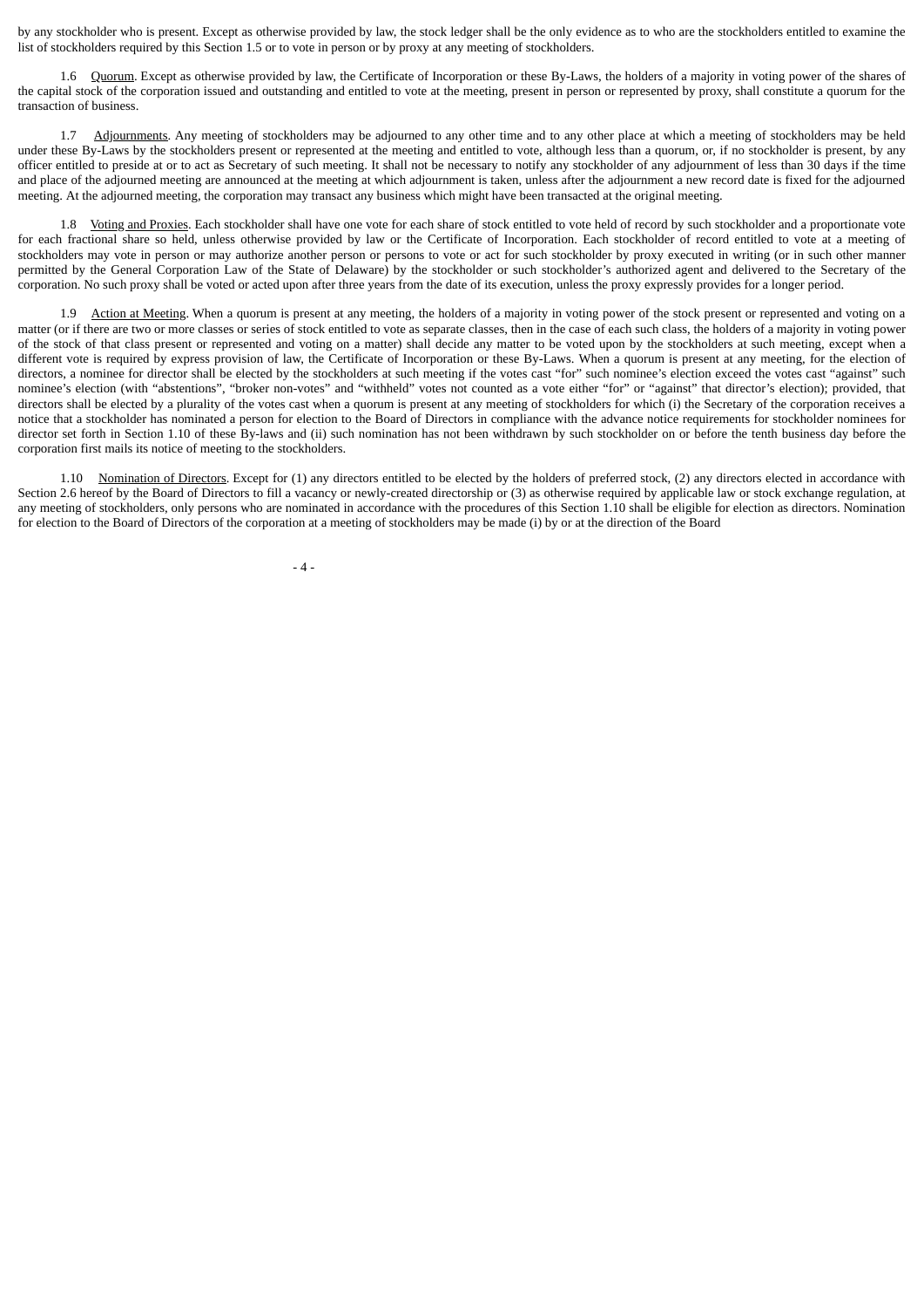by any stockholder who is present. Except as otherwise provided by law, the stock ledger shall be the only evidence as to who are the stockholders entitled to examine the list of stockholders required by this Section 1.5 or to vote in person or by proxy at any meeting of stockholders.

1.6 Quorum. Except as otherwise provided by law, the Certificate of Incorporation or these By-Laws, the holders of a majority in voting power of the shares of the capital stock of the corporation issued and outstanding and entitled to vote at the meeting, present in person or represented by proxy, shall constitute a quorum for the transaction of business.

1.7 Adjournments. Any meeting of stockholders may be adjourned to any other time and to any other place at which a meeting of stockholders may be held under these By-Laws by the stockholders present or represented at the meeting and entitled to vote, although less than a quorum, or, if no stockholder is present, by any officer entitled to preside at or to act as Secretary of such meeting. It shall not be necessary to notify any stockholder of any adjournment of less than 30 days if the time and place of the adjourned meeting are announced at the meeting at which adjournment is taken, unless after the adjournment a new record date is fixed for the adjourned meeting. At the adjourned meeting, the corporation may transact any business which might have been transacted at the original meeting.

1.8 Voting and Proxies. Each stockholder shall have one vote for each share of stock entitled to vote held of record by such stockholder and a proportionate vote for each fractional share so held, unless otherwise provided by law or the Certificate of Incorporation. Each stockholder of record entitled to vote at a meeting of stockholders may vote in person or may authorize another person or persons to vote or act for such stockholder by proxy executed in writing (or in such other manner permitted by the General Corporation Law of the State of Delaware) by the stockholder or such stockholder's authorized agent and delivered to the Secretary of the corporation. No such proxy shall be voted or acted upon after three years from the date of its execution, unless the proxy expressly provides for a longer period.

1.9 Action at Meeting. When a quorum is present at any meeting, the holders of a majority in voting power of the stock present or represented and voting on a matter (or if there are two or more classes or series of stock entitled to vote as separate classes, then in the case of each such class, the holders of a majority in voting power of the stock of that class present or represented and voting on a matter) shall decide any matter to be voted upon by the stockholders at such meeting, except when a different vote is required by express provision of law, the Certificate of Incorporation or these By-Laws. When a quorum is present at any meeting, for the election of directors, a nominee for director shall be elected by the stockholders at such meeting if the votes cast "for" such nominee's election exceed the votes cast "against" such nominee's election (with "abstentions", "broker non-votes" and "withheld" votes not counted as a vote either "for" or "against" that director's election); provided, that directors shall be elected by a plurality of the votes cast when a quorum is present at any meeting of stockholders for which (i) the Secretary of the corporation receives a notice that a stockholder has nominated a person for election to the Board of Directors in compliance with the advance notice requirements for stockholder nominees for director set forth in Section 1.10 of these By-laws and (ii) such nomination has not been withdrawn by such stockholder on or before the tenth business day before the corporation first mails its notice of meeting to the stockholders.

1.10 Nomination of Directors. Except for (1) any directors entitled to be elected by the holders of preferred stock, (2) any directors elected in accordance with Section 2.6 hereof by the Board of Directors to fill a vacancy or newly-created directorship or (3) as otherwise required by applicable law or stock exchange regulation, at any meeting of stockholders, only persons who are nominated in accordance with the procedures of this Section 1.10 shall be eligible for election as directors. Nomination for election to the Board of Directors of the corporation at a meeting of stockholders may be made (i) by or at the direction of the Board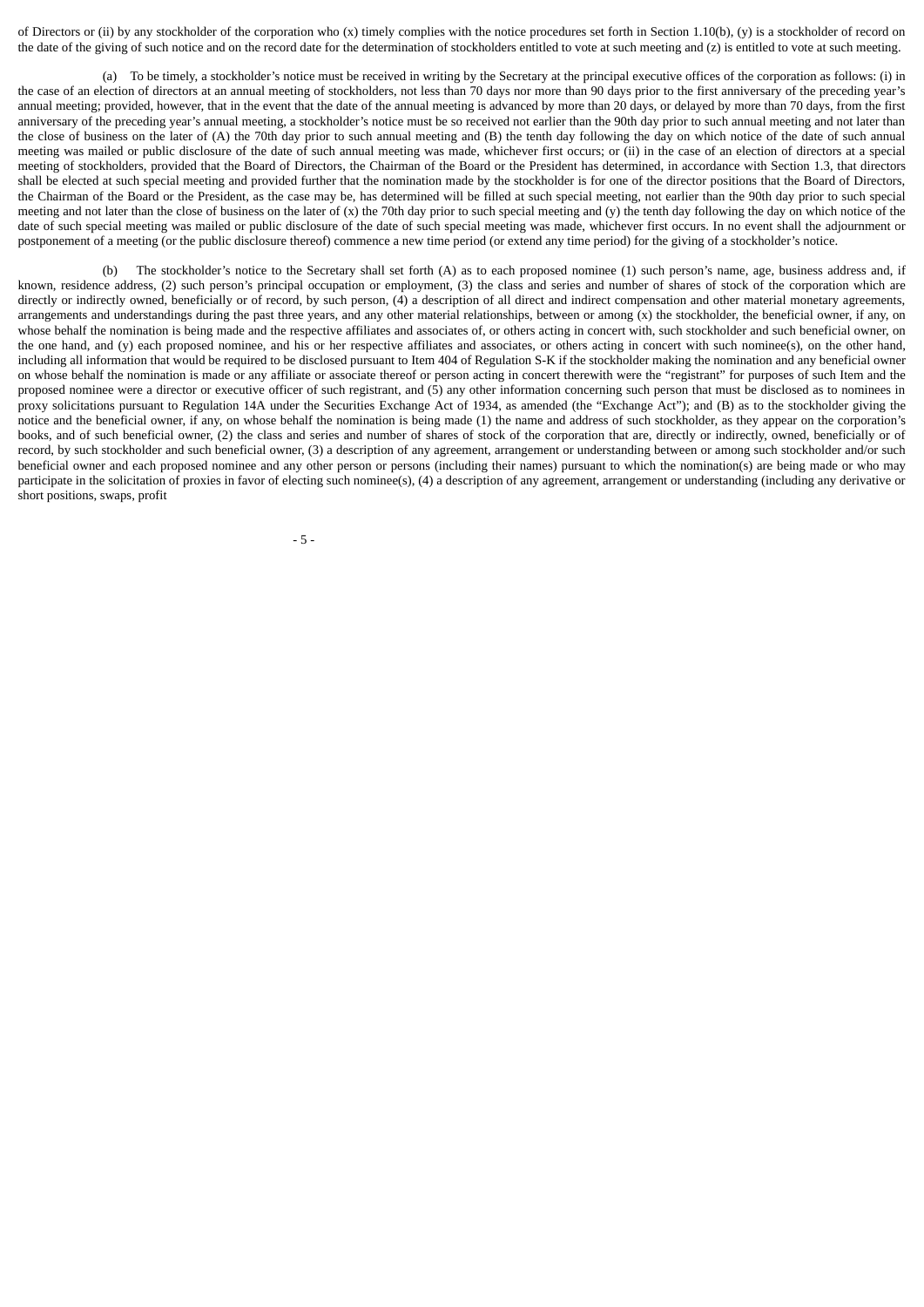of Directors or (ii) by any stockholder of the corporation who (x) timely complies with the notice procedures set forth in Section 1.10(b), (y) is a stockholder of record on the date of the giving of such notice and on the record date for the determination of stockholders entitled to vote at such meeting and (z) is entitled to vote at such meeting.

(a) To be timely, a stockholder's notice must be received in writing by the Secretary at the principal executive offices of the corporation as follows: (i) in the case of an election of directors at an annual meeting of stockholders, not less than 70 days nor more than 90 days prior to the first anniversary of the preceding year's annual meeting; provided, however, that in the event that the date of the annual meeting is advanced by more than 20 days, or delayed by more than 70 days, from the first anniversary of the preceding year's annual meeting, a stockholder's notice must be so received not earlier than the 90th day prior to such annual meeting and not later than the close of business on the later of (A) the 70th day prior to such annual meeting and (B) the tenth day following the day on which notice of the date of such annual meeting was mailed or public disclosure of the date of such annual meeting was made, whichever first occurs; or (ii) in the case of an election of directors at a special meeting of stockholders, provided that the Board of Directors, the Chairman of the Board or the President has determined, in accordance with Section 1.3, that directors shall be elected at such special meeting and provided further that the nomination made by the stockholder is for one of the director positions that the Board of Directors, the Chairman of the Board or the President, as the case may be, has determined will be filled at such special meeting, not earlier than the 90th day prior to such special meeting and not later than the close of business on the later of (x) the 70th day prior to such special meeting and (y) the tenth day following the day on which notice of the date of such special meeting was mailed or public disclosure of the date of such special meeting was made, whichever first occurs. In no event shall the adjournment or postponement of a meeting (or the public disclosure thereof) commence a new time period (or extend any time period) for the giving of a stockholder's notice.

(b) The stockholder's notice to the Secretary shall set forth (A) as to each proposed nominee (1) such person's name, age, business address and, if known, residence address, (2) such person's principal occupation or employment, (3) the class and series and number of shares of stock of the corporation which are directly or indirectly owned, beneficially or of record, by such person, (4) a description of all direct and indirect compensation and other material monetary agreements, arrangements and understandings during the past three years, and any other material relationships, between or among (x) the stockholder, the beneficial owner, if any, on whose behalf the nomination is being made and the respective affiliates and associates of, or others acting in concert with, such stockholder and such beneficial owner, on the one hand, and (y) each proposed nominee, and his or her respective affiliates and associates, or others acting in concert with such nominee(s), on the other hand, including all information that would be required to be disclosed pursuant to Item 404 of Regulation S-K if the stockholder making the nomination and any beneficial owner on whose behalf the nomination is made or any affiliate or associate thereof or person acting in concert therewith were the "registrant" for purposes of such Item and the proposed nominee were a director or executive officer of such registrant, and (5) any other information concerning such person that must be disclosed as to nominees in proxy solicitations pursuant to Regulation 14A under the Securities Exchange Act of 1934, as amended (the "Exchange Act"); and (B) as to the stockholder giving the notice and the beneficial owner, if any, on whose behalf the nomination is being made (1) the name and address of such stockholder, as they appear on the corporation's books, and of such beneficial owner, (2) the class and series and number of shares of stock of the corporation that are, directly or indirectly, owned, beneficially or of record, by such stockholder and such beneficial owner, (3) a description of any agreement, arrangement or understanding between or among such stockholder and/or such beneficial owner and each proposed nominee and any other person or persons (including their names) pursuant to which the nomination(s) are being made or who may participate in the solicitation of proxies in favor of electing such nominee(s), (4) a description of any agreement, arrangement or understanding (including any derivative or short positions, swaps, profit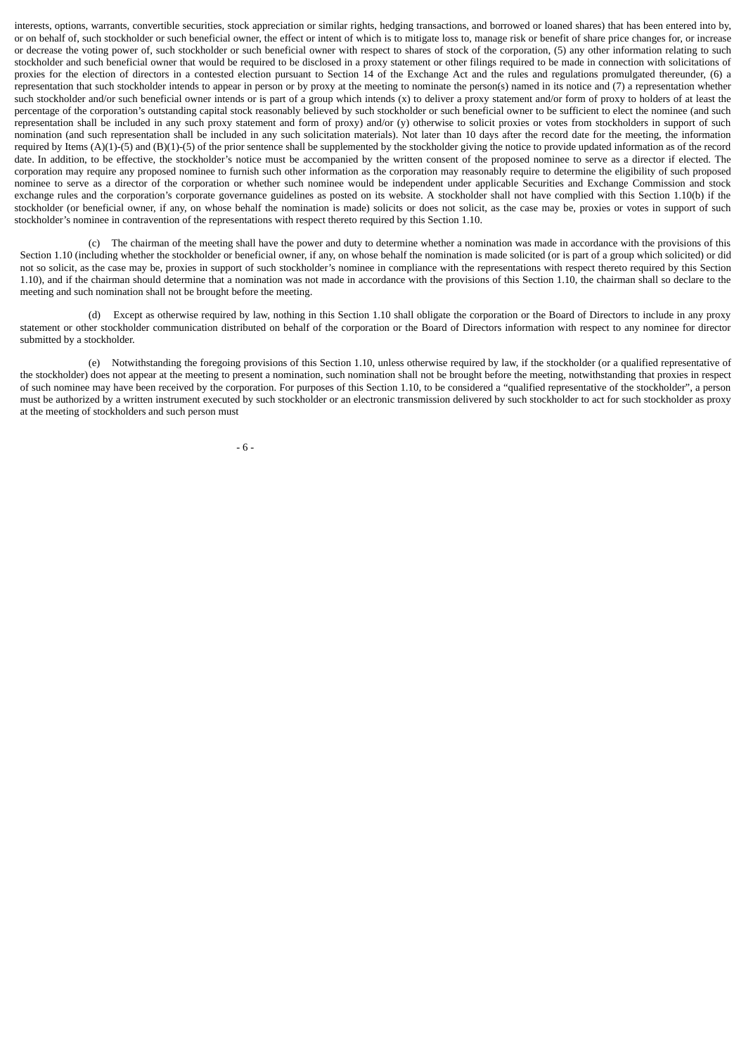interests, options, warrants, convertible securities, stock appreciation or similar rights, hedging transactions, and borrowed or loaned shares) that has been entered into by, or on behalf of, such stockholder or such beneficial owner, the effect or intent of which is to mitigate loss to, manage risk or benefit of share price changes for, or increase or decrease the voting power of, such stockholder or such beneficial owner with respect to shares of stock of the corporation, (5) any other information relating to such stockholder and such beneficial owner that would be required to be disclosed in a proxy statement or other filings required to be made in connection with solicitations of proxies for the election of directors in a contested election pursuant to Section 14 of the Exchange Act and the rules and regulations promulgated thereunder, (6) a representation that such stockholder intends to appear in person or by proxy at the meeting to nominate the person(s) named in its notice and (7) a representation whether such stockholder and/or such beneficial owner intends or is part of a group which intends (x) to deliver a proxy statement and/or form of proxy to holders of at least the percentage of the corporation's outstanding capital stock reasonably believed by such stockholder or such beneficial owner to be sufficient to elect the nominee (and such representation shall be included in any such proxy statement and form of proxy) and/or (y) otherwise to solicit proxies or votes from stockholders in support of such nomination (and such representation shall be included in any such solicitation materials). Not later than 10 days after the record date for the meeting, the information required by Items (A)(1)-(5) and (B)(1)-(5) of the prior sentence shall be supplemented by the stockholder giving the notice to provide updated information as of the record date. In addition, to be effective, the stockholder's notice must be accompanied by the written consent of the proposed nominee to serve as a director if elected. The corporation may require any proposed nominee to furnish such other information as the corporation may reasonably require to determine the eligibility of such proposed nominee to serve as a director of the corporation or whether such nominee would be independent under applicable Securities and Exchange Commission and stock exchange rules and the corporation's corporate governance guidelines as posted on its website. A stockholder shall not have complied with this Section 1.10(b) if the stockholder (or beneficial owner, if any, on whose behalf the nomination is made) solicits or does not solicit, as the case may be, proxies or votes in support of such stockholder's nominee in contravention of the representations with respect thereto required by this Section 1.10.

(c) The chairman of the meeting shall have the power and duty to determine whether a nomination was made in accordance with the provisions of this Section 1.10 (including whether the stockholder or beneficial owner, if any, on whose behalf the nomination is made solicited (or is part of a group which solicited) or did not so solicit, as the case may be, proxies in support of such stockholder's nominee in compliance with the representations with respect thereto required by this Section 1.10), and if the chairman should determine that a nomination was not made in accordance with the provisions of this Section 1.10, the chairman shall so declare to the meeting and such nomination shall not be brought before the meeting.

(d) Except as otherwise required by law, nothing in this Section 1.10 shall obligate the corporation or the Board of Directors to include in any proxy statement or other stockholder communication distributed on behalf of the corporation or the Board of Directors information with respect to any nominee for director submitted by a stockholder.

(e) Notwithstanding the foregoing provisions of this Section 1.10, unless otherwise required by law, if the stockholder (or a qualified representative of the stockholder) does not appear at the meeting to present a nomination, such nomination shall not be brought before the meeting, notwithstanding that proxies in respect of such nominee may have been received by the corporation. For purposes of this Section 1.10, to be considered a "qualified representative of the stockholder", a person must be authorized by a written instrument executed by such stockholder or an electronic transmission delivered by such stockholder to act for such stockholder as proxy at the meeting of stockholders and such person must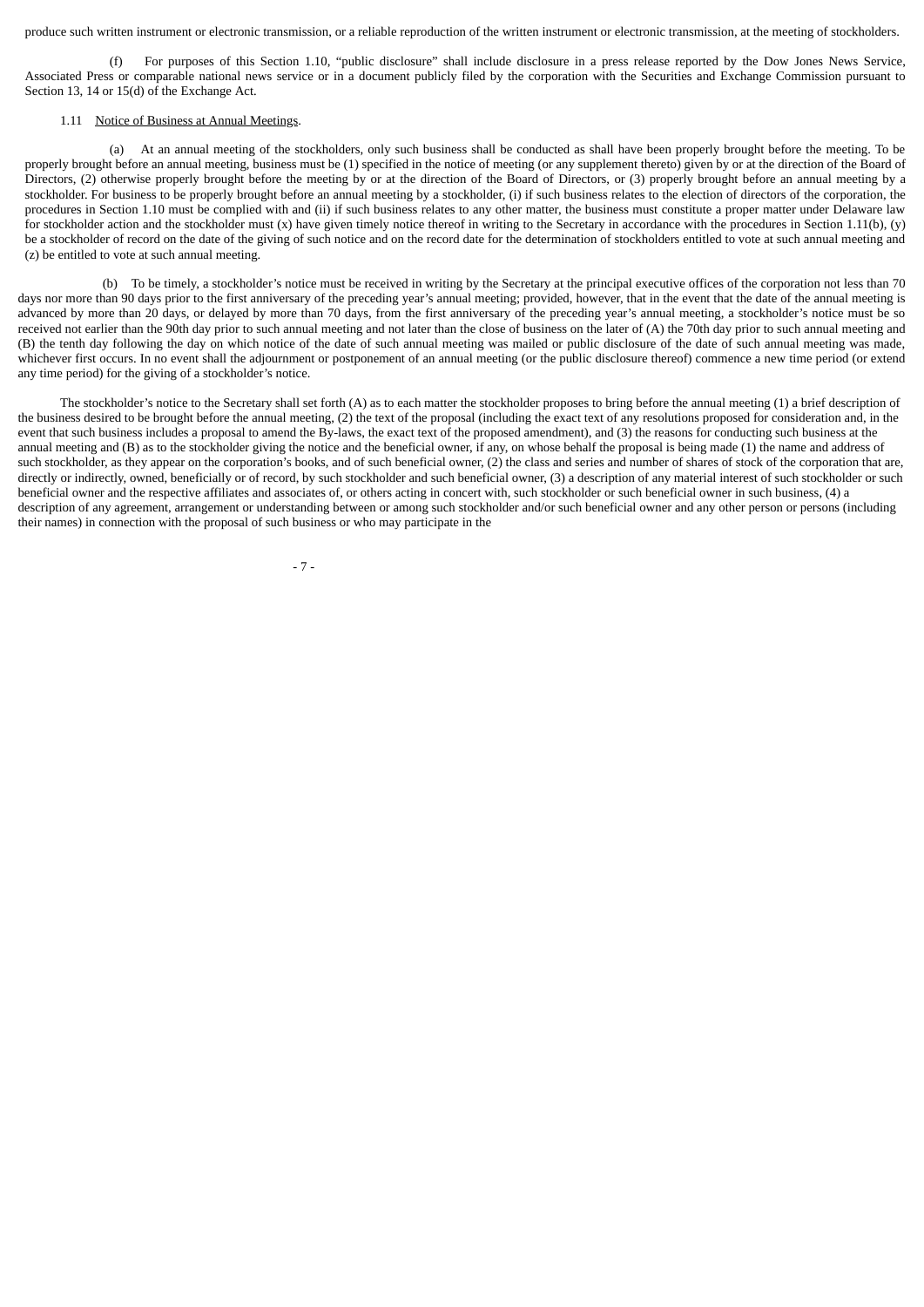produce such written instrument or electronic transmission, or a reliable reproduction of the written instrument or electronic transmission, at the meeting of stockholders.

(f) For purposes of this Section 1.10, "public disclosure" shall include disclosure in a press release reported by the Dow Jones News Service, Associated Press or comparable national news service or in a document publicly filed by the corporation with the Securities and Exchange Commission pursuant to Section 13, 14 or 15(d) of the Exchange Act.

1.11 Notice of Business at Annual Meetings.

(a) At an annual meeting of the stockholders, only such business shall be conducted as shall have been properly brought before the meeting. To be properly brought before an annual meeting, business must be (1) specified in the notice of meeting (or any supplement thereto) given by or at the direction of the Board of Directors, (2) otherwise properly brought before the meeting by or at the direction of the Board of Directors, or (3) properly brought before an annual meeting by a stockholder. For business to be properly brought before an annual meeting by a stockholder, (i) if such business relates to the election of directors of the corporation, the procedures in Section 1.10 must be complied with and (ii) if such business relates to any other matter, the business must constitute a proper matter under Delaware law for stockholder action and the stockholder must (x) have given timely notice thereof in writing to the Secretary in accordance with the procedures in Section 1.11(b), (y) be a stockholder of record on the date of the giving of such notice and on the record date for the determination of stockholders entitled to vote at such annual meeting and (z) be entitled to vote at such annual meeting.

(b) To be timely, a stockholder's notice must be received in writing by the Secretary at the principal executive offices of the corporation not less than 70 days nor more than 90 days prior to the first anniversary of the preceding year's annual meeting; provided, however, that in the event that the date of the annual meeting is advanced by more than 20 days, or delayed by more than 70 days, from the first anniversary of the preceding year's annual meeting, a stockholder's notice must be so received not earlier than the 90th day prior to such annual meeting and not later than the close of business on the later of (A) the 70th day prior to such annual meeting and (B) the tenth day following the day on which notice of the date of such annual meeting was mailed or public disclosure of the date of such annual meeting was made, whichever first occurs. In no event shall the adjournment or postponement of an annual meeting (or the public disclosure thereof) commence a new time period (or extend any time period) for the giving of a stockholder's notice.

The stockholder's notice to the Secretary shall set forth (A) as to each matter the stockholder proposes to bring before the annual meeting (1) a brief description of the business desired to be brought before the annual meeting, (2) the text of the proposal (including the exact text of any resolutions proposed for consideration and, in the event that such business includes a proposal to amend the By-laws, the exact text of the proposed amendment), and (3) the reasons for conducting such business at the annual meeting and (B) as to the stockholder giving the notice and the beneficial owner, if any, on whose behalf the proposal is being made (1) the name and address of such stockholder, as they appear on the corporation's books, and of such beneficial owner, (2) the class and series and number of shares of stock of the corporation that are, directly or indirectly, owned, beneficially or of record, by such stockholder and such beneficial owner, (3) a description of any material interest of such stockholder or such beneficial owner and the respective affiliates and associates of, or others acting in concert with, such stockholder or such beneficial owner in such business, (4) a description of any agreement, arrangement or understanding between or among such stockholder and/or such beneficial owner and any other person or persons (including their names) in connection with the proposal of such business or who may participate in the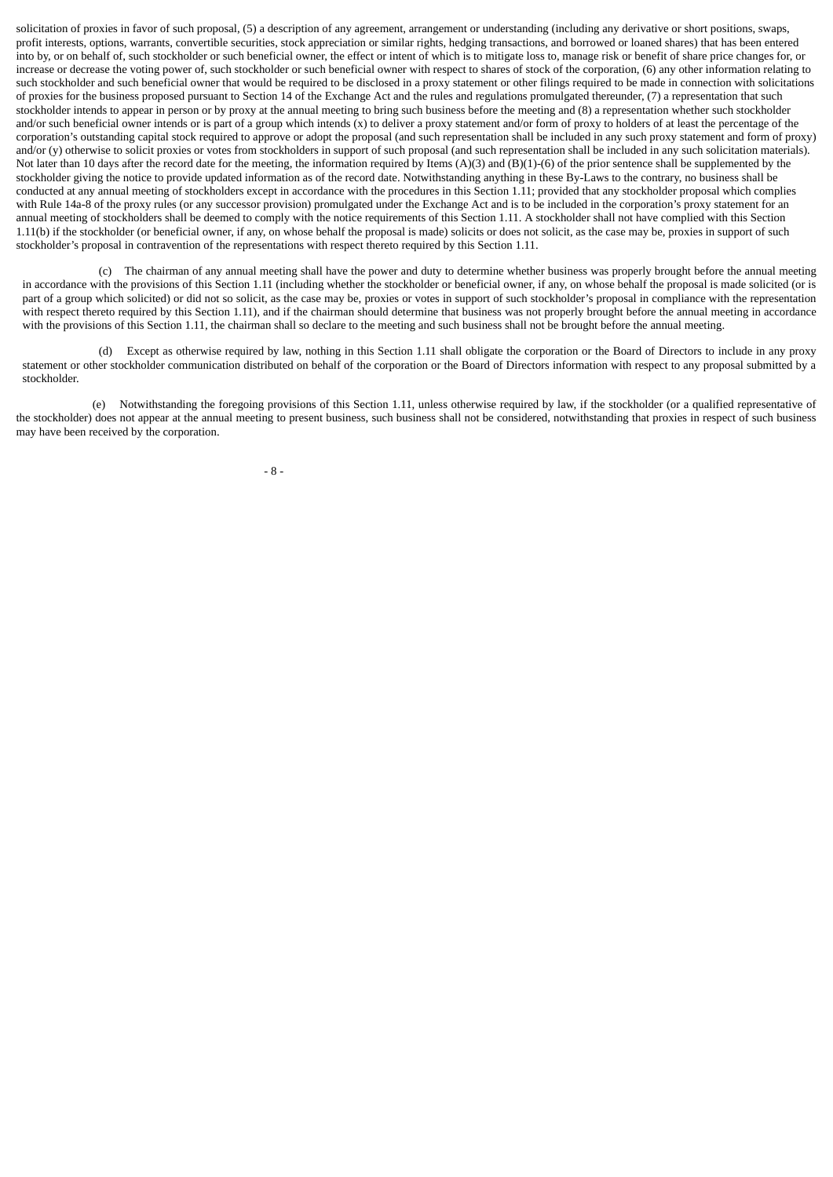solicitation of proxies in favor of such proposal, (5) a description of any agreement, arrangement or understanding (including any derivative or short positions, swaps, profit interests, options, warrants, convertible securities, stock appreciation or similar rights, hedging transactions, and borrowed or loaned shares) that has been entered into by, or on behalf of, such stockholder or such beneficial owner, the effect or intent of which is to mitigate loss to, manage risk or benefit of share price changes for, or increase or decrease the voting power of, such stockholder or such beneficial owner with respect to shares of stock of the corporation, (6) any other information relating to such stockholder and such beneficial owner that would be required to be disclosed in a proxy statement or other filings required to be made in connection with solicitations of proxies for the business proposed pursuant to Section 14 of the Exchange Act and the rules and regulations promulgated thereunder, (7) a representation that such stockholder intends to appear in person or by proxy at the annual meeting to bring such business before the meeting and (8) a representation whether such stockholder and/or such beneficial owner intends or is part of a group which intends (x) to deliver a proxy statement and/or form of proxy to holders of at least the percentage of the corporation's outstanding capital stock required to approve or adopt the proposal (and such representation shall be included in any such proxy statement and form of proxy) and/or (y) otherwise to solicit proxies or votes from stockholders in support of such proposal (and such representation shall be included in any such solicitation materials). Not later than 10 days after the record date for the meeting, the information required by Items (A)(3) and (B)(1)-(6) of the prior sentence shall be supplemented by the stockholder giving the notice to provide updated information as of the record date. Notwithstanding anything in these By-Laws to the contrary, no business shall be conducted at any annual meeting of stockholders except in accordance with the procedures in this Section 1.11; provided that any stockholder proposal which complies with Rule 14a-8 of the proxy rules (or any successor provision) promulgated under the Exchange Act and is to be included in the corporation's proxy statement for an annual meeting of stockholders shall be deemed to comply with the notice requirements of this Section 1.11. A stockholder shall not have complied with this Section 1.11(b) if the stockholder (or beneficial owner, if any, on whose behalf the proposal is made) solicits or does not solicit, as the case may be, proxies in support of such stockholder's proposal in contravention of the representations with respect thereto required by this Section 1.11.

(c) The chairman of any annual meeting shall have the power and duty to determine whether business was properly brought before the annual meeting in accordance with the provisions of this Section 1.11 (including whether the stockholder or beneficial owner, if any, on whose behalf the proposal is made solicited (or is part of a group which solicited) or did not so solicit, as the case may be, proxies or votes in support of such stockholder's proposal in compliance with the representation with respect thereto required by this Section 1.11), and if the chairman should determine that business was not properly brought before the annual meeting in accordance with the provisions of this Section 1.11, the chairman shall so declare to the meeting and such business shall not be brought before the annual meeting.

(d) Except as otherwise required by law, nothing in this Section 1.11 shall obligate the corporation or the Board of Directors to include in any proxy statement or other stockholder communication distributed on behalf of the corporation or the Board of Directors information with respect to any proposal submitted by a stockholder.

(e) Notwithstanding the foregoing provisions of this Section 1.11, unless otherwise required by law, if the stockholder (or a qualified representative of the stockholder) does not appear at the annual meeting to present business, such business shall not be considered, notwithstanding that proxies in respect of such business may have been received by the corporation.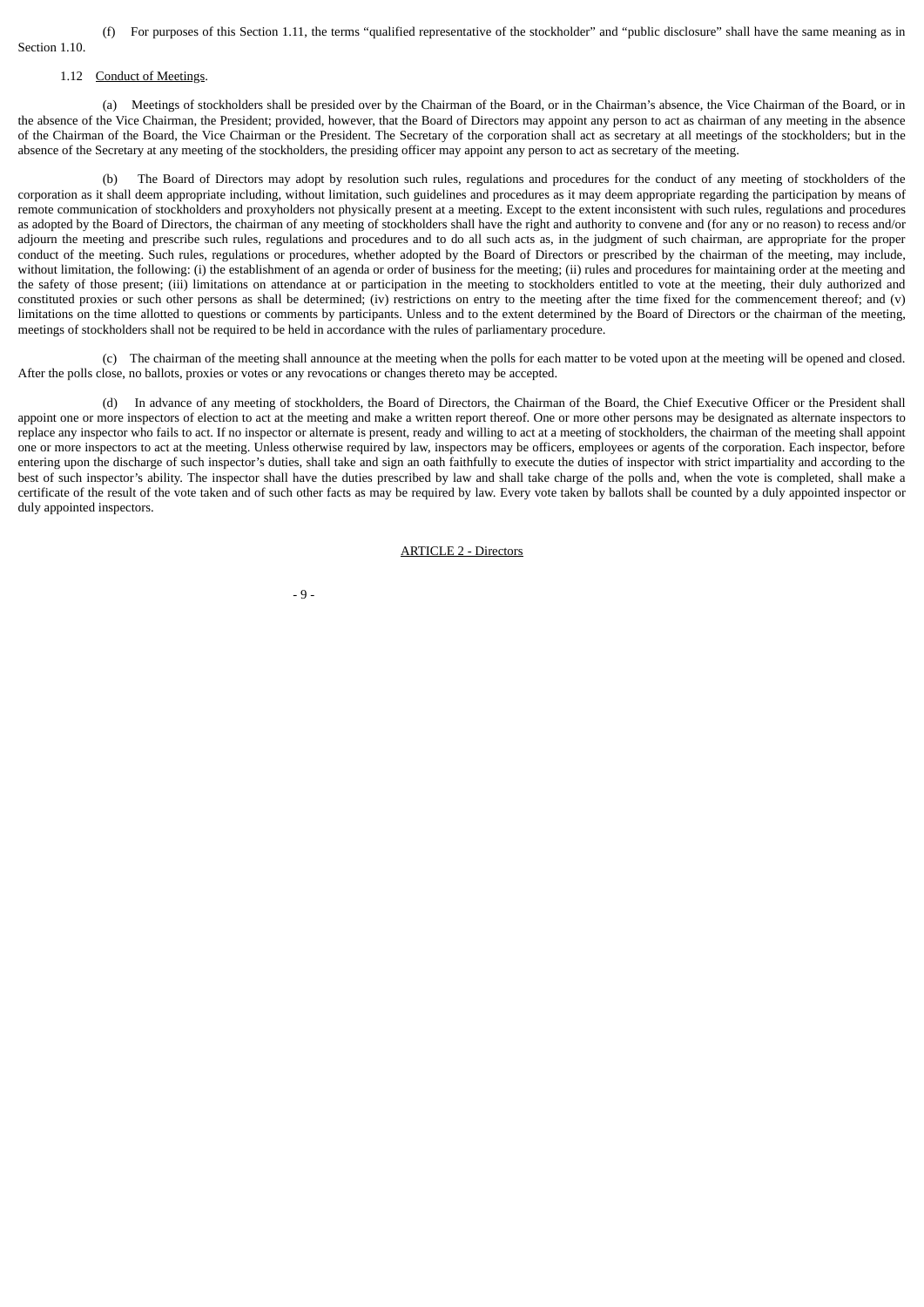(f) For purposes of this Section 1.11, the terms "qualified representative of the stockholder" and "public disclosure" shall have the same meaning as in Section 1.10.

1.12 Conduct of Meetings.

(a) Meetings of stockholders shall be presided over by the Chairman of the Board, or in the Chairman's absence, the Vice Chairman of the Board, or in the absence of the Vice Chairman, the President; provided, however, that the Board of Directors may appoint any person to act as chairman of any meeting in the absence of the Chairman of the Board, the Vice Chairman or the President. The Secretary of the corporation shall act as secretary at all meetings of the stockholders; but in the absence of the Secretary at any meeting of the stockholders, the presiding officer may appoint any person to act as secretary of the meeting.

(b) The Board of Directors may adopt by resolution such rules, regulations and procedures for the conduct of any meeting of stockholders of the corporation as it shall deem appropriate including, without limitation, such guidelines and procedures as it may deem appropriate regarding the participation by means of remote communication of stockholders and proxyholders not physically present at a meeting. Except to the extent inconsistent with such rules, regulations and procedures as adopted by the Board of Directors, the chairman of any meeting of stockholders shall have the right and authority to convene and (for any or no reason) to recess and/or adjourn the meeting and prescribe such rules, regulations and procedures and to do all such acts as, in the judgment of such chairman, are appropriate for the proper conduct of the meeting. Such rules, regulations or procedures, whether adopted by the Board of Directors or prescribed by the chairman of the meeting, may include, without limitation, the following: (i) the establishment of an agenda or order of business for the meeting; (ii) rules and procedures for maintaining order at the meeting and the safety of those present; (iii) limitations on attendance at or participation in the meeting to stockholders entitled to vote at the meeting, their duly authorized and constituted proxies or such other persons as shall be determined; (iv) restrictions on entry to the meeting after the time fixed for the commencement thereof; and (v) limitations on the time allotted to questions or comments by participants. Unless and to the extent determined by the Board of Directors or the chairman of the meeting, meetings of stockholders shall not be required to be held in accordance with the rules of parliamentary procedure.

(c) The chairman of the meeting shall announce at the meeting when the polls for each matter to be voted upon at the meeting will be opened and closed. After the polls close, no ballots, proxies or votes or any revocations or changes thereto may be accepted.

(d) In advance of any meeting of stockholders, the Board of Directors, the Chairman of the Board, the Chief Executive Officer or the President shall appoint one or more inspectors of election to act at the meeting and make a written report thereof. One or more other persons may be designated as alternate inspectors to replace any inspector who fails to act. If no inspector or alternate is present, ready and willing to act at a meeting of stockholders, the chairman of the meeting shall appoint one or more inspectors to act at the meeting. Unless otherwise required by law, inspectors may be officers, employees or agents of the corporation. Each inspector, before entering upon the discharge of such inspector's duties, shall take and sign an oath faithfully to execute the duties of inspector with strict impartiality and according to the best of such inspector's ability. The inspector shall have the duties prescribed by law and shall take charge of the polls and, when the vote is completed, shall make a certificate of the result of the vote taken and of such other facts as may be required by law. Every vote taken by ballots shall be counted by a duly appointed inspector or duly appointed inspectors.

## ARTICLE 2 - Directors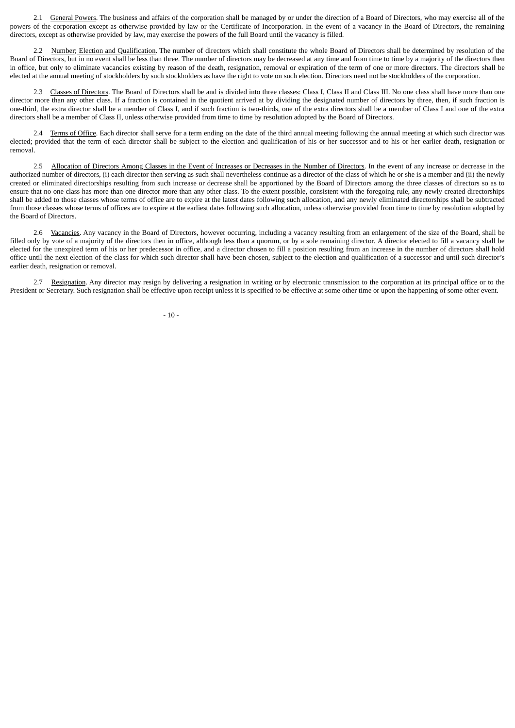2.1 General Powers. The business and affairs of the corporation shall be managed by or under the direction of a Board of Directors, who may exercise all of the powers of the corporation except as otherwise provided by law or the Certificate of Incorporation. In the event of a vacancy in the Board of Directors, the remaining directors, except as otherwise provided by law, may exercise the powers of the full Board until the vacancy is filled.

2.2 Number; Election and Qualification. The number of directors which shall constitute the whole Board of Directors shall be determined by resolution of the Board of Directors, but in no event shall be less than three. The number of directors may be decreased at any time and from time to time by a majority of the directors then in office, but only to eliminate vacancies existing by reason of the death, resignation, removal or expiration of the term of one or more directors. The directors shall be elected at the annual meeting of stockholders by such stockholders as have the right to vote on such election. Directors need not be stockholders of the corporation.

2.3 Classes of Directors. The Board of Directors shall be and is divided into three classes: Class I, Class II and Class III. No one class shall have more than one director more than any other class. If a fraction is contained in the quotient arrived at by dividing the designated number of directors by three, then, if such fraction is one-third, the extra director shall be a member of Class I, and if such fraction is two-thirds, one of the extra directors shall be a member of Class I and one of the extra directors shall be a member of Class II, unless otherwise provided from time to time by resolution adopted by the Board of Directors.

2.4 Terms of Office. Each director shall serve for a term ending on the date of the third annual meeting following the annual meeting at which such director was elected; provided that the term of each director shall be subject to the election and qualification of his or her successor and to his or her earlier death, resignation or removal.

2.5 Allocation of Directors Among Classes in the Event of Increases or Decreases in the Number of Directors. In the event of any increase or decrease in the authorized number of directors, (i) each director then serving as such shall nevertheless continue as a director of the class of which he or she is a member and (ii) the newly created or eliminated directorships resulting from such increase or decrease shall be apportioned by the Board of Directors among the three classes of directors so as to ensure that no one class has more than one director more than any other class. To the extent possible, consistent with the foregoing rule, any newly created directorships shall be added to those classes whose terms of office are to expire at the latest dates following such allocation, and any newly eliminated directorships shall be subtracted from those classes whose terms of offices are to expire at the earliest dates following such allocation, unless otherwise provided from time to time by resolution adopted by the Board of Directors.

2.6 Vacancies. Any vacancy in the Board of Directors, however occurring, including a vacancy resulting from an enlargement of the size of the Board, shall be filled only by vote of a majority of the directors then in office, although less than a quorum, or by a sole remaining director. A director elected to fill a vacancy shall be elected for the unexpired term of his or her predecessor in office, and a director chosen to fill a position resulting from an increase in the number of directors shall hold office until the next election of the class for which such director shall have been chosen, subject to the election and qualification of a successor and until such director's earlier death, resignation or removal.

2.7 Resignation. Any director may resign by delivering a resignation in writing or by electronic transmission to the corporation at its principal office or to the President or Secretary. Such resignation shall be effective upon receipt unless it is specified to be effective at some other time or upon the happening of some other event.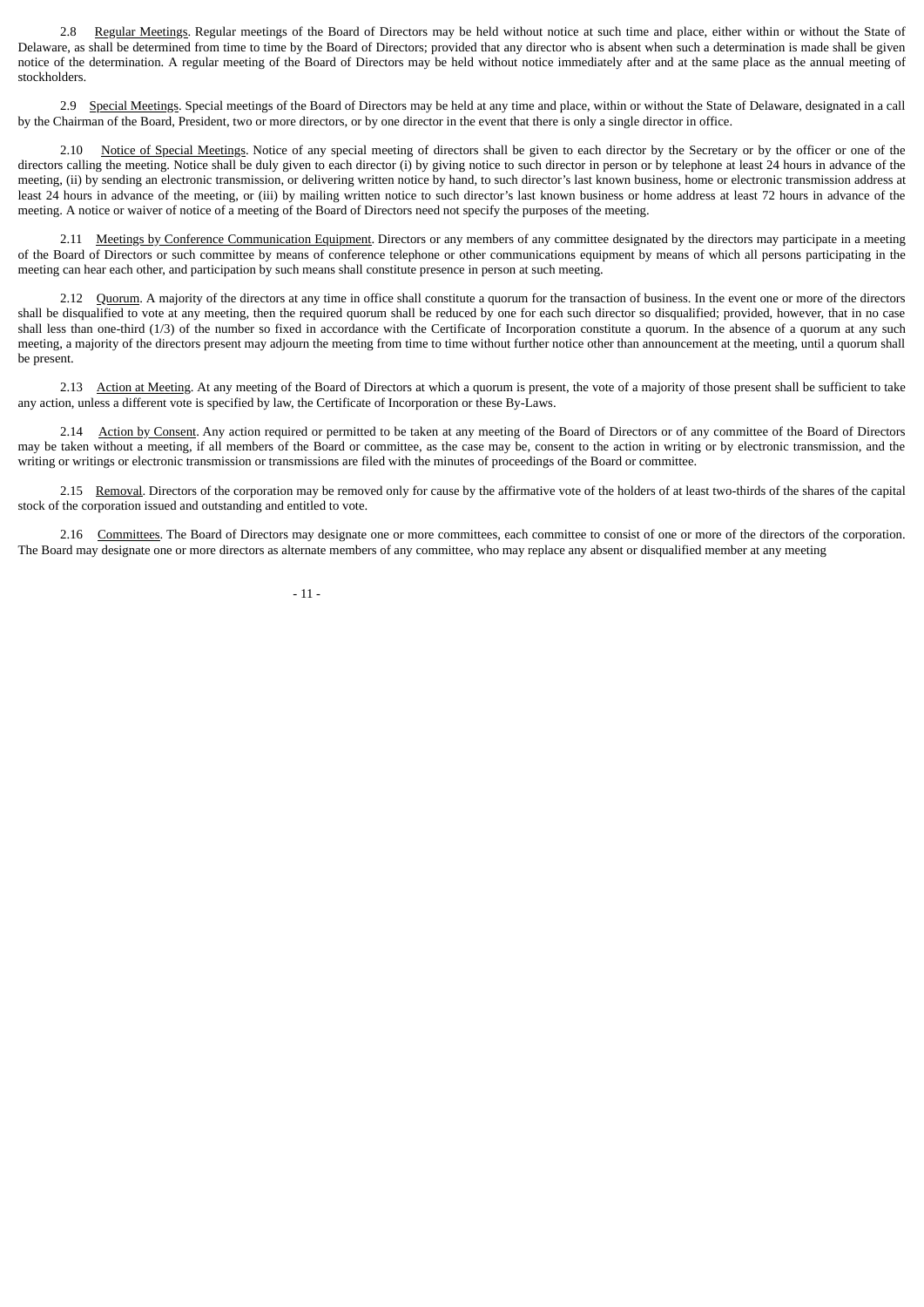2.8 Regular Meetings. Regular meetings of the Board of Directors may be held without notice at such time and place, either within or without the State of Delaware, as shall be determined from time to time by the Board of Directors; provided that any director who is absent when such a determination is made shall be given notice of the determination. A regular meeting of the Board of Directors may be held without notice immediately after and at the same place as the annual meeting of stockholders.

2.9 Special Meetings. Special meetings of the Board of Directors may be held at any time and place, within or without the State of Delaware, designated in a call by the Chairman of the Board, President, two or more directors, or by one director in the event that there is only a single director in office.

2.10 Notice of Special Meetings. Notice of any special meeting of directors shall be given to each director by the Secretary or by the officer or one of the directors calling the meeting. Notice shall be duly given to each director (i) by giving notice to such director in person or by telephone at least 24 hours in advance of the meeting, (ii) by sending an electronic transmission, or delivering written notice by hand, to such director's last known business, home or electronic transmission address at least 24 hours in advance of the meeting, or (iii) by mailing written notice to such director's last known business or home address at least 72 hours in advance of the meeting. A notice or waiver of notice of a meeting of the Board of Directors need not specify the purposes of the meeting.

2.11 Meetings by Conference Communication Equipment. Directors or any members of any committee designated by the directors may participate in a meeting of the Board of Directors or such committee by means of conference telephone or other communications equipment by means of which all persons participating in the meeting can hear each other, and participation by such means shall constitute presence in person at such meeting.

2.12 Quorum. A majority of the directors at any time in office shall constitute a quorum for the transaction of business. In the event one or more of the directors shall be disqualified to vote at any meeting, then the required quorum shall be reduced by one for each such director so disqualified; provided, however, that in no case shall less than one-third (1/3) of the number so fixed in accordance with the Certificate of Incorporation constitute a quorum. In the absence of a quorum at any such meeting, a majority of the directors present may adjourn the meeting from time to time without further notice other than announcement at the meeting, until a quorum shall be present.

2.13 Action at Meeting. At any meeting of the Board of Directors at which a quorum is present, the vote of a majority of those present shall be sufficient to take any action, unless a different vote is specified by law, the Certificate of Incorporation or these By-Laws.

2.14 Action by Consent. Any action required or permitted to be taken at any meeting of the Board of Directors or of any committee of the Board of Directors may be taken without a meeting, if all members of the Board or committee, as the case may be, consent to the action in writing or by electronic transmission, and the writing or writings or electronic transmission or transmissions are filed with the minutes of proceedings of the Board or committee.

2.15 Removal. Directors of the corporation may be removed only for cause by the affirmative vote of the holders of at least two-thirds of the shares of the capital stock of the corporation issued and outstanding and entitled to vote.

2.16 Committees. The Board of Directors may designate one or more committees, each committee to consist of one or more of the directors of the corporation. The Board may designate one or more directors as alternate members of any committee, who may replace any absent or disqualified member at any meeting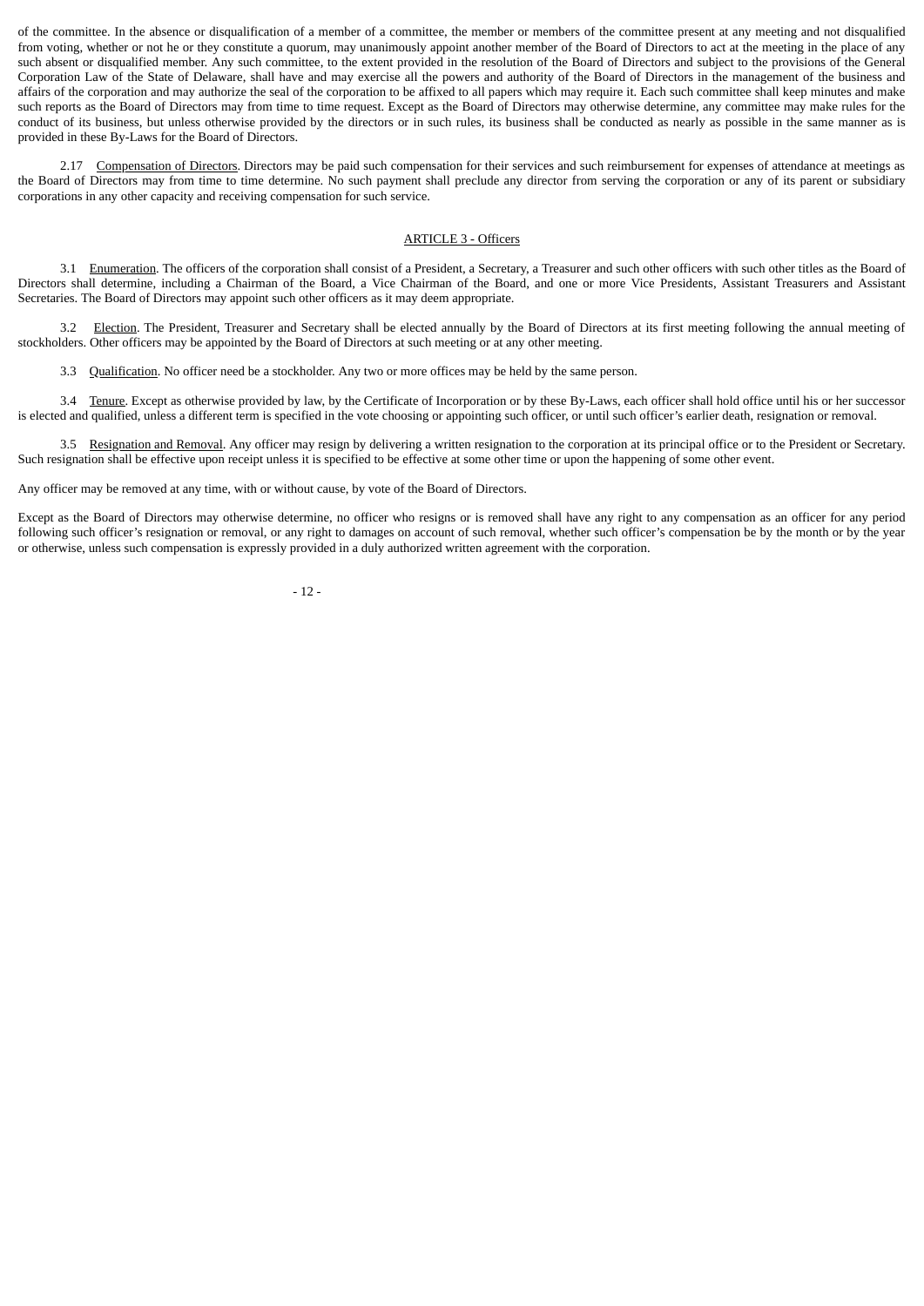of the committee. In the absence or disqualification of a member of a committee, the member or members of the committee present at any meeting and not disqualified from voting, whether or not he or they constitute a quorum, may unanimously appoint another member of the Board of Directors to act at the meeting in the place of any such absent or disqualified member. Any such committee, to the extent provided in the resolution of the Board of Directors and subject to the provisions of the General Corporation Law of the State of Delaware, shall have and may exercise all the powers and authority of the Board of Directors in the management of the business and affairs of the corporation and may authorize the seal of the corporation to be affixed to all papers which may require it. Each such committee shall keep minutes and make such reports as the Board of Directors may from time to time request. Except as the Board of Directors may otherwise determine, any committee may make rules for the conduct of its business, but unless otherwise provided by the directors or in such rules, its business shall be conducted as nearly as possible in the same manner as is provided in these By-Laws for the Board of Directors.

2.17 Compensation of Directors. Directors may be paid such compensation for their services and such reimbursement for expenses of attendance at meetings as the Board of Directors may from time to time determine. No such payment shall preclude any director from serving the corporation or any of its parent or subsidiary corporations in any other capacity and receiving compensation for such service.

## ARTICLE 3 - Officers

3.1 Enumeration. The officers of the corporation shall consist of a President, a Secretary, a Treasurer and such other officers with such other titles as the Board of Directors shall determine, including a Chairman of the Board, a Vice Chairman of the Board, and one or more Vice Presidents, Assistant Treasurers and Assistant Secretaries. The Board of Directors may appoint such other officers as it may deem appropriate.

3.2 Election. The President, Treasurer and Secretary shall be elected annually by the Board of Directors at its first meeting following the annual meeting of stockholders. Other officers may be appointed by the Board of Directors at such meeting or at any other meeting.

3.3 Qualification. No officer need be a stockholder. Any two or more offices may be held by the same person.

3.4 Tenure. Except as otherwise provided by law, by the Certificate of Incorporation or by these By-Laws, each officer shall hold office until his or her successor is elected and qualified, unless a different term is specified in the vote choosing or appointing such officer, or until such officer's earlier death, resignation or removal.

3.5 Resignation and Removal. Any officer may resign by delivering a written resignation to the corporation at its principal office or to the President or Secretary. Such resignation shall be effective upon receipt unless it is specified to be effective at some other time or upon the happening of some other event.

Any officer may be removed at any time, with or without cause, by vote of the Board of Directors.

Except as the Board of Directors may otherwise determine, no officer who resigns or is removed shall have any right to any compensation as an officer for any period following such officer's resignation or removal, or any right to damages on account of such removal, whether such officer's compensation be by the month or by the year or otherwise, unless such compensation is expressly provided in a duly authorized written agreement with the corporation.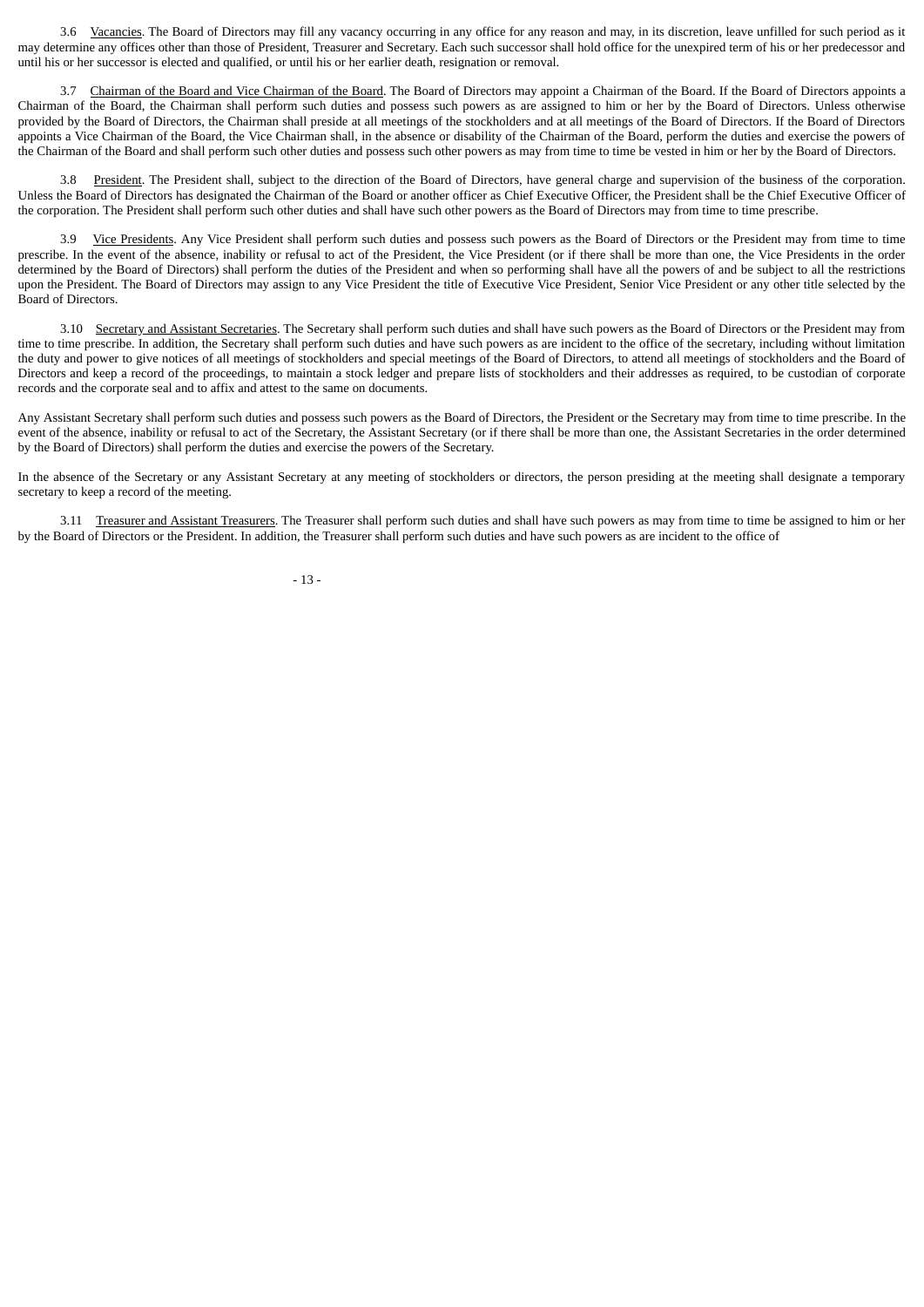3.6 Vacancies. The Board of Directors may fill any vacancy occurring in any office for any reason and may, in its discretion, leave unfilled for such period as it may determine any offices other than those of President, Treasurer and Secretary. Each such successor shall hold office for the unexpired term of his or her predecessor and until his or her successor is elected and qualified, or until his or her earlier death, resignation or removal.

3.7 Chairman of the Board and Vice Chairman of the Board. The Board of Directors may appoint a Chairman of the Board. If the Board of Directors appoints a Chairman of the Board, the Chairman shall perform such duties and possess such powers as are assigned to him or her by the Board of Directors. Unless otherwise provided by the Board of Directors, the Chairman shall preside at all meetings of the stockholders and at all meetings of the Board of Directors. If the Board of Directors appoints a Vice Chairman of the Board, the Vice Chairman shall, in the absence or disability of the Chairman of the Board, perform the duties and exercise the powers of the Chairman of the Board and shall perform such other duties and possess such other powers as may from time to time be vested in him or her by the Board of Directors.

3.8 President. The President shall, subject to the direction of the Board of Directors, have general charge and supervision of the business of the corporation. Unless the Board of Directors has designated the Chairman of the Board or another officer as Chief Executive Officer, the President shall be the Chief Executive Officer of the corporation. The President shall perform such other duties and shall have such other powers as the Board of Directors may from time to time prescribe.

3.9 Vice Presidents. Any Vice President shall perform such duties and possess such powers as the Board of Directors or the President may from time to time prescribe. In the event of the absence, inability or refusal to act of the President, the Vice President (or if there shall be more than one, the Vice Presidents in the order determined by the Board of Directors) shall perform the duties of the President and when so performing shall have all the powers of and be subject to all the restrictions upon the President. The Board of Directors may assign to any Vice President the title of Executive Vice President, Senior Vice President or any other title selected by the Board of Directors.

3.10 Secretary and Assistant Secretaries. The Secretary shall perform such duties and shall have such powers as the Board of Directors or the President may from time to time prescribe. In addition, the Secretary shall perform such duties and have such powers as are incident to the office of the secretary, including without limitation the duty and power to give notices of all meetings of stockholders and special meetings of the Board of Directors, to attend all meetings of stockholders and the Board of Directors and keep a record of the proceedings, to maintain a stock ledger and prepare lists of stockholders and their addresses as required, to be custodian of corporate records and the corporate seal and to affix and attest to the same on documents.

Any Assistant Secretary shall perform such duties and possess such powers as the Board of Directors, the President or the Secretary may from time to time prescribe. In the event of the absence, inability or refusal to act of the Secretary, the Assistant Secretary (or if there shall be more than one, the Assistant Secretaries in the order determined by the Board of Directors) shall perform the duties and exercise the powers of the Secretary.

In the absence of the Secretary or any Assistant Secretary at any meeting of stockholders or directors, the person presiding at the meeting shall designate a temporary secretary to keep a record of the meeting.

3.11 Treasurer and Assistant Treasurers. The Treasurer shall perform such duties and shall have such powers as may from time to time be assigned to him or her by the Board of Directors or the President. In addition, the Treasurer shall perform such duties and have such powers as are incident to the office of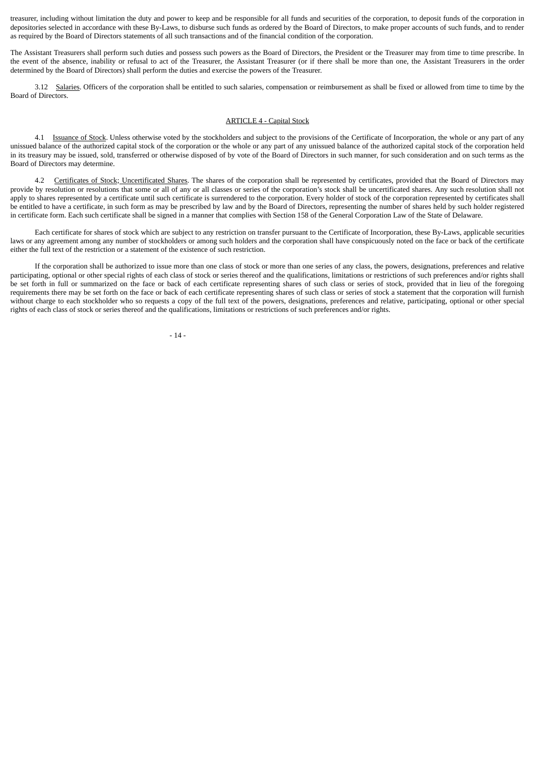treasurer, including without limitation the duty and power to keep and be responsible for all funds and securities of the corporation, to deposit funds of the corporation in depositories selected in accordance with these By-Laws, to disburse such funds as ordered by the Board of Directors, to make proper accounts of such funds, and to render as required by the Board of Directors statements of all such transactions and of the financial condition of the corporation.

The Assistant Treasurers shall perform such duties and possess such powers as the Board of Directors, the President or the Treasurer may from time to time prescribe. In the event of the absence, inability or refusal to act of the Treasurer, the Assistant Treasurer (or if there shall be more than one, the Assistant Treasurers in the order determined by the Board of Directors) shall perform the duties and exercise the powers of the Treasurer.

3.12 Salaries. Officers of the corporation shall be entitled to such salaries, compensation or reimbursement as shall be fixed or allowed from time to time by the Board of Directors.

## ARTICLE 4 - Capital Stock

4.1 Issuance of Stock. Unless otherwise voted by the stockholders and subject to the provisions of the Certificate of Incorporation, the whole or any part of any unissued balance of the authorized capital stock of the corporation or the whole or any part of any unissued balance of the authorized capital stock of the corporation held in its treasury may be issued, sold, transferred or otherwise disposed of by vote of the Board of Directors in such manner, for such consideration and on such terms as the Board of Directors may determine.

4.2 Certificates of Stock; Uncertificated Shares. The shares of the corporation shall be represented by certificates, provided that the Board of Directors may provide by resolution or resolutions that some or all of any or all classes or series of the corporation's stock shall be uncertificated shares. Any such resolution shall not apply to shares represented by a certificate until such certificate is surrendered to the corporation. Every holder of stock of the corporation represented by certificates shall be entitled to have a certificate, in such form as may be prescribed by law and by the Board of Directors, representing the number of shares held by such holder registered in certificate form. Each such certificate shall be signed in a manner that complies with Section 158 of the General Corporation Law of the State of Delaware.

Each certificate for shares of stock which are subject to any restriction on transfer pursuant to the Certificate of Incorporation, these By-Laws, applicable securities laws or any agreement among any number of stockholders or among such holders and the corporation shall have conspicuously noted on the face or back of the certificate either the full text of the restriction or a statement of the existence of such restriction.

If the corporation shall be authorized to issue more than one class of stock or more than one series of any class, the powers, designations, preferences and relative participating, optional or other special rights of each class of stock or series thereof and the qualifications, limitations or restrictions of such preferences and/or rights shall be set forth in full or summarized on the face or back of each certificate representing shares of such class or series of stock, provided that in lieu of the foregoing requirements there may be set forth on the face or back of each certificate representing shares of such class or series of stock a statement that the corporation will furnish without charge to each stockholder who so requests a copy of the full text of the powers, designations, preferences and relative, participating, optional or other special rights of each class of stock or series thereof and the qualifications, limitations or restrictions of such preferences and/or rights.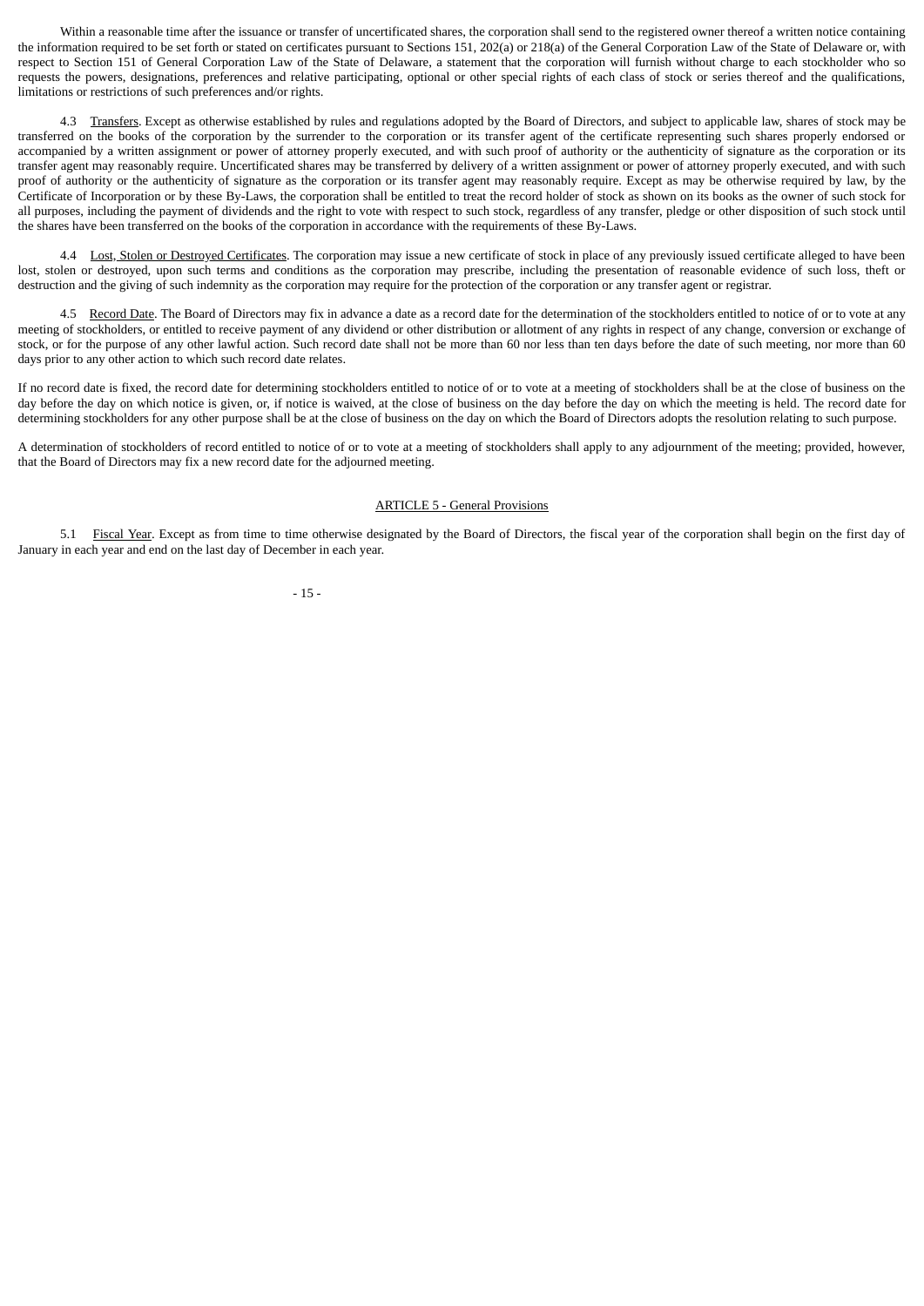Within a reasonable time after the issuance or transfer of uncertificated shares, the corporation shall send to the registered owner thereof a written notice containing the information required to be set forth or stated on certificates pursuant to Sections 151, 202(a) or 218(a) of the General Corporation Law of the State of Delaware or, with respect to Section 151 of General Corporation Law of the State of Delaware, a statement that the corporation will furnish without charge to each stockholder who so requests the powers, designations, preferences and relative participating, optional or other special rights of each class of stock or series thereof and the qualifications, limitations or restrictions of such preferences and/or rights.

4.3 Transfers. Except as otherwise established by rules and regulations adopted by the Board of Directors, and subject to applicable law, shares of stock may be transferred on the books of the corporation by the surrender to the corporation or its transfer agent of the certificate representing such shares properly endorsed or accompanied by a written assignment or power of attorney properly executed, and with such proof of authority or the authenticity of signature as the corporation or its transfer agent may reasonably require. Uncertificated shares may be transferred by delivery of a written assignment or power of attorney properly executed, and with such proof of authority or the authenticity of signature as the corporation or its transfer agent may reasonably require. Except as may be otherwise required by law, by the Certificate of Incorporation or by these By-Laws, the corporation shall be entitled to treat the record holder of stock as shown on its books as the owner of such stock for all purposes, including the payment of dividends and the right to vote with respect to such stock, regardless of any transfer, pledge or other disposition of such stock until the shares have been transferred on the books of the corporation in accordance with the requirements of these By-Laws.

4.4 Lost, Stolen or Destroyed Certificates. The corporation may issue a new certificate of stock in place of any previously issued certificate alleged to have been lost, stolen or destroyed, upon such terms and conditions as the corporation may prescribe, including the presentation of reasonable evidence of such loss, theft or destruction and the giving of such indemnity as the corporation may require for the protection of the corporation or any transfer agent or registrar.

4.5 Record Date. The Board of Directors may fix in advance a date as a record date for the determination of the stockholders entitled to notice of or to vote at any meeting of stockholders, or entitled to receive payment of any dividend or other distribution or allotment of any rights in respect of any change, conversion or exchange of stock, or for the purpose of any other lawful action. Such record date shall not be more than 60 nor less than ten days before the date of such meeting, nor more than 60 days prior to any other action to which such record date relates.

If no record date is fixed, the record date for determining stockholders entitled to notice of or to vote at a meeting of stockholders shall be at the close of business on the day before the day on which notice is given, or, if notice is waived, at the close of business on the day before the day on which the meeting is held. The record date for determining stockholders for any other purpose shall be at the close of business on the day on which the Board of Directors adopts the resolution relating to such purpose.

A determination of stockholders of record entitled to notice of or to vote at a meeting of stockholders shall apply to any adjournment of the meeting; provided, however, that the Board of Directors may fix a new record date for the adjourned meeting.

## ARTICLE 5 - General Provisions

5.1 Fiscal Year. Except as from time to time otherwise designated by the Board of Directors, the fiscal year of the corporation shall begin on the first day of January in each year and end on the last day of December in each year.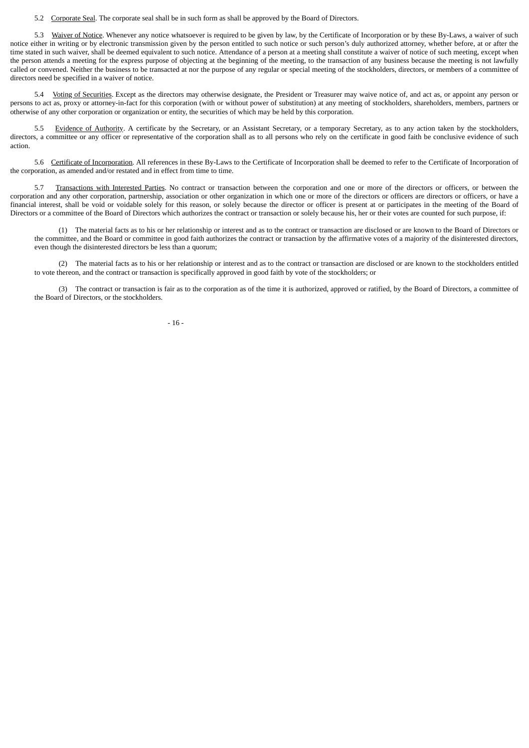5.2 Corporate Seal. The corporate seal shall be in such form as shall be approved by the Board of Directors.

5.3 Waiver of Notice. Whenever any notice whatsoever is required to be given by law, by the Certificate of Incorporation or by these By-Laws, a waiver of such notice either in writing or by electronic transmission given by the person entitled to such notice or such person's duly authorized attorney, whether before, at or after the time stated in such waiver, shall be deemed equivalent to such notice. Attendance of a person at a meeting shall constitute a waiver of notice of such meeting, except when the person attends a meeting for the express purpose of objecting at the beginning of the meeting, to the transaction of any business because the meeting is not lawfully called or convened. Neither the business to be transacted at nor the purpose of any regular or special meeting of the stockholders, directors, or members of a committee of directors need be specified in a waiver of notice.

5.4 Voting of Securities. Except as the directors may otherwise designate, the President or Treasurer may waive notice of, and act as, or appoint any person or persons to act as, proxy or attorney-in-fact for this corporation (with or without power of substitution) at any meeting of stockholders, shareholders, members, partners or otherwise of any other corporation or organization or entity, the securities of which may be held by this corporation.

5.5 Evidence of Authority. A certificate by the Secretary, or an Assistant Secretary, or a temporary Secretary, as to any action taken by the stockholders, directors, a committee or any officer or representative of the corporation shall as to all persons who rely on the certificate in good faith be conclusive evidence of such action.

5.6 Certificate of Incorporation. All references in these By-Laws to the Certificate of Incorporation shall be deemed to refer to the Certificate of Incorporation of the corporation, as amended and/or restated and in effect from time to time.

5.7 Transactions with Interested Parties. No contract or transaction between the corporation and one or more of the directors or officers, or between the corporation and any other corporation, partnership, association or other organization in which one or more of the directors or officers are directors or officers, or have a financial interest, shall be void or voidable solely for this reason, or solely because the director or officer is present at or participates in the meeting of the Board of Directors or a committee of the Board of Directors which authorizes the contract or transaction or solely because his, her or their votes are counted for such purpose, if:

(1) The material facts as to his or her relationship or interest and as to the contract or transaction are disclosed or are known to the Board of Directors or the committee, and the Board or committee in good faith authorizes the contract or transaction by the affirmative votes of a majority of the disinterested directors, even though the disinterested directors be less than a quorum;

(2) The material facts as to his or her relationship or interest and as to the contract or transaction are disclosed or are known to the stockholders entitled to vote thereon, and the contract or transaction is specifically approved in good faith by vote of the stockholders; or

(3) The contract or transaction is fair as to the corporation as of the time it is authorized, approved or ratified, by the Board of Directors, a committee of the Board of Directors, or the stockholders.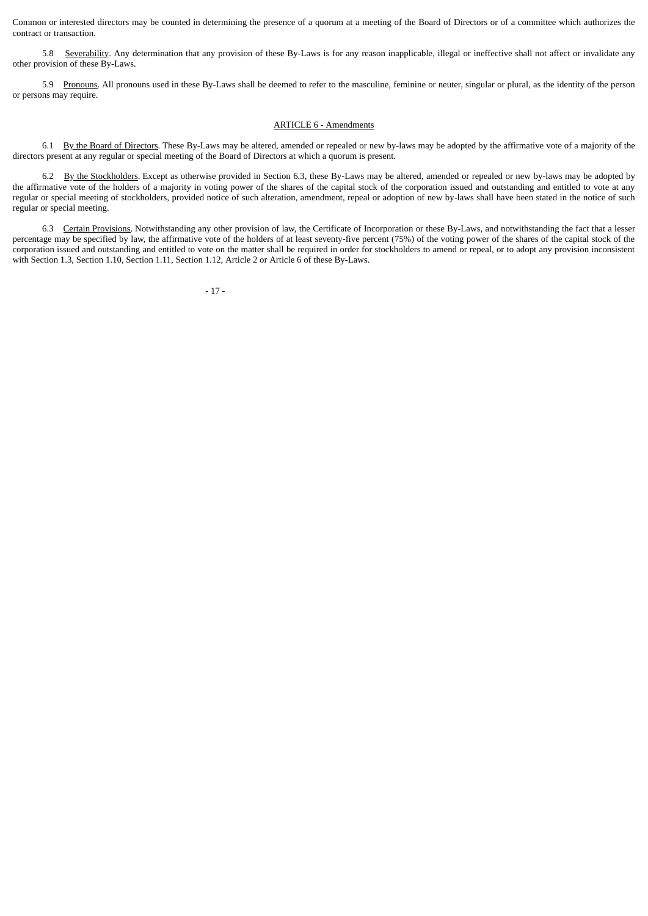Common or interested directors may be counted in determining the presence of a quorum at a meeting of the Board of Directors or of a committee which authorizes the contract or transaction.

5.8 Severability. Any determination that any provision of these By-Laws is for any reason inapplicable, illegal or ineffective shall not affect or invalidate any other provision of these By-Laws.

5.9 Pronouns. All pronouns used in these By-Laws shall be deemed to refer to the masculine, feminine or neuter, singular or plural, as the identity of the person or persons may require.

## ARTICLE 6 - Amendments

6.1 By the Board of Directors. These By-Laws may be altered, amended or repealed or new by-laws may be adopted by the affirmative vote of a majority of the directors present at any regular or special meeting of the Board of Directors at which a quorum is present.

6.2 By the Stockholders. Except as otherwise provided in Section 6.3, these By-Laws may be altered, amended or repealed or new by-laws may be adopted by the affirmative vote of the holders of a majority in voting power of the shares of the capital stock of the corporation issued and outstanding and entitled to vote at any regular or special meeting of stockholders, provided notice of such alteration, amendment, repeal or adoption of new by-laws shall have been stated in the notice of such regular or special meeting.

6.3 Certain Provisions. Notwithstanding any other provision of law, the Certificate of Incorporation or these By-Laws, and notwithstanding the fact that a lesser percentage may be specified by law, the affirmative vote of the holders of at least seventy-five percent (75%) of the voting power of the shares of the capital stock of the corporation issued and outstanding and entitled to vote on the matter shall be required in order for stockholders to amend or repeal, or to adopt any provision inconsistent with Section 1.3, Section 1.10, Section 1.11, Section 1.12, Article 2 or Article 6 of these By-Laws.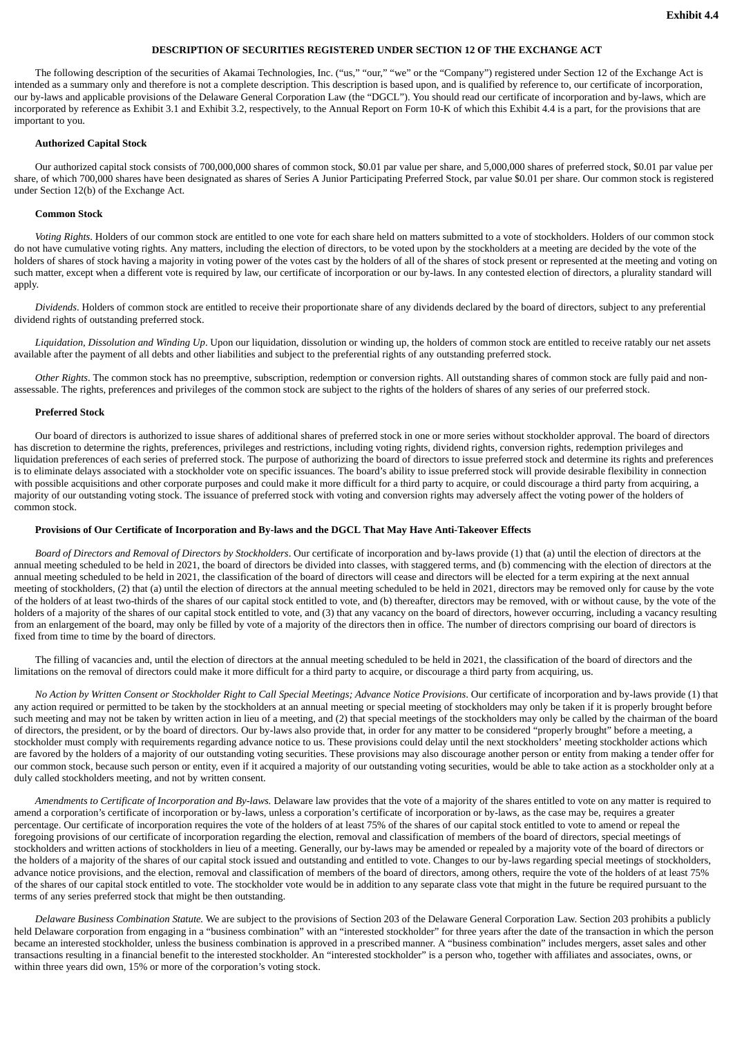**Exhibit 4.4**

**DESCRIPTION OF SECURITIES REGISTERED UNDER SECTION 12 OF THE EXCHANGE ACT**

The following description of the securities of Akamai Technologies, Inc. ("us," "our," "we" or the "Company") registered under Section 12 of the Exchange Act is intended as a summary only and therefore is not a complete description. This description is based upon, and is qualified by reference to, our certificate of incorporation, our by-laws and applicable provisions of the Delaware General Corporation Law (the "DGCL"). You should read our certificate of incorporation and by-laws, which are incorporated by reference as Exhibit 3.1 and Exhibit 3.2, respectively, to the Annual Report on Form 10-K of which this Exhibit 4.4 is a part, for the provisions that are important to you.

**Authorized Capital Stock**

Our authorized capital stock consists of 700,000,000 shares of common stock, $0.01 par value per share, and 5,000,000 shares of preferred stock, $0.01 par value per share, of which 700,000 shares have been designated as shares of Series A Junior Participating Preferred Stock, par value $0.01 per share. Our common stock is registered under Section 12(b) of the Exchange Act.

**Common Stock**

*Voting Rights*. Holders of our common stock are entitled to one vote for each share held on matters submitted to a vote of stockholders. Holders of our common stock do not have cumulative voting rights. Any matters, including the election of directors, to be voted upon by the stockholders at a meeting are decided by the vote of the holders of shares of stock having a majority in voting power of the votes cast by the holders of all of the shares of stock present or represented at the meeting and voting on such matter, except when a different vote is required by law, our certificate of incorporation or our by-laws. In any contested election of directors, a plurality standard will apply.

*Dividends*. Holders of common stock are entitled to receive their proportionate share of any dividends declared by the board of directors, subject to any preferential dividend rights of outstanding preferred stock.

*Liquidation, Dissolution and Winding Up*. Upon our liquidation, dissolution or winding up, the holders of common stock are entitled to receive ratably our net assets available after the payment of all debts and other liabilities and subject to the preferential rights of any outstanding preferred stock.

*Other Rights*. The common stock has no preemptive, subscription, redemption or conversion rights. All outstanding shares of common stock are fully paid and non-assessable. The rights, preferences and privileges of the common stock are subject to the rights of the holders of shares of any series of our preferred stock.

**Preferred Stock**

Our board of directors is authorized to issue shares of additional shares of preferred stock in one or more series without stockholder approval. The board of directors has discretion to determine the rights, preferences, privileges and restrictions, including voting rights, dividend rights, conversion rights, redemption privileges and liquidation preferences of each series of preferred stock. The purpose of authorizing the board of directors to issue preferred stock and determine its rights and preferences is to eliminate delays associated with a stockholder vote on specific issuances. The board's ability to issue preferred stock will provide desirable flexibility in connection with possible acquisitions and other corporate purposes and could make it more difficult for a third party to acquire, or could discourage a third party from acquiring, a majority of our outstanding voting stock. The issuance of preferred stock with voting and conversion rights may adversely affect the voting power of the holders of common stock.

**Provisions of Our Certificate of Incorporation and By-laws and the DGCL That May Have Anti-Takeover Effects**

*Board of Directors and Removal of Directors by Stockholders*. Our certificate of incorporation and by-laws provide (1) that (a) until the election of directors at the annual meeting scheduled to be held in 2021, the board of directors be divided into classes, with staggered terms, and (b) commencing with the election of directors at the annual meeting scheduled to be held in 2021, the classification of the board of directors will cease and directors will be elected for a term expiring at the next annual meeting of stockholders, (2) that (a) until the election of directors at the annual meeting scheduled to be held in 2021, directors may be removed only for cause by the vote of the holders of at least two-thirds of the shares of our capital stock entitled to vote, and (b) thereafter, directors may be removed, with or without cause, by the vote of the holders of a majority of the shares of our capital stock entitled to vote, and (3) that any vacancy on the board of directors, however occurring, including a vacancy resulting from an enlargement of the board, may only be filled by vote of a majority of the directors then in office. The number of directors comprising our board of directors is fixed from time to time by the board of directors.

The filling of vacancies and, until the election of directors at the annual meeting scheduled to be held in 2021, the classification of the board of directors and the limitations on the removal of directors could make it more difficult for a third party to acquire, or discourage a third party from acquiring, us.

*No Action by Written Consent or Stockholder Right to Call Special Meetings; Advance Notice Provisions*. Our certificate of incorporation and by-laws provide (1) that any action required or permitted to be taken by the stockholders at an annual meeting or special meeting of stockholders may only be taken if it is properly brought before such meeting and may not be taken by written action in lieu of a meeting, and (2) that special meetings of the stockholders may only be called by the chairman of the board of directors, the president, or by the board of directors. Our by-laws also provide that, in order for any matter to be considered "properly brought" before a meeting, a stockholder must comply with requirements regarding advance notice to us. These provisions could delay until the next stockholders' meeting stockholder actions which are favored by the holders of a majority of our outstanding voting securities. These provisions may also discourage another person or entity from making a tender offer for our common stock, because such person or entity, even if it acquired a majority of our outstanding voting securities, would be able to take action as a stockholder only at a duly called stockholders meeting, and not by written consent.

*Amendments to Certificate of Incorporation and By-laws.* Delaware law provides that the vote of a majority of the shares entitled to vote on any matter is required to amend a corporation's certificate of incorporation or by-laws, unless a corporation's certificate of incorporation or by-laws, as the case may be, requires a greater percentage. Our certificate of incorporation requires the vote of the holders of at least 75% of the shares of our capital stock entitled to vote to amend or repeal the foregoing provisions of our certificate of incorporation regarding the election, removal and classification of members of the board of directors, special meetings of stockholders and written actions of stockholders in lieu of a meeting. Generally, our by-laws may be amended or repealed by a majority vote of the board of directors or the holders of a majority of the shares of our capital stock issued and outstanding and entitled to vote. Changes to our by-laws regarding special meetings of stockholders, advance notice provisions, and the election, removal and classification of members of the board of directors, among others, require the vote of the holders of at least 75% of the shares of our capital stock entitled to vote. The stockholder vote would be in addition to any separate class vote that might in the future be required pursuant to the terms of any series preferred stock that might be then outstanding.

*Delaware Business Combination Statute.* We are subject to the provisions of Section 203 of the Delaware General Corporation Law. Section 203 prohibits a publicly held Delaware corporation from engaging in a "business combination" with an "interested stockholder" for three years after the date of the transaction in which the person became an interested stockholder, unless the business combination is approved in a prescribed manner. A "business combination" includes mergers, asset sales and other transactions resulting in a financial benefit to the interested stockholder. An "interested stockholder" is a person who, together with affiliates and associates, owns, or within three years did own, 15% or more of the corporation's voting stock.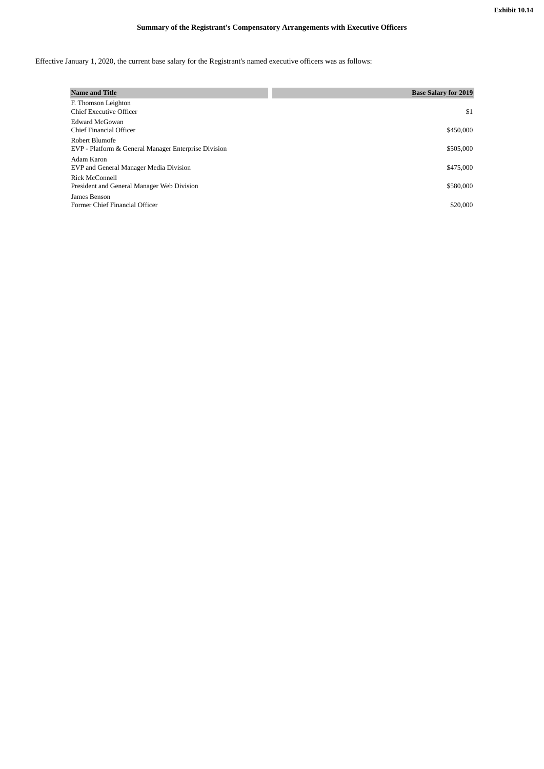Exhibit 10.14

**Summary of the Registrant's Compensatory Arrangements with Executive Officers**

Effective January 1, 2020, the current base salary for the Registrant's named executive officers was as follows:

| Name and Title | Base Salary for 2019 |
|---|---|
| F. Thomson Leighton<br>Chief Executive Officer | $1 |
| Edward McGowan<br>Chief Financial Officer | $450,000 |
| Robert Blumofe<br>EVP - Platform & General Manager Enterprise Division | $505,000 |
| Adam Karon<br>EVP and General Manager Media Division | $475,000 |
| Rick McConnell<br>President and General Manager Web Division | $580,000 |
| James Benson<br>Former Chief Financial Officer | $20,000 |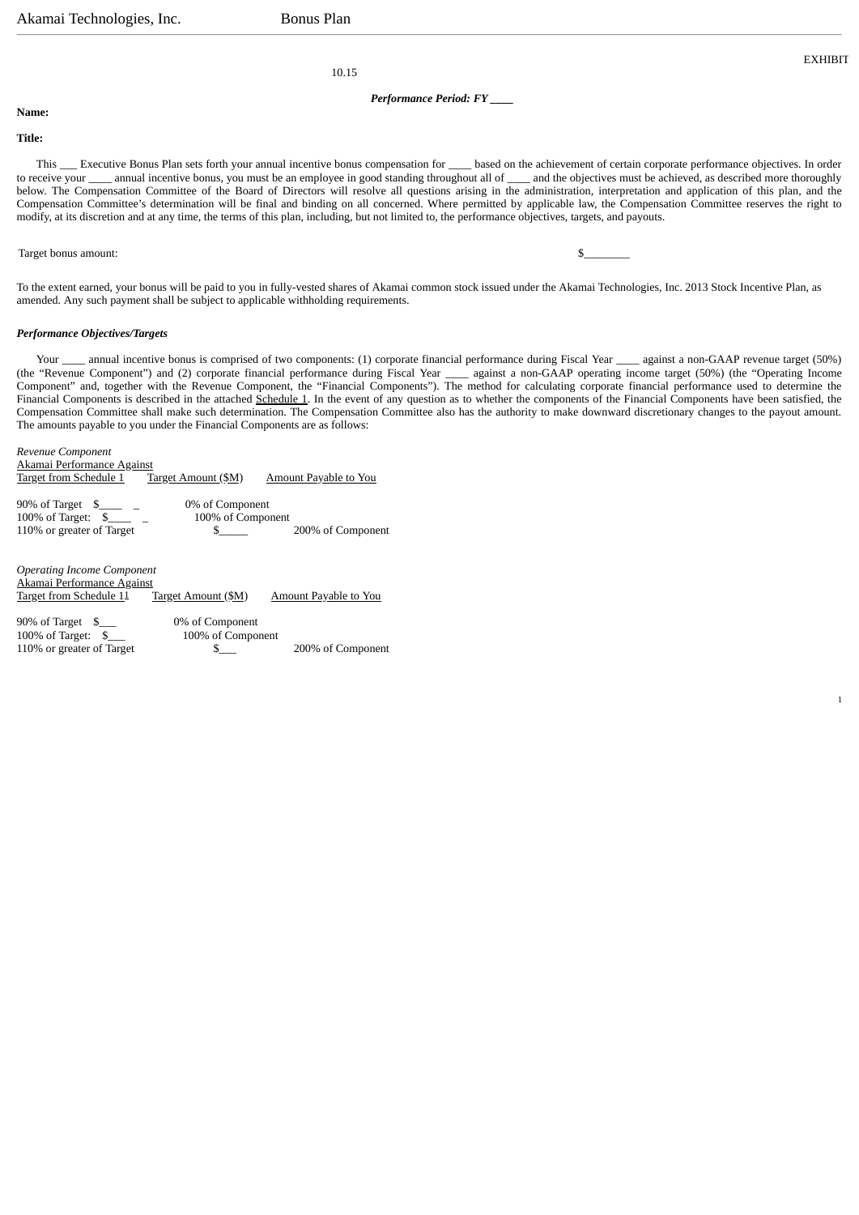EXHIBIT 10.15

***Performance Period: FY ____***

**Name:**

**Title:**

This ___ Executive Bonus Plan sets forth your annual incentive bonus compensation for ____ based on the achievement of certain corporate performance objectives. In order to receive your ____ annual incentive bonus, you must be an employee in good standing throughout all of ____ and the objectives must be achieved, as described more thoroughly below. The Compensation Committee of the Board of Directors will resolve all questions arising in the administration, interpretation and application of this plan, and the Compensation Committee's determination will be final and binding on all concerned. Where permitted by applicable law, the Compensation Committee reserves the right to modify, at its discretion and at any time, the terms of this plan, including, but not limited to, the performance objectives, targets, and payouts.

| Target bonus amount: | $________ |
|---|---|

To the extent earned, your bonus will be paid to you in fully-vested shares of Akamai common stock issued under the Akamai Technologies, Inc. 2013 Stock Incentive Plan, as amended. Any such payment shall be subject to applicable withholding requirements.

***Performance Objectives/Targets***

Your ____ annual incentive bonus is comprised of two components: (1) corporate financial performance during Fiscal Year ____ against a non-GAAP revenue target (50%) (the "Revenue Component") and (2) corporate financial performance during Fiscal Year ____ against a non-GAAP operating income target (50%) (the "Operating Income Component" and, together with the Revenue Component, the "Financial Components"). The method for calculating corporate financial performance used to determine the Financial Components is described in the attached Schedule 1. In the event of any question as to whether the components of the Financial Components have been satisfied, the Compensation Committee shall make such determination. The Compensation Committee also has the authority to make downward discretionary changes to the payout amount. The amounts payable to you under the Financial Components are as follows:

*Revenue Component*

| Akamai Performance Against Target from Schedule 1 | Target Amount ($M) | Amount Payable to You |
|---|---|---|
| 90% of Target | $____ _ | 0% of Component |
| 100% of Target: | $____ _ | 100% of Component |
| 110% or greater of Target | $_____ | 200% of Component |

*Operating Income Component*

| Akamai Performance Against Target from Schedule 11 | Target Amount ($M) | Amount Payable to You |
|---|---|---|
| 90% of Target | $___ | 0% of Component |
| 100% of Target: | $___ | 100% of Component |
| 110% or greater of Target | $___ | 200% of Component |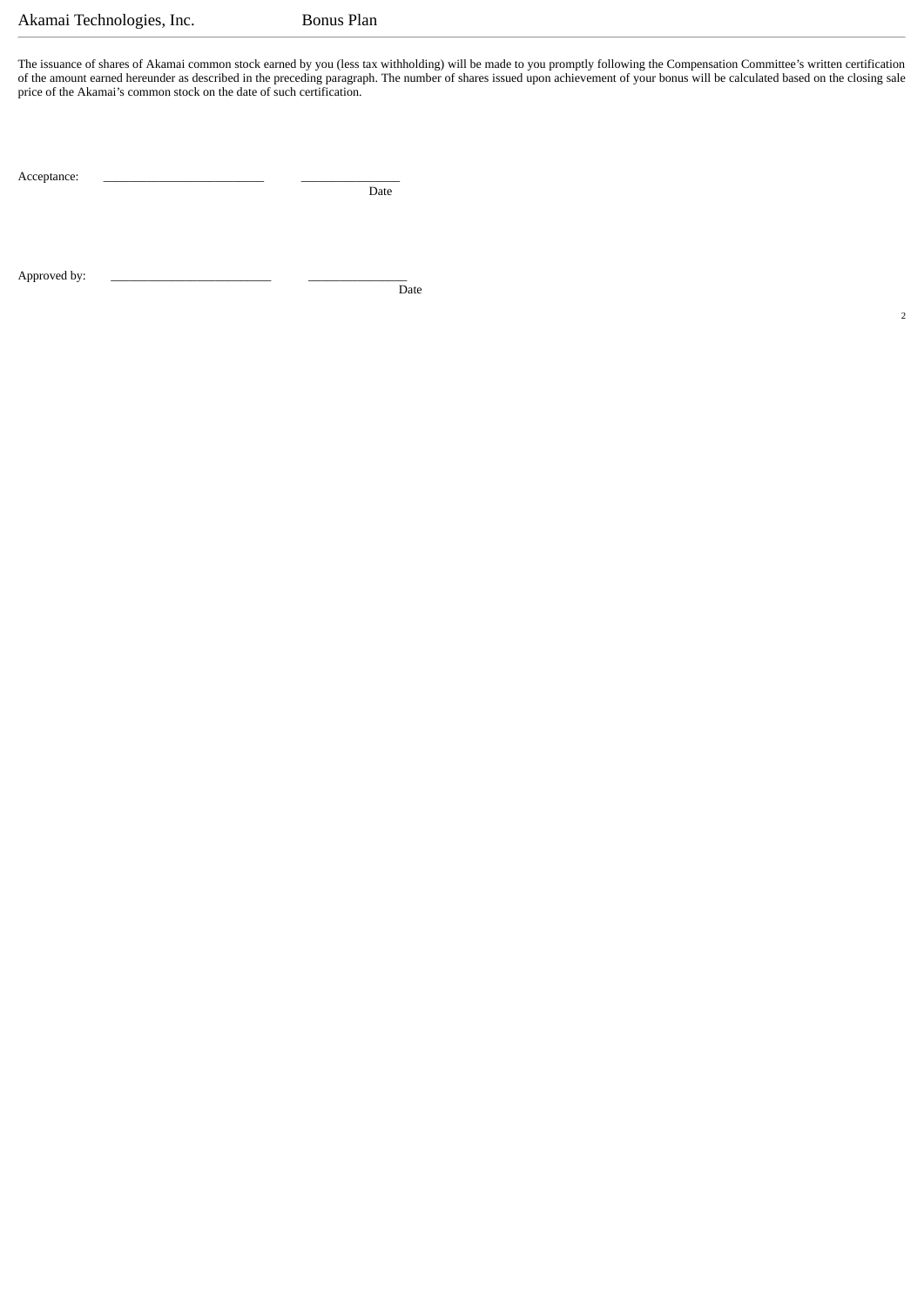The issuance of shares of Akamai common stock earned by you (less tax withholding) will be made to you promptly following the Compensation Committee's written certification of the amount earned hereunder as described in the preceding paragraph. The number of shares issued upon achievement of your bonus will be calculated based on the closing sale price of the Akamai's common stock on the date of such certification.

Acceptance: \_\_\_\_\_\_\_\_\_\_\_\_\_\_\_\_\_\_\_\_\_\_\_\_\_ \_\_\_\_\_\_\_\_\_\_\_\_\_\_\_
Date

Approved by: \_\_\_\_\_\_\_\_\_\_\_\_\_\_\_\_\_\_\_\_\_\_\_\_\_ \_\_\_\_\_\_\_\_\_\_\_\_\_\_\_
Date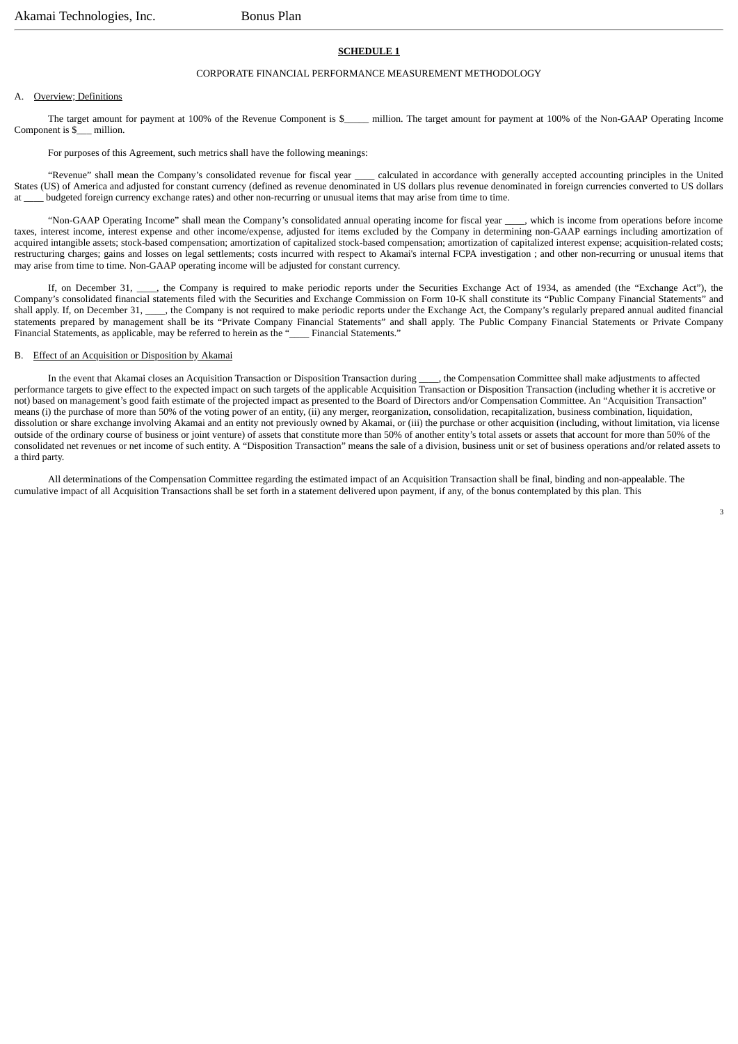**SCHEDULE 1**

CORPORATE FINANCIAL PERFORMANCE MEASUREMENT METHODOLOGY

A. Overview; Definitions

The target amount for payment at 100% of the Revenue Component is $_____ million. The target amount for payment at 100% of the Non-GAAP Operating Income Component is $___ million.

For purposes of this Agreement, such metrics shall have the following meanings:

"Revenue" shall mean the Company's consolidated revenue for fiscal year ____ calculated in accordance with generally accepted accounting principles in the United States (US) of America and adjusted for constant currency (defined as revenue denominated in US dollars plus revenue denominated in foreign currencies converted to US dollars at ____ budgeted foreign currency exchange rates) and other non-recurring or unusual items that may arise from time to time.

"Non-GAAP Operating Income" shall mean the Company's consolidated annual operating income for fiscal year ____, which is income from operations before income taxes, interest income, interest expense and other income/expense, adjusted for items excluded by the Company in determining non-GAAP earnings including amortization of acquired intangible assets; stock-based compensation; amortization of capitalized stock-based compensation; amortization of capitalized interest expense; acquisition-related costs; restructuring charges; gains and losses on legal settlements; costs incurred with respect to Akamai's internal FCPA investigation ; and other non-recurring or unusual items that may arise from time to time. Non-GAAP operating income will be adjusted for constant currency.

If, on December 31, ____, the Company is required to make periodic reports under the Securities Exchange Act of 1934, as amended (the "Exchange Act"), the Company's consolidated financial statements filed with the Securities and Exchange Commission on Form 10-K shall constitute its "Public Company Financial Statements" and shall apply. If, on December 31, ____, the Company is not required to make periodic reports under the Exchange Act, the Company's regularly prepared annual audited financial statements prepared by management shall be its "Private Company Financial Statements" and shall apply. The Public Company Financial Statements or Private Company Financial Statements, as applicable, may be referred to herein as the "____ Financial Statements."

B. Effect of an Acquisition or Disposition by Akamai

In the event that Akamai closes an Acquisition Transaction or Disposition Transaction during ____, the Compensation Committee shall make adjustments to affected performance targets to give effect to the expected impact on such targets of the applicable Acquisition Transaction or Disposition Transaction (including whether it is accretive or not) based on management's good faith estimate of the projected impact as presented to the Board of Directors and/or Compensation Committee. An "Acquisition Transaction" means (i) the purchase of more than 50% of the voting power of an entity, (ii) any merger, reorganization, consolidation, recapitalization, business combination, liquidation, dissolution or share exchange involving Akamai and an entity not previously owned by Akamai, or (iii) the purchase or other acquisition (including, without limitation, via license outside of the ordinary course of business or joint venture) of assets that constitute more than 50% of another entity's total assets or assets that account for more than 50% of the consolidated net revenues or net income of such entity. A "Disposition Transaction" means the sale of a division, business unit or set of business operations and/or related assets to a third party.

All determinations of the Compensation Committee regarding the estimated impact of an Acquisition Transaction shall be final, binding and non-appealable. The cumulative impact of all Acquisition Transactions shall be set forth in a statement delivered upon payment, if any, of the bonus contemplated by this plan. This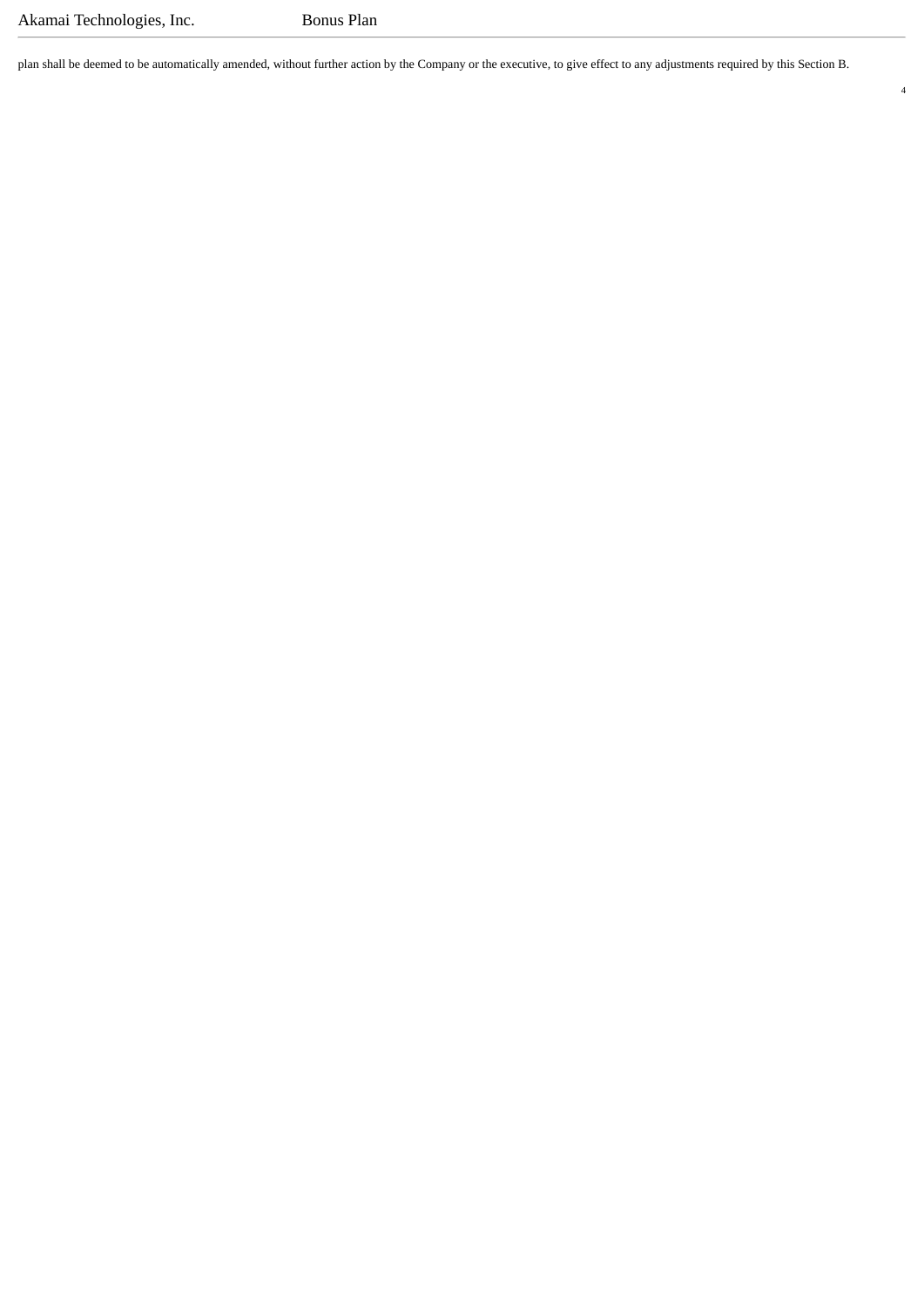plan shall be deemed to be automatically amended, without further action by the Company or the executive, to give effect to any adjustments required by this Section B.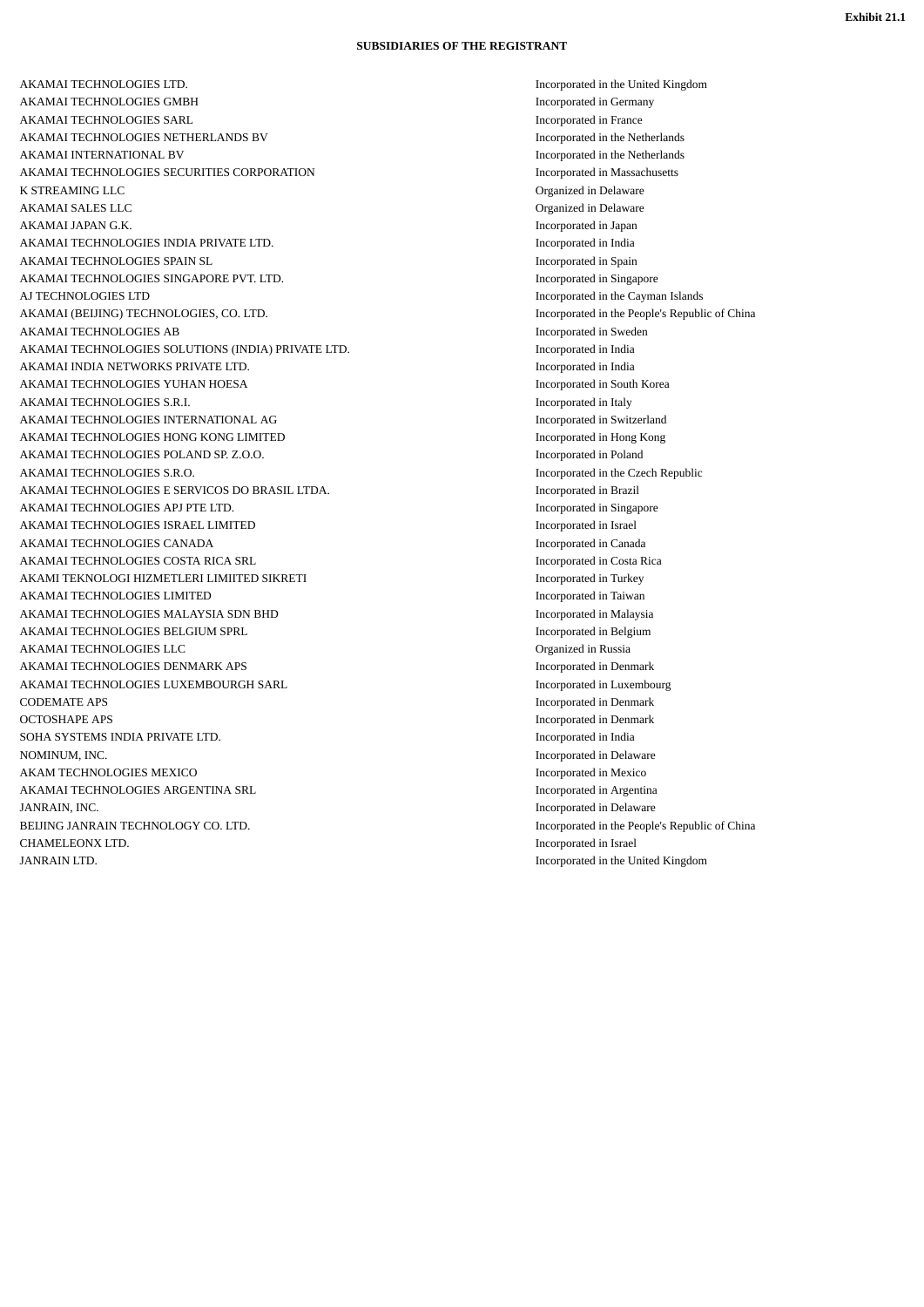**Exhibit 21.1**

**SUBSIDIARIES OF THE REGISTRANT**

| | |
|---|---|
| AKAMAI TECHNOLOGIES LTD. | Incorporated in the United Kingdom |
| AKAMAI TECHNOLOGIES GMBH | Incorporated in Germany |
| AKAMAI TECHNOLOGIES SARL | Incorporated in France |
| AKAMAI TECHNOLOGIES NETHERLANDS BV | Incorporated in the Netherlands |
| AKAMAI INTERNATIONAL BV | Incorporated in the Netherlands |
| AKAMAI TECHNOLOGIES SECURITIES CORPORATION | Incorporated in Massachusetts |
| K STREAMING LLC | Organized in Delaware |
| AKAMAI SALES LLC | Organized in Delaware |
| AKAMAI JAPAN G.K. | Incorporated in Japan |
| AKAMAI TECHNOLOGIES INDIA PRIVATE LTD. | Incorporated in India |
| AKAMAI TECHNOLOGIES SPAIN SL | Incorporated in Spain |
| AKAMAI TECHNOLOGIES SINGAPORE PVT. LTD. | Incorporated in Singapore |
| AJ TECHNOLOGIES LTD | Incorporated in the Cayman Islands |
| AKAMAI (BEIJING) TECHNOLOGIES, CO. LTD. | Incorporated in the People's Republic of China |
| AKAMAI TECHNOLOGIES AB | Incorporated in Sweden |
| AKAMAI TECHNOLOGIES SOLUTIONS (INDIA) PRIVATE LTD. | Incorporated in India |
| AKAMAI INDIA NETWORKS PRIVATE LTD. | Incorporated in India |
| AKAMAI TECHNOLOGIES YUHAN HOESA | Incorporated in South Korea |
| AKAMAI TECHNOLOGIES S.R.I. | Incorporated in Italy |
| AKAMAI TECHNOLOGIES INTERNATIONAL AG | Incorporated in Switzerland |
| AKAMAI TECHNOLOGIES HONG KONG LIMITED | Incorporated in Hong Kong |
| AKAMAI TECHNOLOGIES POLAND SP. Z.O.O. | Incorporated in Poland |
| AKAMAI TECHNOLOGIES S.R.O. | Incorporated in the Czech Republic |
| AKAMAI TECHNOLOGIES E SERVICOS DO BRASIL LTDA. | Incorporated in Brazil |
| AKAMAI TECHNOLOGIES APJ PTE LTD. | Incorporated in Singapore |
| AKAMAI TECHNOLOGIES ISRAEL LIMITED | Incorporated in Israel |
| AKAMAI TECHNOLOGIES CANADA | Incorporated in Canada |
| AKAMAI TECHNOLOGIES COSTA RICA SRL | Incorporated in Costa Rica |
| AKAMI TEKNOLOGI HIZMETLERI LIMIITED SIKRETI | Incorporated in Turkey |
| AKAMAI TECHNOLOGIES LIMITED | Incorporated in Taiwan |
| AKAMAI TECHNOLOGIES MALAYSIA SDN BHD | Incorporated in Malaysia |
| AKAMAI TECHNOLOGIES BELGIUM SPRL | Incorporated in Belgium |
| AKAMAI TECHNOLOGIES LLC | Organized in Russia |
| AKAMAI TECHNOLOGIES DENMARK APS | Incorporated in Denmark |
| AKAMAI TECHNOLOGIES LUXEMBOURGH SARL | Incorporated in Luxembourg |
| CODEMATE APS | Incorporated in Denmark |
| OCTOSHAPE APS | Incorporated in Denmark |
| SOHA SYSTEMS INDIA PRIVATE LTD. | Incorporated in India |
| NOMINUM, INC. | Incorporated in Delaware |
| AKAM TECHNOLOGIES MEXICO | Incorporated in Mexico |
| AKAMAI TECHNOLOGIES ARGENTINA SRL | Incorporated in Argentina |
| JANRAIN, INC. | Incorporated in Delaware |
| BEIJING JANRAIN TECHNOLOGY CO. LTD. | Incorporated in the People's Republic of China |
| CHAMELEONX LTD. | Incorporated in Israel |
| JANRAIN LTD. | Incorporated in the United Kingdom |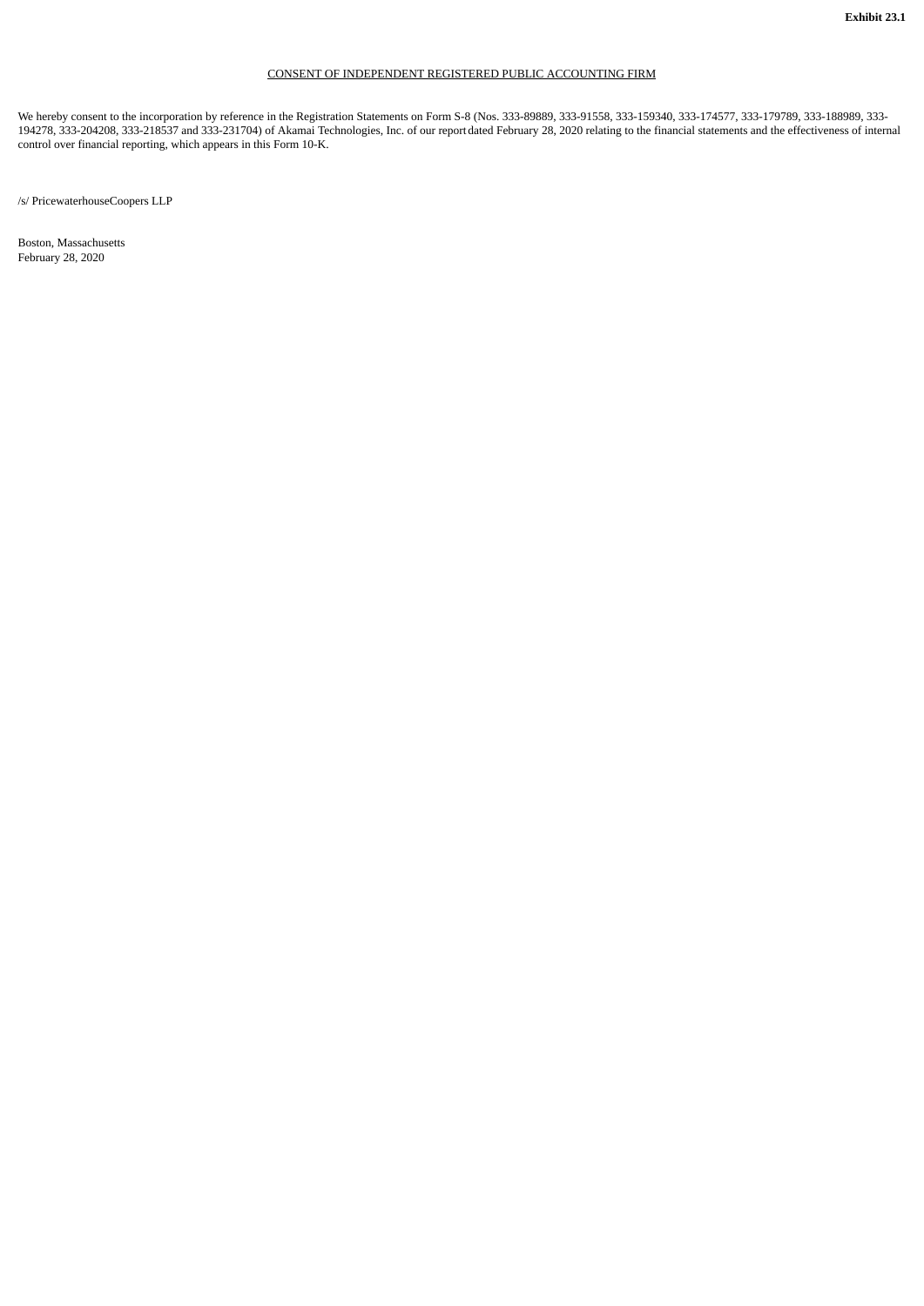**Exhibit 23.1**

CONSENT OF INDEPENDENT REGISTERED PUBLIC ACCOUNTING FIRM

We hereby consent to the incorporation by reference in the Registration Statements on Form S-8 (Nos. 333-89889, 333-91558, 333-159340, 333-174577, 333-179789, 333-188989, 333-194278, 333-204208, 333-218537 and 333-231704) of Akamai Technologies, Inc. of our report dated February 28, 2020 relating to the financial statements and the effectiveness of internal control over financial reporting, which appears in this Form 10-K.

/s/ PricewaterhouseCoopers LLP

Boston, Massachusetts
February 28, 2020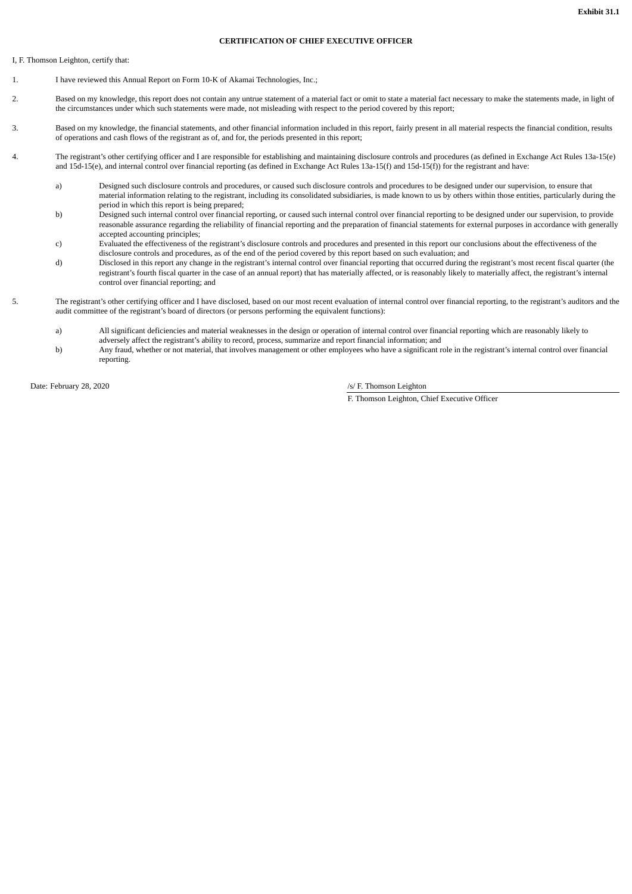**Exhibit 31.1**

**CERTIFICATION OF CHIEF EXECUTIVE OFFICER**

I, F. Thomson Leighton, certify that:

1. I have reviewed this Annual Report on Form 10-K of Akamai Technologies, Inc.;

2. Based on my knowledge, this report does not contain any untrue statement of a material fact or omit to state a material fact necessary to make the statements made, in light of the circumstances under which such statements were made, not misleading with respect to the period covered by this report;

3. Based on my knowledge, the financial statements, and other financial information included in this report, fairly present in all material respects the financial condition, results of operations and cash flows of the registrant as of, and for, the periods presented in this report;

4. The registrant's other certifying officer and I are responsible for establishing and maintaining disclosure controls and procedures (as defined in Exchange Act Rules 13a-15(e) and 15d-15(e), and internal control over financial reporting (as defined in Exchange Act Rules 13a-15(f) and 15d-15(f)) for the registrant and have:

   a) Designed such disclosure controls and procedures, or caused such disclosure controls and procedures to be designed under our supervision, to ensure that material information relating to the registrant, including its consolidated subsidiaries, is made known to us by others within those entities, particularly during the period in which this report is being prepared;

   b) Designed such internal control over financial reporting, or caused such internal control over financial reporting to be designed under our supervision, to provide reasonable assurance regarding the reliability of financial reporting and the preparation of financial statements for external purposes in accordance with generally accepted accounting principles;

   c) Evaluated the effectiveness of the registrant's disclosure controls and procedures and presented in this report our conclusions about the effectiveness of the disclosure controls and procedures, as of the end of the period covered by this report based on such evaluation; and

   d) Disclosed in this report any change in the registrant's internal control over financial reporting that occurred during the registrant's most recent fiscal quarter (the registrant's fourth fiscal quarter in the case of an annual report) that has materially affected, or is reasonably likely to materially affect, the registrant's internal control over financial reporting; and

5. The registrant's other certifying officer and I have disclosed, based on our most recent evaluation of internal control over financial reporting, to the registrant's auditors and the audit committee of the registrant's board of directors (or persons performing the equivalent functions):

   a) All significant deficiencies and material weaknesses in the design or operation of internal control over financial reporting which are reasonably likely to adversely affect the registrant's ability to record, process, summarize and report financial information; and

   b) Any fraud, whether or not material, that involves management or other employees who have a significant role in the registrant's internal control over financial reporting.

Date: February 28, 2020

/s/ F. Thomson Leighton

F. Thomson Leighton, Chief Executive Officer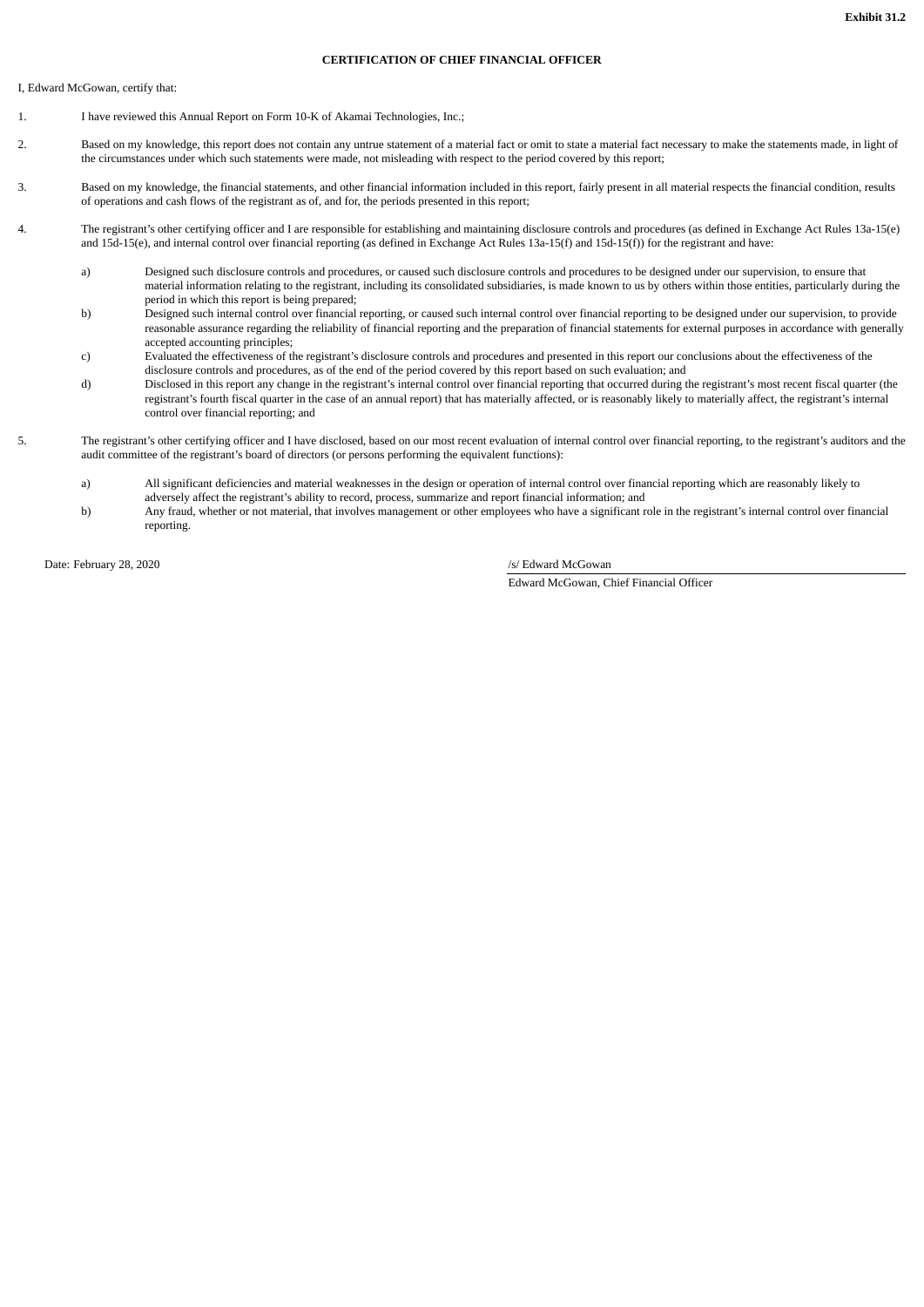**Exhibit 31.2**

**CERTIFICATION OF CHIEF FINANCIAL OFFICER**

I, Edward McGowan, certify that:

1. I have reviewed this Annual Report on Form 10-K of Akamai Technologies, Inc.;

2. Based on my knowledge, this report does not contain any untrue statement of a material fact or omit to state a material fact necessary to make the statements made, in light of the circumstances under which such statements were made, not misleading with respect to the period covered by this report;

3. Based on my knowledge, the financial statements, and other financial information included in this report, fairly present in all material respects the financial condition, results of operations and cash flows of the registrant as of, and for, the periods presented in this report;

4. The registrant's other certifying officer and I are responsible for establishing and maintaining disclosure controls and procedures (as defined in Exchange Act Rules 13a-15(e) and 15d-15(e), and internal control over financial reporting (as defined in Exchange Act Rules 13a-15(f) and 15d-15(f)) for the registrant and have:

   a) Designed such disclosure controls and procedures, or caused such disclosure controls and procedures to be designed under our supervision, to ensure that material information relating to the registrant, including its consolidated subsidiaries, is made known to us by others within those entities, particularly during the period in which this report is being prepared;
   b) Designed such internal control over financial reporting, or caused such internal control over financial reporting to be designed under our supervision, to provide reasonable assurance regarding the reliability of financial reporting and the preparation of financial statements for external purposes in accordance with generally accepted accounting principles;
   c) Evaluated the effectiveness of the registrant's disclosure controls and procedures and presented in this report our conclusions about the effectiveness of the disclosure controls and procedures, as of the end of the period covered by this report based on such evaluation; and
   d) Disclosed in this report any change in the registrant's internal control over financial reporting that occurred during the registrant's most recent fiscal quarter (the registrant's fourth fiscal quarter in the case of an annual report) that has materially affected, or is reasonably likely to materially affect, the registrant's internal control over financial reporting; and

5. The registrant's other certifying officer and I have disclosed, based on our most recent evaluation of internal control over financial reporting, to the registrant's auditors and the audit committee of the registrant's board of directors (or persons performing the equivalent functions):

   a) All significant deficiencies and material weaknesses in the design or operation of internal control over financial reporting which are reasonably likely to adversely affect the registrant's ability to record, process, summarize and report financial information; and
   b) Any fraud, whether or not material, that involves management or other employees who have a significant role in the registrant's internal control over financial reporting.

Date: February 28, 2020

/s/ Edward McGowan

Edward McGowan, Chief Financial Officer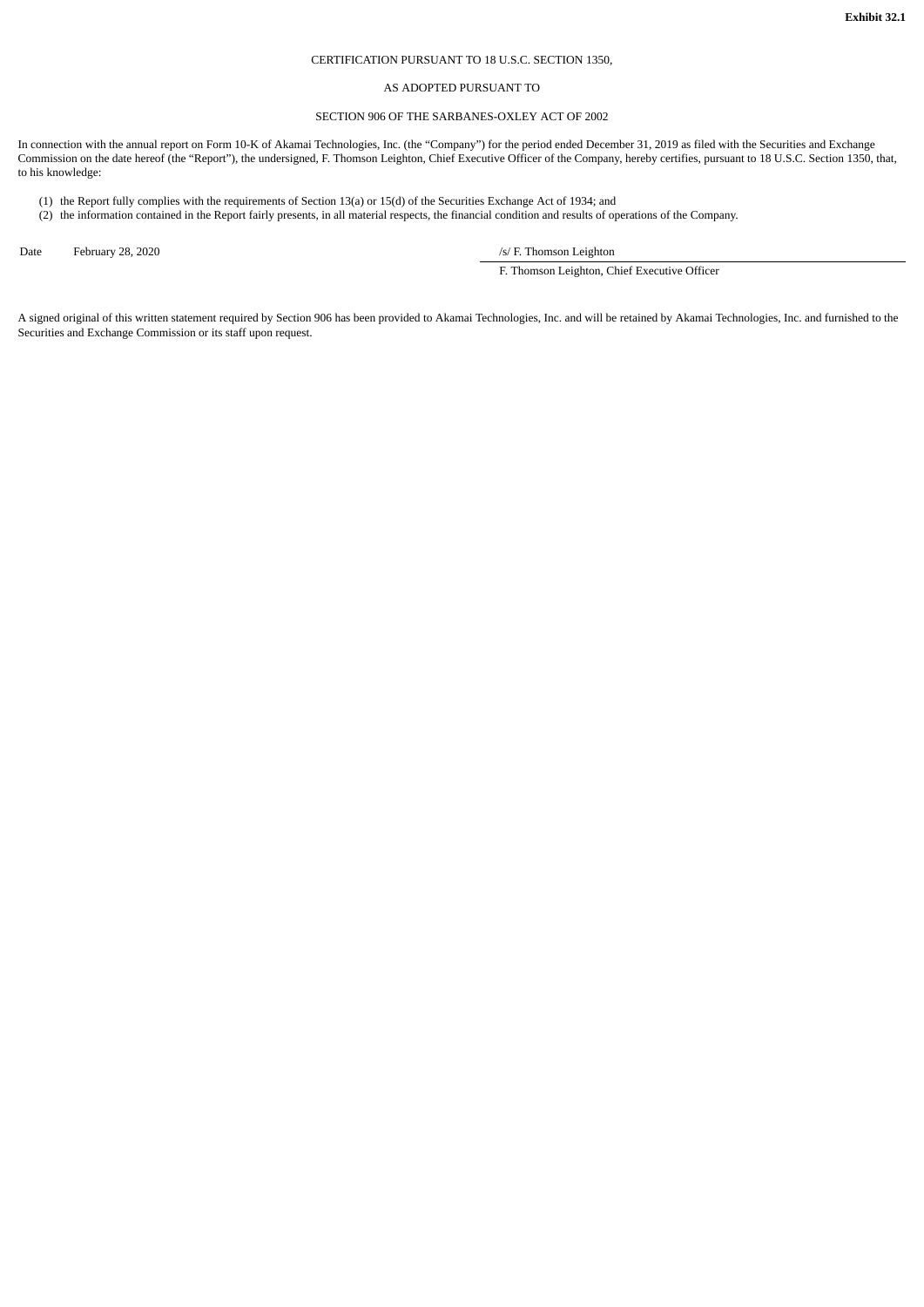**Exhibit 32.1**

CERTIFICATION PURSUANT TO 18 U.S.C. SECTION 1350,

AS ADOPTED PURSUANT TO

SECTION 906 OF THE SARBANES-OXLEY ACT OF 2002

In connection with the annual report on Form 10-K of Akamai Technologies, Inc. (the "Company") for the period ended December 31, 2019 as filed with the Securities and Exchange Commission on the date hereof (the "Report"), the undersigned, F. Thomson Leighton, Chief Executive Officer of the Company, hereby certifies, pursuant to 18 U.S.C. Section 1350, that, to his knowledge:

(1) the Report fully complies with the requirements of Section 13(a) or 15(d) of the Securities Exchange Act of 1934; and
(2) the information contained in the Report fairly presents, in all material respects, the financial condition and results of operations of the Company.

Date February 28, 2020

/s/ F. Thomson Leighton

F. Thomson Leighton, Chief Executive Officer

A signed original of this written statement required by Section 906 has been provided to Akamai Technologies, Inc. and will be retained by Akamai Technologies, Inc. and furnished to the Securities and Exchange Commission or its staff upon request.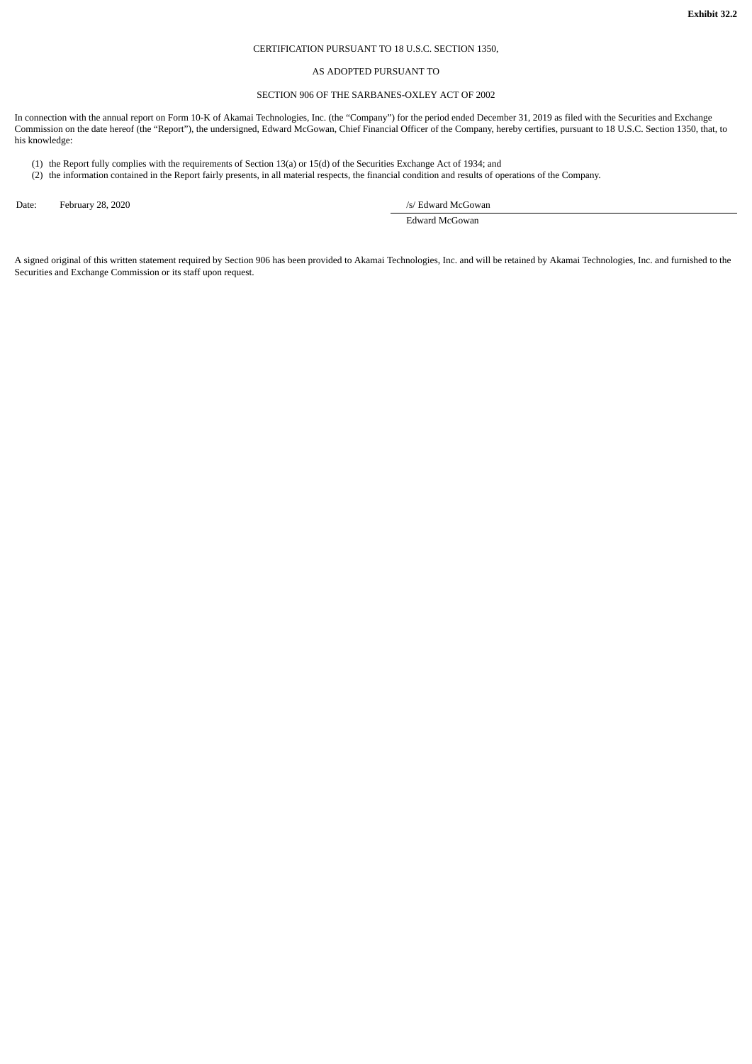**Exhibit 32.2**

CERTIFICATION PURSUANT TO 18 U.S.C. SECTION 1350,

AS ADOPTED PURSUANT TO

SECTION 906 OF THE SARBANES-OXLEY ACT OF 2002

In connection with the annual report on Form 10-K of Akamai Technologies, Inc. (the “Company”) for the period ended December 31, 2019 as filed with the Securities and Exchange Commission on the date hereof (the “Report”), the undersigned, Edward McGowan, Chief Financial Officer of the Company, hereby certifies, pursuant to 18 U.S.C. Section 1350, that, to his knowledge:

(1) the Report fully complies with the requirements of Section 13(a) or 15(d) of the Securities Exchange Act of 1934; and

(2) the information contained in the Report fairly presents, in all material respects, the financial condition and results of operations of the Company.

Date: February 28, 2020

/s/ Edward McGowan

Edward McGowan

A signed original of this written statement required by Section 906 has been provided to Akamai Technologies, Inc. and will be retained by Akamai Technologies, Inc. and furnished to the Securities and Exchange Commission or its staff upon request.